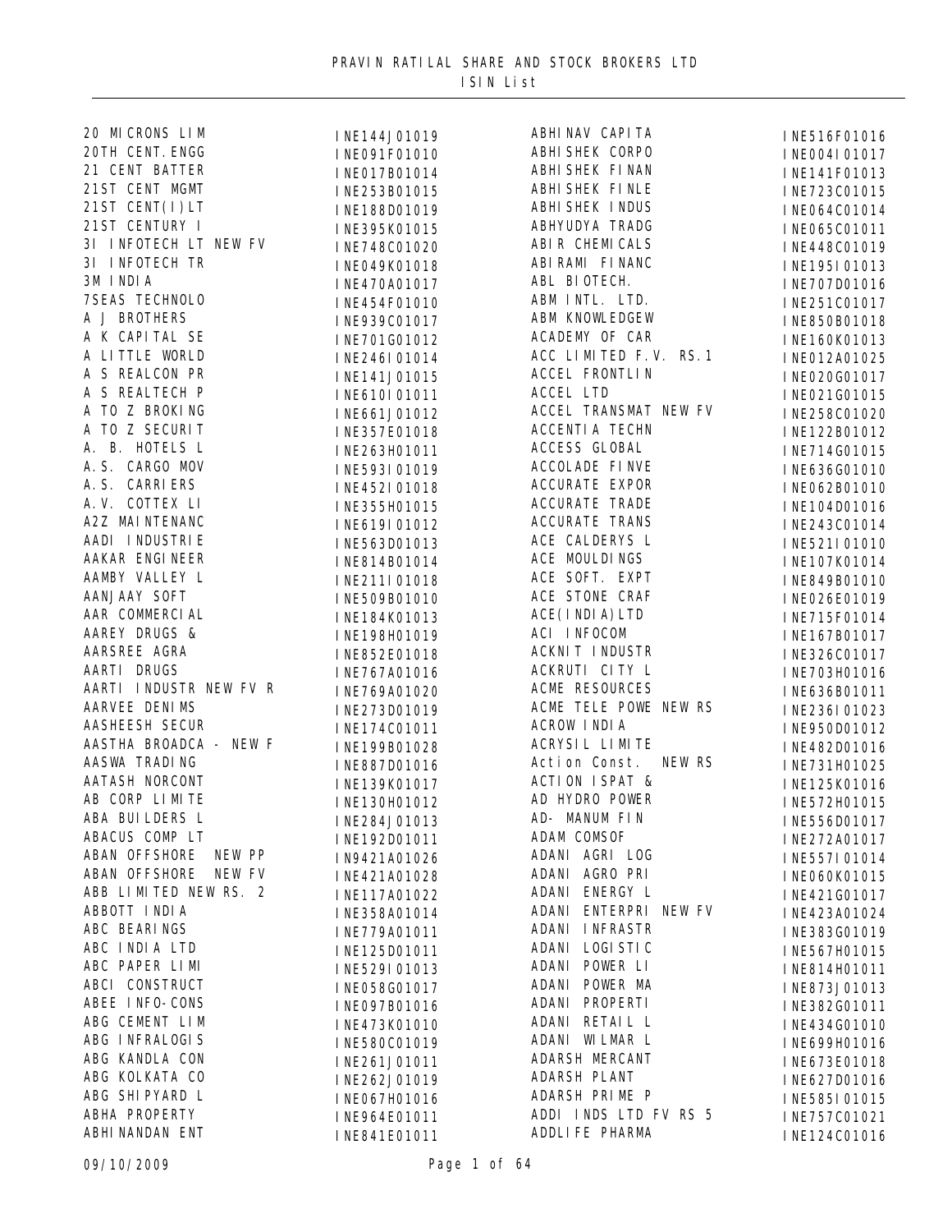# PRAVIN RATILAL SHARE AND STOCK BROKERS LTD

## ISIN List

| Name | ISIN |
|---|---|
| 20 MICRONS LIM | INE144J01019 |
| 20TH CENT.ENGG | INE091F01010 |
| 21 CENT BATTER | INE017B01014 |
| 21ST CENT MGMT | INE253B01015 |
| 21ST CENT(I)LT | INE188D01019 |
| 21ST CENTURY I | INE395K01015 |
| 3I INFOTECH LT NEW FV | INE748C01020 |
| 3I INFOTECH TR | INE049K01018 |
| 3M INDIA | INE470A01017 |
| 7SEAS TECHNOLO | INE454F01010 |
| A J BROTHERS | INE939C01017 |
| A K CAPITAL SE | INE701G01012 |
| A LITTLE WORLD | INE246I01014 |
| A S REALCON PR | INE141J01015 |
| A S REALTECH P | INE610I01011 |
| A TO Z BROKING | INE661J01012 |
| A TO Z SECURIT | INE357E01018 |
| A. B. HOTELS L | INE263H01011 |
| A.S. CARGO MOV | INE593I01019 |
| A.S. CARRIERS | INE452I01018 |
| A.V. COTTEX LI | INE355H01015 |
| A2Z MAINTENANC | INE619I01012 |
| AADI INDUSTRIE | INE563D01013 |
| AAKAR ENGINEER | INE814B01014 |
| AAMBY VALLEY L | INE211I01018 |
| AANJAAY SOFT | INE509B01010 |
| AAR COMMERCIAL | INE184K01013 |
| AAREY DRUGS & | INE198H01019 |
| AARSREE AGRA | INE852E01018 |
| AARTI DRUGS | INE767A01016 |
| AARTI INDUSTR NEW FV R | INE769A01020 |
| AARVEE DENIMS | INE273D01019 |
| AASHEESH SECUR | INE174C01011 |
| AASTHA BROADCA - NEW F | INE199B01028 |
| AASWA TRADING | INE887D01016 |
| AATASH NORCONT | INE139K01017 |
| AB CORP LIMITE | INE130H01012 |
| ABA BUILDERS L | INE284J01013 |
| ABACUS COMP LT | INE192D01011 |
| ABAN OFFSHORE NEW PP | IN9421A01026 |
| ABAN OFFSHORE NEW FV | INE421A01028 |
| ABB LIMITED NEW RS. 2 | INE117A01022 |
| ABBOTT INDIA | INE358A01014 |
| ABC BEARINGS | INE779A01011 |
| ABC INDIA LTD | INE125D01011 |
| ABC PAPER LIMI | INE529I01013 |
| ABCI CONSTRUCT | INE058G01017 |
| ABEE INFO-CONS | INE097B01016 |
| ABG CEMENT LIM | INE473K01010 |
| ABG INFRALOGIS | INE580C01019 |
| ABG KANDLA CON | INE261J01011 |
| ABG KOLKATA CO | INE262J01019 |
| ABG SHIPYARD L | INE067H01016 |
| ABHA PROPERTY | INE964E01011 |
| ABHINANDAN ENT | INE841E01011 |
| ABHINAV CAPITA | INE516F01016 |
| ABHISHEK CORPO | INE004I01017 |
| ABHISHEK FINAN | INE141F01013 |
| ABHISHEK FINLE | INE723C01015 |
| ABHISHEK INDUS | INE064C01014 |
| ABHYUDYA TRADG | INE065C01011 |
| ABIR CHEMICALS | INE448C01019 |
| ABIRAMI FINANC | INE195I01013 |
| ABL BIOTECH. | INE707D01016 |
| ABM INTL. LTD. | INE251C01017 |
| ABM KNOWLEDGEW | INE850B01018 |
| ACADEMY OF CAR | INE160K01013 |
| ACC LIMITED F.V. RS.1 | INE012A01025 |
| ACCEL FRONTLIN | INE020G01017 |
| ACCEL LTD | INE021G01015 |
| ACCEL TRANSMAT NEW FV | INE258C01020 |
| ACCENTIA TECHN | INE122B01012 |
| ACCESS GLOBAL | INE714G01015 |
| ACCOLADE FINVE | INE636G01010 |
| ACCURATE EXPOR | INE062B01010 |
| ACCURATE TRADE | INE104D01016 |
| ACCURATE TRANS | INE243C01014 |
| ACE CALDERYS L | INE521I01010 |
| ACE MOULDINGS | INE107K01014 |
| ACE SOFT. EXPT | INE849B01010 |
| ACE STONE CRAF | INE026E01019 |
| ACE(INDIA)LTD | INE715F01014 |
| ACI INFOCOM | INE167B01017 |
| ACKNIT INDUSTR | INE326C01017 |
| ACKRUTI CITY L | INE703H01016 |
| ACME RESOURCES | INE636B01011 |
| ACME TELE POWE NEW RS | INE236I01023 |
| ACROW INDIA | INE950D01012 |
| ACRYSIL LIMITE | INE482D01016 |
| Action Const. NEW RS | INE731H01025 |
| ACTION ISPAT & | INE125K01016 |
| AD HYDRO POWER | INE572H01015 |
| AD- MANUM FIN | INE556D01017 |
| ADAM COMSOF | INE272A01017 |
| ADANI AGRI LOG | INE557I01014 |
| ADANI AGRO PRI | INE060K01015 |
| ADANI ENERGY L | INE421G01017 |
| ADANI ENTERPRI NEW FV | INE423A01024 |
| ADANI INFRASTR | INE383G01019 |
| ADANI LOGISTIC | INE567H01015 |
| ADANI POWER LI | INE814H01011 |
| ADANI POWER MA | INE873J01013 |
| ADANI PROPERTI | INE382G01011 |
| ADANI RETAIL L | INE434G01010 |
| ADANI WILMAR L | INE699H01016 |
| ADARSH MERCANT | INE673E01018 |
| ADARSH PLANT | INE627D01016 |
| ADARSH PRIME P | INE585I01015 |
| ADDI INDS LTD FV RS 5 | INE757C01021 |
| ADDLIFE PHARMA | INE124C01016 |

09/10/2009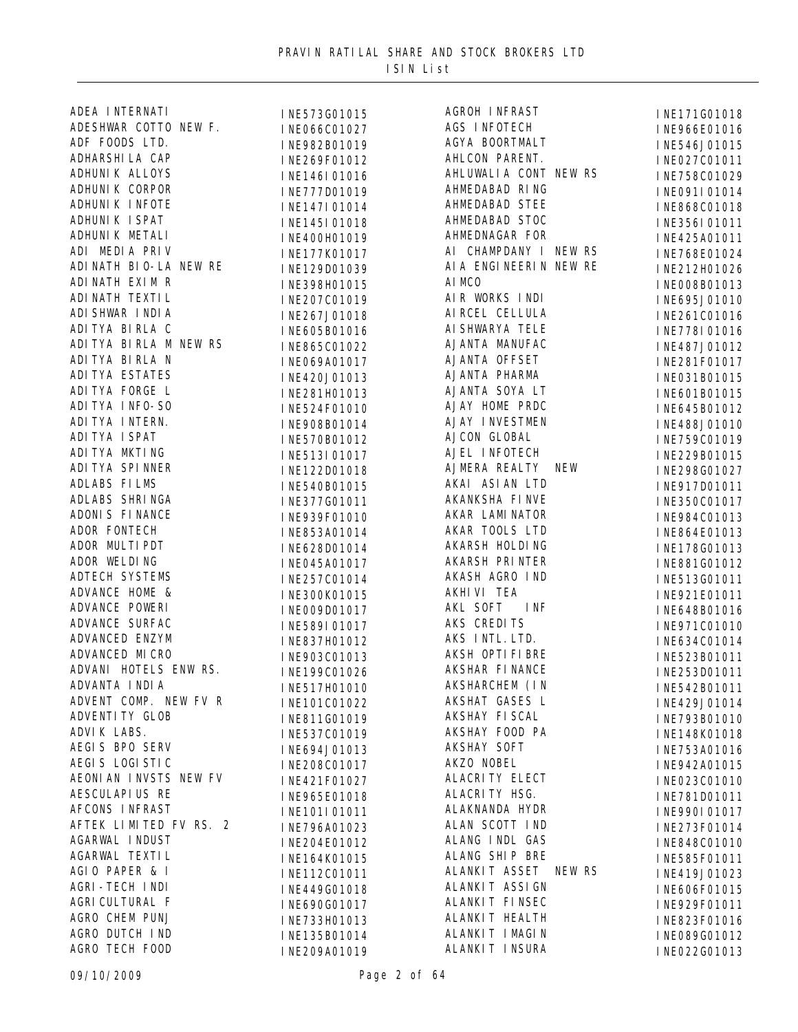# PRAVIN RATILAL SHARE AND STOCK BROKERS LTD

## ISIN List

| Name | ISIN |
|---|---|
| ADEA INTERNATI | INE573G01015 |
| ADESHWAR COTTO NEW F. | INE066C01027 |
| ADF FOODS LTD. | INE982B01019 |
| ADHARSHILA CAP | INE269F01012 |
| ADHUNIK ALLOYS | INE146I01016 |
| ADHUNIK CORPOR | INE777D01019 |
| ADHUNIK INFOTE | INE147I01014 |
| ADHUNIK ISPAT | INE145I01018 |
| ADHUNIK METALI | INE400H01019 |
| ADI MEDIA PRIV | INE177K01017 |
| ADINATH BIO-LA NEW RE | INE129D01039 |
| ADINATH EXIM R | INE398H01015 |
| ADINATH TEXTIL | INE207C01019 |
| ADISHWAR INDIA | INE267J01018 |
| ADITYA BIRLA C | INE605B01016 |
| ADITYA BIRLA M NEW RS | INE865C01022 |
| ADITYA BIRLA N | INE069A01017 |
| ADITYA ESTATES | INE420J01013 |
| ADITYA FORGE L | INE281H01013 |
| ADITYA INFO-SO | INE524F01010 |
| ADITYA INTERN. | INE908B01014 |
| ADITYA ISPAT | INE570B01012 |
| ADITYA MKTING | INE513I01017 |
| ADITYA SPINNER | INE122D01018 |
| ADLABS FILMS | INE540B01015 |
| ADLABS SHRINGA | INE377G01011 |
| ADONIS FINANCE | INE939F01010 |
| ADOR FONTECH | INE853A01014 |
| ADOR MULTIPDT | INE628D01014 |
| ADOR WELDING | INE045A01017 |
| ADTECH SYSTEMS | INE257C01014 |
| ADVANCE HOME & | INE300K01015 |
| ADVANCE POWERI | INE009D01017 |
| ADVANCE SURFAC | INE589I01017 |
| ADVANCED ENZYM | INE837H01012 |
| ADVANCED MICRO | INE903C01013 |
| ADVANI HOTELS ENW RS. | INE199C01026 |
| ADVANTA INDIA | INE517H01010 |
| ADVENT COMP. NEW FV R | INE101C01022 |
| ADVENTITY GLOB | INE811G01019 |
| ADVIK LABS. | INE537C01019 |
| AEGIS BPO SERV | INE694J01013 |
| AEGIS LOGISTIC | INE208C01017 |
| AEONIAN INVSTS NEW FV | INE421F01027 |
| AESCULAPIUS RE | INE965E01018 |
| AFCONS INFRAST | INE101I01011 |
| AFTEK LIMITED FV RS. 2 | INE796A01023 |
| AGARWAL INDUST | INE204E01012 |
| AGARWAL TEXTIL | INE164K01015 |
| AGIO PAPER & I | INE112C01011 |
| AGRI-TECH INDI | INE449G01018 |
| AGRICULTURAL F | INE690G01017 |
| AGRO CHEM PUNJ | INE733H01013 |
| AGRO DUTCH IND | INE135B01014 |
| AGRO TECH FOOD | INE209A01019 |
| AGROH INFRAST | INE171G01018 |
| AGS INFOTECH | INE966E01016 |
| AGYA BOORTMALT | INE546J01015 |
| AHLCON PARENT. | INE027C01011 |
| AHLUWALIA CONT NEW RS | INE758C01029 |
| AHMEDABAD RING | INE091I01014 |
| AHMEDABAD STEE | INE868C01018 |
| AHMEDABAD STOC | INE356I01011 |
| AHMEDNAGAR FOR | INE425A01011 |
| AI CHAMPDANY I NEW RS | INE768E01024 |
| AIA ENGINEERIN NEW RE | INE212H01026 |
| AIMCO | INE008B01013 |
| AIR WORKS INDI | INE695J01010 |
| AIRCEL CELLULA | INE261C01016 |
| AISHWARYA TELE | INE778I01016 |
| AJANTA MANUFAC | INE487J01012 |
| AJANTA OFFSET | INE281F01017 |
| AJANTA PHARMA | INE031B01015 |
| AJANTA SOYA LT | INE601B01015 |
| AJAY HOME PRDC | INE645B01012 |
| AJAY INVESTMEN | INE488J01010 |
| AJCON GLOBAL | INE759C01019 |
| AJEL INFOTECH | INE229B01015 |
| AJMERA REALTY NEW | INE298G01027 |
| AKAI ASIAN LTD | INE917D01011 |
| AKANKSHA FINVE | INE350C01017 |
| AKAR LAMINATOR | INE984C01013 |
| AKAR TOOLS LTD | INE864E01013 |
| AKARSH HOLDING | INE178G01013 |
| AKARSH PRINTER | INE881G01012 |
| AKASH AGRO IND | INE513G01011 |
| AKHIVI TEA | INE921E01011 |
| AKL SOFT INF | INE648B01016 |
| AKS CREDITS | INE971C01010 |
| AKS INTL.LTD. | INE634C01014 |
| AKSH OPTIFIBRE | INE523B01011 |
| AKSHAR FINANCE | INE253D01011 |
| AKSHARCHEM (IN | INE542B01011 |
| AKSHAT GASES L | INE429J01014 |
| AKSHAY FISCAL | INE793B01010 |
| AKSHAY FOOD PA | INE148K01018 |
| AKSHAY SOFT | INE753A01016 |
| AKZO NOBEL | INE942A01015 |
| ALACRITY ELECT | INE023C01010 |
| ALACRITY HSG. | INE781D01011 |
| ALAKNANDA HYDR | INE990I01017 |
| ALAN SCOTT IND | INE273F01014 |
| ALANG INDL GAS | INE848C01010 |
| ALANG SHIP BRE | INE585F01011 |
| ALANKIT ASSET NEW RS | INE419J01023 |
| ALANKIT ASSIGN | INE606F01015 |
| ALANKIT FINSEC | INE929F01011 |
| ALANKIT HEALTH | INE823F01016 |
| ALANKIT IMAGIN | INE089G01012 |
| ALANKIT INSURA | INE022G01013 |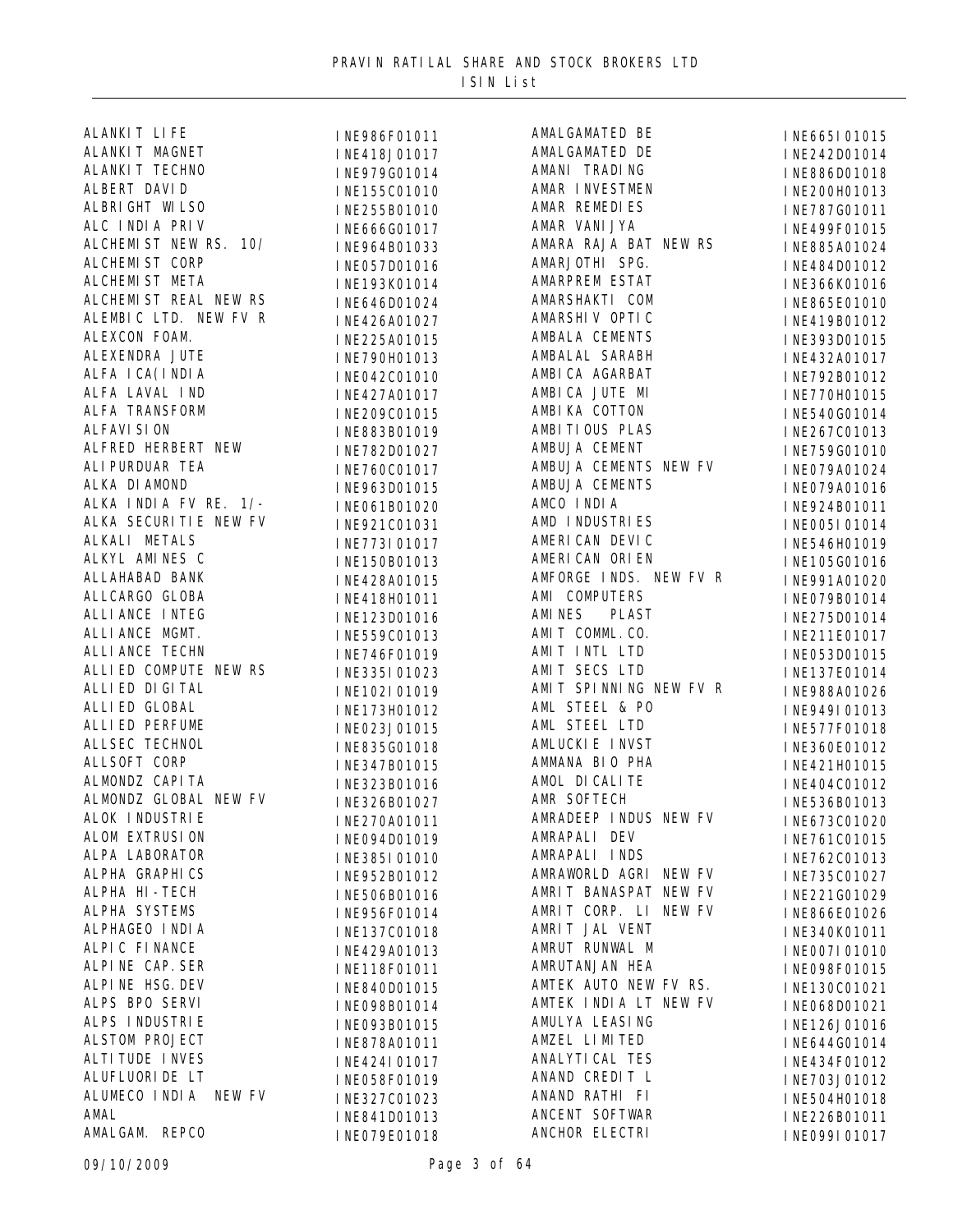# PRAVIN RATILAL SHARE AND STOCK BROKERS LTD

## ISIN List

| Name | ISIN |
| --- | --- |
| ALANKIT LIFE | INE986F01011 |
| ALANKIT MAGNET | INE418J01017 |
| ALANKIT TECHNO | INE979G01014 |
| ALBERT DAVID | INE155C01010 |
| ALBRIGHT WILSO | INE255B01010 |
| ALC INDIA PRIV | INE666G01017 |
| ALCHEMIST NEW RS. 10/ | INE964B01033 |
| ALCHEMIST CORP | INE057D01016 |
| ALCHEMIST META | INE193K01014 |
| ALCHEMIST REAL NEW RS | INE646D01024 |
| ALEMBIC LTD. NEW FV R | INE426A01027 |
| ALEXCON FOAM. | INE225A01015 |
| ALEXENDRA JUTE | INE790H01013 |
| ALFA ICA(INDIA | INE042C01010 |
| ALFA LAVAL IND | INE427A01017 |
| ALFA TRANSFORM | INE209C01015 |
| ALFAVISION | INE883B01019 |
| ALFRED HERBERT NEW | INE782D01027 |
| ALIPURDUAR TEA | INE760C01017 |
| ALKA DIAMOND | INE963D01015 |
| ALKA INDIA FV RE. 1/- | INE061B01020 |
| ALKA SECURITIE NEW FV | INE921C01031 |
| ALKALI METALS | INE773I01017 |
| ALKYL AMINES C | INE150B01013 |
| ALLAHABAD BANK | INE428A01015 |
| ALLCARGO GLOBA | INE418H01011 |
| ALLIANCE INTEG | INE123D01016 |
| ALLIANCE MGMT. | INE559C01013 |
| ALLIANCE TECHN | INE746F01019 |
| ALLIED COMPUTE NEW RS | INE335I01023 |
| ALLIED DIGITAL | INE102I01019 |
| ALLIED GLOBAL | INE173H01012 |
| ALLIED PERFUME | INE023J01015 |
| ALLSEC TECHNOL | INE835G01018 |
| ALLSOFT CORP | INE347B01015 |
| ALMONDZ CAPITA | INE323B01016 |
| ALMONDZ GLOBAL NEW FV | INE326B01027 |
| ALOK INDUSTRIE | INE270A01011 |
| ALOM EXTRUSION | INE094D01019 |
| ALPA LABORATOR | INE385I01010 |
| ALPHA GRAPHICS | INE952B01012 |
| ALPHA HI-TECH | INE506B01016 |
| ALPHA SYSTEMS | INE956F01014 |
| ALPHAGEO INDIA | INE137C01018 |
| ALPIC FINANCE | INE429A01013 |
| ALPINE CAP.SER | INE118F01011 |
| ALPINE HSG.DEV | INE840D01015 |
| ALPS BPO SERVI | INE098B01014 |
| ALPS INDUSTRIE | INE093B01015 |
| ALSTOM PROJECT | INE878A01011 |
| ALTITUDE INVES | INE424I01017 |
| ALUFLUORIDE LT | INE058F01019 |
| ALUMECO INDIA NEW FV | INE327C01023 |
| AMAL | INE841D01013 |
| AMALGAM. REPCO | INE079E01018 |
| AMALGAMATED BE | INE665I01015 |
| AMALGAMATED DE | INE242D01014 |
| AMANI TRADING | INE886D01018 |
| AMAR INVESTMEN | INE200H01013 |
| AMAR REMEDIES | INE787G01011 |
| AMAR VANIJYA | INE499F01015 |
| AMARA RAJA BAT NEW RS | INE885A01024 |
| AMARJOTHI SPG. | INE484D01012 |
| AMARPREM ESTAT | INE366K01016 |
| AMARSHAKTI COM | INE865E01010 |
| AMARSHIV OPTIC | INE419B01012 |
| AMBALA CEMENTS | INE393D01015 |
| AMBALAL SARABH | INE432A01017 |
| AMBICA AGARBAT | INE792B01012 |
| AMBICA JUTE MI | INE770H01015 |
| AMBIKA COTTON | INE540G01014 |
| AMBITIOUS PLAS | INE267C01013 |
| AMBUJA CEMENT | INE759G01010 |
| AMBUJA CEMENTS NEW FV | INE079A01024 |
| AMBUJA CEMENTS | INE079A01016 |
| AMCO INDIA | INE924B01011 |
| AMD INDUSTRIES | INE005I01014 |
| AMERICAN DEVIC | INE546H01019 |
| AMERICAN ORIEN | INE105G01016 |
| AMFORGE INDS. NEW FV R | INE991A01020 |
| AMI COMPUTERS | INE079B01014 |
| AMINES PLAST | INE275D01014 |
| AMIT COMML.CO. | INE211E01017 |
| AMIT INTL LTD | INE053D01015 |
| AMIT SECS LTD | INE137E01014 |
| AMIT SPINNING NEW FV R | INE988A01026 |
| AML STEEL & PO | INE949I01013 |
| AML STEEL LTD | INE577F01018 |
| AMLUCKIE INVST | INE360E01012 |
| AMMANA BIO PHA | INE421H01015 |
| AMOL DICALITE | INE404C01012 |
| AMR SOFTECH | INE536B01013 |
| AMRADEEP INDUS NEW FV | INE673C01020 |
| AMRAPALI DEV | INE761C01015 |
| AMRAPALI INDS | INE762C01013 |
| AMRAWORLD AGRI NEW FV | INE735C01027 |
| AMRIT BANASPAT NEW FV | INE221G01029 |
| AMRIT CORP. LI NEW FV | INE866E01026 |
| AMRIT JAL VENT | INE340K01011 |
| AMRUT RUNWAL M | INE007I01010 |
| AMRUTANJAN HEA | INE098F01015 |
| AMTEK AUTO NEW FV RS. | INE130C01021 |
| AMTEK INDIA LT NEW FV | INE068D01021 |
| AMULYA LEASING | INE126J01016 |
| AMZEL LIMITED | INE644G01014 |
| ANALYTICAL TES | INE434F01012 |
| ANAND CREDIT L | INE703J01012 |
| ANAND RATHI FI | INE504H01018 |
| ANCENT SOFTWAR | INE226B01011 |
| ANCHOR ELECTRI | INE099I01017 |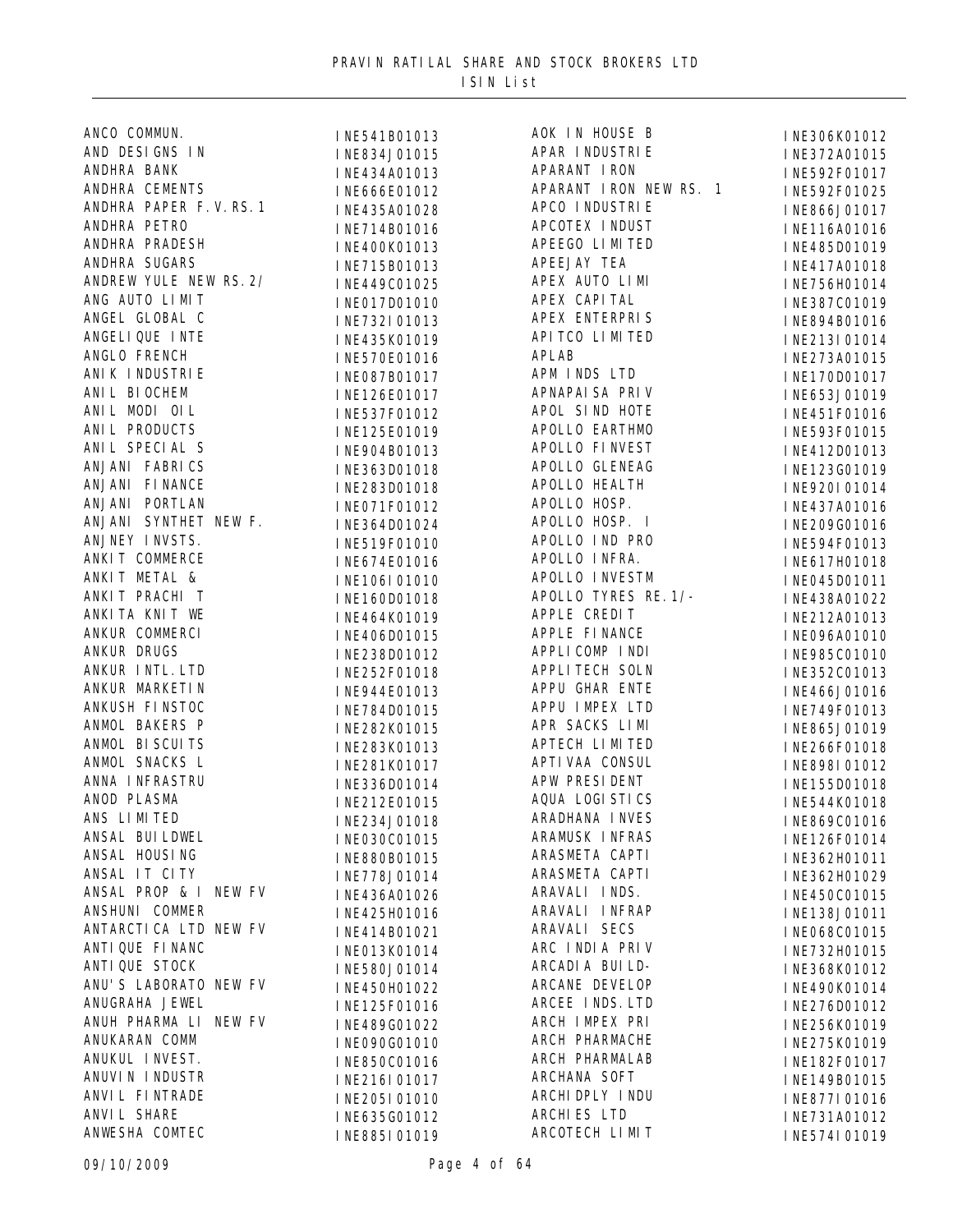# PRAVIN RATILAL SHARE AND STOCK BROKERS LTD

## ISIN List

| Name | ISIN |
|---|---|
| ANCO COMMUN. | INE541B01013 |
| AND DESIGNS IN | INE834J01015 |
| ANDHRA BANK | INE434A01013 |
| ANDHRA CEMENTS | INE666E01012 |
| ANDHRA PAPER F.V.RS.1 | INE435A01028 |
| ANDHRA PETRO | INE714B01016 |
| ANDHRA PRADESH | INE400K01013 |
| ANDHRA SUGARS | INE715B01013 |
| ANDREW YULE NEW RS.2/ | INE449C01025 |
| ANG AUTO LIMIT | INE017D01010 |
| ANGEL GLOBAL C | INE732I01013 |
| ANGELIQUE INTE | INE435K01019 |
| ANGLO FRENCH | INE570E01016 |
| ANIK INDUSTRIE | INE087B01017 |
| ANIL BIOCHEM | INE126E01017 |
| ANIL MODI OIL | INE537F01012 |
| ANIL PRODUCTS | INE125E01019 |
| ANIL SPECIAL S | INE904B01013 |
| ANJANI FABRICS | INE363D01018 |
| ANJANI FINANCE | INE283D01018 |
| ANJANI PORTLAN | INE071F01012 |
| ANJANI SYNTHET NEW F. | INE364D01024 |
| ANJNEY INVSTS. | INE519F01010 |
| ANKIT COMMERCE | INE674E01016 |
| ANKIT METAL & | INE106I01010 |
| ANKIT PRACHI T | INE160D01018 |
| ANKITA KNIT WE | INE464K01019 |
| ANKUR COMMERCI | INE406D01015 |
| ANKUR DRUGS | INE238D01012 |
| ANKUR INTL.LTD | INE252F01018 |
| ANKUR MARKETIN | INE944E01013 |
| ANKUSH FINSTOC | INE784D01015 |
| ANMOL BAKERS P | INE282K01015 |
| ANMOL BISCUITS | INE283K01013 |
| ANMOL SNACKS L | INE281K01017 |
| ANNA INFRASTRU | INE336D01014 |
| ANOD PLASMA | INE212E01015 |
| ANS LIMITED | INE234J01018 |
| ANSAL BUILDWEL | INE030C01015 |
| ANSAL HOUSING | INE880B01015 |
| ANSAL IT CITY | INE778J01014 |
| ANSAL PROP & I NEW FV | INE436A01026 |
| ANSHUNI COMMER | INE425H01016 |
| ANTARCTICA LTD NEW FV | INE414B01021 |
| ANTIQUE FINANC | INE013K01014 |
| ANTIQUE STOCK | INE580J01014 |
| ANU'S LABORATO NEW FV | INE450H01022 |
| ANUGRAHA JEWEL | INE125F01016 |
| ANUH PHARMA LI NEW FV | INE489G01022 |
| ANUKARAN COMM | INE090G01010 |
| ANUKUL INVEST. | INE850C01016 |
| ANUVIN INDUSTR | INE216I01017 |
| ANVIL FINTRADE | INE205I01010 |
| ANVIL SHARE | INE635G01012 |
| ANWESHA COMTEC | INE885I01019 |
| AOK IN HOUSE B | INE306K01012 |
| APAR INDUSTRIE | INE372A01015 |
| APARANT IRON | INE592F01017 |
| APARANT IRON NEW RS. 1 | INE592F01025 |
| APCO INDUSTRIE | INE866J01017 |
| APCOTEX INDUST | INE116A01016 |
| APEEGO LIMITED | INE485D01019 |
| APEEJAY TEA | INE417A01018 |
| APEX AUTO LIMI | INE756H01014 |
| APEX CAPITAL | INE387C01019 |
| APEX ENTERPRIS | INE894B01016 |
| APITCO LIMITED | INE213I01014 |
| APLAB | INE273A01015 |
| APM INDS LTD | INE170D01017 |
| APNAPAISA PRIV | INE653J01019 |
| APOL SIND HOTE | INE451F01016 |
| APOLLO EARTHMO | INE593F01015 |
| APOLLO FINVEST | INE412D01013 |
| APOLLO GLENEAG | INE123G01019 |
| APOLLO HEALTH | INE920I01014 |
| APOLLO HOSP. | INE437A01016 |
| APOLLO HOSP. I | INE209G01016 |
| APOLLO IND PRO | INE594F01013 |
| APOLLO INFRA. | INE617H01018 |
| APOLLO INVESTM | INE045D01011 |
| APOLLO TYRES RE.1/- | INE438A01022 |
| APPLE CREDIT | INE212A01013 |
| APPLE FINANCE | INE096A01010 |
| APPLICOMP INDI | INE985C01010 |
| APPLITECH SOLN | INE352C01013 |
| APPU GHAR ENTE | INE466J01016 |
| APPU IMPEX LTD | INE749F01013 |
| APR SACKS LIMI | INE865J01019 |
| APTECH LIMITED | INE266F01018 |
| APTIVAA CONSUL | INE898I01012 |
| APW PRESIDENT | INE155D01018 |
| AQUA LOGISTICS | INE544K01018 |
| ARADHANA INVES | INE869C01016 |
| ARAMUSK INFRAS | INE126F01014 |
| ARASMETA CAPTI | INE362H01011 |
| ARASMETA CAPTI | INE362H01029 |
| ARAVALI INDS. | INE450C01015 |
| ARAVALI INFRAP | INE138J01011 |
| ARAVALI SECS | INE068C01015 |
| ARC INDIA PRIV | INE732H01015 |
| ARCADIA BUILD- | INE368K01012 |
| ARCANE DEVELOP | INE490K01014 |
| ARCEE INDS.LTD | INE276D01012 |
| ARCH IMPEX PRI | INE256K01019 |
| ARCH PHARMACHE | INE275K01019 |
| ARCH PHARMALAB | INE182F01017 |
| ARCHANA SOFT | INE149B01015 |
| ARCHIDPLY INDU | INE877I01016 |
| ARCHIES LTD | INE731A01012 |
| ARCOTECH LIMIT | INE574I01019 |

09/10/2009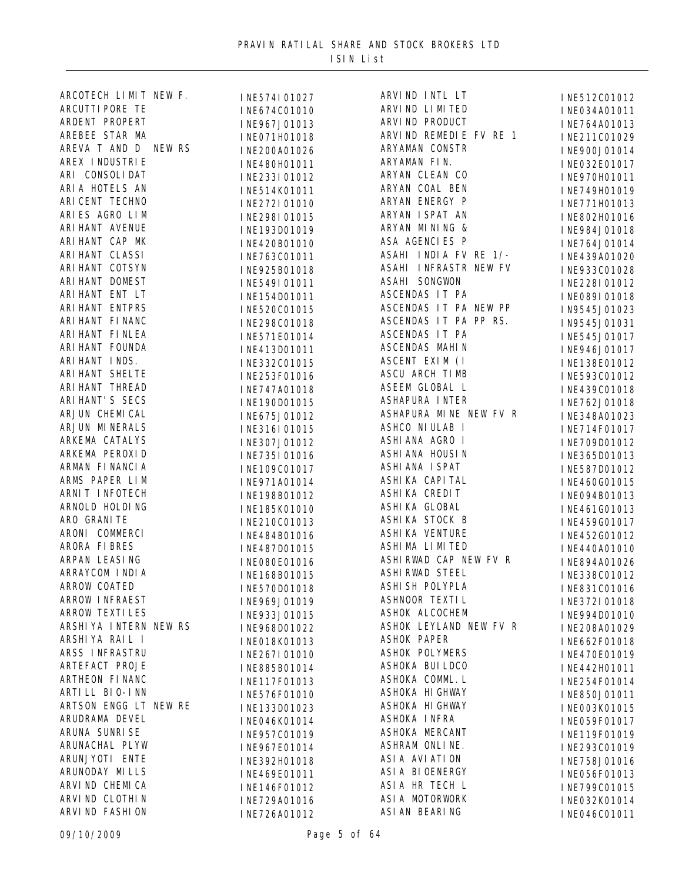# PRAVIN RATILAL SHARE AND STOCK BROKERS LTD

## ISIN List

| Name | ISIN |
|---|---|
| ARCOTECH LIMIT NEW F. | INE574I01027 |
| ARCUTTIPORE TE | INE674C01010 |
| ARDENT PROPERT | INE967J01013 |
| AREBEE STAR MA | INE071H01018 |
| AREVA T AND D NEW RS | INE200A01026 |
| AREX INDUSTRIE | INE480H01011 |
| ARI CONSOLIDAT | INE233I01012 |
| ARIA HOTELS AN | INE514K01011 |
| ARICENT TECHNO | INE272I01010 |
| ARIES AGRO LIM | INE298I01015 |
| ARIHANT AVENUE | INE193D01019 |
| ARIHANT CAP MK | INE420B01010 |
| ARIHANT CLASSI | INE763C01011 |
| ARIHANT COTSYN | INE925B01018 |
| ARIHANT DOMEST | INE549I01011 |
| ARIHANT ENT LT | INE154D01011 |
| ARIHANT ENTPRS | INE520C01015 |
| ARIHANT FINANC | INE298C01018 |
| ARIHANT FINLEA | INE571E01014 |
| ARIHANT FOUNDA | INE413D01011 |
| ARIHANT INDS. | INE332C01015 |
| ARIHANT SHELTE | INE253F01016 |
| ARIHANT THREAD | INE747A01018 |
| ARIHANT'S SECS | INE190D01015 |
| ARJUN CHEMICAL | INE675J01012 |
| ARJUN MINERALS | INE316I01015 |
| ARKEMA CATALYS | INE307J01012 |
| ARKEMA PEROXID | INE735I01016 |
| ARMAN FINANCIA | INE109C01017 |
| ARMS PAPER LIM | INE971A01014 |
| ARNIT INFOTECH | INE198B01012 |
| ARNOLD HOLDING | INE185K01010 |
| ARO GRANITE | INE210C01013 |
| ARONI COMMERCI | INE484B01016 |
| ARORA FIBRES | INE487D01015 |
| ARPAN LEASING | INE080E01016 |
| ARRAYCOM INDIA | INE168B01015 |
| ARROW COATED | INE570D01018 |
| ARROW INFRAEST | INE969J01019 |
| ARROW TEXTILES | INE933J01015 |
| ARSHIYA INTERN NEW RS | INE968D01022 |
| ARSHIYA RAIL I | INE018K01013 |
| ARSS INFRASTRU | INE267I01010 |
| ARTEFACT PROJE | INE885B01014 |
| ARTHEON FINANC | INE117F01013 |
| ARTILL BIO-INN | INE576F01010 |
| ARTSON ENGG LT NEW RE | INE133D01023 |
| ARUDRAMA DEVEL | INE046K01014 |
| ARUNA SUNRISE | INE957C01019 |
| ARUNACHAL PLYW | INE967E01014 |
| ARUNJYOTI ENTE | INE392H01018 |
| ARUNODAY MILLS | INE469E01011 |
| ARVIND CHEMICA | INE146F01012 |
| ARVIND CLOTHIN | INE729A01016 |
| ARVIND FASHION | INE726A01012 |
| ARVIND INTL LT | INE512C01012 |
| ARVIND LIMITED | INE034A01011 |
| ARVIND PRODUCT | INE764A01013 |
| ARVIND REMEDIE FV RE 1 | INE211C01029 |
| ARYAMAN CONSTR | INE900J01014 |
| ARYAMAN FIN. | INE032E01017 |
| ARYAN CLEAN CO | INE970H01011 |
| ARYAN COAL BEN | INE749H01019 |
| ARYAN ENERGY P | INE771H01013 |
| ARYAN ISPAT AN | INE802H01016 |
| ARYAN MINING & | INE984J01018 |
| ASA AGENCIES P | INE764J01014 |
| ASAHI INDIA FV RE 1/- | INE439A01020 |
| ASAHI INFRASTR NEW FV | INE933C01028 |
| ASAHI SONGWON | INE228I01012 |
| ASCENDAS IT PA | INE089I01018 |
| ASCENDAS IT PA NEW PP | IN9545J01023 |
| ASCENDAS IT PA PP RS. | IN9545J01031 |
| ASCENDAS IT PA | INE545J01017 |
| ASCENDAS MAHIN | INE946J01017 |
| ASCENT EXIM (I | INE138E01012 |
| ASCU ARCH TIMB | INE593C01012 |
| ASEEM GLOBAL L | INE439C01018 |
| ASHAPURA INTER | INE762J01018 |
| ASHAPURA MINE NEW FV R | INE348A01023 |
| ASHCO NIULAB I | INE714F01017 |
| ASHIANA AGRO I | INE709D01012 |
| ASHIANA HOUSIN | INE365D01013 |
| ASHIANA ISPAT | INE587D01012 |
| ASHIKA CAPITAL | INE460G01015 |
| ASHIKA CREDIT | INE094B01013 |
| ASHIKA GLOBAL | INE461G01013 |
| ASHIKA STOCK B | INE459G01017 |
| ASHIKA VENTURE | INE452G01012 |
| ASHIMA LIMITED | INE440A01010 |
| ASHIRWAD CAP NEW FV R | INE894A01026 |
| ASHIRWAD STEEL | INE338C01012 |
| ASHISH POLYPLA | INE831C01016 |
| ASHNOOR TEXTIL | INE372I01018 |
| ASHOK ALCOCHEM | INE994D01010 |
| ASHOK LEYLAND NEW FV R | INE208A01029 |
| ASHOK PAPER | INE662F01018 |
| ASHOK POLYMERS | INE470E01019 |
| ASHOKA BUILDCO | INE442H01011 |
| ASHOKA COMML.L | INE254F01014 |
| ASHOKA HIGHWAY | INE850J01011 |
| ASHOKA HIGHWAY | INE003K01015 |
| ASHOKA INFRA | INE059F01017 |
| ASHOKA MERCANT | INE119F01019 |
| ASHRAM ONLINE. | INE293C01019 |
| ASIA AVIATION | INE758J01016 |
| ASIA BIOENERGY | INE056F01013 |
| ASIA HR TECH L | INE799C01015 |
| ASIA MOTORWORK | INE032K01014 |
| ASIAN BEARING | INE046C01011 |

09/10/2009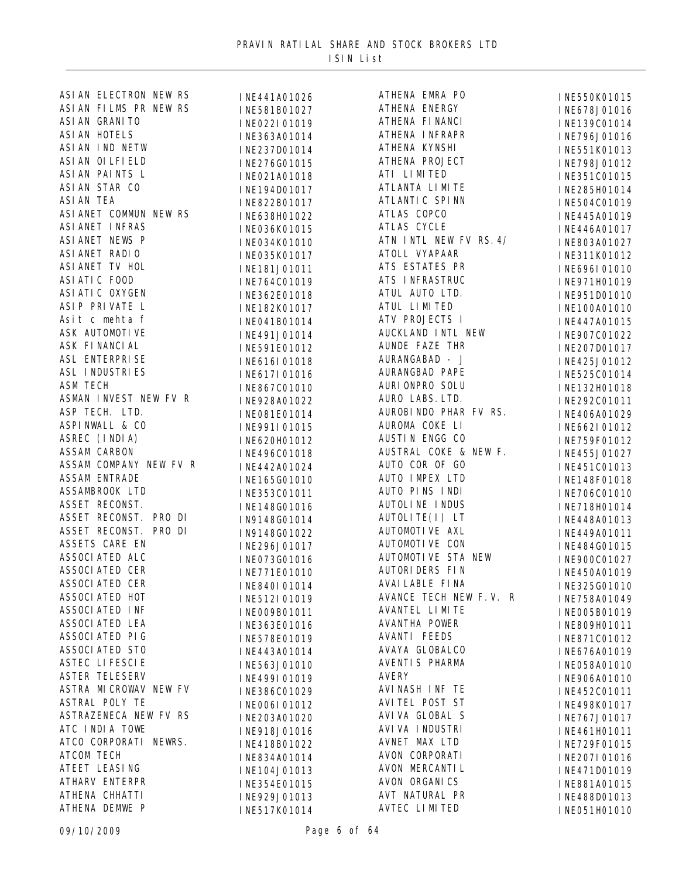# PRAVIN RATILAL SHARE AND STOCK BROKERS LTD

## ISIN List

| Name | ISIN |
|---|---|
| ASIAN ELECTRON NEW RS | INE441A01026 |
| ASIAN FILMS PR NEW RS | INE581B01027 |
| ASIAN GRANITO | INE022I01019 |
| ASIAN HOTELS | INE363A01014 |
| ASIAN IND NETW | INE237D01014 |
| ASIAN OILFIELD | INE276G01015 |
| ASIAN PAINTS L | INE021A01018 |
| ASIAN STAR CO | INE194D01017 |
| ASIAN TEA | INE822B01017 |
| ASIANET COMMUN NEW RS | INE638H01022 |
| ASIANET INFRAS | INE036K01015 |
| ASIANET NEWS P | INE034K01010 |
| ASIANET RADIO | INE035K01017 |
| ASIANET TV HOL | INE181J01011 |
| ASIATIC FOOD | INE764C01019 |
| ASIATIC OXYGEN | INE362E01018 |
| ASIP PRIVATE L | INE182K01017 |
| Asit c mehta f | INE041B01014 |
| ASK AUTOMOTIVE | INE491J01014 |
| ASK FINANCIAL | INE591E01012 |
| ASL ENTERPRISE | INE616I01018 |
| ASL INDUSTRIES | INE617I01016 |
| ASM TECH | INE867C01010 |
| ASMAN INVEST NEW FV R | INE928A01022 |
| ASP TECH. LTD. | INE081E01014 |
| ASPINWALL & CO | INE991I01015 |
| ASREC (INDIA) | INE620H01012 |
| ASSAM CARBON | INE496C01018 |
| ASSAM COMPANY NEW FV R | INE442A01024 |
| ASSAM ENTRADE | INE165G01010 |
| ASSAMBROOK LTD | INE353C01011 |
| ASSET RECONST. | INE148G01016 |
| ASSET RECONST. PRO DI | IN9148G01014 |
| ASSET RECONST. PRO DI | IN9148G01022 |
| ASSETS CARE EN | INE296J01017 |
| ASSOCIATED ALC | INE073G01016 |
| ASSOCIATED CER | INE771E01010 |
| ASSOCIATED CER | INE840I01014 |
| ASSOCIATED HOT | INE512I01019 |
| ASSOCIATED INF | INE009B01011 |
| ASSOCIATED LEA | INE363E01016 |
| ASSOCIATED PIG | INE578E01019 |
| ASSOCIATED STO | INE443A01014 |
| ASTEC LIFESCIE | INE563J01010 |
| ASTER TELESERV | INE499I01019 |
| ASTRA MICROWAV NEW FV | INE386C01029 |
| ASTRAL POLY TE | INE006I01012 |
| ASTRAZENECA NEW FV RS | INE203A01020 |
| ATC INDIA TOWE | INE918J01016 |
| ATCO CORPORATI NEWRS. | INE418B01022 |
| ATCOM TECH | INE834A01014 |
| ATEET LEASING | INE104J01013 |
| ATHARV ENTERPR | INE354E01015 |
| ATHENA CHHATTI | INE929J01013 |
| ATHENA DEMWE P | INE517K01014 |
| ATHENA EMRA PO | INE550K01015 |
| ATHENA ENERGY | INE678J01016 |
| ATHENA FINANCI | INE139C01014 |
| ATHENA INFRAPR | INE796J01016 |
| ATHENA KYNSHI | INE551K01013 |
| ATHENA PROJECT | INE798J01012 |
| ATI LIMITED | INE351C01015 |
| ATLANTA LIMITE | INE285H01014 |
| ATLANTIC SPINN | INE504C01019 |
| ATLAS COPCO | INE445A01019 |
| ATLAS CYCLE | INE446A01017 |
| ATN INTL NEW FV RS.4/ | INE803A01027 |
| ATOLL VYAPAAR | INE311K01012 |
| ATS ESTATES PR | INE696I01010 |
| ATS INFRASTRUC | INE971H01019 |
| ATUL AUTO LTD. | INE951D01010 |
| ATUL LIMITED | INE100A01010 |
| ATV PROJECTS I | INE447A01015 |
| AUCKLAND INTL NEW | INE907C01022 |
| AUNDE FAZE THR | INE207D01017 |
| AURANGABAD - J | INE425J01012 |
| AURANGBAD PAPE | INE525C01014 |
| AURIONPRO SOLU | INE132H01018 |
| AURO LABS.LTD. | INE292C01011 |
| AUROBINDO PHAR FV RS. | INE406A01029 |
| AUROMA COKE LI | INE662I01012 |
| AUSTIN ENGG CO | INE759F01012 |
| AUSTRAL COKE & NEW F. | INE455J01027 |
| AUTO COR OF GO | INE451C01013 |
| AUTO IMPEX LTD | INE148F01018 |
| AUTO PINS INDI | INE706C01010 |
| AUTOLINE INDUS | INE718H01014 |
| AUTOLITE(I) LT | INE448A01013 |
| AUTOMOTIVE AXL | INE449A01011 |
| AUTOMOTIVE CON | INE484G01015 |
| AUTOMOTIVE STA NEW | INE900C01027 |
| AUTORIDERS FIN | INE450A01019 |
| AVAILABLE FINA | INE325G01010 |
| AVANCE TECH NEW F.V. R | INE758A01049 |
| AVANTEL LIMITE | INE005B01019 |
| AVANTHA POWER | INE809H01011 |
| AVANTI FEEDS | INE871C01012 |
| AVAYA GLOBALCO | INE676A01019 |
| AVENTIS PHARMA | INE058A01010 |
| AVERY | INE906A01010 |
| AVINASH INF TE | INE452C01011 |
| AVITEL POST ST | INE498K01017 |
| AVIVA GLOBAL S | INE767J01017 |
| AVIVA INDUSTRI | INE461H01011 |
| AVNET MAX LTD | INE729F01015 |
| AVON CORPORATI | INE207I01016 |
| AVON MERCANTIL | INE471D01019 |
| AVON ORGANICS | INE881A01015 |
| AVT NATURAL PR | INE488D01013 |
| AVTEC LIMITED | INE051H01010 |

09/10/2009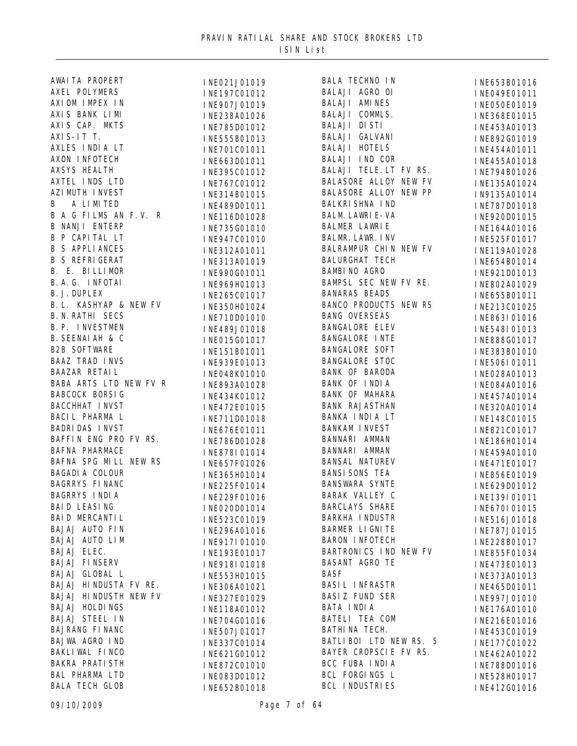PRAVIN RATILAL SHARE AND STOCK BROKERS LTD
ISIN List

| Name | ISIN |
|---|---|
| AWAITA PROPERT | INE021J01019 |
| AXEL POLYMERS | INE197C01012 |
| AXIOM IMPEX IN | INE907J01019 |
| AXIS BANK LIMI | INE238A01026 |
| AXIS CAP. MKTS | INE785D01012 |
| AXIS-IT T. | INE555B01013 |
| AXLES INDIA LT | INE701C01011 |
| AXON INFOTECH | INE663D01011 |
| AXSYS HEALTH | INE395C01012 |
| AXTEL INDS LTD | INE767C01012 |
| AZIMUTH INVEST | INE314B01015 |
| B A LIMITED | INE489D01011 |
| B A G FILMS AN F.V. R | INE116D01028 |
| B NANJI ENTERP | INE735G01010 |
| B P CAPITAL LT | INE947C01010 |
| B S APPLIANCES | INE312A01011 |
| B S REFRIGERAT | INE313A01019 |
| B. E. BILLIMOR | INE990G01011 |
| B.A.G. INFOTAI | INE969H01013 |
| B.J.DUPLEX | INE265C01017 |
| B.L. KASHYAP & NEW FV | INE350H01024 |
| B.N.RATHI SECS | INE710D01010 |
| B.P. INVESTMEN | INE489J01018 |
| B.SEENAIAH & C | INE015G01017 |
| B2B SOFTWARE | INE151B01011 |
| BAAZ TRAD INVS | INE939E01013 |
| BAAZAR RETAIL | INE048K01010 |
| BABA ARTS LTD NEW FV R | INE893A01028 |
| BABCOCK BORSIG | INE434K01012 |
| BACCHHAT INVST | INE472E01015 |
| BACIL PHARMA L | INE711D01018 |
| BADRIDAS INVST | INE676E01011 |
| BAFFIN ENG PRO FV RS. | INE786D01028 |
| BAFNA PHARMACE | INE878I01014 |
| BAFNA SPG MILL NEW RS | INE657F01026 |
| BAGADIA COLOUR | INE365H01014 |
| BAGRRYS FINANC | INE225F01014 |
| BAGRRYS INDIA | INE229F01016 |
| BAID LEASING | INE020D01014 |
| BAID MERCANTIL | INE523C01019 |
| BAJAJ AUTO FIN | INE296A01016 |
| BAJAJ AUTO LIM | INE917I01010 |
| BAJAJ ELEC. | INE193E01017 |
| BAJAJ FINSERV | INE918I01018 |
| BAJAJ GLOBAL L | INE553H01015 |
| BAJAJ HINDUSTA FV RE. | INE306A01021 |
| BAJAJ HINDUSTH NEW FV | INE327E01029 |
| BAJAJ HOLDINGS | INE118A01012 |
| BAJAJ STEEL IN | INE704G01016 |
| BAJRANG FINANC | INE507J01017 |
| BAJWA AGRO IND | INE337C01014 |
| BAKLIWAL FINCO | INE621G01012 |
| BAKRA PRATISTH | INE872C01010 |
| BAL PHARMA LTD | INE083D01012 |
| BALA TECH GLOB | INE652B01018 |
| BALA TECHNO IN | INE653B01016 |
| BALAJI AGRO OI | INE049E01011 |
| BALAJI AMINES | INE050E01019 |
| BALAJI COMMLS. | INE368E01015 |
| BALAJI DISTI | INE453A01013 |
| BALAJI GALVANI | INE892G01019 |
| BALAJI HOTELS | INE454A01011 |
| BALAJI IND COR | INE455A01018 |
| BALAJI TELE.LT FV RS. | INE794B01026 |
| BALASORE ALLOY NEW FV | INE135A01024 |
| BALASORE ALLOY NEW PP | IN9135A01014 |
| BALKRISHNA IND | INE787D01018 |
| BALM.LAWRIE-VA | INE920D01015 |
| BALMER LAWRIE | INE164A01016 |
| BALMR.LAWR.INV | INE525F01017 |
| BALRAMPUR CHIN NEW FV | INE119A01028 |
| BALURGHAT TECH | INE654B01014 |
| BAMBINO AGRO | INE921D01013 |
| BAMPSL SEC NEW FV RE. | INE802A01029 |
| BANARAS BEADS | INE655B01011 |
| BANCO PRODUCTS NEW RS | INE213C01025 |
| BANG OVERSEAS | INE863I01016 |
| BANGALORE ELEV | INE548I01013 |
| BANGALORE INTE | INE888G01017 |
| BANGALORE SOFT | INE383B01010 |
| BANGALORE STOC | INE506I01011 |
| BANK OF BARODA | INE028A01013 |
| BANK OF INDIA | INE084A01016 |
| BANK OF MAHARA | INE457A01014 |
| BANK RAJASTHAN | INE320A01014 |
| BANKA INDIA LT | INE148C01015 |
| BANKAM INVEST | INE821C01017 |
| BANNARI AMMAN | INE186H01014 |
| BANNARI AMMAN | INE459A01010 |
| BANSAL NATUREV | INE471E01017 |
| BANSISONS TEA | INE856E01019 |
| BANSWARA SYNTE | INE629D01012 |
| BARAK VALLEY C | INE139I01011 |
| BARCLAYS SHARE | INE670I01015 |
| BARKHA INDUSTR | INE516J01018 |
| BARMER LIGNITE | INE787J01015 |
| BARON INFOTECH | INE228B01017 |
| BARTRONICS IND NEW FV | INE855F01034 |
| BASANT AGRO TE | INE473E01013 |
| BASF | INE373A01013 |
| BASIL INFRASTR | INE465D01011 |
| BASIZ FUND SER | INE997J01010 |
| BATA INDIA | INE176A01010 |
| BATELI TEA COM | INE216E01016 |
| BATHINA TECH. | INE453C01019 |
| BATLIBOI LTD NEW RS. 5 | INE177C01022 |
| BAYER CROPSCIE FV RS. | INE462A01022 |
| BCC FUBA INDIA | INE788D01016 |
| BCL FORGINGS L | INE528H01017 |
| BCL INDUSTRIES | INE412G01016 |

09/10/2009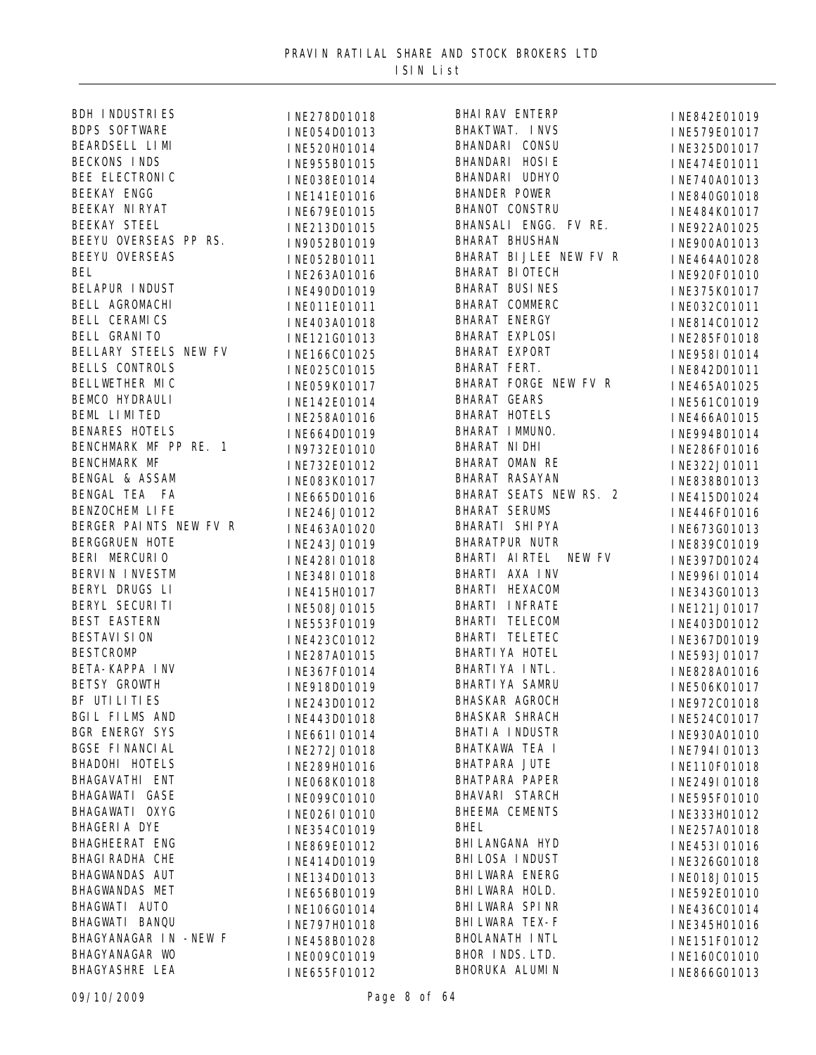PRAVIN RATILAL SHARE AND STOCK BROKERS LTD

ISIN List

| Name | ISIN |
| --- | --- |
| BDH INDUSTRIES | INE278D01018 |
| BDPS SOFTWARE | INE054D01013 |
| BEARDSELL LIMI | INE520H01014 |
| BECKONS INDS | INE955B01015 |
| BEE ELECTRONIC | INE038E01014 |
| BEEKAY ENGG | INE141E01016 |
| BEEKAY NIRYAT | INE679E01015 |
| BEEKAY STEEL | INE213D01015 |
| BEEYU OVERSEAS PP RS. | IN9052B01019 |
| BEEYU OVERSEAS | INE052B01011 |
| BEL | INE263A01016 |
| BELAPUR INDUST | INE490D01019 |
| BELL AGROMACHI | INE011E01011 |
| BELL CERAMICS | INE403A01018 |
| BELL GRANITO | INE121G01013 |
| BELLARY STEELS NEW FV | INE166C01025 |
| BELLS CONTROLS | INE025C01015 |
| BELLWETHER MIC | INE059K01017 |
| BEMCO HYDRAULI | INE142E01014 |
| BEML LIMITED | INE258A01016 |
| BENARES HOTELS | INE664D01019 |
| BENCHMARK MF PP RE. 1 | IN9732E01010 |
| BENCHMARK MF | INE732E01012 |
| BENGAL & ASSAM | INE083K01017 |
| BENGAL TEA FA | INE665D01016 |
| BENZOCHEM LIFE | INE246J01012 |
| BERGER PAINTS NEW FV R | INE463A01020 |
| BERGGRUEN HOTE | INE243J01019 |
| BERI MERCURIO | INE428I01018 |
| BERVIN INVESTM | INE348I01018 |
| BERYL DRUGS LI | INE415H01017 |
| BERYL SECURITI | INE508J01015 |
| BEST EASTERN | INE553F01019 |
| BESTAVISION | INE423C01012 |
| BESTCROMP | INE287A01015 |
| BETA-KAPPA INV | INE367F01014 |
| BETSY GROWTH | INE918D01019 |
| BF UTILITIES | INE243D01012 |
| BGIL FILMS AND | INE443D01018 |
| BGR ENERGY SYS | INE661I01014 |
| BGSE FINANCIAL | INE272J01018 |
| BHADOHI HOTELS | INE289H01016 |
| BHAGAVATHI ENT | INE068K01018 |
| BHAGAWATI GASE | INE099C01010 |
| BHAGAWATI OXYG | INE026I01010 |
| BHAGERIA DYE | INE354C01019 |
| BHAGHEERAT ENG | INE869E01012 |
| BHAGIRADHA CHE | INE414D01019 |
| BHAGWANDAS AUT | INE134D01013 |
| BHAGWANDAS MET | INE656B01019 |
| BHAGWATI AUTO | INE106G01014 |
| BHAGWATI BANQU | INE797H01018 |
| BHAGYANAGAR IN -NEW F | INE458B01028 |
| BHAGYANAGAR WO | INE009C01019 |
| BHAGYASHRE LEA | INE655F01012 |
| BHAIRAV ENTERP | INE842E01019 |
| BHAKTWAT. INVS | INE579E01017 |
| BHANDARI CONSU | INE325D01017 |
| BHANDARI HOSIE | INE474E01011 |
| BHANDARI UDHYO | INE740A01013 |
| BHANDER POWER | INE840G01018 |
| BHANOT CONSTRU | INE484K01017 |
| BHANSALI ENGG. FV RE. | INE922A01025 |
| BHARAT BHUSHAN | INE900A01013 |
| BHARAT BIJLEE NEW FV R | INE464A01028 |
| BHARAT BIOTECH | INE920F01010 |
| BHARAT BUSINES | INE375K01017 |
| BHARAT COMMERC | INE032C01011 |
| BHARAT ENERGY | INE814C01012 |
| BHARAT EXPLOSI | INE285F01018 |
| BHARAT EXPORT | INE958I01014 |
| BHARAT FERT. | INE842D01011 |
| BHARAT FORGE NEW FV R | INE465A01025 |
| BHARAT GEARS | INE561C01019 |
| BHARAT HOTELS | INE466A01015 |
| BHARAT IMMUNO. | INE994B01014 |
| BHARAT NIDHI | INE286F01016 |
| BHARAT OMAN RE | INE322J01011 |
| BHARAT RASAYAN | INE838B01013 |
| BHARAT SEATS NEW RS. 2 | INE415D01024 |
| BHARAT SERUMS | INE446F01016 |
| BHARATI SHIPYA | INE673G01013 |
| BHARATPUR NUTR | INE839C01019 |
| BHARTI AIRTEL NEW FV | INE397D01024 |
| BHARTI AXA INV | INE996I01014 |
| BHARTI HEXACOM | INE343G01013 |
| BHARTI INFRATE | INE121J01017 |
| BHARTI TELECOM | INE403D01012 |
| BHARTI TELETEC | INE367D01019 |
| BHARTIYA HOTEL | INE593J01017 |
| BHARTIYA INTL. | INE828A01016 |
| BHARTIYA SAMRU | INE506K01017 |
| BHASKAR AGROCH | INE972C01018 |
| BHASKAR SHRACH | INE524C01017 |
| BHATIA INDUSTR | INE930A01010 |
| BHATKAWA TEA I | INE794I01013 |
| BHATPARA JUTE | INE110F01018 |
| BHATPARA PAPER | INE249I01018 |
| BHAVARI STARCH | INE595F01010 |
| BHEEMA CEMENTS | INE333H01012 |
| BHEL | INE257A01018 |
| BHILANGANA HYD | INE453I01016 |
| BHILOSA INDUST | INE326G01018 |
| BHILWARA ENERG | INE018J01015 |
| BHILWARA HOLD. | INE592E01010 |
| BHILWARA SPINR | INE436C01014 |
| BHILWARA TEX-F | INE345H01016 |
| BHOLANATH INTL | INE151F01012 |
| BHOR INDS.LTD. | INE160C01010 |
| BHORUKA ALUMIN | INE866G01013 |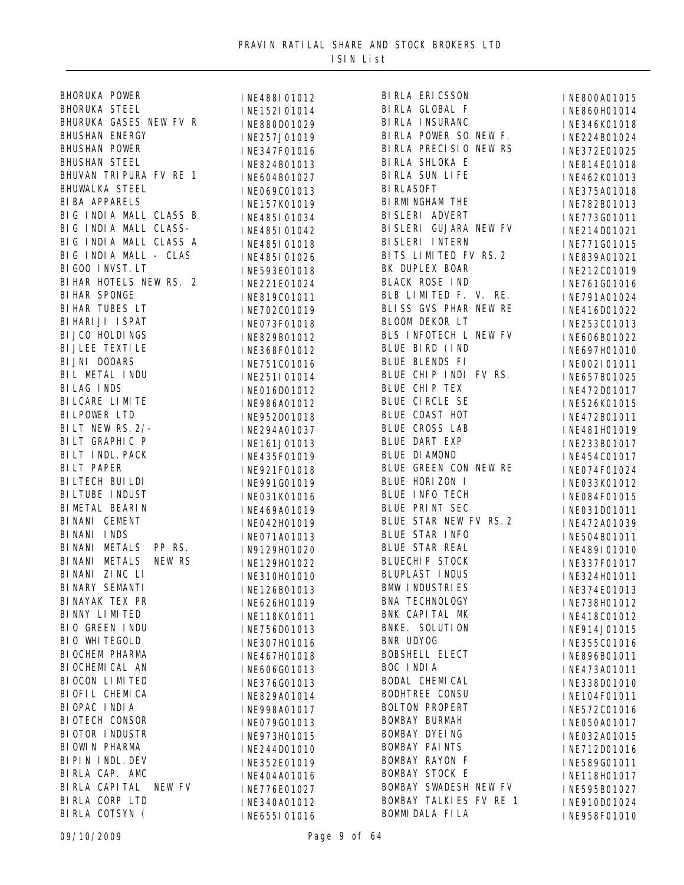PRAVIN RATILAL SHARE AND STOCK BROKERS LTD
ISIN List

| Name | ISIN |
|---|---|
| BHORUKA POWER | INE488I01012 |
| BHORUKA STEEL | INE152I01014 |
| BHURUKA GASES NEW FV R | INE880D01029 |
| BHUSHAN ENERGY | INE257J01019 |
| BHUSHAN POWER | INE347F01016 |
| BHUSHAN STEEL | INE824B01013 |
| BHUVAN TRIPURA FV RE 1 | INE604B01027 |
| BHUWALKA STEEL | INE069C01013 |
| BIBA APPARELS | INE157K01019 |
| BIG INDIA MALL CLASS B | INE485I01034 |
| BIG INDIA MALL CLASS- | INE485I01042 |
| BIG INDIA MALL CLASS A | INE485I01018 |
| BIG INDIA MALL - CLAS | INE485I01026 |
| BIGOO INVST.LT | INE593E01018 |
| BIHAR HOTELS NEW RS. 2 | INE221E01024 |
| BIHAR SPONGE | INE819C01011 |
| BIHAR TUBES LT | INE702C01019 |
| BIHARIJI ISPAT | INE073F01018 |
| BIJCO HOLDINGS | INE829B01012 |
| BIJLEE TEXTILE | INE368F01012 |
| BIJNI DOOARS | INE751C01016 |
| BIL METAL INDU | INE251I01014 |
| BILAG INDS | INE016D01012 |
| BILCARE LIMITE | INE986A01012 |
| BILPOWER LTD | INE952D01018 |
| BILT NEW RS.2/- | INE294A01037 |
| BILT GRAPHIC P | INE161J01013 |
| BILT INDL.PACK | INE435F01019 |
| BILT PAPER | INE921F01018 |
| BILTECH BUILDI | INE991G01019 |
| BILTUBE INDUST | INE031K01016 |
| BIMETAL BEARIN | INE469A01019 |
| BINANI CEMENT | INE042H01019 |
| BINANI INDS | INE071A01013 |
| BINANI METALS PP RS. | IN9129H01020 |
| BINANI METALS NEW RS | INE129H01022 |
| BINANI ZINC LI | INE310H01010 |
| BINARY SEMANTI | INE126B01013 |
| BINAYAK TEX PR | INE626H01019 |
| BINNY LIMITED | INE118K01011 |
| BIO GREEN INDU | INE756D01013 |
| BIO WHITEGOLD | INE307H01016 |
| BIOCHEM PHARMA | INE467H01018 |
| BIOCHEMICAL AN | INE606G01013 |
| BIOCON LIMITED | INE376G01013 |
| BIOFIL CHEMICA | INE829A01014 |
| BIOPAC INDIA | INE998A01017 |
| BIOTECH CONSOR | INE079G01013 |
| BIOTOR INDUSTR | INE973H01015 |
| BIOWIN PHARMA | INE244D01010 |
| BIPIN INDL.DEV | INE352E01019 |
| BIRLA CAP. AMC | INE404A01016 |
| BIRLA CAPITAL NEW FV | INE776E01027 |
| BIRLA CORP LTD | INE340A01012 |
| BIRLA COTSYN ( | INE655I01016 |
| BIRLA ERICSSON | INE800A01015 |
| BIRLA GLOBAL F | INE860H01014 |
| BIRLA INSURANC | INE346K01018 |
| BIRLA POWER SO NEW F. | INE224B01024 |
| BIRLA PRECISIO NEW RS | INE372E01025 |
| BIRLA SHLOKA E | INE814E01018 |
| BIRLA SUN LIFE | INE462K01013 |
| BIRLASOFT | INE375A01018 |
| BIRMINGHAM THE | INE782B01013 |
| BISLERI ADVERT | INE773G01011 |
| BISLERI GUJARA NEW FV | INE214D01021 |
| BISLERI INTERN | INE771G01015 |
| BITS LIMITED FV RS.2 | INE839A01021 |
| BK DUPLEX BOAR | INE212C01019 |
| BLACK ROSE IND | INE761G01016 |
| BLB LIMITED F. V. RE. | INE791A01024 |
| BLISS GVS PHAR NEW RE | INE416D01022 |
| BLOOM DEKOR LT | INE253C01013 |
| BLS INFOTECH L NEW FV | INE606B01022 |
| BLUE BIRD (IND | INE697H01010 |
| BLUE BLENDS FI | INE002I01011 |
| BLUE CHIP INDI FV RS. | INE657B01025 |
| BLUE CHIP TEX | INE472D01017 |
| BLUE CIRCLE SE | INE526K01015 |
| BLUE COAST HOT | INE472B01011 |
| BLUE CROSS LAB | INE481H01019 |
| BLUE DART EXP | INE233B01017 |
| BLUE DIAMOND | INE454C01017 |
| BLUE GREEN CON NEW RE | INE074F01024 |
| BLUE HORIZON I | INE033K01012 |
| BLUE INFO TECH | INE084F01015 |
| BLUE PRINT SEC | INE031D01011 |
| BLUE STAR NEW FV RS.2 | INE472A01039 |
| BLUE STAR INFO | INE504B01011 |
| BLUE STAR REAL | INE489I01010 |
| BLUECHIP STOCK | INE337F01017 |
| BLUPLAST INDUS | INE324H01011 |
| BMW INDUSTRIES | INE374E01013 |
| BNA TECHNOLOGY | INE738H01012 |
| BNK CAPITAL MK | INE418C01012 |
| BNKE. SOLUTION | INE914J01015 |
| BNR UDYOG | INE355C01016 |
| BOBSHELL ELECT | INE896B01011 |
| BOC INDIA | INE473A01011 |
| BODAL CHEMICAL | INE338D01010 |
| BODHTREE CONSU | INE104F01011 |
| BOLTON PROPERT | INE572C01016 |
| BOMBAY BURMAH | INE050A01017 |
| BOMBAY DYEING | INE032A01015 |
| BOMBAY PAINTS | INE712D01016 |
| BOMBAY RAYON F | INE589G01011 |
| BOMBAY STOCK E | INE118H01017 |
| BOMBAY SWADESH NEW FV | INE595B01027 |
| BOMBAY TALKIES FV RE 1 | INE910D01024 |
| BOMMIDALA FILA | INE958F01010 |

09/10/2009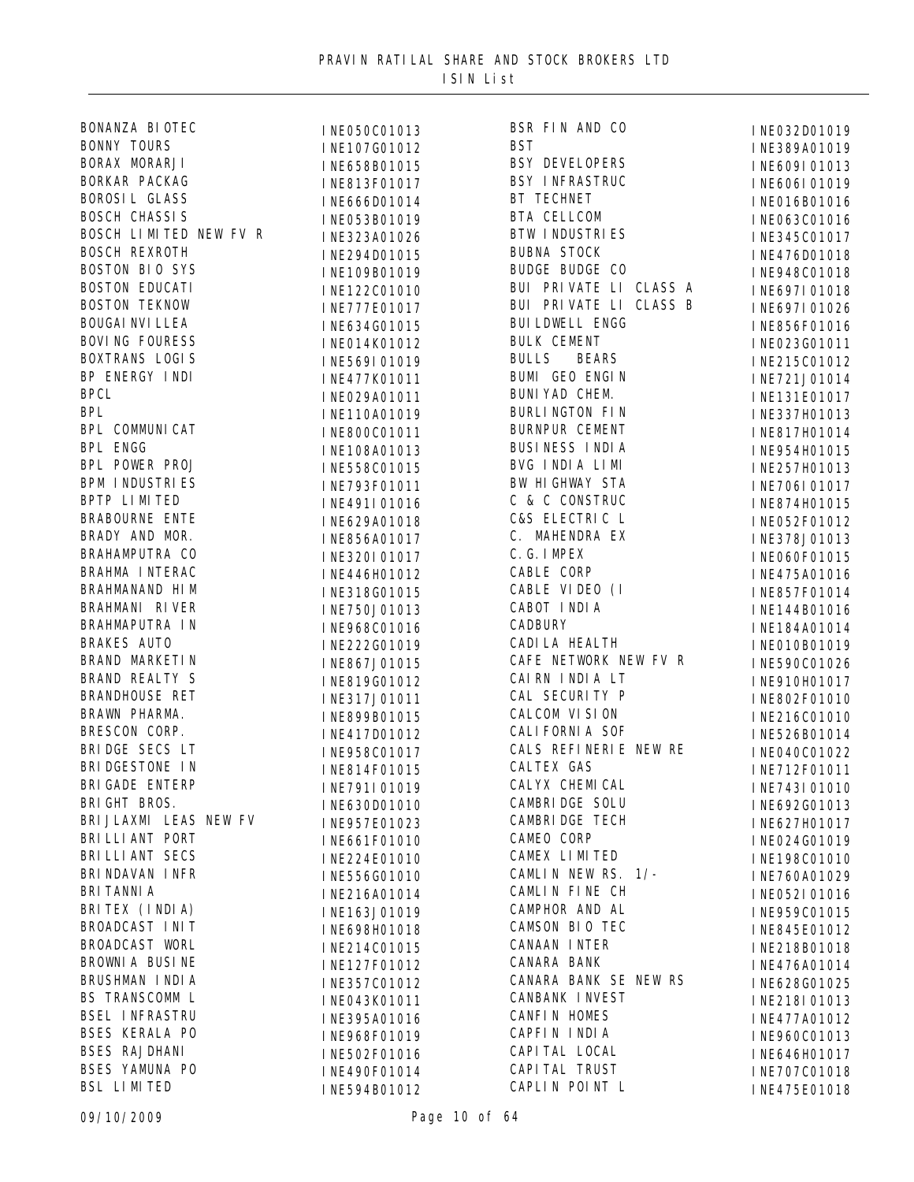PRAVIN RATILAL SHARE AND STOCK BROKERS LTD

ISIN List

| Name | ISIN |
|---|---|
| BONANZA BIOTEC | INE050C01013 |
| BONNY TOURS | INE107G01012 |
| BORAX MORARJI | INE658B01015 |
| BORKAR PACKAG | INE813F01017 |
| BOROSIL GLASS | INE666D01014 |
| BOSCH CHASSIS | INE053B01019 |
| BOSCH LIMITED NEW FV R | INE323A01026 |
| BOSCH REXROTH | INE294D01015 |
| BOSTON BIO SYS | INE109B01019 |
| BOSTON EDUCATI | INE122C01010 |
| BOSTON TEKNOW | INE777E01017 |
| BOUGAINVILLEA | INE634G01015 |
| BOVING FOURESS | INE014K01012 |
| BOXTRANS LOGIS | INE569I01019 |
| BP ENERGY INDI | INE477K01011 |
| BPCL | INE029A01011 |
| BPL | INE110A01019 |
| BPL COMMUNICAT | INE800C01011 |
| BPL ENGG | INE108A01013 |
| BPL POWER PROJ | INE558C01015 |
| BPM INDUSTRIES | INE793F01011 |
| BPTP LIMITED | INE491I01016 |
| BRABOURNE ENTE | INE629A01018 |
| BRADY AND MOR. | INE856A01017 |
| BRAHAMPUTRA CO | INE320I01017 |
| BRAHMA INTERAC | INE446H01012 |
| BRAHMANAND HIM | INE318G01015 |
| BRAHMANI RIVER | INE750J01013 |
| BRAHMAPUTRA IN | INE968C01016 |
| BRAKES AUTO | INE222G01019 |
| BRAND MARKETIN | INE867J01015 |
| BRAND REALTY S | INE819G01012 |
| BRANDHOUSE RET | INE317J01011 |
| BRAWN PHARMA. | INE899B01015 |
| BRESCON CORP. | INE417D01012 |
| BRIDGE SECS LT | INE958C01017 |
| BRIDGESTONE IN | INE814F01015 |
| BRIGADE ENTERP | INE791I01019 |
| BRIGHT BROS. | INE630D01010 |
| BRIJLAXMI LEAS NEW FV | INE957E01023 |
| BRILLIANT PORT | INE661F01010 |
| BRILLIANT SECS | INE224E01010 |
| BRINDAVAN INFR | INE556G01010 |
| BRITANNIA | INE216A01014 |
| BRITEX (INDIA) | INE163J01019 |
| BROADCAST INIT | INE698H01018 |
| BROADCAST WORL | INE214C01015 |
| BROWNIA BUSINE | INE127F01012 |
| BRUSHMAN INDIA | INE357C01012 |
| BS TRANSCOMM L | INE043K01011 |
| BSEL INFRASTRU | INE395A01016 |
| BSES KERALA PO | INE968F01019 |
| BSES RAJDHANI | INE502F01016 |
| BSES YAMUNA PO | INE490F01014 |
| BSL LIMITED | INE594B01012 |
| BSR FIN AND CO | INE032D01019 |
| BST | INE389A01019 |
| BSY DEVELOPERS | INE609I01013 |
| BSY INFRASTRUC | INE606I01019 |
| BT TECHNET | INE016B01016 |
| BTA CELLCOM | INE063C01016 |
| BTW INDUSTRIES | INE345C01017 |
| BUBNA STOCK | INE476D01018 |
| BUDGE BUDGE CO | INE948C01018 |
| BUI PRIVATE LI CLASS A | INE697I01018 |
| BUI PRIVATE LI CLASS B | INE697I01026 |
| BUILDWELL ENGG | INE856F01016 |
| BULK CEMENT | INE023G01011 |
| BULLS BEARS | INE215C01012 |
| BUMI GEO ENGIN | INE721J01014 |
| BUNIYAD CHEM. | INE131E01017 |
| BURLINGTON FIN | INE337H01013 |
| BURNPUR CEMENT | INE817H01014 |
| BUSINESS INDIA | INE954H01015 |
| BVG INDIA LIMI | INE257H01013 |
| BW HIGHWAY STA | INE706I01017 |
| C & C CONSTRUC | INE874H01015 |
| C&S ELECTRIC L | INE052F01012 |
| C. MAHENDRA EX | INE378J01013 |
| C.G.IMPEX | INE060F01015 |
| CABLE CORP | INE475A01016 |
| CABLE VIDEO (I | INE857F01014 |
| CABOT INDIA | INE144B01016 |
| CADBURY | INE184A01014 |
| CADILA HEALTH | INE010B01019 |
| CAFE NETWORK NEW FV R | INE590C01026 |
| CAIRN INDIA LT | INE910H01017 |
| CAL SECURITY P | INE802F01010 |
| CALCOM VISION | INE216C01010 |
| CALIFORNIA SOF | INE526B01014 |
| CALS REFINERIE NEW RE | INE040C01022 |
| CALTEX GAS | INE712F01011 |
| CALYX CHEMICAL | INE743I01010 |
| CAMBRIDGE SOLU | INE692G01013 |
| CAMBRIDGE TECH | INE627H01017 |
| CAMEO CORP | INE024G01019 |
| CAMEX LIMITED | INE198C01010 |
| CAMLIN NEW RS. 1/- | INE760A01029 |
| CAMLIN FINE CH | INE052I01016 |
| CAMPHOR AND AL | INE959C01015 |
| CAMSON BIO TEC | INE845E01012 |
| CANAAN INTER | INE218B01018 |
| CANARA BANK | INE476A01014 |
| CANARA BANK SE NEW RS | INE628G01025 |
| CANBANK INVEST | INE218I01013 |
| CANFIN HOMES | INE477A01012 |
| CAPFIN INDIA | INE960C01013 |
| CAPITAL LOCAL | INE646H01017 |
| CAPITAL TRUST | INE707C01018 |
| CAPLIN POINT L | INE475E01018 |

09/10/2009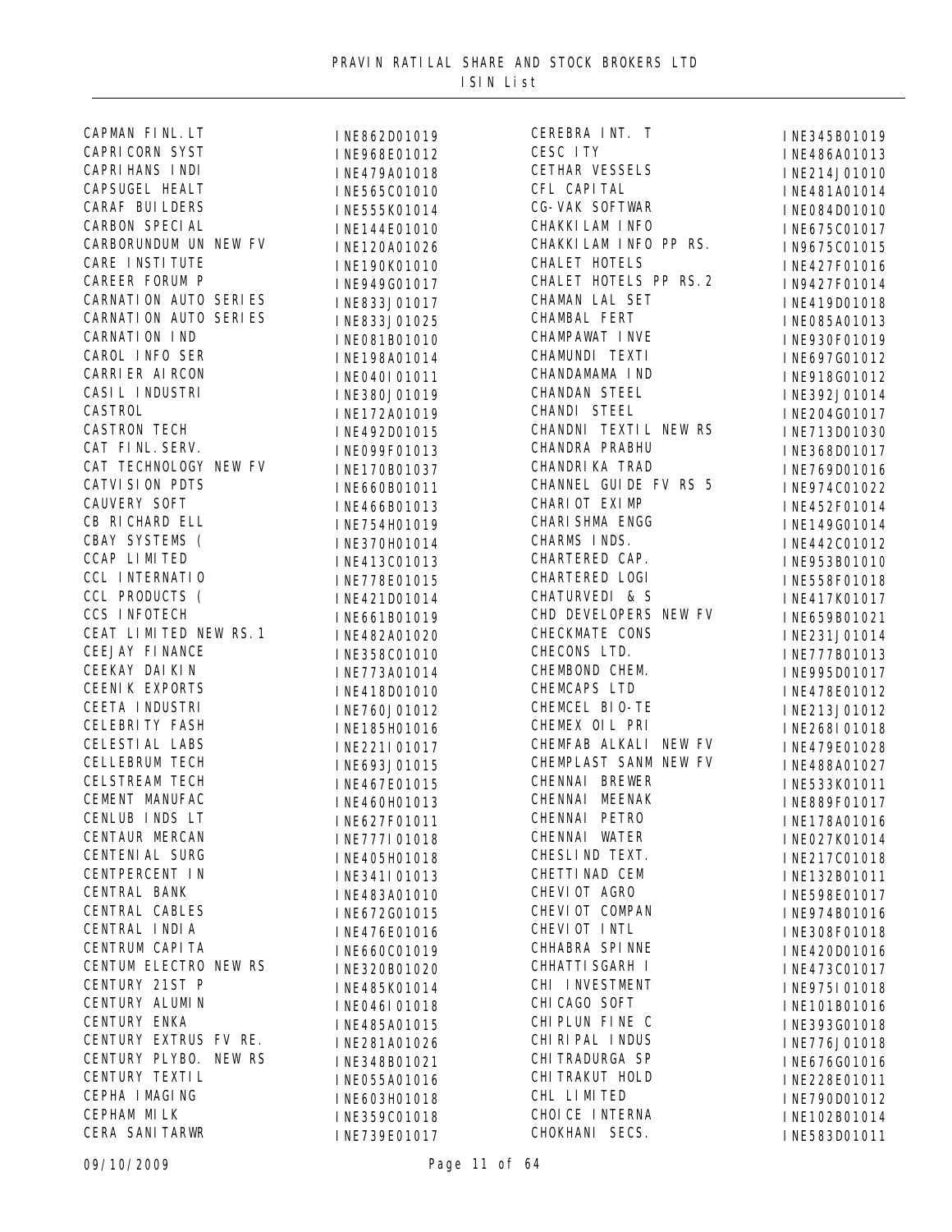# PRAVIN RATILAL SHARE AND STOCK BROKERS LTD

## ISIN List

| Name | ISIN |
|---|---|
| CAPMAN FINL.LT | INE862D01019 |
| CAPRICORN SYST | INE968E01012 |
| CAPRIHANS INDI | INE479A01018 |
| CAPSUGEL HEALT | INE565C01010 |
| CARAF BUILDERS | INE555K01014 |
| CARBON SPECIAL | INE144E01010 |
| CARBORUNDUM UN NEW FV | INE120A01026 |
| CARE INSTITUTE | INE190K01010 |
| CAREER FORUM P | INE949G01017 |
| CARNATION AUTO SERIES | INE833J01017 |
| CARNATION AUTO SERIES | INE833J01025 |
| CARNATION IND | INE081B01010 |
| CAROL INFO SER | INE198A01014 |
| CARRIER AIRCON | INE040I01011 |
| CASIL INDUSTRI | INE380J01019 |
| CASTROL | INE172A01019 |
| CASTRON TECH | INE492D01015 |
| CAT FINL.SERV. | INE099F01013 |
| CAT TECHNOLOGY NEW FV | INE170B01037 |
| CATVISION PDTS | INE660B01011 |
| CAUVERY SOFT | INE466B01013 |
| CB RICHARD ELL | INE754H01019 |
| CBAY SYSTEMS ( | INE370H01014 |
| CCAP LIMITED | INE413C01013 |
| CCL INTERNATIO | INE778E01015 |
| CCL PRODUCTS ( | INE421D01014 |
| CCS INFOTECH | INE661B01019 |
| CEAT LIMITED NEW RS.1 | INE482A01020 |
| CEEJAY FINANCE | INE358C01010 |
| CEEKAY DAIKIN | INE773A01014 |
| CEENIK EXPORTS | INE418D01010 |
| CEETA INDUSTRI | INE760J01012 |
| CELEBRITY FASH | INE185H01016 |
| CELESTIAL LABS | INE221I01017 |
| CELLEBRUM TECH | INE693J01015 |
| CELSTREAM TECH | INE467E01015 |
| CEMENT MANUFAC | INE460H01013 |
| CENLUB INDS LT | INE627F01011 |
| CENTAUR MERCAN | INE777I01018 |
| CENTENIAL SURG | INE405H01018 |
| CENTPERCENT IN | INE341I01013 |
| CENTRAL BANK | INE483A01010 |
| CENTRAL CABLES | INE672G01015 |
| CENTRAL INDIA | INE476E01016 |
| CENTRUM CAPITA | INE660C01019 |
| CENTUM ELECTRO NEW RS | INE320B01020 |
| CENTURY 21ST P | INE485K01014 |
| CENTURY ALUMIN | INE046I01018 |
| CENTURY ENKA | INE485A01015 |
| CENTURY EXTRUS FV RE. | INE281A01026 |
| CENTURY PLYBO. NEW RS | INE348B01021 |
| CENTURY TEXTIL | INE055A01016 |
| CEPHA IMAGING | INE603H01018 |
| CEPHAM MILK | INE359C01018 |
| CERA SANITARWR | INE739E01017 |
| CEREBRA INT. T | INE345B01019 |
| CESC ITY | INE486A01013 |
| CETHAR VESSELS | INE214J01010 |
| CFL CAPITAL | INE481A01014 |
| CG-VAK SOFTWAR | INE084D01010 |
| CHAKKILAM INFO | INE675C01017 |
| CHAKKILAM INFO PP RS. | IN9675C01015 |
| CHALET HOTELS | INE427F01016 |
| CHALET HOTELS PP RS.2 | IN9427F01014 |
| CHAMAN LAL SET | INE419D01018 |
| CHAMBAL FERT | INE085A01013 |
| CHAMPAWAT INVE | INE930F01019 |
| CHAMUNDI TEXTI | INE697G01012 |
| CHANDAMAMA IND | INE918G01012 |
| CHANDAN STEEL | INE392J01014 |
| CHANDI STEEL | INE204G01017 |
| CHANDNI TEXTIL NEW RS | INE713D01030 |
| CHANDRA PRABHU | INE368D01017 |
| CHANDRIKA TRAD | INE769D01016 |
| CHANNEL GUIDE FV RS 5 | INE974C01022 |
| CHARIOT EXIMP | INE452F01014 |
| CHARISHMA ENGG | INE149G01014 |
| CHARMS INDS. | INE442C01012 |
| CHARTERED CAP. | INE953B01010 |
| CHARTERED LOGI | INE558F01018 |
| CHATURVEDI & S | INE417K01017 |
| CHD DEVELOPERS NEW FV | INE659B01021 |
| CHECKMATE CONS | INE231J01014 |
| CHECONS LTD. | INE777B01013 |
| CHEMBOND CHEM. | INE995D01017 |
| CHEMCAPS LTD | INE478E01012 |
| CHEMCEL BIO-TE | INE213J01012 |
| CHEMEX OIL PRI | INE268I01018 |
| CHEMFAB ALKALI NEW FV | INE479E01028 |
| CHEMPLAST SANM NEW FV | INE488A01027 |
| CHENNAI BREWER | INE533K01011 |
| CHENNAI MEENAK | INE889F01017 |
| CHENNAI PETRO | INE178A01016 |
| CHENNAI WATER | INE027K01014 |
| CHESLIND TEXT. | INE217C01018 |
| CHETTINAD CEM | INE132B01011 |
| CHEVIOT AGRO | INE598E01017 |
| CHEVIOT COMPAN | INE974B01016 |
| CHEVIOT INTL | INE308F01018 |
| CHHABRA SPINNE | INE420D01016 |
| CHHATTISGARH I | INE473C01017 |
| CHI INVESTMENT | INE975I01018 |
| CHICAGO SOFT | INE101B01016 |
| CHIPLUN FINE C | INE393G01018 |
| CHIRIPAL INDUS | INE776J01018 |
| CHITRADURGA SP | INE676G01016 |
| CHITRAKUT HOLD | INE228E01011 |
| CHL LIMITED | INE790D01012 |
| CHOICE INTERNA | INE102B01014 |
| CHOKHANI SECS. | INE583D01011 |

09/10/2009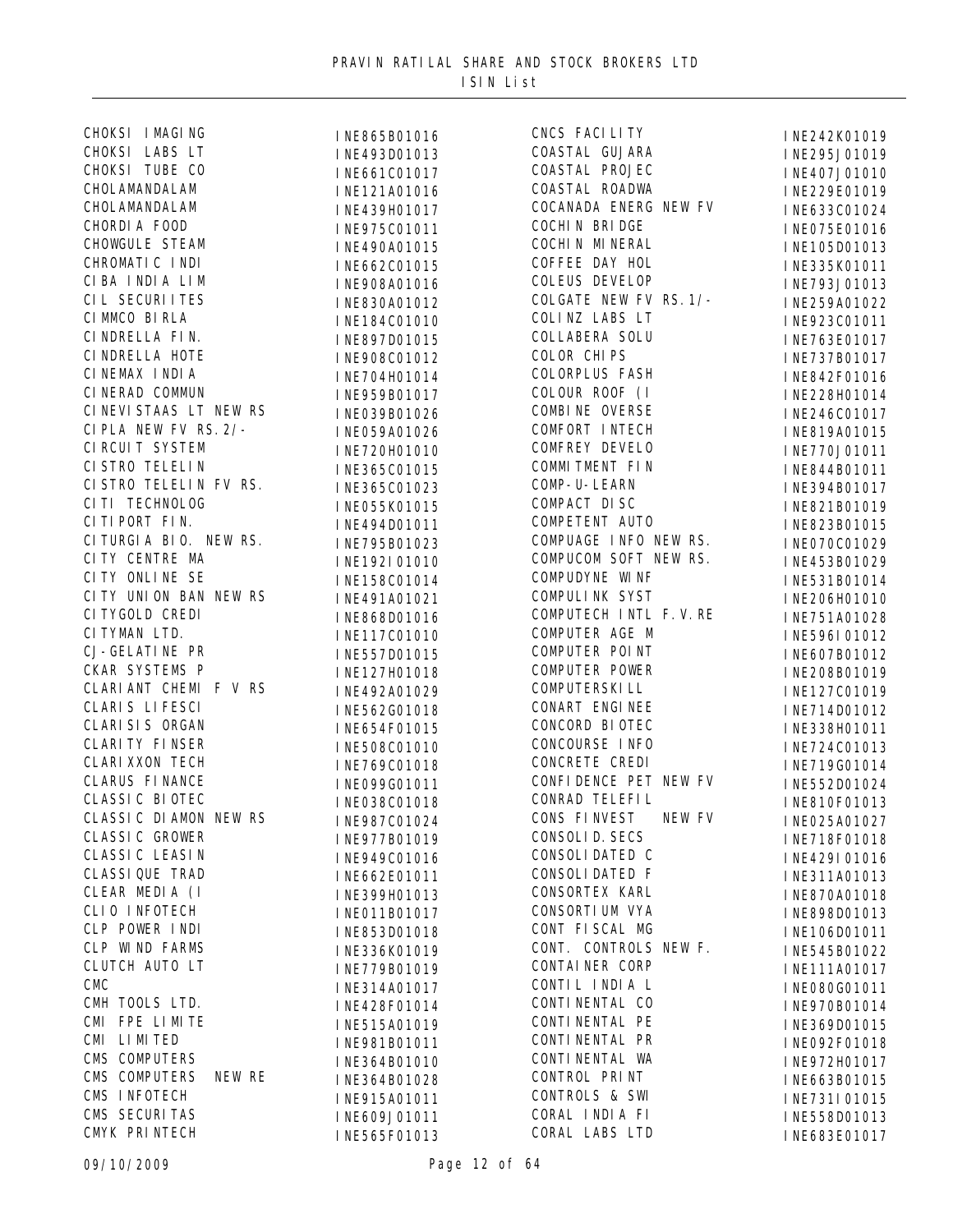# PRAVIN RATILAL SHARE AND STOCK BROKERS LTD

## ISIN List

| Company | ISIN |
|---|---|
| CHOKSI IMAGING | INE865B01016 |
| CHOKSI LABS LT | INE493D01013 |
| CHOKSI TUBE CO | INE661C01017 |
| CHOLAMANDALAM | INE121A01016 |
| CHOLAMANDALAM | INE439H01017 |
| CHORDIA FOOD | INE975C01011 |
| CHOWGULE STEAM | INE490A01015 |
| CHROMATIC INDI | INE662C01015 |
| CIBA INDIA LIM | INE908A01016 |
| CIL SECURIITES | INE830A01012 |
| CIMMCO BIRLA | INE184C01010 |
| CINDRELLA FIN. | INE897D01015 |
| CINDRELLA HOTE | INE908C01012 |
| CINEMAX INDIA | INE704H01014 |
| CINERAD COMMUN | INE959B01017 |
| CINEVISTAAS LT NEW RS | INE039B01026 |
| CIPLA NEW FV RS.2/- | INE059A01026 |
| CIRCUIT SYSTEM | INE720H01010 |
| CISTRO TELELIN | INE365C01015 |
| CISTRO TELELIN FV RS. | INE365C01023 |
| CITI TECHNOLOG | INE055K01015 |
| CITIPORT FIN. | INE494D01011 |
| CITURGIA BIO. NEW RS. | INE795B01023 |
| CITY CENTRE MA | INE192I01010 |
| CITY ONLINE SE | INE158C01014 |
| CITY UNION BAN NEW RS | INE491A01021 |
| CITYGOLD CREDI | INE868D01016 |
| CITYMAN LTD. | INE117C01010 |
| CJ-GELATINE PR | INE557D01015 |
| CKAR SYSTEMS P | INE127H01018 |
| CLARIANT CHEMI F V RS | INE492A01029 |
| CLARIS LIFESCI | INE562G01018 |
| CLARISIS ORGAN | INE654F01015 |
| CLARITY FINSER | INE508C01010 |
| CLARIXXON TECH | INE769C01018 |
| CLARUS FINANCE | INE099G01011 |
| CLASSIC BIOTEC | INE038C01018 |
| CLASSIC DIAMON NEW RS | INE987C01024 |
| CLASSIC GROWER | INE977B01019 |
| CLASSIC LEASIN | INE949C01016 |
| CLASSIQUE TRAD | INE662E01011 |
| CLEAR MEDIA (I | INE399H01013 |
| CLIO INFOTECH | INE011B01017 |
| CLP POWER INDI | INE853D01018 |
| CLP WIND FARMS | INE336K01019 |
| CLUTCH AUTO LT | INE779B01019 |
| CMC | INE314A01017 |
| CMH TOOLS LTD. | INE428F01014 |
| CMI FPE LIMITE | INE515A01019 |
| CMI LIMITED | INE981B01011 |
| CMS COMPUTERS | INE364B01010 |
| CMS COMPUTERS NEW RE | INE364B01028 |
| CMS INFOTECH | INE915A01011 |
| CMS SECURITAS | INE609J01011 |
| CMYK PRINTECH | INE565F01013 |
| CNCS FACILITY | INE242K01019 |
| COASTAL GUJARA | INE295J01019 |
| COASTAL PROJEC | INE407J01010 |
| COASTAL ROADWA | INE229E01019 |
| COCANADA ENERG NEW FV | INE633C01024 |
| COCHIN BRIDGE | INE075E01016 |
| COCHIN MINERAL | INE105D01013 |
| COFFEE DAY HOL | INE335K01011 |
| COLEUS DEVELOP | INE793J01013 |
| COLGATE NEW FV RS.1/- | INE259A01022 |
| COLINZ LABS LT | INE923C01011 |
| COLLABERA SOLU | INE763E01017 |
| COLOR CHIPS | INE737B01017 |
| COLORPLUS FASH | INE842F01016 |
| COLOUR ROOF (I | INE228H01014 |
| COMBINE OVERSE | INE246C01017 |
| COMFORT INTECH | INE819A01015 |
| COMFREY DEVELO | INE770J01011 |
| COMMITMENT FIN | INE844B01011 |
| COMP-U-LEARN | INE394B01017 |
| COMPACT DISC | INE821B01019 |
| COMPETENT AUTO | INE823B01015 |
| COMPUAGE INFO NEW RS. | INE070C01029 |
| COMPUCOM SOFT NEW RS. | INE453B01029 |
| COMPUDYNE WINF | INE531B01014 |
| COMPULINK SYST | INE206H01010 |
| COMPUTECH INTL F.V.RE | INE751A01028 |
| COMPUTER AGE M | INE596I01012 |
| COMPUTER POINT | INE607B01012 |
| COMPUTER POWER | INE208B01019 |
| COMPUTERSKILL | INE127C01019 |
| CONART ENGINEE | INE714D01012 |
| CONCORD BIOTEC | INE338H01011 |
| CONCOURSE INFO | INE724C01013 |
| CONCRETE CREDI | INE719G01014 |
| CONFIDENCE PET NEW FV | INE552D01024 |
| CONRAD TELEFIL | INE810F01013 |
| CONS FINVEST NEW FV | INE025A01027 |
| CONSOLID.SECS | INE718F01018 |
| CONSOLIDATED C | INE429I01016 |
| CONSOLIDATED F | INE311A01013 |
| CONSORTEX KARL | INE870A01018 |
| CONSORTIUM VYA | INE898D01013 |
| CONT FISCAL MG | INE106D01011 |
| CONT. CONTROLS NEW F. | INE545B01022 |
| CONTAINER CORP | INE111A01017 |
| CONTIL INDIA L | INE080G01011 |
| CONTINENTAL CO | INE970B01014 |
| CONTINENTAL PE | INE369D01015 |
| CONTINENTAL PR | INE092F01018 |
| CONTINENTAL WA | INE972H01017 |
| CONTROL PRINT | INE663B01015 |
| CONTROLS & SWI | INE731I01015 |
| CORAL INDIA FI | INE558D01013 |
| CORAL LABS LTD | INE683E01017 |

09/10/2009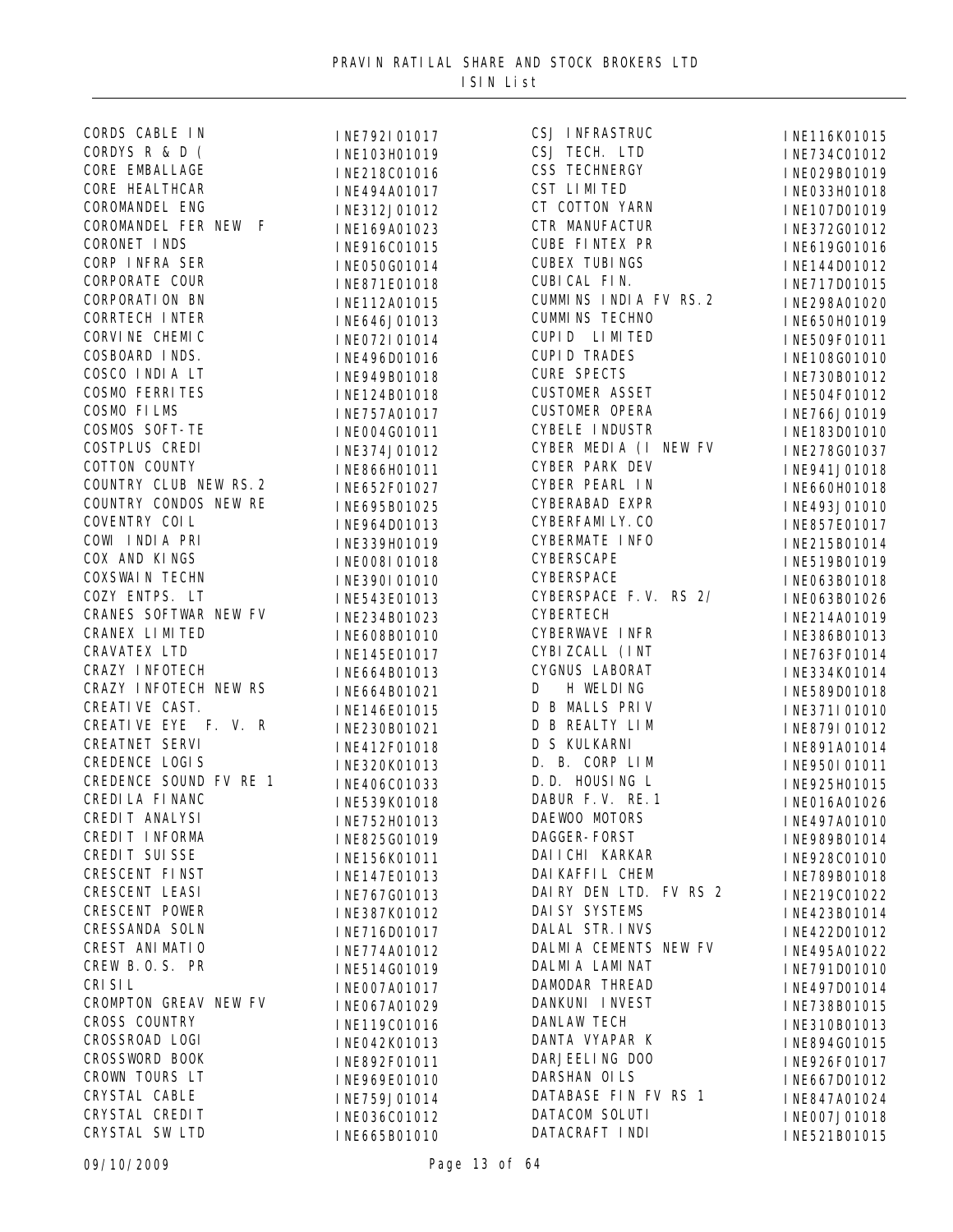# PRAVIN RATILAL SHARE AND STOCK BROKERS LTD

## ISIN List

| Name | ISIN |
|---|---|
| CORDS CABLE IN | INE792I01017 |
| CORDYS R & D ( | INE103H01019 |
| CORE EMBALLAGE | INE218C01016 |
| CORE HEALTHCAR | INE494A01017 |
| COROMANDEL ENG | INE312J01012 |
| COROMANDEL FER NEW F | INE169A01023 |
| CORONET INDS | INE916C01015 |
| CORP INFRA SER | INE050G01014 |
| CORPORATE COUR | INE871E01018 |
| CORPORATION BN | INE112A01015 |
| CORRTECH INTER | INE646J01013 |
| CORVINE CHEMIC | INE072I01014 |
| COSBOARD INDS. | INE496D01016 |
| COSCO INDIA LT | INE949B01018 |
| COSMO FERRITES | INE124B01018 |
| COSMO FILMS | INE757A01017 |
| COSMOS SOFT-TE | INE004G01011 |
| COSTPLUS CREDI | INE374J01012 |
| COTTON COUNTY | INE866H01011 |
| COUNTRY CLUB NEW RS.2 | INE652F01027 |
| COUNTRY CONDOS NEW RE | INE695B01025 |
| COVENTRY COIL | INE964D01013 |
| COWI INDIA PRI | INE339H01019 |
| COX AND KINGS | INE008I01018 |
| COXSWAIN TECHN | INE390I01010 |
| COZY ENTPS. LT | INE543E01013 |
| CRANES SOFTWAR NEW FV | INE234B01023 |
| CRANEX LIMITED | INE608B01010 |
| CRAVATEX LTD | INE145E01017 |
| CRAZY INFOTECH | INE664B01013 |
| CRAZY INFOTECH NEW RS | INE664B01021 |
| CREATIVE CAST. | INE146E01015 |
| CREATIVE EYE F. V. R | INE230B01021 |
| CREATNET SERVI | INE412F01018 |
| CREDENCE LOGIS | INE320K01013 |
| CREDENCE SOUND FV RE 1 | INE406C01033 |
| CREDILA FINANC | INE539K01018 |
| CREDIT ANALYSI | INE752H01013 |
| CREDIT INFORMA | INE825G01019 |
| CREDIT SUISSE | INE156K01011 |
| CRESCENT FINST | INE147E01013 |
| CRESCENT LEASI | INE767G01013 |
| CRESCENT POWER | INE387K01012 |
| CRESSANDA SOLN | INE716D01017 |
| CREST ANIMATIO | INE774A01012 |
| CREW B.O.S. PR | INE514G01019 |
| CRISIL | INE007A01017 |
| CROMPTON GREAV NEW FV | INE067A01029 |
| CROSS COUNTRY | INE119C01016 |
| CROSSROAD LOGI | INE042K01013 |
| CROSSWORD BOOK | INE892F01011 |
| CROWN TOURS LT | INE969E01010 |
| CRYSTAL CABLE | INE759J01014 |
| CRYSTAL CREDIT | INE036C01012 |
| CRYSTAL SW LTD | INE665B01010 |
| CSJ INFRASTRUC | INE116K01015 |
| CSJ TECH. LTD | INE734C01012 |
| CSS TECHNERGY | INE029B01019 |
| CST LIMITED | INE033H01018 |
| CT COTTON YARN | INE107D01019 |
| CTR MANUFACTUR | INE372G01012 |
| CUBE FINTEX PR | INE619G01016 |
| CUBEX TUBINGS | INE144D01012 |
| CUBICAL FIN. | INE717D01015 |
| CUMMINS INDIA FV RS.2 | INE298A01020 |
| CUMMINS TECHNO | INE650H01019 |
| CUPID LIMITED | INE509F01011 |
| CUPID TRADES | INE108G01010 |
| CURE SPECTS | INE730B01012 |
| CUSTOMER ASSET | INE504F01012 |
| CUSTOMER OPERA | INE766J01019 |
| CYBELE INDUSTR | INE183D01010 |
| CYBER MEDIA (I NEW FV | INE278G01037 |
| CYBER PARK DEV | INE941J01018 |
| CYBER PEARL IN | INE660H01018 |
| CYBERABAD EXPR | INE493J01010 |
| CYBERFAMILY.CO | INE857E01017 |
| CYBERMATE INFO | INE215B01014 |
| CYBERSCAPE | INE519B01019 |
| CYBERSPACE | INE063B01018 |
| CYBERSPACE F.V. RS 2/ | INE063B01026 |
| CYBERTECH | INE214A01019 |
| CYBERWAVE INFR | INE386B01013 |
| CYBIZCALL (INT | INE763F01014 |
| CYGNUS LABORAT | INE334K01014 |
| D H WELDING | INE589D01018 |
| D B MALLS PRIV | INE371I01010 |
| D B REALTY LIM | INE879I01012 |
| D S KULKARNI | INE891A01014 |
| D. B. CORP LIM | INE950I01011 |
| D.D. HOUSING L | INE925H01015 |
| DABUR F.V. RE.1 | INE016A01026 |
| DAEWOO MOTORS | INE497A01010 |
| DAGGER-FORST | INE989B01014 |
| DAIICHI KARKAR | INE928C01010 |
| DAIKAFFIL CHEM | INE789B01018 |
| DAIRY DEN LTD. FV RS 2 | INE219C01022 |
| DAISY SYSTEMS | INE423B01014 |
| DALAL STR.INVS | INE422D01012 |
| DALMIA CEMENTS NEW FV | INE495A01022 |
| DALMIA LAMINAT | INE791D01010 |
| DAMODAR THREAD | INE497D01014 |
| DANKUNI INVEST | INE738B01015 |
| DANLAW TECH | INE310B01013 |
| DANTA VYAPAR K | INE894G01015 |
| DARJEELING DOO | INE926F01017 |
| DARSHAN OILS | INE667D01012 |
| DATABASE FIN FV RS 1 | INE847A01024 |
| DATACOM SOLUTI | INE007J01018 |
| DATACRAFT INDI | INE521B01015 |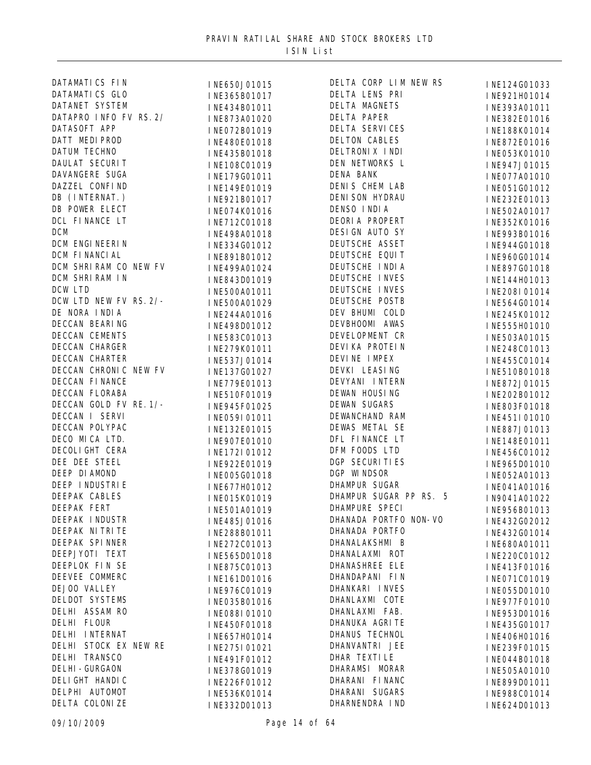PRAVIN RATILAL SHARE AND STOCK BROKERS LTD
ISIN List

| Name | ISIN |
|---|---|
| DATAMATICS FIN | INE650J01015 |
| DATAMATICS GLO | INE365B01017 |
| DATANET SYSTEM | INE434B01011 |
| DATAPRO INFO FV RS.2/ | INE873A01020 |
| DATASOFT APP | INE072B01019 |
| DATT MEDIPROD | INE480E01018 |
| DATUM TECHNO | INE435B01018 |
| DAULAT SECURIT | INE108C01019 |
| DAVANGERE SUGA | INE179G01011 |
| DAZZEL CONFIND | INE149E01019 |
| DB (INTERNAT.) | INE921B01017 |
| DB POWER ELECT | INE074K01016 |
| DCL FINANCE LT | INE712C01018 |
| DCM | INE498A01018 |
| DCM ENGINEERIN | INE334G01012 |
| DCM FINANCIAL | INE891B01012 |
| DCM SHRIRAM CO NEW FV | INE499A01024 |
| DCM SHRIRAM IN | INE843D01019 |
| DCW LTD | INE500A01011 |
| DCW LTD NEW FV RS.2/- | INE500A01029 |
| DE NORA INDIA | INE244A01016 |
| DECCAN BEARING | INE498D01012 |
| DECCAN CEMENTS | INE583C01013 |
| DECCAN CHARGER | INE279K01011 |
| DECCAN CHARTER | INE537J01014 |
| DECCAN CHRONIC NEW FV | INE137G01027 |
| DECCAN FINANCE | INE779E01013 |
| DECCAN FLORABA | INE510F01019 |
| DECCAN GOLD FV RE.1/- | INE945F01025 |
| DECCAN I SERVI | INE059I01011 |
| DECCAN POLYPAC | INE132E01015 |
| DECO MICA LTD. | INE907E01010 |
| DECOLIGHT CERA | INE172I01012 |
| DEE DEE STEEL | INE922E01019 |
| DEEP DIAMOND | INE005G01018 |
| DEEP INDUSTRIE | INE677H01012 |
| DEEPAK CABLES | INE015K01019 |
| DEEPAK FERT | INE501A01019 |
| DEEPAK INDUSTR | INE485J01016 |
| DEEPAK NITRITE | INE288B01011 |
| DEEPAK SPINNER | INE272C01013 |
| DEEPJYOTI TEXT | INE565D01018 |
| DEEPLOK FIN SE | INE875C01013 |
| DEEVEE COMMERC | INE161D01016 |
| DEJOO VALLEY | INE976C01019 |
| DELDOT SYSTEMS | INE035B01016 |
| DELHI ASSAM RO | INE088I01010 |
| DELHI FLOUR | INE450F01018 |
| DELHI INTERNAT | INE657H01014 |
| DELHI STOCK EX NEW RE | INE275I01021 |
| DELHI TRANSCO | INE491F01012 |
| DELHI-GURGAON | INE378G01019 |
| DELIGHT HANDIC | INE226F01012 |
| DELPHI AUTOMOT | INE536K01014 |
| DELTA COLONIZE | INE332D01013 |
| DELTA CORP LIM NEW RS | INE124G01033 |
| DELTA LENS PRI | INE921H01014 |
| DELTA MAGNETS | INE393A01011 |
| DELTA PAPER | INE382E01016 |
| DELTA SERVICES | INE188K01014 |
| DELTON CABLES | INE872E01016 |
| DELTRONIX INDI | INE053K01010 |
| DEN NETWORKS L | INE947J01015 |
| DENA BANK | INE077A01010 |
| DENIS CHEM LAB | INE051G01012 |
| DENISON HYDRAU | INE232E01013 |
| DENSO INDIA | INE502A01017 |
| DEORIA PROPERT | INE352K01016 |
| DESIGN AUTO SY | INE993B01016 |
| DEUTSCHE ASSET | INE944G01018 |
| DEUTSCHE EQUIT | INE960G01014 |
| DEUTSCHE INDIA | INE897G01018 |
| DEUTSCHE INVES | INE144H01013 |
| DEUTSCHE INVES | INE208I01014 |
| DEUTSCHE POSTB | INE564G01014 |
| DEV BHUMI COLD | INE245K01012 |
| DEVBHOOMI AWAS | INE555H01010 |
| DEVELOPMENT CR | INE503A01015 |
| DEVIKA PROTEIN | INE248C01013 |
| DEVINE IMPEX | INE455C01014 |
| DEVKI LEASING | INE510B01018 |
| DEVYANI INTERN | INE872J01015 |
| DEWAN HOUSING | INE202B01012 |
| DEWAN SUGARS | INE803F01018 |
| DEWANCHAND RAM | INE451I01010 |
| DEWAS METAL SE | INE887J01013 |
| DFL FINANCE LT | INE148E01011 |
| DFM FOODS LTD | INE456C01012 |
| DGP SECURITIES | INE965D01010 |
| DGP WINDSOR | INE052A01013 |
| DHAMPUR SUGAR | INE041A01016 |
| DHAMPUR SUGAR PP RS. 5 | IN9041A01022 |
| DHAMPURE SPECI | INE956B01013 |
| DHANADA PORTFO NON-VO | INE432G02012 |
| DHANADA PORTFO | INE432G01014 |
| DHANALAKSHMI B | INE680A01011 |
| DHANALAXMI ROT | INE220C01012 |
| DHANASHREE ELE | INE413F01016 |
| DHANDAPANI FIN | INE071C01019 |
| DHANKARI INVES | INE055D01010 |
| DHANLAXMI COTE | INE977F01010 |
| DHANLAXMI FAB. | INE953D01016 |
| DHANUKA AGRITE | INE435G01017 |
| DHANUS TECHNOL | INE406H01016 |
| DHANVANTRI JEE | INE239F01015 |
| DHAR TEXTILE | INE044B01018 |
| DHARAMSI MORAR | INE505A01010 |
| DHARANI FINANC | INE899D01011 |
| DHARANI SUGARS | INE988C01014 |
| DHARNENDRA IND | INE624D01013 |

09/10/2009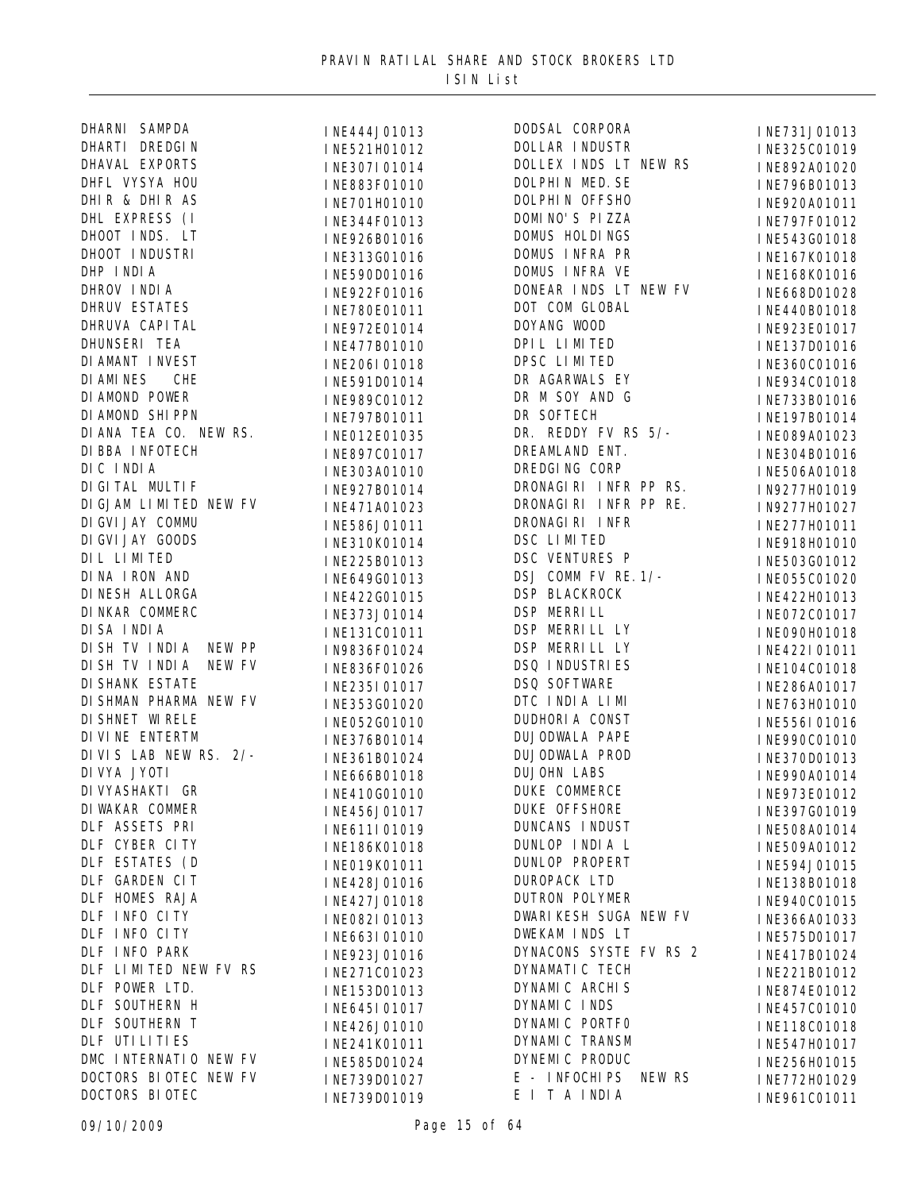# PRAVIN RATILAL SHARE AND STOCK BROKERS LTD

ISIN List

| Name | ISIN |
|---|---|
| DHARNI SAMPDA | INE444J01013 |
| DHARTI DREDGIN | INE521H01012 |
| DHAVAL EXPORTS | INE307I01014 |
| DHFL VYSYA HOU | INE883F01010 |
| DHIR & DHIR AS | INE701H01010 |
| DHL EXPRESS (I | INE344F01013 |
| DHOOT INDS. LT | INE926B01016 |
| DHOOT INDUSTRI | INE313G01016 |
| DHP INDIA | INE590D01016 |
| DHROV INDIA | INE922F01016 |
| DHRUV ESTATES | INE780E01011 |
| DHRUVA CAPITAL | INE972E01014 |
| DHUNSERI TEA | INE477B01010 |
| DIAMANT INVEST | INE206I01018 |
| DIAMINES CHE | INE591D01014 |
| DIAMOND POWER | INE989C01012 |
| DIAMOND SHIPPN | INE797B01011 |
| DIANA TEA CO. NEW RS. | INE012E01035 |
| DIBBA INFOTECH | INE897C01017 |
| DIC INDIA | INE303A01010 |
| DIGITAL MULTIF | INE927B01014 |
| DIGJAM LIMITED NEW FV | INE471A01023 |
| DIGVIJAY COMMU | INE586J01011 |
| DIGVIJAY GOODS | INE310K01014 |
| DIL LIMITED | INE225B01013 |
| DINA IRON AND | INE649G01013 |
| DINESH ALLORGA | INE422G01015 |
| DINKAR COMMERC | INE373J01014 |
| DISA INDIA | INE131C01011 |
| DISH TV INDIA NEW PP | IN9836F01024 |
| DISH TV INDIA NEW FV | INE836F01026 |
| DISHANK ESTATE | INE235I01017 |
| DISHMAN PHARMA NEW FV | INE353G01020 |
| DISHNET WIRELE | INE052G01010 |
| DIVINE ENTERTM | INE376B01014 |
| DIVIS LAB NEW RS. 2/- | INE361B01024 |
| DIVYA JYOTI | INE666B01018 |
| DIVYASHAKTI GR | INE410G01010 |
| DIWAKAR COMMER | INE456J01017 |
| DLF ASSETS PRI | INE611I01019 |
| DLF CYBER CITY | INE186K01018 |
| DLF ESTATES (D | INE019K01011 |
| DLF GARDEN CIT | INE428J01016 |
| DLF HOMES RAJA | INE427J01018 |
| DLF INFO CITY | INE082I01013 |
| DLF INFO CITY | INE663I01010 |
| DLF INFO PARK | INE923J01016 |
| DLF LIMITED NEW FV RS | INE271C01023 |
| DLF POWER LTD. | INE153D01013 |
| DLF SOUTHERN H | INE645I01017 |
| DLF SOUTHERN T | INE426J01010 |
| DLF UTILITIES | INE241K01011 |
| DMC INTERNATIO NEW FV | INE585D01024 |
| DOCTORS BIOTEC NEW FV | INE739D01027 |
| DOCTORS BIOTEC | INE739D01019 |
| DODSAL CORPORA | INE731J01013 |
| DOLLAR INDUSTR | INE325C01019 |
| DOLLEX INDS LT NEW RS | INE892A01020 |
| DOLPHIN MED.SE | INE796B01013 |
| DOLPHIN OFFSHO | INE920A01011 |
| DOMINO'S PIZZA | INE797F01012 |
| DOMUS HOLDINGS | INE543G01018 |
| DOMUS INFRA PR | INE167K01018 |
| DOMUS INFRA VE | INE168K01016 |
| DONEAR INDS LT NEW FV | INE668D01028 |
| DOT COM GLOBAL | INE440B01018 |
| DOYANG WOOD | INE923E01017 |
| DPIL LIMITED | INE137D01016 |
| DPSC LIMITED | INE360C01016 |
| DR AGARWALS EY | INE934C01018 |
| DR M SOY AND G | INE733B01016 |
| DR SOFTECH | INE197B01014 |
| DR. REDDY FV RS 5/- | INE089A01023 |
| DREAMLAND ENT. | INE304B01016 |
| DREDGING CORP | INE506A01018 |
| DRONAGIRI INFR PP RS. | IN9277H01019 |
| DRONAGIRI INFR PP RE. | IN9277H01027 |
| DRONAGIRI INFR | INE277H01011 |
| DSC LIMITED | INE918H01010 |
| DSC VENTURES P | INE503G01012 |
| DSJ COMM FV RE.1/- | INE055C01020 |
| DSP BLACKROCK | INE422H01013 |
| DSP MERRILL | INE072C01017 |
| DSP MERRILL LY | INE090H01018 |
| DSP MERRILL LY | INE422I01011 |
| DSQ INDUSTRIES | INE104C01018 |
| DSQ SOFTWARE | INE286A01017 |
| DTC INDIA LIMI | INE763H01010 |
| DUDHORIA CONST | INE556I01016 |
| DUJODWALA PAPE | INE990C01010 |
| DUJODWALA PROD | INE370D01013 |
| DUJOHN LABS | INE990A01014 |
| DUKE COMMERCE | INE973E01012 |
| DUKE OFFSHORE | INE397G01019 |
| DUNCANS INDUST | INE508A01014 |
| DUNLOP INDIA L | INE509A01012 |
| DUNLOP PROPERT | INE594J01015 |
| DUROPACK LTD | INE138B01018 |
| DUTRON POLYMER | INE940C01015 |
| DWARIKESH SUGA NEW FV | INE366A01033 |
| DWEKAM INDS LT | INE575D01017 |
| DYNACONS SYSTE FV RS 2 | INE417B01024 |
| DYNAMATIC TECH | INE221B01012 |
| DYNAMIC ARCHIS | INE874E01012 |
| DYNAMIC INDS | INE457C01010 |
| DYNAMIC PORTFO | INE118C01018 |
| DYNAMIC TRANSM | INE547H01017 |
| DYNEMIC PRODUC | INE256H01015 |
| E - INFOCHIPS NEW RS | INE772H01029 |
| E I T A INDIA | INE961C01011 |

09/10/2009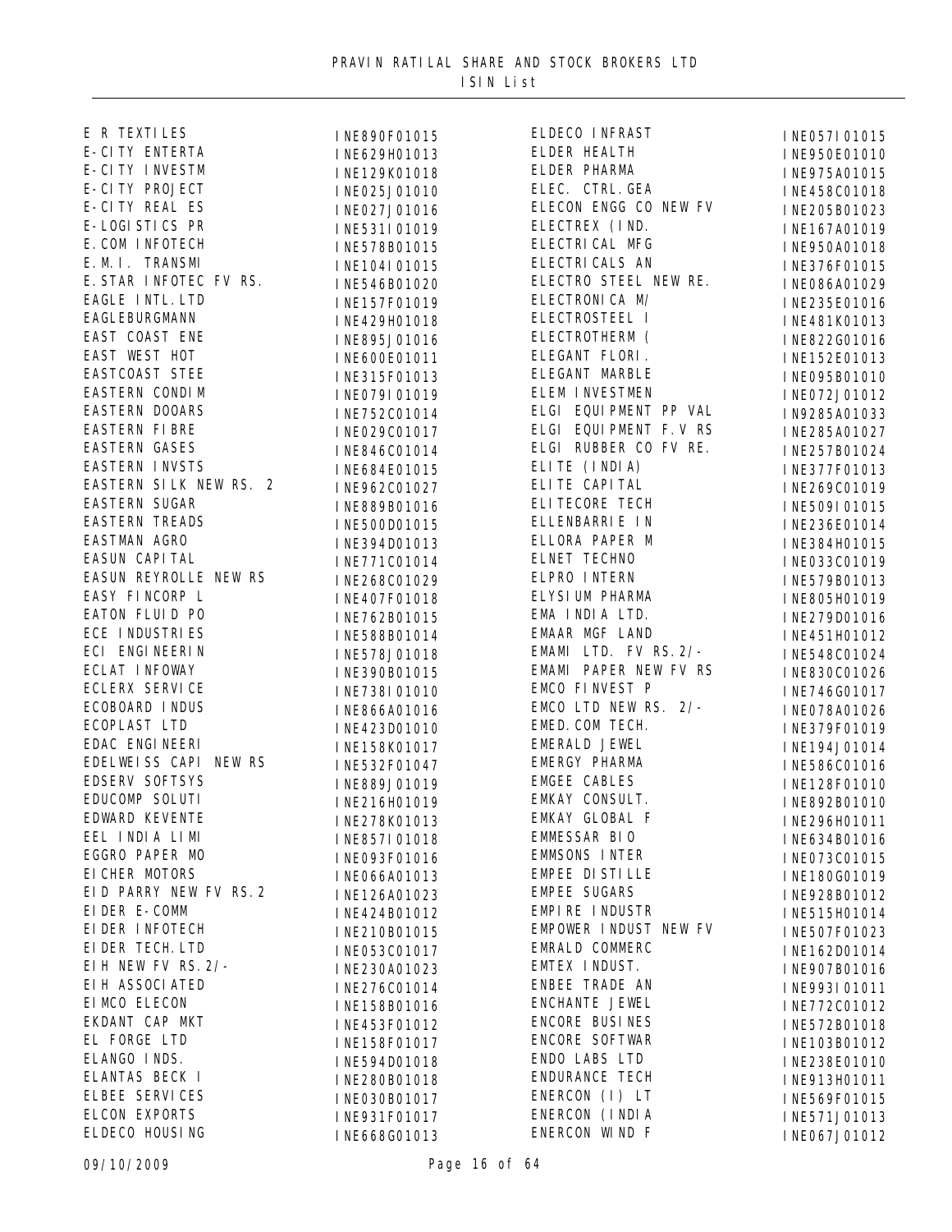PRAVIN RATILAL SHARE AND STOCK BROKERS LTD

ISIN List

| Name | ISIN |
|---|---|
| E R TEXTILES | INE890F01015 |
| E-CITY ENTERTA | INE629H01013 |
| E-CITY INVESTM | INE129K01018 |
| E-CITY PROJECT | INE025J01010 |
| E-CITY REAL ES | INE027J01016 |
| E-LOGISTICS PR | INE531I01019 |
| E.COM INFOTECH | INE578B01015 |
| E.M.I. TRANSMI | INE104I01015 |
| E.STAR INFOTEC FV RS. | INE546B01020 |
| EAGLE INTL.LTD | INE157F01019 |
| EAGLEBURGMANN | INE429H01018 |
| EAST COAST ENE | INE895J01016 |
| EAST WEST HOT | INE600E01011 |
| EASTCOAST STEE | INE315F01013 |
| EASTERN CONDIM | INE079I01019 |
| EASTERN DOOARS | INE752C01014 |
| EASTERN FIBRE | INE029C01017 |
| EASTERN GASES | INE846C01014 |
| EASTERN INVSTS | INE684E01015 |
| EASTERN SILK NEW RS. 2 | INE962C01027 |
| EASTERN SUGAR | INE889B01016 |
| EASTERN TREADS | INE500D01015 |
| EASTMAN AGRO | INE394D01013 |
| EASUN CAPITAL | INE771C01014 |
| EASUN REYROLLE NEW RS | INE268C01029 |
| EASY FINCORP L | INE407F01018 |
| EATON FLUID PO | INE762B01015 |
| ECE INDUSTRIES | INE588B01014 |
| ECI ENGINEERIN | INE578J01018 |
| ECLAT INFOWAY | INE390B01015 |
| ECLERX SERVICE | INE738I01010 |
| ECOBOARD INDUS | INE866A01016 |
| ECOPLAST LTD | INE423D01010 |
| EDAC ENGINEERI | INE158K01017 |
| EDELWEISS CAPI NEW RS | INE532F01047 |
| EDSERV SOFTSYS | INE889J01019 |
| EDUCOMP SOLUTI | INE216H01019 |
| EDWARD KEVENTE | INE278K01013 |
| EEL INDIA LIMI | INE857I01018 |
| EGGRO PAPER MO | INE093F01016 |
| EICHER MOTORS | INE066A01013 |
| EID PARRY NEW FV RS.2 | INE126A01023 |
| EIDER E-COMM | INE424B01012 |
| EIDER INFOTECH | INE210B01015 |
| EIDER TECH.LTD | INE053C01017 |
| EIH NEW FV RS.2/- | INE230A01023 |
| EIH ASSOCIATED | INE276C01014 |
| EIMCO ELECON | INE158B01016 |
| EKDANT CAP MKT | INE453F01012 |
| EL FORGE LTD | INE158F01017 |
| ELANGO INDS. | INE594D01018 |
| ELANTAS BECK I | INE280B01018 |
| ELBEE SERVICES | INE030B01017 |
| ELCON EXPORTS | INE931F01017 |
| ELDECO HOUSING | INE668G01013 |
| ELDECO INFRAST | INE057I01015 |
| ELDER HEALTH | INE950E01010 |
| ELDER PHARMA | INE975A01015 |
| ELEC. CTRL.GEA | INE458C01018 |
| ELECON ENGG CO NEW FV | INE205B01023 |
| ELECTREX (IND. | INE167A01019 |
| ELECTRICAL MFG | INE950A01018 |
| ELECTRICALS AN | INE376F01015 |
| ELECTRO STEEL NEW RE. | INE086A01029 |
| ELECTRONICA M/ | INE235E01016 |
| ELECTROSTEEL I | INE481K01013 |
| ELECTROTHERM ( | INE822G01016 |
| ELEGANT FLORI. | INE152E01013 |
| ELEGANT MARBLE | INE095B01010 |
| ELEM INVESTMEN | INE072J01012 |
| ELGI EQUIPMENT PP VAL | IN9285A01033 |
| ELGI EQUIPMENT F.V RS | INE285A01027 |
| ELGI RUBBER CO FV RE. | INE257B01024 |
| ELITE (INDIA) | INE377F01013 |
| ELITE CAPITAL | INE269C01019 |
| ELITECORE TECH | INE509I01015 |
| ELLENBARRIE IN | INE236E01014 |
| ELLORA PAPER M | INE384H01015 |
| ELNET TECHNO | INE033C01019 |
| ELPRO INTERN | INE579B01013 |
| ELYSIUM PHARMA | INE805H01019 |
| EMA INDIA LTD. | INE279D01016 |
| EMAAR MGF LAND | INE451H01012 |
| EMAMI LTD. FV RS.2/- | INE548C01024 |
| EMAMI PAPER NEW FV RS | INE830C01026 |
| EMCO FINVEST P | INE746G01017 |
| EMCO LTD NEW RS. 2/- | INE078A01026 |
| EMED.COM TECH. | INE379F01019 |
| EMERALD JEWEL | INE194J01014 |
| EMERGY PHARMA | INE586C01016 |
| EMGEE CABLES | INE128F01010 |
| EMKAY CONSULT. | INE892B01010 |
| EMKAY GLOBAL F | INE296H01011 |
| EMMESSAR BIO | INE634B01016 |
| EMMSONS INTER | INE073C01015 |
| EMPEE DISTILLE | INE180G01019 |
| EMPEE SUGARS | INE928B01012 |
| EMPIRE INDUSTR | INE515H01014 |
| EMPOWER INDUST NEW FV | INE507F01023 |
| EMRALD COMMERC | INE162D01014 |
| EMTEX INDUST. | INE907B01016 |
| ENBEE TRADE AN | INE993I01011 |
| ENCHANTE JEWEL | INE772C01012 |
| ENCORE BUSINES | INE572B01018 |
| ENCORE SOFTWAR | INE103B01012 |
| ENDO LABS LTD | INE238E01010 |
| ENDURANCE TECH | INE913H01011 |
| ENERCON (I) LT | INE569F01015 |
| ENERCON (INDIA | INE571J01013 |
| ENERCON WIND F | INE067J01012 |

09/10/2009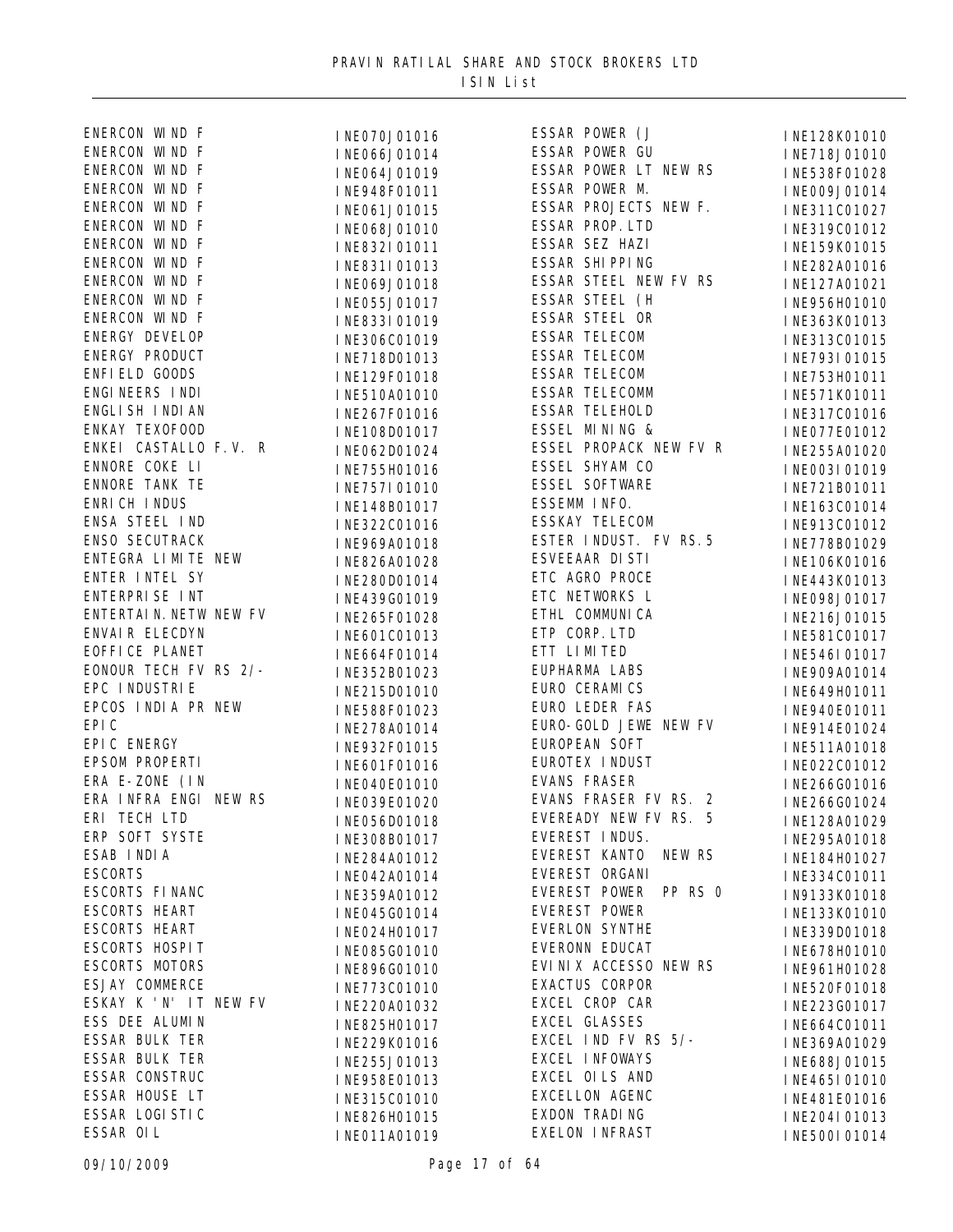PRAVIN RATILAL SHARE AND STOCK BROKERS LTD
ISIN List

| Name | ISIN | Name | ISIN |
|---|---|---|---|
| ENERCON WIND F | INE070J01016 | ESSAR POWER (J | INE128K01010 |
| ENERCON WIND F | INE066J01014 | ESSAR POWER GU | INE718J01010 |
| ENERCON WIND F | INE064J01019 | ESSAR POWER LT NEW RS | INE538F01028 |
| ENERCON WIND F | INE948F01011 | ESSAR POWER M. | INE009J01014 |
| ENERCON WIND F | INE061J01015 | ESSAR PROJECTS NEW F. | INE311C01027 |
| ENERCON WIND F | INE068J01010 | ESSAR PROP.LTD | INE319C01012 |
| ENERCON WIND F | INE832I01011 | ESSAR SEZ HAZI | INE159K01015 |
| ENERCON WIND F | INE831I01013 | ESSAR SHIPPING | INE282A01016 |
| ENERCON WIND F | INE069J01018 | ESSAR STEEL NEW FV RS | INE127A01021 |
| ENERCON WIND F | INE055J01017 | ESSAR STEEL (H | INE956H01010 |
| ENERCON WIND F | INE833I01019 | ESSAR STEEL OR | INE363K01013 |
| ENERGY DEVELOP | INE306C01019 | ESSAR TELECOM | INE313C01015 |
| ENERGY PRODUCT | INE718D01013 | ESSAR TELECOM | INE793I01015 |
| ENFIELD GOODS | INE129F01018 | ESSAR TELECOM | INE753H01011 |
| ENGINEERS INDI | INE510A01010 | ESSAR TELECOMM | INE571K01011 |
| ENGLISH INDIAN | INE267F01016 | ESSAR TELEHOLD | INE317C01016 |
| ENKAY TEXOFOOD | INE108D01017 | ESSEL MINING & | INE077E01012 |
| ENKEI CASTALLO F.V. R | INE062D01024 | ESSEL PROPACK NEW FV R | INE255A01020 |
| ENNORE COKE LI | INE755H01016 | ESSEL SHYAM CO | INE003I01019 |
| ENNORE TANK TE | INE757I01010 | ESSEL SOFTWARE | INE721B01011 |
| ENRICH INDUS | INE148B01017 | ESSEMM INFO. | INE163C01014 |
| ENSA STEEL IND | INE322C01016 | ESSKAY TELECOM | INE913C01012 |
| ENSO SECUTRACK | INE969A01018 | ESTER INDUST. FV RS.5 | INE778B01029 |
| ENTEGRA LIMITE NEW | INE826A01028 | ESVEEAAR DISTI | INE106K01016 |
| ENTER INTEL SY | INE280D01014 | ETC AGRO PROCE | INE443K01013 |
| ENTERPRISE INT | INE439G01019 | ETC NETWORKS L | INE098J01017 |
| ENTERTAIN.NETW NEW FV | INE265F01028 | ETHL COMMUNICA | INE216J01015 |
| ENVAIR ELECDYN | INE601C01013 | ETP CORP.LTD | INE581C01017 |
| EOFFICE PLANET | INE664F01014 | ETT LIMITED | INE546I01017 |
| EONOUR TECH FV RS 2/- | INE352B01023 | EUPHARMA LABS | INE909A01014 |
| EPC INDUSTRIE | INE215D01010 | EURO CERAMICS | INE649H01011 |
| EPCOS INDIA PR NEW | INE588F01023 | EURO LEDER FAS | INE940E01011 |
| EPIC | INE278A01014 | EURO-GOLD JEWE NEW FV | INE914E01024 |
| EPIC ENERGY | INE932F01015 | EUROPEAN SOFT | INE511A01018 |
| EPSOM PROPERTI | INE601F01016 | EUROTEX INDUST | INE022C01012 |
| ERA E-ZONE (IN | INE040E01010 | EVANS FRASER | INE266G01016 |
| ERA INFRA ENGI NEW RS | INE039E01020 | EVANS FRASER FV RS. 2 | INE266G01024 |
| ERI TECH LTD | INE056D01018 | EVEREADY NEW FV RS. 5 | INE128A01029 |
| ERP SOFT SYSTE | INE308B01017 | EVEREST INDUS. | INE295A01018 |
| ESAB INDIA | INE284A01012 | EVEREST KANTO NEW RS | INE184H01027 |
| ESCORTS | INE042A01014 | EVEREST ORGANI | INE334C01011 |
| ESCORTS FINANC | INE359A01012 | EVEREST POWER PP RS 0 | IN9133K01018 |
| ESCORTS HEART | INE045G01014 | EVEREST POWER | INE133K01010 |
| ESCORTS HEART | INE024H01017 | EVERLON SYNTHE | INE339D01018 |
| ESCORTS HOSPIT | INE085G01010 | EVERONN EDUCAT | INE678H01010 |
| ESCORTS MOTORS | INE896G01010 | EVINIX ACCESSO NEW RS | INE961H01028 |
| ESJAY COMMERCE | INE773C01010 | EXACTUS CORPOR | INE520F01018 |
| ESKAY K 'N' IT NEW FV | INE220A01032 | EXCEL CROP CAR | INE223G01017 |
| ESS DEE ALUMIN | INE825H01017 | EXCEL GLASSES | INE664C01011 |
| ESSAR BULK TER | INE229K01016 | EXCEL IND FV RS 5/- | INE369A01029 |
| ESSAR BULK TER | INE255J01013 | EXCEL INFOWAYS | INE688J01015 |
| ESSAR CONSTRUC | INE958E01013 | EXCEL OILS AND | INE465I01010 |
| ESSAR HOUSE LT | INE315C01010 | EXCELLON AGENC | INE481E01016 |
| ESSAR LOGISTIC | INE826H01015 | EXDON TRADING | INE204I01013 |
| ESSAR OIL | INE011A01019 | EXELON INFRAST | INE500I01014 |

09/10/2009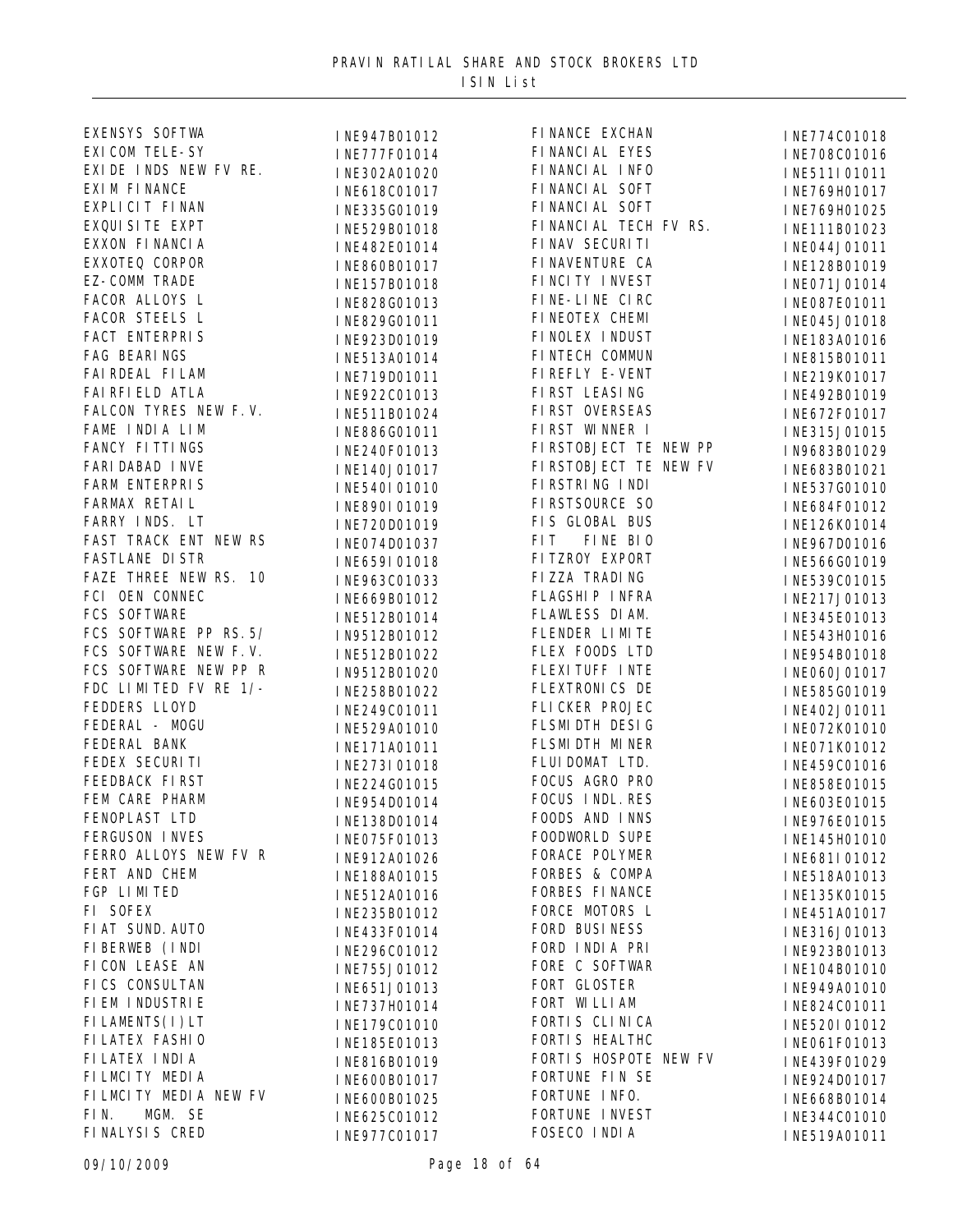# PRAVIN RATILAL SHARE AND STOCK BROKERS LTD

## ISIN List

| Name | ISIN |
|---|---|
| EXENSYS SOFTWA | INE947B01012 |
| EXICOM TELE-SY | INE777F01014 |
| EXIDE INDS NEW FV RE. | INE302A01020 |
| EXIM FINANCE | INE618C01017 |
| EXPLICIT FINAN | INE335G01019 |
| EXQUISITE EXPT | INE529B01018 |
| EXXON FINANCIA | INE482E01014 |
| EXXOTEQ CORPOR | INE860B01017 |
| EZ-COMM TRADE | INE157B01018 |
| FACOR ALLOYS L | INE828G01013 |
| FACOR STEELS L | INE829G01011 |
| FACT ENTERPRIS | INE923D01019 |
| FAG BEARINGS | INE513A01014 |
| FAIRDEAL FILAM | INE719D01011 |
| FAIRFIELD ATLA | INE922C01013 |
| FALCON TYRES NEW F.V. | INE511B01024 |
| FAME INDIA LIM | INE886G01011 |
| FANCY FITTINGS | INE240F01013 |
| FARIDABAD INVE | INE140J01017 |
| FARM ENTERPRIS | INE540I01010 |
| FARMAX RETAIL | INE890I01019 |
| FARRY INDS. LT | INE720D01019 |
| FAST TRACK ENT NEW RS | INE074D01037 |
| FASTLANE DISTR | INE659I01018 |
| FAZE THREE NEW RS. 10 | INE963C01033 |
| FCI OEN CONNEC | INE669B01012 |
| FCS SOFTWARE | INE512B01014 |
| FCS SOFTWARE PP RS.5/ | IN9512B01012 |
| FCS SOFTWARE NEW F.V. | INE512B01022 |
| FCS SOFTWARE NEW PP R | IN9512B01020 |
| FDC LIMITED FV RE 1/- | INE258B01022 |
| FEDDERS LLOYD | INE249C01011 |
| FEDERAL - MOGU | INE529A01010 |
| FEDERAL BANK | INE171A01011 |
| FEDEX SECURITI | INE273I01018 |
| FEEDBACK FIRST | INE224G01015 |
| FEM CARE PHARM | INE954D01014 |
| FENOPLAST LTD | INE138D01014 |
| FERGUSON INVES | INE075F01013 |
| FERRO ALLOYS NEW FV R | INE912A01026 |
| FERT AND CHEM | INE188A01015 |
| FGP LIMITED | INE512A01016 |
| FI SOFEX | INE235B01012 |
| FIAT SUND.AUTO | INE433F01014 |
| FIBERWEB (INDI | INE296C01012 |
| FICON LEASE AN | INE755J01012 |
| FICS CONSULTAN | INE651J01013 |
| FIEM INDUSTRIE | INE737H01014 |
| FILAMENTS(I)LT | INE179C01010 |
| FILATEX FASHIO | INE185E01013 |
| FILATEX INDIA | INE816B01019 |
| FILMCITY MEDIA | INE600B01017 |
| FILMCITY MEDIA NEW FV | INE600B01025 |
| FIN. MGM. SE | INE625C01012 |
| FINALYSIS CRED | INE977C01017 |
| FINANCE EXCHAN | INE774C01018 |
| FINANCIAL EYES | INE708C01016 |
| FINANCIAL INFO | INE511I01011 |
| FINANCIAL SOFT | INE769H01017 |
| FINANCIAL SOFT | INE769H01025 |
| FINANCIAL TECH FV RS. | INE111B01023 |
| FINAV SECURITI | INE044J01011 |
| FINAVENTURE CA | INE128B01019 |
| FINCITY INVEST | INE071J01014 |
| FINE-LINE CIRC | INE087E01011 |
| FINEOTEX CHEMI | INE045J01018 |
| FINOLEX INDUST | INE183A01016 |
| FINTECH COMMUN | INE815B01011 |
| FIREFLY E-VENT | INE219K01017 |
| FIRST LEASING | INE492B01019 |
| FIRST OVERSEAS | INE672F01017 |
| FIRST WINNER I | INE315J01015 |
| FIRSTOBJECT TE NEW PP | IN9683B01029 |
| FIRSTOBJECT TE NEW FV | INE683B01021 |
| FIRSTRING INDI | INE537G01010 |
| FIRSTSOURCE SO | INE684F01012 |
| FIS GLOBAL BUS | INE126K01014 |
| FIT FINE BIO | INE967D01016 |
| FITZROY EXPORT | INE566G01019 |
| FIZZA TRADING | INE539C01015 |
| FLAGSHIP INFRA | INE217J01013 |
| FLAWLESS DIAM. | INE345E01013 |
| FLENDER LIMITE | INE543H01016 |
| FLEX FOODS LTD | INE954B01018 |
| FLEXITUFF INTE | INE060J01017 |
| FLEXTRONICS DE | INE585G01019 |
| FLICKER PROJEC | INE402J01011 |
| FLSMIDTH DESIG | INE072K01010 |
| FLSMIDTH MINER | INE071K01012 |
| FLUIDOMAT LTD. | INE459C01016 |
| FOCUS AGRO PRO | INE858E01015 |
| FOCUS INDL.RES | INE603E01015 |
| FOODS AND INNS | INE976E01015 |
| FOODWORLD SUPE | INE145H01010 |
| FORACE POLYMER | INE681I01012 |
| FORBES & COMPA | INE518A01013 |
| FORBES FINANCE | INE135K01015 |
| FORCE MOTORS L | INE451A01017 |
| FORD BUSINESS | INE316J01013 |
| FORD INDIA PRI | INE923B01013 |
| FORE C SOFTWAR | INE104B01010 |
| FORT GLOSTER | INE949A01010 |
| FORT WILLIAM | INE824C01011 |
| FORTIS CLINICA | INE520I01012 |
| FORTIS HEALTHC | INE061F01013 |
| FORTIS HOSPOTE NEW FV | INE439F01029 |
| FORTUNE FIN SE | INE924D01017 |
| FORTUNE INFO. | INE668B01014 |
| FORTUNE INVEST | INE344C01010 |
| FOSECO INDIA | INE519A01011 |

09/10/2009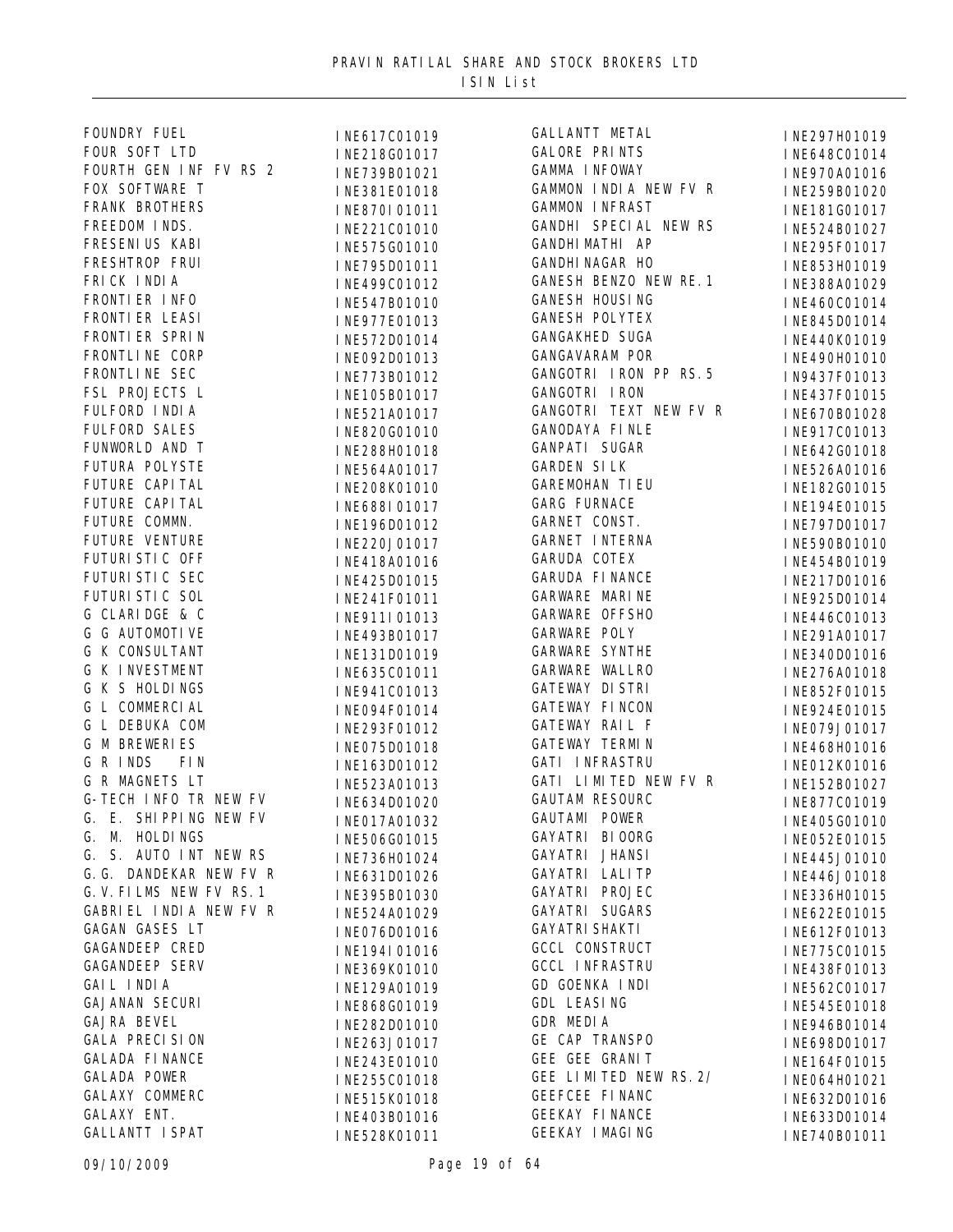PRAVIN RATILAL SHARE AND STOCK BROKERS LTD
ISIN List

| Name | ISIN |
|---|---|
| FOUNDRY FUEL | INE617C01019 |
| FOUR SOFT LTD | INE218G01017 |
| FOURTH GEN INF FV RS 2 | INE739B01021 |
| FOX SOFTWARE T | INE381E01018 |
| FRANK BROTHERS | INE870I01011 |
| FREEDOM INDS. | INE221C01010 |
| FRESENIUS KABI | INE575G01010 |
| FRESHTROP FRUI | INE795D01011 |
| FRICK INDIA | INE499C01012 |
| FRONTIER INFO | INE547B01010 |
| FRONTIER LEASI | INE977E01013 |
| FRONTIER SPRIN | INE572D01014 |
| FRONTLINE CORP | INE092D01013 |
| FRONTLINE SEC | INE773B01012 |
| FSL PROJECTS L | INE105B01017 |
| FULFORD INDIA | INE521A01017 |
| FULFORD SALES | INE820G01010 |
| FUNWORLD AND T | INE288H01018 |
| FUTURA POLYSTE | INE564A01017 |
| FUTURE CAPITAL | INE208K01010 |
| FUTURE CAPITAL | INE688I01017 |
| FUTURE COMMN. | INE196D01012 |
| FUTURE VENTURE | INE220J01017 |
| FUTURISTIC OFF | INE418A01016 |
| FUTURISTIC SEC | INE425D01015 |
| FUTURISTIC SOL | INE241F01011 |
| G CLARIDGE & C | INE911I01013 |
| G G AUTOMOTIVE | INE493B01017 |
| G K CONSULTANT | INE131D01019 |
| G K INVESTMENT | INE635C01011 |
| G K S HOLDINGS | INE941C01013 |
| G L COMMERCIAL | INE094F01014 |
| G L DEBUKA COM | INE293F01012 |
| G M BREWERIES | INE075D01018 |
| G R INDS FIN | INE163D01012 |
| G R MAGNETS LT | INE523A01013 |
| G-TECH INFO TR NEW FV | INE634D01020 |
| G. E. SHIPPING NEW FV | INE017A01032 |
| G. M. HOLDINGS | INE506G01015 |
| G. S. AUTO INT NEW RS | INE736H01024 |
| G.G. DANDEKAR NEW FV R | INE631D01026 |
| G.V.FILMS NEW FV RS.1 | INE395B01030 |
| GABRIEL INDIA NEW FV R | INE524A01029 |
| GAGAN GASES LT | INE076D01016 |
| GAGANDEEP CRED | INE194I01016 |
| GAGANDEEP SERV | INE369K01010 |
| GAIL INDIA | INE129A01019 |
| GAJANAN SECURI | INE868G01019 |
| GAJRA BEVEL | INE282D01010 |
| GALA PRECISION | INE263J01017 |
| GALADA FINANCE | INE243E01010 |
| GALADA POWER | INE255C01018 |
| GALAXY COMMERC | INE515K01018 |
| GALAXY ENT. | INE403B01016 |
| GALLANTT ISPAT | INE528K01011 |
| GALLANTT METAL | INE297H01019 |
| GALORE PRINTS | INE648C01014 |
| GAMMA INFOWAY | INE970A01016 |
| GAMMON INDIA NEW FV R | INE259B01020 |
| GAMMON INFRAST | INE181G01017 |
| GANDHI SPECIAL NEW RS | INE524B01027 |
| GANDHIMATHI AP | INE295F01017 |
| GANDHINAGAR HO | INE853H01019 |
| GANESH BENZO NEW RE.1 | INE388A01029 |
| GANESH HOUSING | INE460C01014 |
| GANESH POLYTEX | INE845D01014 |
| GANGAKHED SUGA | INE440K01019 |
| GANGAVARAM POR | INE490H01010 |
| GANGOTRI IRON PP RS.5 | IN9437F01013 |
| GANGOTRI IRON | INE437F01015 |
| GANGOTRI TEXT NEW FV R | INE670B01028 |
| GANODAYA FINLE | INE917C01013 |
| GANPATI SUGAR | INE642G01018 |
| GARDEN SILK | INE526A01016 |
| GAREMOHAN TIEU | INE182G01015 |
| GARG FURNACE | INE194E01015 |
| GARNET CONST. | INE797D01017 |
| GARNET INTERNA | INE590B01010 |
| GARUDA COTEX | INE454B01019 |
| GARUDA FINANCE | INE217D01016 |
| GARWARE MARINE | INE925D01014 |
| GARWARE OFFSHO | INE446C01013 |
| GARWARE POLY | INE291A01017 |
| GARWARE SYNTHE | INE340D01016 |
| GARWARE WALLRO | INE276A01018 |
| GATEWAY DISTRI | INE852F01015 |
| GATEWAY FINCON | INE924E01015 |
| GATEWAY RAIL F | INE079J01017 |
| GATEWAY TERMIN | INE468H01016 |
| GATI INFRASTRU | INE012K01016 |
| GATI LIMITED NEW FV R | INE152B01027 |
| GAUTAM RESOURC | INE877C01019 |
| GAUTAMI POWER | INE405G01010 |
| GAYATRI BIOORG | INE052E01015 |
| GAYATRI JHANSI | INE445J01010 |
| GAYATRI LALITP | INE446J01018 |
| GAYATRI PROJEC | INE336H01015 |
| GAYATRI SUGARS | INE622E01015 |
| GAYATRISHAKTI | INE612F01013 |
| GCCL CONSTRUCT | INE775C01015 |
| GCCL INFRASTRU | INE438F01013 |
| GD GOENKA INDI | INE562C01017 |
| GDL LEASING | INE545E01018 |
| GDR MEDIA | INE946B01014 |
| GE CAP TRANSPO | INE698D01017 |
| GEE GEE GRANIT | INE164F01015 |
| GEE LIMITED NEW RS.2/ | INE064H01021 |
| GEEFCEE FINANC | INE632D01016 |
| GEEKAY FINANCE | INE633D01014 |
| GEEKAY IMAGING | INE740B01011 |

09/10/2009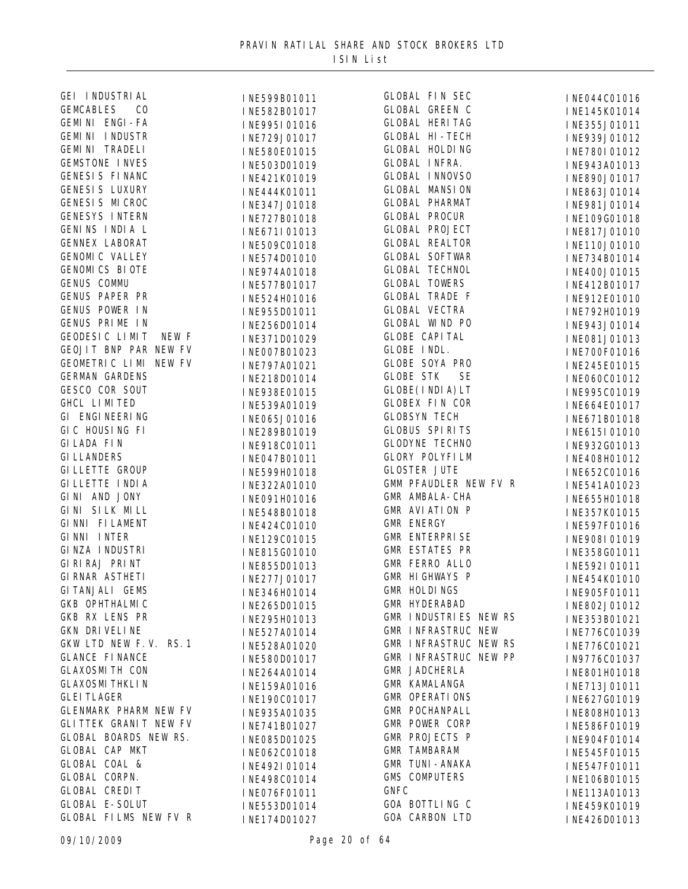PRAVIN RATILAL SHARE AND STOCK BROKERS LTD
ISIN List

| Name | ISIN |
|---|---|
| GEI INDUSTRIAL | INE599B01011 |
| GEMCABLES CO | INE582B01017 |
| GEMINI ENGI-FA | INE995I01016 |
| GEMINI INDUSTR | INE729J01017 |
| GEMINI TRADELI | INE580E01015 |
| GEMSTONE INVES | INE503D01019 |
| GENESIS FINANC | INE421K01019 |
| GENESIS LUXURY | INE444K01011 |
| GENESIS MICROC | INE347J01018 |
| GENESYS INTERN | INE727B01018 |
| GENINS INDIA L | INE671I01013 |
| GENNEX LABORAT | INE509C01018 |
| GENOMIC VALLEY | INE574D01010 |
| GENOMICS BIOTE | INE974A01018 |
| GENUS COMMU | INE577B01017 |
| GENUS PAPER PR | INE524H01016 |
| GENUS POWER IN | INE955D01011 |
| GENUS PRIME IN | INE256D01014 |
| GEODESIC LIMIT NEW F | INE371D01029 |
| GEOJIT BNP PAR NEW FV | INE007B01023 |
| GEOMETRIC LIMI NEW FV | INE797A01021 |
| GERMAN GARDENS | INE218D01014 |
| GESCO COR SOUT | INE938E01015 |
| GHCL LIMITED | INE539A01019 |
| GI ENGINEERING | INE065J01016 |
| GIC HOUSING FI | INE289B01019 |
| GILADA FIN | INE918C01011 |
| GILLANDERS | INE047B01011 |
| GILLETTE GROUP | INE599H01018 |
| GILLETTE INDIA | INE322A01010 |
| GINI AND JONY | INE091H01016 |
| GINI SILK MILL | INE548B01018 |
| GINNI FILAMENT | INE424C01010 |
| GINNI INTER | INE129C01015 |
| GINZA INDUSTRI | INE815G01010 |
| GIRIRAJ PRINT | INE855D01013 |
| GIRNAR ASTHETI | INE277J01017 |
| GITANJALI GEMS | INE346H01014 |
| GKB OPHTHALMIC | INE265D01015 |
| GKB RX LENS PR | INE295H01013 |
| GKN DRIVELINE | INE527A01014 |
| GKW LTD NEW F.V. RS.1 | INE528A01020 |
| GLANCE FINANCE | INE580D01017 |
| GLAXOSMITH CON | INE264A01014 |
| GLAXOSMITHKLIN | INE159A01016 |
| GLEITLAGER | INE190C01017 |
| GLENMARK PHARM NEW FV | INE935A01035 |
| GLITTEK GRANIT NEW FV | INE741B01027 |
| GLOBAL BOARDS NEW RS. | INE085D01025 |
| GLOBAL CAP MKT | INE062C01018 |
| GLOBAL COAL & | INE492I01014 |
| GLOBAL CORPN. | INE498C01014 |
| GLOBAL CREDIT | INE076F01011 |
| GLOBAL E-SOLUT | INE553D01014 |
| GLOBAL FILMS NEW FV R | INE174D01027 |
| GLOBAL FIN SEC | INE044C01016 |
| GLOBAL GREEN C | INE145K01014 |
| GLOBAL HERITAG | INE355J01011 |
| GLOBAL HI-TECH | INE939J01012 |
| GLOBAL HOLDING | INE780I01012 |
| GLOBAL INFRA. | INE943A01013 |
| GLOBAL INNOVSO | INE890J01017 |
| GLOBAL MANSION | INE863J01014 |
| GLOBAL PHARMAT | INE981J01014 |
| GLOBAL PROCUR | INE109G01018 |
| GLOBAL PROJECT | INE817J01010 |
| GLOBAL REALTOR | INE110J01010 |
| GLOBAL SOFTWAR | INE734B01014 |
| GLOBAL TECHNOL | INE400J01015 |
| GLOBAL TOWERS | INE412B01017 |
| GLOBAL TRADE F | INE912E01010 |
| GLOBAL VECTRA | INE792H01019 |
| GLOBAL WIND PO | INE943J01014 |
| GLOBE CAPITAL | INE081J01013 |
| GLOBE INDL. | INE700F01016 |
| GLOBE SOYA PRO | INE245E01015 |
| GLOBE STK SE | INE060C01012 |
| GLOBE(INDIA)LT | INE995C01019 |
| GLOBEX FIN COR | INE664E01017 |
| GLOBSYN TECH | INE671B01018 |
| GLOBUS SPIRITS | INE615I01010 |
| GLODYNE TECHNO | INE932G01013 |
| GLORY POLYFILM | INE408H01012 |
| GLOSTER JUTE | INE652C01016 |
| GMM PFAUDLER NEW FV R | INE541A01023 |
| GMR AMBALA-CHA | INE655H01018 |
| GMR AVIATION P | INE357K01015 |
| GMR ENERGY | INE597F01016 |
| GMR ENTERPRISE | INE908I01019 |
| GMR ESTATES PR | INE358G01011 |
| GMR FERRO ALLO | INE592I01011 |
| GMR HIGHWAYS P | INE454K01010 |
| GMR HOLDINGS | INE905F01011 |
| GMR HYDERABAD | INE802J01012 |
| GMR INDUSTRIES NEW RS | INE353B01021 |
| GMR INFRASTRUC NEW | INE776C01039 |
| GMR INFRASTRUC NEW RS | INE776C01021 |
| GMR INFRASTRUC NEW PP | IN9776C01037 |
| GMR JADCHERLA | INE801H01018 |
| GMR KAMALANGA | INE713J01011 |
| GMR OPERATIONS | INE627G01019 |
| GMR POCHANPALL | INE808H01013 |
| GMR POWER CORP | INE586F01019 |
| GMR PROJECTS P | INE904F01014 |
| GMR TAMBARAM | INE545F01015 |
| GMR TUNI-ANAKA | INE547F01011 |
| GMS COMPUTERS | INE106B01015 |
| GNFC | INE113A01013 |
| GOA BOTTLING C | INE459K01019 |
| GOA CARBON LTD | INE426D01013 |

09/10/2009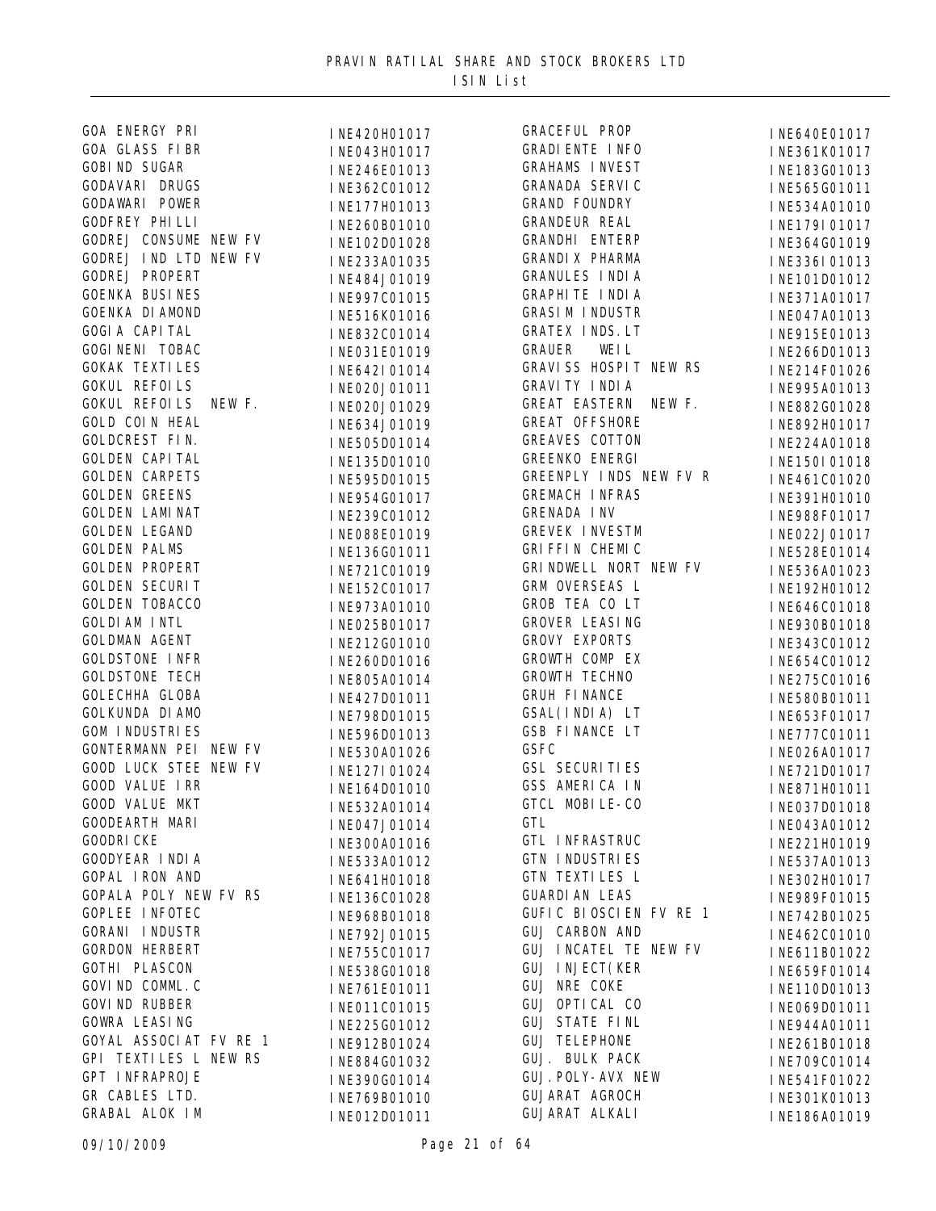# PRAVIN RATILAL SHARE AND STOCK BROKERS LTD

## ISIN List

| Name | ISIN |
|---|---|
| GOA ENERGY PRI | INE420H01017 |
| GOA GLASS FIBR | INE043H01017 |
| GOBIND SUGAR | INE246E01013 |
| GODAVARI DRUGS | INE362C01012 |
| GODAWARI POWER | INE177H01013 |
| GODFREY PHILLI | INE260B01010 |
| GODREJ CONSUME NEW FV | INE102D01028 |
| GODREJ IND LTD NEW FV | INE233A01035 |
| GODREJ PROPERT | INE484J01019 |
| GOENKA BUSINES | INE997C01015 |
| GOENKA DIAMOND | INE516K01016 |
| GOGIA CAPITAL | INE832C01014 |
| GOGINENI TOBAC | INE031E01019 |
| GOKAK TEXTILES | INE642I01014 |
| GOKUL REFOILS | INE020J01011 |
| GOKUL REFOILS NEW F. | INE020J01029 |
| GOLD COIN HEAL | INE634J01019 |
| GOLDCREST FIN. | INE505D01014 |
| GOLDEN CAPITAL | INE135D01010 |
| GOLDEN CARPETS | INE595D01015 |
| GOLDEN GREENS | INE954G01017 |
| GOLDEN LAMINAT | INE239C01012 |
| GOLDEN LEGAND | INE088E01019 |
| GOLDEN PALMS | INE136G01011 |
| GOLDEN PROPERT | INE721C01019 |
| GOLDEN SECURIT | INE152C01017 |
| GOLDEN TOBACCO | INE973A01010 |
| GOLDIAM INTL | INE025B01017 |
| GOLDMAN AGENT | INE212G01010 |
| GOLDSTONE INFR | INE260D01016 |
| GOLDSTONE TECH | INE805A01014 |
| GOLECHHA GLOBA | INE427D01011 |
| GOLKUNDA DIAMO | INE798D01015 |
| GOM INDUSTRIES | INE596D01013 |
| GONTERMANN PEI NEW FV | INE530A01026 |
| GOOD LUCK STEE NEW FV | INE127I01024 |
| GOOD VALUE IRR | INE164D01010 |
| GOOD VALUE MKT | INE532A01014 |
| GOODEARTH MARI | INE047J01014 |
| GOODRICKE | INE300A01016 |
| GOODYEAR INDIA | INE533A01012 |
| GOPAL IRON AND | INE641H01018 |
| GOPALA POLY NEW FV RS | INE136C01028 |
| GOPLEE INFOTEC | INE968B01018 |
| GORANI INDUSTR | INE792J01015 |
| GORDON HERBERT | INE755C01017 |
| GOTHI PLASCON | INE538G01018 |
| GOVIND COMML.C | INE761E01011 |
| GOVIND RUBBER | INE011C01015 |
| GOWRA LEASING | INE225G01012 |
| GOYAL ASSOCIAT FV RE 1 | INE912B01024 |
| GPI TEXTILES L NEW RS | INE884G01032 |
| GPT INFRAPROJE | INE390G01014 |
| GR CABLES LTD. | INE769B01010 |
| GRABAL ALOK IM | INE012D01011 |
| GRACEFUL PROP | INE640E01017 |
| GRADIENTE INFO | INE361K01017 |
| GRAHAMS INVEST | INE183G01013 |
| GRANADA SERVIC | INE565G01011 |
| GRAND FOUNDRY | INE534A01010 |
| GRANDEUR REAL | INE179I01017 |
| GRANDHI ENTERP | INE364G01019 |
| GRANDIX PHARMA | INE336I01013 |
| GRANULES INDIA | INE101D01012 |
| GRAPHITE INDIA | INE371A01017 |
| GRASIM INDUSTR | INE047A01013 |
| GRATEX INDS.LT | INE915E01013 |
| GRAUER WEIL | INE266D01013 |
| GRAVISS HOSPIT NEW RS | INE214F01026 |
| GRAVITY INDIA | INE995A01013 |
| GREAT EASTERN NEW F. | INE882G01028 |
| GREAT OFFSHORE | INE892H01017 |
| GREAVES COTTON | INE224A01018 |
| GREENKO ENERGI | INE150I01018 |
| GREENPLY INDS NEW FV R | INE461C01020 |
| GREMACH INFRAS | INE391H01010 |
| GRENADA INV | INE988F01017 |
| GREVEK INVESTM | INE022J01017 |
| GRIFFIN CHEMIC | INE528E01014 |
| GRINDWELL NORT NEW FV | INE536A01023 |
| GRM OVERSEAS L | INE192H01012 |
| GROB TEA CO LT | INE646C01018 |
| GROVER LEASING | INE930B01018 |
| GROVY EXPORTS | INE343C01012 |
| GROWTH COMP EX | INE654C01012 |
| GROWTH TECHNO | INE275C01016 |
| GRUH FINANCE | INE580B01011 |
| GSAL(INDIA) LT | INE653F01017 |
| GSB FINANCE LT | INE777C01011 |
| GSFC | INE026A01017 |
| GSL SECURITIES | INE721D01017 |
| GSS AMERICA IN | INE871H01011 |
| GTCL MOBILE-CO | INE037D01018 |
| GTL | INE043A01012 |
| GTL INFRASTRUC | INE221H01019 |
| GTN INDUSTRIES | INE537A01013 |
| GTN TEXTILES L | INE302H01017 |
| GUARDIAN LEAS | INE989F01015 |
| GUFIC BIOSCIEN FV RE 1 | INE742B01025 |
| GUJ CARBON AND | INE462C01010 |
| GUJ INCATEL TE NEW FV | INE611B01022 |
| GUJ INJECT(KER | INE659F01014 |
| GUJ NRE COKE | INE110D01013 |
| GUJ OPTICAL CO | INE069D01011 |
| GUJ STATE FINL | INE944A01011 |
| GUJ TELEPHONE | INE261B01018 |
| GUJ. BULK PACK | INE709C01014 |
| GUJ.POLY-AVX NEW | INE541F01022 |
| GUJARAT AGROCH | INE301K01013 |
| GUJARAT ALKALI | INE186A01019 |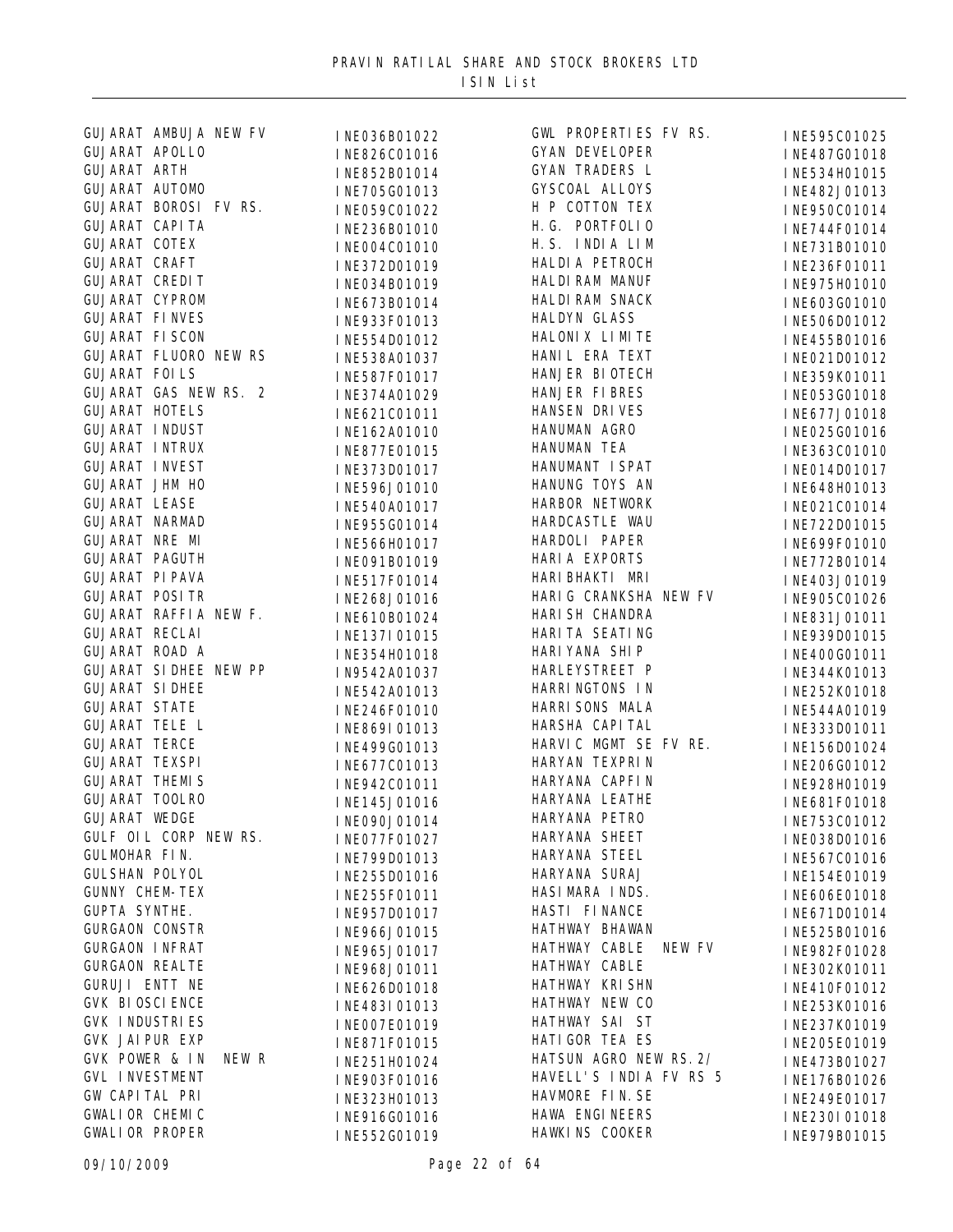PRAVIN RATILAL SHARE AND STOCK BROKERS LTD

ISIN List

| Name | ISIN | Name | ISIN |
|---|---|---|---|
| GUJARAT AMBUJA NEW FV | INE036B01022 | GWL PROPERTIES FV RS. | INE595C01025 |
| GUJARAT APOLLO | INE826C01016 | GYAN DEVELOPER | INE487G01018 |
| GUJARAT ARTH | INE852B01014 | GYAN TRADERS L | INE534H01015 |
| GUJARAT AUTOMO | INE705G01013 | GYSCOAL ALLOYS | INE482J01013 |
| GUJARAT BOROSI FV RS. | INE059C01022 | H P COTTON TEX | INE950C01014 |
| GUJARAT CAPITA | INE236B01010 | H.G. PORTFOLIO | INE744F01014 |
| GUJARAT COTEX | INE004C01010 | H.S. INDIA LIM | INE731B01010 |
| GUJARAT CRAFT | INE372D01019 | HALDIA PETROCH | INE236F01011 |
| GUJARAT CREDIT | INE034B01019 | HALDIRAM MANUF | INE975H01010 |
| GUJARAT CYPROM | INE673B01014 | HALDIRAM SNACK | INE603G01010 |
| GUJARAT FINVES | INE933F01013 | HALDYN GLASS | INE506D01012 |
| GUJARAT FISCON | INE554D01012 | HALONIX LIMITE | INE455B01016 |
| GUJARAT FLUORO NEW RS | INE538A01037 | HANIL ERA TEXT | INE021D01012 |
| GUJARAT FOILS | INE587F01017 | HANJER BIOTECH | INE359K01011 |
| GUJARAT GAS NEW RS. 2 | INE374A01029 | HANJER FIBRES | INE053G01018 |
| GUJARAT HOTELS | INE621C01011 | HANSEN DRIVES | INE677J01018 |
| GUJARAT INDUST | INE162A01010 | HANUMAN AGRO | INE025G01016 |
| GUJARAT INTRUX | INE877E01015 | HANUMAN TEA | INE363C01010 |
| GUJARAT INVEST | INE373D01017 | HANUMANT ISPAT | INE014D01017 |
| GUJARAT JHM HO | INE596J01010 | HANUNG TOYS AN | INE648H01013 |
| GUJARAT LEASE | INE540A01017 | HARBOR NETWORK | INE021C01014 |
| GUJARAT NARMAD | INE955G01014 | HARDCASTLE WAU | INE722D01015 |
| GUJARAT NRE MI | INE566H01017 | HARDOLI PAPER | INE699F01010 |
| GUJARAT PAGUTH | INE091B01019 | HARIA EXPORTS | INE772B01014 |
| GUJARAT PIPAVA | INE517F01014 | HARIBHAKTI MRI | INE403J01019 |
| GUJARAT POSITR | INE268J01016 | HARIG CRANKSHA NEW FV | INE905C01026 |
| GUJARAT RAFFIA NEW F. | INE610B01024 | HARISH CHANDRA | INE831J01011 |
| GUJARAT RECLAI | INE137I01015 | HARITA SEATING | INE939D01015 |
| GUJARAT ROAD A | INE354H01018 | HARIYANA SHIP | INE400G01011 |
| GUJARAT SIDHEE NEW PP | IN9542A01037 | HARLEYSTREET P | INE344K01013 |
| GUJARAT SIDHEE | INE542A01013 | HARRINGTONS IN | INE252K01018 |
| GUJARAT STATE | INE246F01010 | HARRISONS MALA | INE544A01019 |
| GUJARAT TELE L | INE869I01013 | HARSHA CAPITAL | INE333D01011 |
| GUJARAT TERCE | INE499G01013 | HARVIC MGMT SE FV RE. | INE156D01024 |
| GUJARAT TEXSPI | INE677C01013 | HARYAN TEXPRIN | INE206G01012 |
| GUJARAT THEMIS | INE942C01011 | HARYANA CAPFIN | INE928H01019 |
| GUJARAT TOOLRO | INE145J01016 | HARYANA LEATHE | INE681F01018 |
| GUJARAT WEDGE | INE090J01014 | HARYANA PETRO | INE753C01012 |
| GULF OIL CORP NEW RS. | INE077F01027 | HARYANA SHEET | INE038D01016 |
| GULMOHAR FIN. | INE799D01013 | HARYANA STEEL | INE567C01016 |
| GULSHAN POLYOL | INE255D01016 | HARYANA SURAJ | INE154E01019 |
| GUNNY CHEM-TEX | INE255F01011 | HASIMARA INDS. | INE606E01018 |
| GUPTA SYNTHE. | INE957D01017 | HASTI FINANCE | INE671D01014 |
| GURGAON CONSTR | INE966J01015 | HATHWAY BHAWAN | INE525B01016 |
| GURGAON INFRAT | INE965J01017 | HATHWAY CABLE NEW FV | INE982F01028 |
| GURGAON REALTE | INE968J01011 | HATHWAY CABLE | INE302K01011 |
| GURUJI ENTT NE | INE626D01018 | HATHWAY KRISHN | INE410F01012 |
| GVK BIOSCIENCE | INE483I01013 | HATHWAY NEW CO | INE253K01016 |
| GVK INDUSTRIES | INE007E01019 | HATHWAY SAI ST | INE237K01019 |
| GVK JAIPUR EXP | INE871F01015 | HATIGOR TEA ES | INE205E01019 |
| GVK POWER & IN NEW R | INE251H01024 | HATSUN AGRO NEW RS.2/ | INE473B01027 |
| GVL INVESTMENT | INE903F01016 | HAVELL'S INDIA FV RS 5 | INE176B01026 |
| GW CAPITAL PRI | INE323H01013 | HAVMORE FIN.SE | INE249E01017 |
| GWALIOR CHEMIC | INE916G01016 | HAWA ENGINEERS | INE230I01018 |
| GWALIOR PROPER | INE552G01019 | HAWKINS COOKER | INE979B01015 |

09/10/2009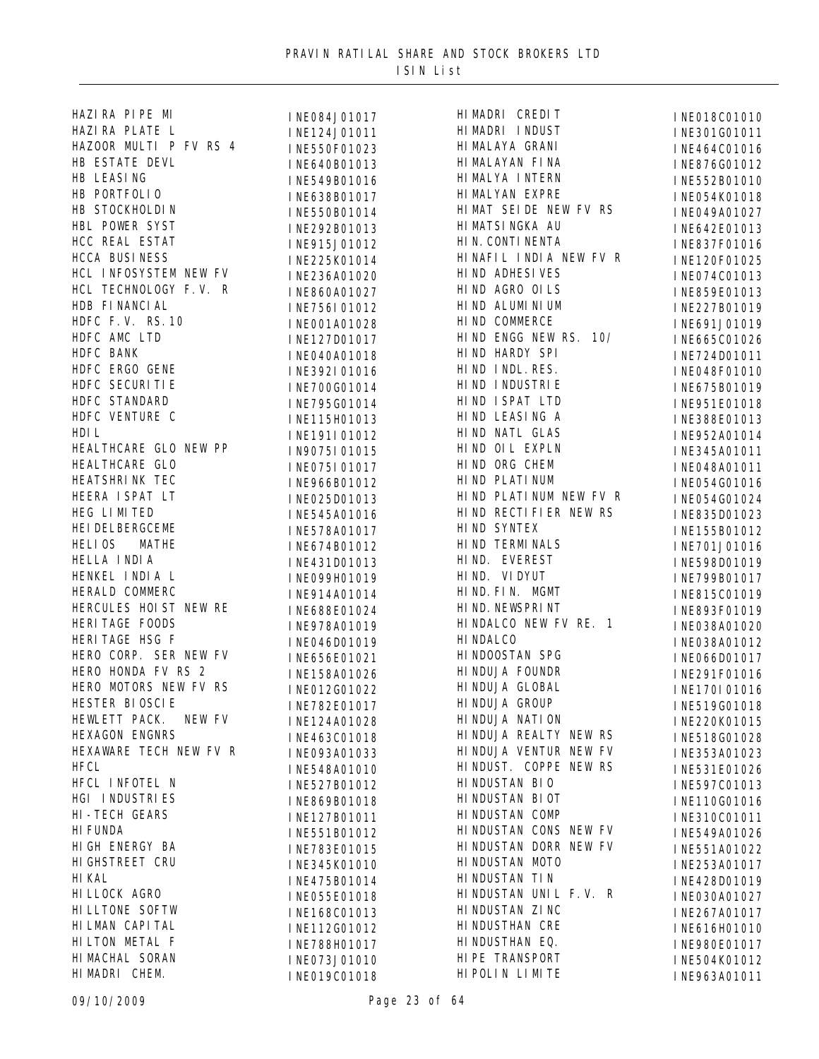PRAVIN RATILAL SHARE AND STOCK BROKERS LTD

ISIN List

| Name | ISIN | Name | ISIN |
|---|---|---|---|
| HAZIRA PIPE MI | INE084J01017 | HIMADRI CREDIT | INE018C01010 |
| HAZIRA PLATE L | INE124J01011 | HIMADRI INDUST | INE301G01011 |
| HAZOOR MULTI P FV RS 4 | INE550F01023 | HIMALAYA GRANI | INE464C01016 |
| HB ESTATE DEVL | INE640B01013 | HIMALAYAN FINA | INE876G01012 |
| HB LEASING | INE549B01016 | HIMALYA INTERN | INE552B01010 |
| HB PORTFOLIO | INE638B01017 | HIMALYAN EXPRE | INE054K01018 |
| HB STOCKHOLDIN | INE550B01014 | HIMAT SEIDE NEW FV RS | INE049A01027 |
| HBL POWER SYST | INE292B01013 | HIMATSINGKA AU | INE642E01013 |
| HCC REAL ESTAT | INE915J01012 | HIN.CONTINENTA | INE837F01016 |
| HCCA BUSINESS | INE225K01014 | HINAFIL INDIA NEW FV R | INE120F01025 |
| HCL INFOSYSTEM NEW FV | INE236A01020 | HIND ADHESIVES | INE074C01013 |
| HCL TECHNOLOGY F.V. R | INE860A01027 | HIND AGRO OILS | INE859E01013 |
| HDB FINANCIAL | INE756I01012 | HIND ALUMINIUM | INE227B01019 |
| HDFC F.V. RS.10 | INE001A01028 | HIND COMMERCE | INE691J01019 |
| HDFC AMC LTD | INE127D01017 | HIND ENGG NEW RS. 10/ | INE665C01026 |
| HDFC BANK | INE040A01018 | HIND HARDY SPI | INE724D01011 |
| HDFC ERGO GENE | INE392I01016 | HIND INDL.RES. | INE048F01010 |
| HDFC SECURITIE | INE700G01014 | HIND INDUSTRIE | INE675B01019 |
| HDFC STANDARD | INE795G01014 | HIND ISPAT LTD | INE951E01018 |
| HDFC VENTURE C | INE115H01013 | HIND LEASING A | INE388E01013 |
| HDIL | INE191I01012 | HIND NATL GLAS | INE952A01014 |
| HEALTHCARE GLO NEW PP | IN9075I01015 | HIND OIL EXPLN | INE345A01011 |
| HEALTHCARE GLO | INE075I01017 | HIND ORG CHEM | INE048A01011 |
| HEATSHRINK TEC | INE966B01012 | HIND PLATINUM | INE054G01016 |
| HEERA ISPAT LT | INE025D01013 | HIND PLATINUM NEW FV R | INE054G01024 |
| HEG LIMITED | INE545A01016 | HIND RECTIFIER NEW RS | INE835D01023 |
| HEIDELBERGCEME | INE578A01017 | HIND SYNTEX | INE155B01012 |
| HELIOS MATHE | INE674B01012 | HIND TERMINALS | INE701J01016 |
| HELLA INDIA | INE431D01013 | HIND. EVEREST | INE598D01019 |
| HENKEL INDIA L | INE099H01019 | HIND. VIDYUT | INE799B01017 |
| HERALD COMMERC | INE914A01014 | HIND.FIN. MGMT | INE815C01019 |
| HERCULES HOIST NEW RE | INE688E01024 | HIND.NEWSPRINT | INE893F01019 |
| HERITAGE FOODS | INE978A01019 | HINDALCO NEW FV RE. 1 | INE038A01020 |
| HERITAGE HSG F | INE046D01019 | HINDALCO | INE038A01012 |
| HERO CORP. SER NEW FV | INE656E01021 | HINDOOSTAN SPG | INE066D01017 |
| HERO HONDA FV RS 2 | INE158A01026 | HINDUJA FOUNDR | INE291F01016 |
| HERO MOTORS NEW FV RS | INE012G01022 | HINDUJA GLOBAL | INE170I01016 |
| HESTER BIOSCIE | INE782E01017 | HINDUJA GROUP | INE519G01018 |
| HEWLETT PACK. NEW FV | INE124A01028 | HINDUJA NATION | INE220K01015 |
| HEXAGON ENGNRS | INE463C01018 | HINDUJA REALTY NEW RS | INE518G01028 |
| HEXAWARE TECH NEW FV R | INE093A01033 | HINDUJA VENTUR NEW FV | INE353A01023 |
| HFCL | INE548A01010 | HINDUST. COPPE NEW RS | INE531E01026 |
| HFCL INFOTEL N | INE527B01012 | HINDUSTAN BIO | INE597C01013 |
| HGI INDUSTRIES | INE869B01018 | HINDUSTAN BIOT | INE110G01016 |
| HI-TECH GEARS | INE127B01011 | HINDUSTAN COMP | INE310C01011 |
| HIFUNDA | INE551B01012 | HINDUSTAN CONS NEW FV | INE549A01026 |
| HIGH ENERGY BA | INE783E01015 | HINDUSTAN DORR NEW FV | INE551A01022 |
| HIGHSTREET CRU | INE345K01010 | HINDUSTAN MOTO | INE253A01017 |
| HIKAL | INE475B01014 | HINDUSTAN TIN | INE428D01019 |
| HILLOCK AGRO | INE055E01018 | HINDUSTAN UNIL F.V. R | INE030A01027 |
| HILLTONE SOFTW | INE168C01013 | HINDUSTAN ZINC | INE267A01017 |
| HILMAN CAPITAL | INE112G01012 | HINDUSTHAN CRE | INE616H01010 |
| HILTON METAL F | INE788H01017 | HINDUSTHAN EQ. | INE980E01017 |
| HIMACHAL SORAN | INE073J01010 | HIPE TRANSPORT | INE504K01012 |
| HIMADRI CHEM. | INE019C01018 | HIPOLIN LIMITE | INE963A01011 |

09/10/2009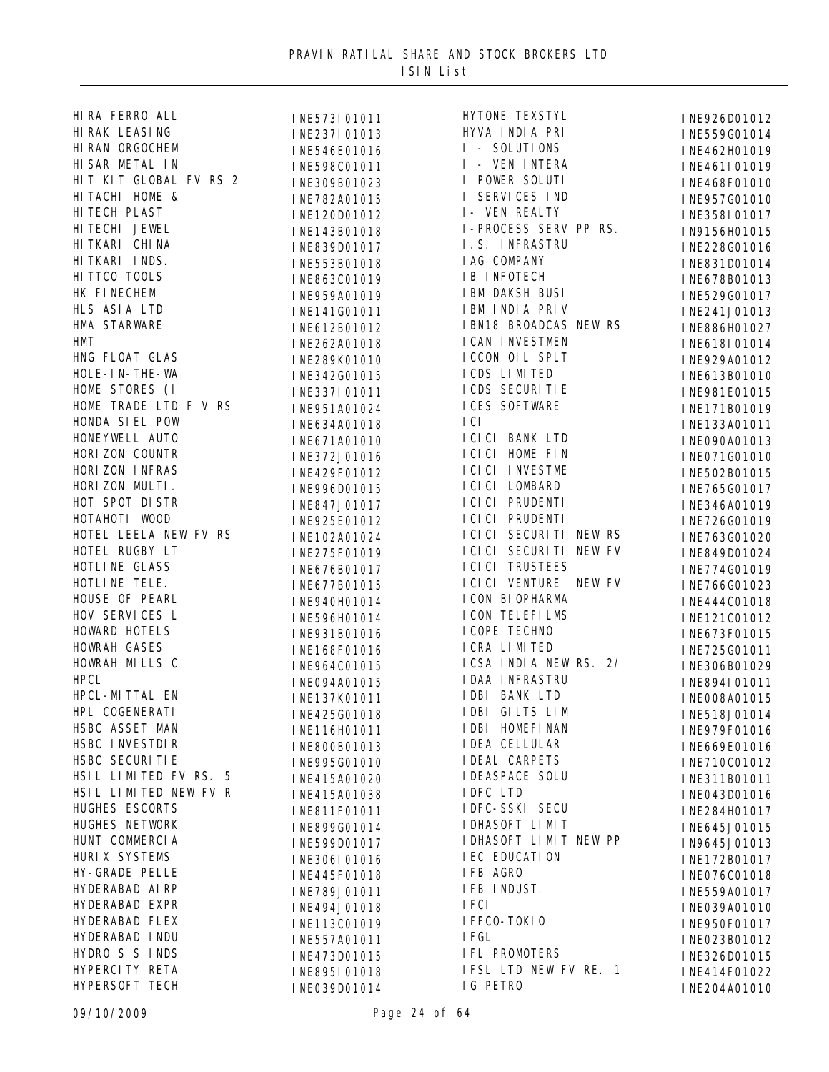# PRAVIN RATILAL SHARE AND STOCK BROKERS LTD

## ISIN List

| Name | ISIN |
|---|---|
| HIRA FERRO ALL | INE573I01011 |
| HIRAK LEASING | INE237I01013 |
| HIRAN ORGOCHEM | INE546E01016 |
| HISAR METAL IN | INE598C01011 |
| HIT KIT GLOBAL FV RS 2 | INE309B01023 |
| HITACHI HOME & | INE782A01015 |
| HITECH PLAST | INE120D01012 |
| HITECHI JEWEL | INE143B01018 |
| HITKARI CHINA | INE839D01017 |
| HITKARI INDS. | INE553B01018 |
| HITTCO TOOLS | INE863C01019 |
| HK FINECHEM | INE959A01019 |
| HLS ASIA LTD | INE141G01011 |
| HMA STARWARE | INE612B01012 |
| HMT | INE262A01018 |
| HNG FLOAT GLAS | INE289K01010 |
| HOLE-IN-THE-WA | INE342G01015 |
| HOME STORES (I | INE337I01011 |
| HOME TRADE LTD F V RS | INE951A01024 |
| HONDA SIEL POW | INE634A01018 |
| HONEYWELL AUTO | INE671A01010 |
| HORIZON COUNTR | INE372J01016 |
| HORIZON INFRAS | INE429F01012 |
| HORIZON MULTI. | INE996D01015 |
| HOT SPOT DISTR | INE847J01017 |
| HOTAHOTI WOOD | INE925E01012 |
| HOTEL LEELA NEW FV RS | INE102A01024 |
| HOTEL RUGBY LT | INE275F01019 |
| HOTLINE GLASS | INE676B01017 |
| HOTLINE TELE. | INE677B01015 |
| HOUSE OF PEARL | INE940H01014 |
| HOV SERVICES L | INE596H01014 |
| HOWARD HOTELS | INE931B01016 |
| HOWRAH GASES | INE168F01016 |
| HOWRAH MILLS C | INE964C01015 |
| HPCL | INE094A01015 |
| HPCL-MITTAL EN | INE137K01011 |
| HPL COGENERATI | INE425G01018 |
| HSBC ASSET MAN | INE116H01011 |
| HSBC INVESTDIR | INE800B01013 |
| HSBC SECURITIE | INE995G01010 |
| HSIL LIMITED FV RS. 5 | INE415A01020 |
| HSIL LIMITED NEW FV R | INE415A01038 |
| HUGHES ESCORTS | INE811F01011 |
| HUGHES NETWORK | INE899G01014 |
| HUNT COMMERCIA | INE599D01017 |
| HURIX SYSTEMS | INE306I01016 |
| HY-GRADE PELLE | INE445F01018 |
| HYDERABAD AIRP | INE789J01011 |
| HYDERABAD EXPR | INE494J01018 |
| HYDERABAD FLEX | INE113C01019 |
| HYDERABAD INDU | INE557A01011 |
| HYDRO S S INDS | INE473D01015 |
| HYPERCITY RETA | INE895I01018 |
| HYPERSOFT TECH | INE039D01014 |
| HYTONE TEXSTYL | INE926D01012 |
| HYVA INDIA PRI | INE559G01014 |
| I - SOLUTIONS | INE462H01019 |
| I - VEN INTERA | INE461I01019 |
| I POWER SOLUTI | INE468F01010 |
| I SERVICES IND | INE957G01010 |
| I- VEN REALTY | INE358I01017 |
| I-PROCESS SERV PP RS. | IN9156H01015 |
| I.S. INFRASTRU | INE228G01016 |
| IAG COMPANY | INE831D01014 |
| IB INFOTECH | INE678B01013 |
| IBM DAKSH BUSI | INE529G01017 |
| IBM INDIA PRIV | INE241J01013 |
| IBN18 BROADCAS NEW RS | INE886H01027 |
| ICAN INVESTMEN | INE618I01014 |
| ICCON OIL SPLT | INE929A01012 |
| ICDS LIMITED | INE613B01010 |
| ICDS SECURITIE | INE981E01015 |
| ICES SOFTWARE | INE171B01019 |
| ICI | INE133A01011 |
| ICICI BANK LTD | INE090A01013 |
| ICICI HOME FIN | INE071G01010 |
| ICICI INVESTME | INE502B01015 |
| ICICI LOMBARD | INE765G01017 |
| ICICI PRUDENTI | INE346A01019 |
| ICICI PRUDENTI | INE726G01019 |
| ICICI SECURITI NEW RS | INE763G01020 |
| ICICI SECURITI NEW FV | INE849D01024 |
| ICICI TRUSTEES | INE774G01019 |
| ICICI VENTURE NEW FV | INE766G01023 |
| ICON BIOPHARMA | INE444C01018 |
| ICON TELEFILMS | INE121C01012 |
| ICOPE TECHNO | INE673F01015 |
| ICRA LIMITED | INE725G01011 |
| ICSA INDIA NEW RS. 2/ | INE306B01029 |
| IDAA INFRASTRU | INE894I01011 |
| IDBI BANK LTD | INE008A01015 |
| IDBI GILTS LIM | INE518J01014 |
| IDBI HOMEFINAN | INE979F01016 |
| IDEA CELLULAR | INE669E01016 |
| IDEAL CARPETS | INE710C01012 |
| IDEASPACE SOLU | INE311B01011 |
| IDFC LTD | INE043D01016 |
| IDFC-SSKI SECU | INE284H01017 |
| IDHASOFT LIMIT | INE645J01015 |
| IDHASOFT LIMIT NEW PP | IN9645J01013 |
| IEC EDUCATION | INE172B01017 |
| IFB AGRO | INE076C01018 |
| IFB INDUST. | INE559A01017 |
| IFCI | INE039A01010 |
| IFFCO-TOKIO | INE950F01017 |
| IFGL | INE023B01012 |
| IFL PROMOTERS | INE326D01015 |
| IFSL LTD NEW FV RE. 1 | INE414F01022 |
| IG PETRO | INE204A01010 |

09/10/2009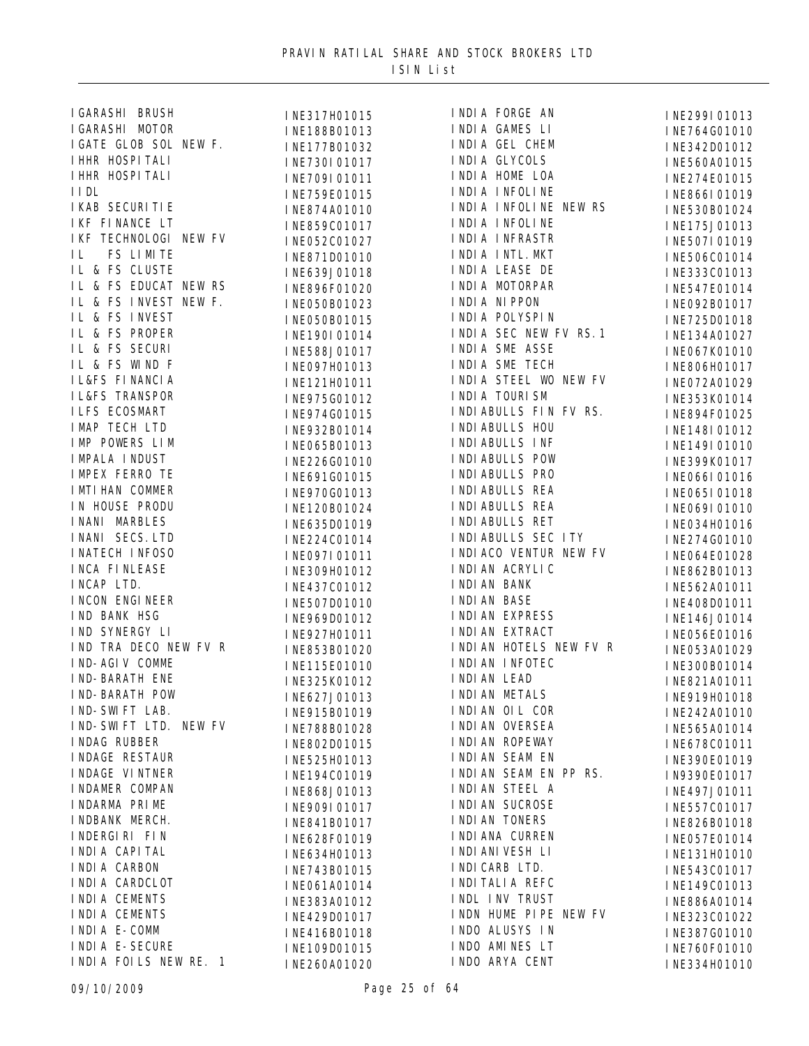PRAVIN RATILAL SHARE AND STOCK BROKERS LTD
ISIN List

| Name | ISIN |
|---|---|
| IGARASHI BRUSH | INE317H01015 |
| IGARASHI MOTOR | INE188B01013 |
| IGATE GLOB SOL NEW F. | INE177B01032 |
| IHHR HOSPITALI | INE730I01017 |
| IHHR HOSPITALI | INE709I01011 |
| IIDL | INE759E01015 |
| IKAB SECURITIE | INE874A01010 |
| IKF FINANCE LT | INE859C01017 |
| IKF TECHNOLOGI NEW FV | INE052C01027 |
| IL FS LIMITE | INE871D01010 |
| IL & FS CLUSTE | INE639J01018 |
| IL & FS EDUCAT NEW RS | INE896F01020 |
| IL & FS INVEST NEW F. | INE050B01023 |
| IL & FS INVEST | INE050B01015 |
| IL & FS PROPER | INE190I01014 |
| IL & FS SECURI | INE588J01017 |
| IL & FS WIND F | INE097H01013 |
| IL&FS FINANCIA | INE121H01011 |
| IL&FS TRANSPOR | INE975G01012 |
| ILFS ECOSMART | INE974G01015 |
| IMAP TECH LTD | INE932B01014 |
| IMP POWERS LIM | INE065B01013 |
| IMPALA INDUST | INE226G01010 |
| IMPEX FERRO TE | INE691G01015 |
| IMTIHAN COMMER | INE970G01013 |
| IN HOUSE PRODU | INE120B01024 |
| INANI MARBLES | INE635D01019 |
| INANI SECS.LTD | INE224C01014 |
| INATECH INFOSO | INE097I01011 |
| INCA FINLEASE | INE309H01012 |
| INCAP LTD. | INE437C01012 |
| INCON ENGINEER | INE507D01010 |
| IND BANK HSG | INE969D01012 |
| IND SYNERGY LI | INE927H01011 |
| IND TRA DECO NEW FV R | INE853B01020 |
| IND-AGIV COMME | INE115E01010 |
| IND-BARATH ENE | INE325K01012 |
| IND-BARATH POW | INE627J01013 |
| IND-SWIFT LAB. | INE915B01019 |
| IND-SWIFT LTD. NEW FV | INE788B01028 |
| INDAG RUBBER | INE802D01015 |
| INDAGE RESTAUR | INE525H01013 |
| INDAGE VINTNER | INE194C01019 |
| INDAMER COMPAN | INE868J01013 |
| INDARMA PRIME | INE909I01017 |
| INDBANK MERCH. | INE841B01017 |
| INDERGIRI FIN | INE628F01019 |
| INDIA CAPITAL | INE634H01013 |
| INDIA CARBON | INE743B01015 |
| INDIA CARDCLOT | INE061A01014 |
| INDIA CEMENTS | INE383A01012 |
| INDIA CEMENTS | INE429D01017 |
| INDIA E-COMM | INE416B01018 |
| INDIA E-SECURE | INE109D01015 |
| INDIA FOILS NEW RE. 1 | INE260A01020 |
| INDIA FORGE AN | INE299I01013 |
| INDIA GAMES LI | INE764G01010 |
| INDIA GEL CHEM | INE342D01012 |
| INDIA GLYCOLS | INE560A01015 |
| INDIA HOME LOA | INE274E01015 |
| INDIA INFOLINE | INE866I01019 |
| INDIA INFOLINE NEW RS | INE530B01024 |
| INDIA INFOLINE | INE175J01013 |
| INDIA INFRASTR | INE507I01019 |
| INDIA INTL.MKT | INE506C01014 |
| INDIA LEASE DE | INE333C01013 |
| INDIA MOTORPAR | INE547E01014 |
| INDIA NIPPON | INE092B01017 |
| INDIA POLYSPIN | INE725D01018 |
| INDIA SEC NEW FV RS.1 | INE134A01027 |
| INDIA SME ASSE | INE067K01010 |
| INDIA SME TECH | INE806H01017 |
| INDIA STEEL WO NEW FV | INE072A01029 |
| INDIA TOURISM | INE353K01014 |
| INDIABULLS FIN FV RS. | INE894F01025 |
| INDIABULLS HOU | INE148I01012 |
| INDIABULLS INF | INE149I01010 |
| INDIABULLS POW | INE399K01017 |
| INDIABULLS PRO | INE066I01016 |
| INDIABULLS REA | INE065I01018 |
| INDIABULLS REA | INE069I01010 |
| INDIABULLS RET | INE034H01016 |
| INDIABULLS SEC ITY | INE274G01010 |
| INDIACO VENTUR NEW FV | INE064E01028 |
| INDIAN ACRYLIC | INE862B01013 |
| INDIAN BANK | INE562A01011 |
| INDIAN BASE | INE408D01011 |
| INDIAN EXPRESS | INE146J01014 |
| INDIAN EXTRACT | INE056E01016 |
| INDIAN HOTELS NEW FV R | INE053A01029 |
| INDIAN INFOTEC | INE300B01014 |
| INDIAN LEAD | INE821A01011 |
| INDIAN METALS | INE919H01018 |
| INDIAN OIL COR | INE242A01010 |
| INDIAN OVERSEA | INE565A01014 |
| INDIAN ROPEWAY | INE678C01011 |
| INDIAN SEAM EN | INE390E01019 |
| INDIAN SEAM EN PP RS. | IN9390E01017 |
| INDIAN STEEL A | INE497J01011 |
| INDIAN SUCROSE | INE557C01017 |
| INDIAN TONERS | INE826B01018 |
| INDIANA CURREN | INE057E01014 |
| INDIANIVESH LI | INE131H01010 |
| INDICARB LTD. | INE543C01017 |
| INDITALIA REFC | INE149C01013 |
| INDL INV TRUST | INE886A01014 |
| INDN HUME PIPE NEW FV | INE323C01022 |
| INDO ALUSYS IN | INE387G01010 |
| INDO AMINES LT | INE760F01010 |
| INDO ARYA CENT | INE334H01010 |

09/10/2009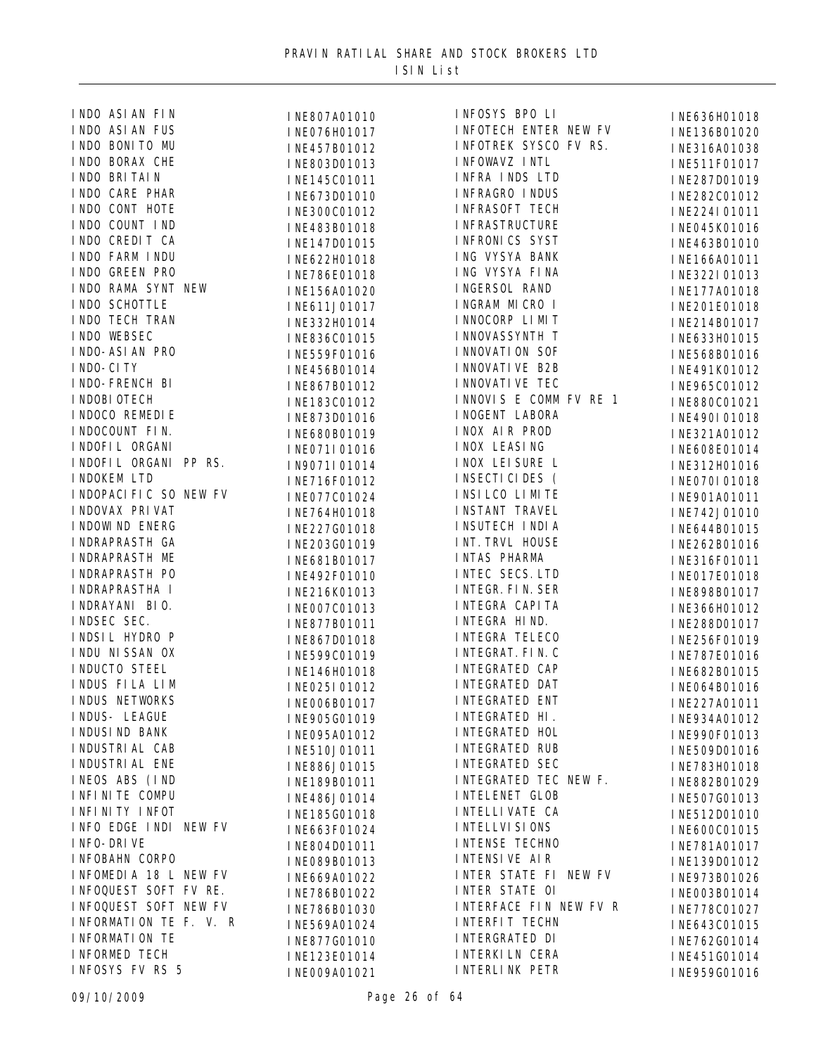# PRAVIN RATILAL SHARE AND STOCK BROKERS LTD

## ISIN List

| Name | ISIN |
|---|---|
| INDO ASIAN FIN | INE807A01010 |
| INDO ASIAN FUS | INE076H01017 |
| INDO BONITO MU | INE457B01012 |
| INDO BORAX CHE | INE803D01013 |
| INDO BRITAIN | INE145C01011 |
| INDO CARE PHAR | INE673D01010 |
| INDO CONT HOTE | INE300C01012 |
| INDO COUNT IND | INE483B01018 |
| INDO CREDIT CA | INE147D01015 |
| INDO FARM INDU | INE622H01018 |
| INDO GREEN PRO | INE786E01018 |
| INDO RAMA SYNT NEW | INE156A01020 |
| INDO SCHOTTLE | INE611J01017 |
| INDO TECH TRAN | INE332H01014 |
| INDO WEBSEC | INE836C01015 |
| INDO-ASIAN PRO | INE559F01016 |
| INDO-CITY | INE456B01014 |
| INDO-FRENCH BI | INE867B01012 |
| INDOBIOTECH | INE183C01012 |
| INDOCO REMEDIE | INE873D01016 |
| INDOCOUNT FIN. | INE680B01019 |
| INDOFIL ORGANI | INE071I01016 |
| INDOFIL ORGANI PP RS. | IN9071I01014 |
| INDOKEM LTD | INE716F01012 |
| INDOPACIFIC SO NEW FV | INE077C01024 |
| INDOVAX PRIVAT | INE764H01018 |
| INDOWIND ENERG | INE227G01018 |
| INDRAPRASTH GA | INE203G01019 |
| INDRAPRASTH ME | INE681B01017 |
| INDRAPRASTH PO | INE492F01010 |
| INDRAPRASTHA I | INE216K01013 |
| INDRAYANI BIO. | INE007C01013 |
| INDSEC SEC. | INE877B01011 |
| INDSIL HYDRO P | INE867D01018 |
| INDU NISSAN OX | INE599C01019 |
| INDUCTO STEEL | INE146H01018 |
| INDUS FILA LIM | INE025I01012 |
| INDUS NETWORKS | INE006B01017 |
| INDUS- LEAGUE | INE905G01019 |
| INDUSIND BANK | INE095A01012 |
| INDUSTRIAL CAB | INE510J01011 |
| INDUSTRIAL ENE | INE886J01015 |
| INEOS ABS (IND | INE189B01011 |
| INFINITE COMPU | INE486J01014 |
| INFINITY INFOT | INE185G01018 |
| INFO EDGE INDI NEW FV | INE663F01024 |
| INFO-DRIVE | INE804D01011 |
| INFOBAHN CORPO | INE089B01013 |
| INFOMEDIA 18 L NEW FV | INE669A01022 |
| INFOQUEST SOFT FV RE. | INE786B01022 |
| INFOQUEST SOFT NEW FV | INE786B01030 |
| INFORMATION TE F. V. R | INE569A01024 |
| INFORMATION TE | INE877G01010 |
| INFORMED TECH | INE123E01014 |
| INFOSYS FV RS 5 | INE009A01021 |
| INFOSYS BPO LI | INE636H01018 |
| INFOTECH ENTER NEW FV | INE136B01020 |
| INFOTREK SYSCO FV RS. | INE316A01038 |
| INFOWAVZ INTL | INE511F01017 |
| INFRA INDS LTD | INE287D01019 |
| INFRAGRO INDUS | INE282C01012 |
| INFRASOFT TECH | INE224I01011 |
| INFRASTRUCTURE | INE045K01016 |
| INFRONICS SYST | INE463B01010 |
| ING VYSYA BANK | INE166A01011 |
| ING VYSYA FINA | INE322I01013 |
| INGERSOL RAND | INE177A01018 |
| INGRAM MICRO I | INE201E01018 |
| INNOCORP LIMIT | INE214B01017 |
| INNOVASSYNTH T | INE633H01015 |
| INNOVATION SOF | INE568B01016 |
| INNOVATIVE B2B | INE491K01012 |
| INNOVATIVE TEC | INE965C01012 |
| INNOVIS E COMM FV RE 1 | INE880C01021 |
| INOGENT LABORA | INE490I01018 |
| INOX AIR PROD | INE321A01012 |
| INOX LEASING | INE608E01014 |
| INOX LEISURE L | INE312H01016 |
| INSECTICIDES ( | INE070I01018 |
| INSILCO LIMITE | INE901A01011 |
| INSTANT TRAVEL | INE742J01010 |
| INSUTECH INDIA | INE644B01015 |
| INT.TRVL HOUSE | INE262B01016 |
| INTAS PHARMA | INE316F01011 |
| INTEC SECS.LTD | INE017E01018 |
| INTEGR.FIN.SER | INE898B01017 |
| INTEGRA CAPITA | INE366H01012 |
| INTEGRA HIND. | INE288D01017 |
| INTEGRA TELECO | INE256F01019 |
| INTEGRAT.FIN.C | INE787E01016 |
| INTEGRATED CAP | INE682B01015 |
| INTEGRATED DAT | INE064B01016 |
| INTEGRATED ENT | INE227A01011 |
| INTEGRATED HI. | INE934A01012 |
| INTEGRATED HOL | INE990F01013 |
| INTEGRATED RUB | INE509D01016 |
| INTEGRATED SEC | INE783H01018 |
| INTEGRATED TEC NEW F. | INE882B01029 |
| INTELENET GLOB | INE507G01013 |
| INTELLIVATE CA | INE512D01010 |
| INTELLVISIONS | INE600C01015 |
| INTENSE TECHNO | INE781A01017 |
| INTENSIVE AIR | INE139D01012 |
| INTER STATE FI NEW FV | INE973B01026 |
| INTER STATE OI | INE003B01014 |
| INTERFACE FIN NEW FV R | INE778C01027 |
| INTERFIT TECHN | INE643C01015 |
| INTERGRATED DI | INE762G01014 |
| INTERKILN CERA | INE451G01014 |
| INTERLINK PETR | INE959G01016 |

09/10/2009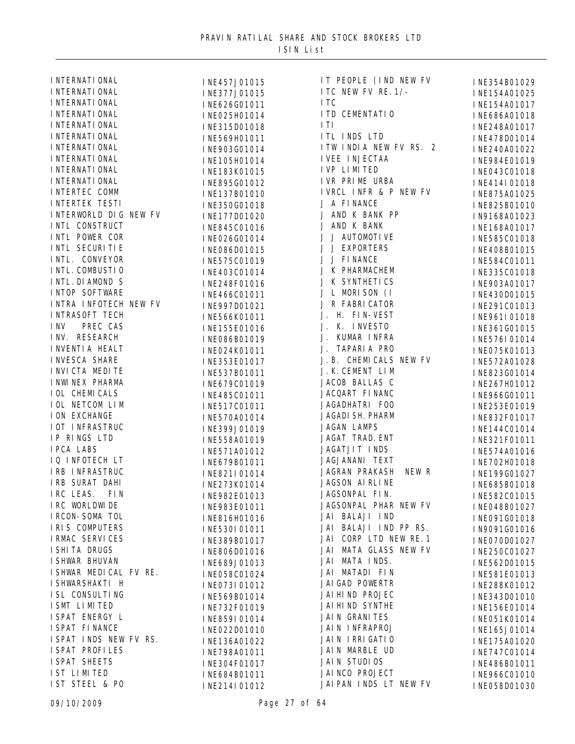# PRAVIN RATILAL SHARE AND STOCK BROKERS LTD

## ISIN List

| Name | ISIN | Name | ISIN |
|---|---|---|---|
| INTERNATIONAL | INE457J01015 | IT PEOPLE (IND NEW FV | INE354B01029 |
| INTERNATIONAL | INE377J01015 | ITC NEW FV RE.1/- | INE154A01025 |
| INTERNATIONAL | INE626G01011 | ITC | INE154A01017 |
| INTERNATIONAL | INE025H01014 | ITD CEMENTATIO | INE686A01018 |
| INTERNATIONAL | INE315D01018 | ITI | INE248A01017 |
| INTERNATIONAL | INE569H01011 | ITL INDS LTD | INE478D01014 |
| INTERNATIONAL | INE903G01014 | ITW INDIA NEW FV RS. 2 | INE240A01022 |
| INTERNATIONAL | INE105H01014 | IVEE INJECTAA | INE984E01019 |
| INTERNATIONAL | INE183K01015 | IVP LIMITED | INE043C01018 |
| INTERNATIONAL | INE895G01012 | IVR PRIME URBA | INE414I01018 |
| INTERTEC COMM | INE137B01010 | IVRCL INFR & P NEW FV | INE875A01025 |
| INTERTEK TESTI | INE350G01018 | J A FINANCE | INE825B01010 |
| INTERWORLD DIG NEW FV | INE177D01020 | J AND K BANK PP | IN9168A01023 |
| INTL CONSTRUCT | INE845C01016 | J AND K BANK | INE168A01017 |
| INTL POWER COR | INE026G01014 | J J AUTOMOTIVE | INE585C01018 |
| INTL SECURITIE | INE086D01015 | J J EXPORTERS | INE408B01015 |
| INTL. CONVEYOR | INE575C01019 | J J FINANCE | INE584C01011 |
| INTL.COMBUSTIO | INE403C01014 | J K PHARMACHEM | INE335C01018 |
| INTL.DIAMOND S | INE248F01016 | J K SYNTHETICS | INE903A01017 |
| INTOP SOFTWARE | INE466C01011 | J L MORISON (I | INE430D01015 |
| INTRA INFOTECH NEW FV | INE997D01021 | J R FABRICATOR | INE291C01013 |
| INTRASOFT TECH | INE566K01011 | J. H. FIN-VEST | INE961I01018 |
| INV PREC CAS | INE155E01016 | J. K. INVESTO | INE361G01015 |
| INV. RESEARCH | INE086B01019 | J. KUMAR INFRA | INE576I01014 |
| INVENTIA HEALT | INE024K01011 | J. TAPARIA PRO | INE075K01013 |
| INVESCA SHARE | INE353E01017 | J.B. CHEMICALS NEW FV | INE572A01028 |
| INVICTA MEDITE | INE537B01011 | J.K.CEMENT LIM | INE823G01014 |
| INWINEX PHARMA | INE679C01019 | JACOB BALLAS C | INE267H01012 |
| IOL CHEMICALS | INE485C01011 | JACQART FINANC | INE966G01011 |
| IOL NETCOM LIM | INE517C01011 | JAGADHATRI FOO | INE253E01019 |
| ION EXCHANGE | INE570A01014 | JAGADISH.PHARM | INE832F01017 |
| IOT INFRASTRUC | INE399J01019 | JAGAN LAMPS | INE144C01014 |
| IP RINGS LTD | INE558A01019 | JAGAT TRAD.ENT | INE321F01011 |
| IPCA LABS | INE571A01012 | JAGATJIT INDS | INE574A01016 |
| IQ INFOTECH LT | INE679B01011 | JAGJANANI TEXT | INE702H01018 |
| IRB INFRASTRUC | INE821I01014 | JAGRAN PRAKASH NEW R | INE199G01027 |
| IRB SURAT DAHI | INE273K01014 | JAGSON AIRLINE | INE685B01018 |
| IRC LEAS. FIN | INE982E01013 | JAGSONPAL FIN. | INE582C01015 |
| IRC WORLDWIDE | INE983E01011 | JAGSONPAL PHAR NEW FV | INE048B01027 |
| IRCON-SOMA TOL | INE816H01016 | JAI BALAJI IND | INE091G01018 |
| IRIS COMPUTERS | INE530I01011 | JAI BALAJI IND PP RS. | IN9091G01016 |
| IRMAC SERVICES | INE389B01017 | JAI CORP LTD NEW RE.1 | INE070D01027 |
| ISHITA DRUGS | INE806D01016 | JAI MATA GLASS NEW FV | INE250C01027 |
| ISHWAR BHUVAN | INE689J01013 | JAI MATA INDS. | INE562D01015 |
| ISHWAR MEDICAL FV RE. | INE058C01024 | JAI MATADI FIN | INE581E01013 |
| ISHWARSHAKTI H | INE073I01012 | JAIGAD POWERTR | INE288K01012 |
| ISL CONSULTING | INE569B01014 | JAIHIND PROJEC | INE343D01010 |
| ISMT LIMITED | INE732F01019 | JAIHIND SYNTHE | INE156E01014 |
| ISPAT ENERGY L | INE859I01014 | JAIN GRANITES | INE051K01014 |
| ISPAT FINANCE | INE022D01010 | JAIN INFRAPROJ | INE165J01014 |
| ISPAT INDS NEW FV RS. | INE136A01022 | JAIN IRRIGATIO | INE175A01020 |
| ISPAT PROFILES | INE798A01011 | JAIN MARBLE UD | INE747C01014 |
| ISPAT SHEETS | INE304F01017 | JAIN STUDIOS | INE486B01011 |
| IST LIMITED | INE684B01011 | JAINCO PROJECT | INE966C01010 |
| IST STEEL & PO | INE214I01012 | JAIPAN INDS LT NEW FV | INE058D01030 |

09/10/2009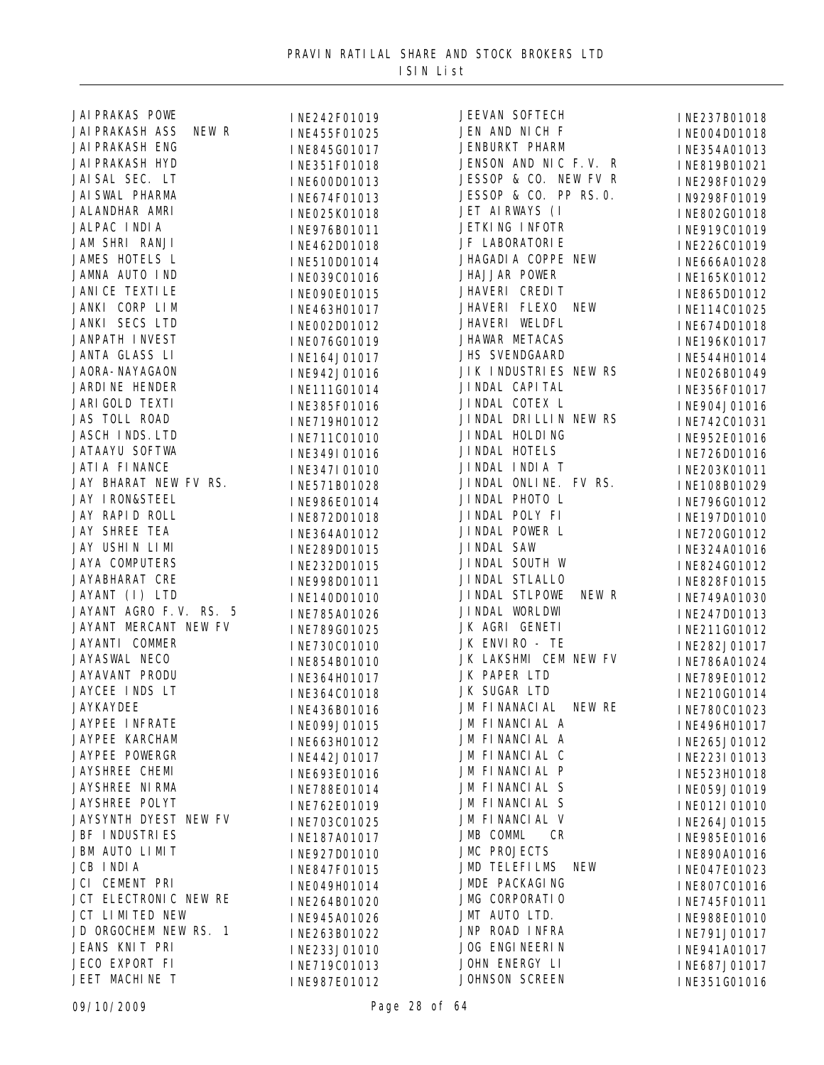PRAVIN RATILAL SHARE AND STOCK BROKERS LTD
ISIN List

| Name | ISIN |
|---|---|
| JAIPRAKAS POWE | INE242F01019 |
| JAIPRAKASH ASS NEW R | INE455F01025 |
| JAIPRAKASH ENG | INE845G01017 |
| JAIPRAKASH HYD | INE351F01018 |
| JAISAL SEC. LT | INE600D01013 |
| JAISWAL PHARMA | INE674F01013 |
| JALANDHAR AMRI | INE025K01018 |
| JALPAC INDIA | INE976B01011 |
| JAM SHRI RANJI | INE462D01018 |
| JAMES HOTELS L | INE510D01014 |
| JAMNA AUTO IND | INE039C01016 |
| JANICE TEXTILE | INE090E01015 |
| JANKI CORP LIM | INE463H01017 |
| JANKI SECS LTD | INE002D01012 |
| JANPATH INVEST | INE076G01019 |
| JANTA GLASS LI | INE164J01017 |
| JAORA-NAYAGAON | INE942J01016 |
| JARDINE HENDER | INE111G01014 |
| JARIGOLD TEXTI | INE385F01016 |
| JAS TOLL ROAD | INE719H01012 |
| JASCH INDS.LTD | INE711C01010 |
| JATAAYU SOFTWA | INE349I01016 |
| JATIA FINANCE | INE347I01010 |
| JAY BHARAT NEW FV RS. | INE571B01028 |
| JAY IRON&STEEL | INE986E01014 |
| JAY RAPID ROLL | INE872D01018 |
| JAY SHREE TEA | INE364A01012 |
| JAY USHIN LIMI | INE289D01015 |
| JAYA COMPUTERS | INE232D01015 |
| JAYABHARAT CRE | INE998D01011 |
| JAYANT (I) LTD | INE140D01010 |
| JAYANT AGRO F.V. RS. 5 | INE785A01026 |
| JAYANT MERCANT NEW FV | INE789G01025 |
| JAYANTI COMMER | INE730C01010 |
| JAYASWAL NECO | INE854B01010 |
| JAYAVANT PRODU | INE364H01017 |
| JAYCEE INDS LT | INE364C01018 |
| JAYKAYDEE | INE436B01016 |
| JAYPEE INFRATE | INE099J01015 |
| JAYPEE KARCHAM | INE663H01012 |
| JAYPEE POWERGR | INE442J01017 |
| JAYSHREE CHEMI | INE693E01016 |
| JAYSHREE NIRMA | INE788E01014 |
| JAYSHREE POLYT | INE762E01019 |
| JAYSYNTH DYEST NEW FV | INE703C01025 |
| JBF INDUSTRIES | INE187A01017 |
| JBM AUTO LIMIT | INE927D01010 |
| JCB INDIA | INE847F01015 |
| JCI CEMENT PRI | INE049H01014 |
| JCT ELECTRONIC NEW RE | INE264B01020 |
| JCT LIMITED NEW | INE945A01026 |
| JD ORGOCHEM NEW RS. 1 | INE263B01022 |
| JEANS KNIT PRI | INE233J01010 |
| JECO EXPORT FI | INE719C01013 |
| JEET MACHINE T | INE987E01012 |
| JEEVAN SOFTECH | INE237B01018 |
| JEN AND NICH F | INE004D01018 |
| JENBURKT PHARM | INE354A01013 |
| JENSON AND NIC F.V. R | INE819B01021 |
| JESSOP & CO. NEW FV R | INE298F01029 |
| JESSOP & CO. PP RS.0. | IN9298F01019 |
| JET AIRWAYS (I | INE802G01018 |
| JETKING INFOTR | INE919C01019 |
| JF LABORATORIE | INE226C01019 |
| JHAGADIA COPPE NEW | INE666A01028 |
| JHAJJAR POWER | INE165K01012 |
| JHAVERI CREDIT | INE865D01012 |
| JHAVERI FLEXO NEW | INE114C01025 |
| JHAVERI WELDFL | INE674D01018 |
| JHAWAR METACAS | INE196K01017 |
| JHS SVENDGAARD | INE544H01014 |
| JIK INDUSTRIES NEW RS | INE026B01049 |
| JINDAL CAPITAL | INE356F01017 |
| JINDAL COTEX L | INE904J01016 |
| JINDAL DRILLIN NEW RS | INE742C01031 |
| JINDAL HOLDING | INE952E01016 |
| JINDAL HOTELS | INE726D01016 |
| JINDAL INDIA T | INE203K01011 |
| JINDAL ONLINE. FV RS. | INE108B01029 |
| JINDAL PHOTO L | INE796G01012 |
| JINDAL POLY FI | INE197D01010 |
| JINDAL POWER L | INE720G01012 |
| JINDAL SAW | INE324A01016 |
| JINDAL SOUTH W | INE824G01012 |
| JINDAL STLALLO | INE828F01015 |
| JINDAL STLPOWE NEW R | INE749A01030 |
| JINDAL WORLDWI | INE247D01013 |
| JK AGRI GENETI | INE211G01012 |
| JK ENVIRO - TE | INE282J01017 |
| JK LAKSHMI CEM NEW FV | INE786A01024 |
| JK PAPER LTD | INE789E01012 |
| JK SUGAR LTD | INE210G01014 |
| JM FINANACIAL NEW RE | INE780C01023 |
| JM FINANCIAL A | INE496H01017 |
| JM FINANCIAL A | INE265J01012 |
| JM FINANCIAL C | INE223I01013 |
| JM FINANCIAL P | INE523H01018 |
| JM FINANCIAL S | INE059J01019 |
| JM FINANCIAL S | INE012I01010 |
| JM FINANCIAL V | INE264J01015 |
| JMB COMML CR | INE985E01016 |
| JMC PROJECTS | INE890A01016 |
| JMD TELEFILMS NEW | INE047E01023 |
| JMDE PACKAGING | INE807C01016 |
| JMG CORPORATIO | INE745F01011 |
| JMT AUTO LTD. | INE988E01010 |
| JNP ROAD INFRA | INE791J01017 |
| JOG ENGINEERIN | INE941A01017 |
| JOHN ENERGY LI | INE687J01017 |
| JOHNSON SCREEN | INE351G01016 |

09/10/2009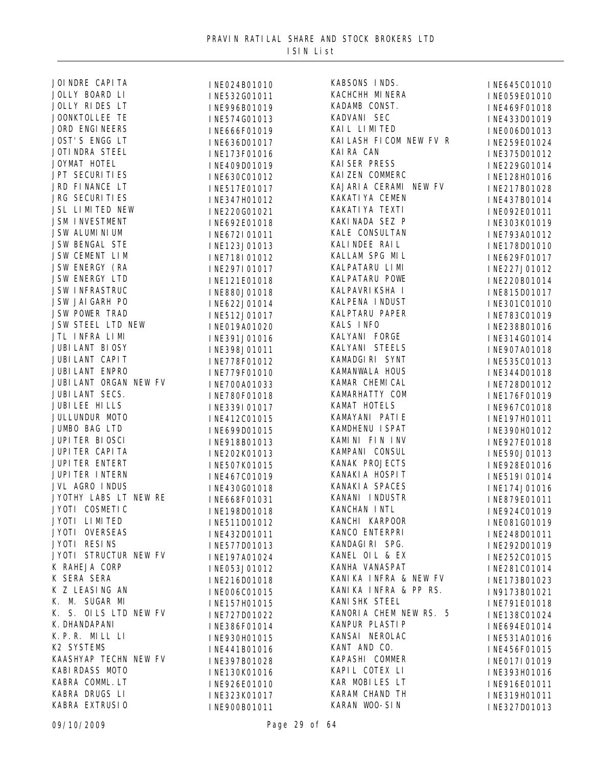# PRAVIN RATILAL SHARE AND STOCK BROKERS LTD

ISIN List

| Name | ISIN |
|---|---|
| JOINDRE CAPITA | INE024B01010 |
| JOLLY BOARD LI | INE532G01011 |
| JOLLY RIDES LT | INE996B01019 |
| JOONKTOLLEE TE | INE574G01013 |
| JORD ENGINEERS | INE666F01019 |
| JOST'S ENGG LT | INE636D01017 |
| JOTINDRA STEEL | INE173F01016 |
| JOYMAT HOTEL | INE409D01019 |
| JPT SECURITIES | INE630C01012 |
| JRD FINANCE LT | INE517E01017 |
| JRG SECURITIES | INE347H01012 |
| JSL LIMITED NEW | INE220G01021 |
| JSM INVESTMENT | INE692E01018 |
| JSW ALUMINIUM | INE672I01011 |
| JSW BENGAL STE | INE123J01013 |
| JSW CEMENT LIM | INE718I01012 |
| JSW ENERGY (RA | INE297I01017 |
| JSW ENERGY LTD | INE121E01018 |
| JSW INFRASTRUC | INE880J01018 |
| JSW JAIGARH PO | INE622J01014 |
| JSW POWER TRAD | INE512J01017 |
| JSW STEEL LTD NEW | INE019A01020 |
| JTL INFRA LIMI | INE391J01016 |
| JUBILANT BIOSY | INE398J01011 |
| JUBILANT CAPIT | INE778F01012 |
| JUBILANT ENPRO | INE779F01010 |
| JUBILANT ORGAN NEW FV | INE700A01033 |
| JUBILANT SECS. | INE780F01018 |
| JUBILEE HILLS | INE339I01017 |
| JULLUNDUR MOTO | INE412C01015 |
| JUMBO BAG LTD | INE699D01015 |
| JUPITER BIOSCI | INE918B01013 |
| JUPITER CAPITA | INE202K01013 |
| JUPITER ENTERT | INE507K01015 |
| JUPITER INTERN | INE467C01019 |
| JVL AGRO INDUS | INE430G01018 |
| JYOTHY LABS LT NEW RE | INE668F01031 |
| JYOTI COSMETIC | INE198D01018 |
| JYOTI LIMITED | INE511D01012 |
| JYOTI OVERSEAS | INE432D01011 |
| JYOTI RESINS | INE577D01013 |
| JYOTI STRUCTUR NEW FV | INE197A01024 |
| K RAHEJA CORP | INE053J01012 |
| K SERA SERA | INE216D01018 |
| K Z LEASING AN | INE006C01015 |
| K. M. SUGAR MI | INE157H01015 |
| K. S. OILS LTD NEW FV | INE727D01022 |
| K.DHANDAPANI | INE386F01014 |
| K.P.R. MILL LI | INE930H01015 |
| K2 SYSTEMS | INE441B01016 |
| KAASHYAP TECHN NEW FV | INE397B01028 |
| KABIRDASS MOTO | INE130K01016 |
| KABRA COMML.LT | INE926E01010 |
| KABRA DRUGS LI | INE323K01017 |
| KABRA EXTRUSIO | INE900B01011 |
| KABSONS INDS. | INE645C01010 |
| KACHCHH MINERA | INE059E01010 |
| KADAMB CONST. | INE469F01018 |
| KADVANI SEC | INE433D01019 |
| KAIL LIMITED | INE006D01013 |
| KAILASH FICOM NEW FV R | INE259E01024 |
| KAIRA CAN | INE375D01012 |
| KAISER PRESS | INE229G01014 |
| KAIZEN COMMERC | INE128H01016 |
| KAJARIA CERAMI NEW FV | INE217B01028 |
| KAKATIYA CEMEN | INE437B01014 |
| KAKATIYA TEXTI | INE092E01011 |
| KAKINADA SEZ P | INE303K01019 |
| KALE CONSULTAN | INE793A01012 |
| KALINDEE RAIL | INE178D01010 |
| KALLAM SPG MIL | INE629F01017 |
| KALPATARU LIMI | INE227J01012 |
| KALPATARU POWE | INE220B01014 |
| KALPAVRIKSHA I | INE815D01017 |
| KALPENA INDUST | INE301C01010 |
| KALPTARU PAPER | INE783C01019 |
| KALS INFO | INE238B01016 |
| KALYANI FORGE | INE314G01014 |
| KALYANI STEELS | INE907A01018 |
| KAMADGIRI SYNT | INE535C01013 |
| KAMANWALA HOUS | INE344D01018 |
| KAMAR CHEMICAL | INE728D01012 |
| KAMARHATTY COM | INE176F01019 |
| KAMAT HOTELS | INE967C01018 |
| KAMAYANI PATIE | INE197H01011 |
| KAMDHENU ISPAT | INE390H01012 |
| KAMINI FIN INV | INE927E01018 |
| KAMPANI CONSUL | INE590J01013 |
| KANAK PROJECTS | INE928E01016 |
| KANAKIA HOSPIT | INE519I01014 |
| KANAKIA SPACES | INE174J01016 |
| KANANI INDUSTR | INE879E01011 |
| KANCHAN INTL | INE924C01019 |
| KANCHI KARPOOR | INE081G01019 |
| KANCO ENTERPRI | INE248D01011 |
| KANDAGIRI SPG. | INE292D01019 |
| KANEL OIL & EX | INE252C01015 |
| KANHA VANASPAT | INE281C01014 |
| KANIKA INFRA & NEW FV | INE173B01023 |
| KANIKA INFRA & PP RS. | IN9173B01021 |
| KANISHK STEEL | INE791E01018 |
| KANORIA CHEM NEW RS. 5 | INE138C01024 |
| KANPUR PLASTIP | INE694E01014 |
| KANSAI NEROLAC | INE531A01016 |
| KANT AND CO. | INE456F01015 |
| KAPASHI COMMER | INE017I01019 |
| KAPIL COTEX LI | INE393H01016 |
| KAR MOBILES LT | INE916E01011 |
| KARAM CHAND TH | INE319H01011 |
| KARAN WOO-SIN | INE327D01013 |

09/10/2009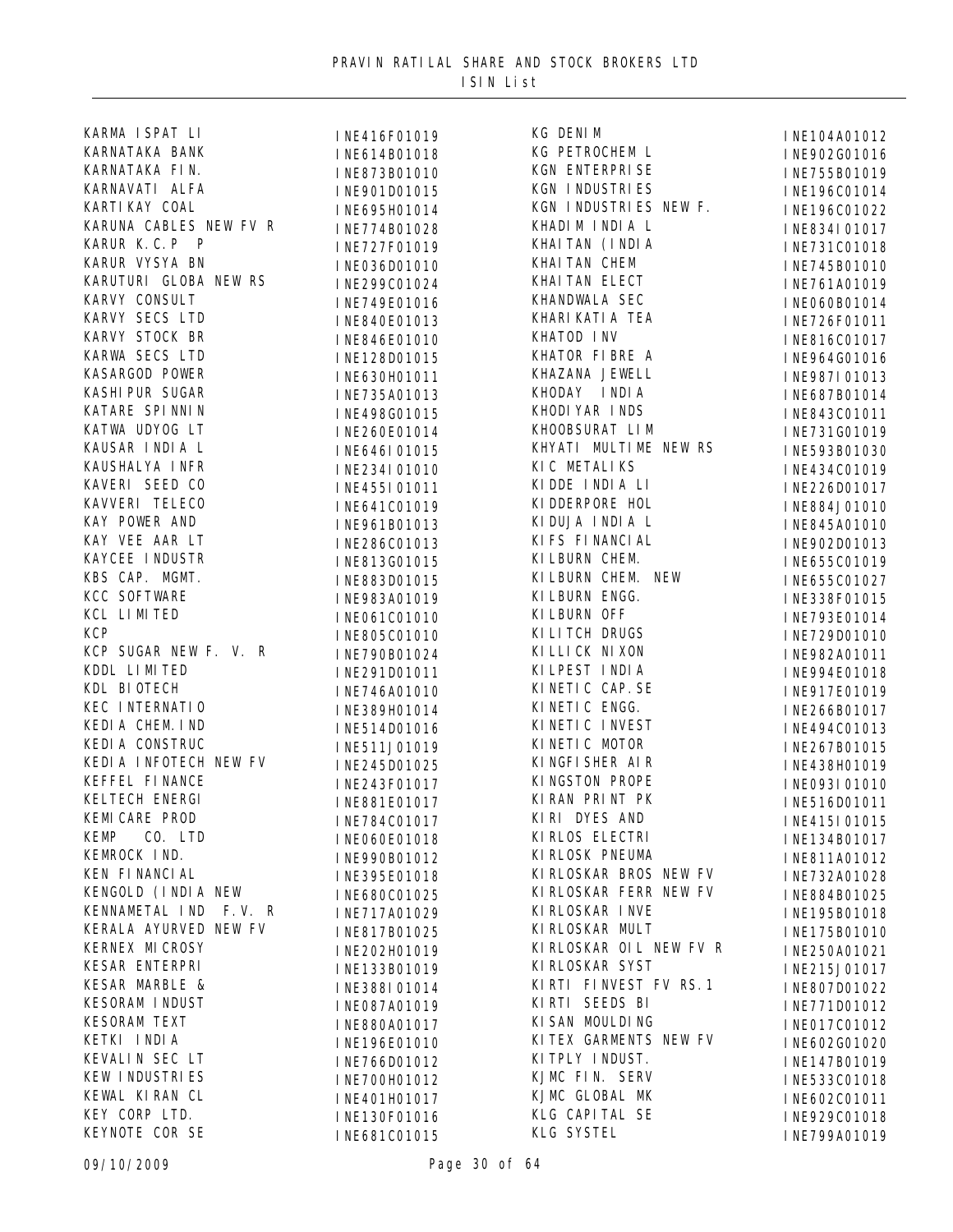# PRAVIN RATILAL SHARE AND STOCK BROKERS LTD

## ISIN List

| Name | ISIN |
|---|---|
| KARMA ISPAT LI | INE416F01019 |
| KARNATAKA BANK | INE614B01018 |
| KARNATAKA FIN. | INE873B01010 |
| KARNAVATI ALFA | INE901D01015 |
| KARTIKAY COAL | INE695H01014 |
| KARUNA CABLES NEW FV R | INE774B01028 |
| KARUR K.C.P P | INE727F01019 |
| KARUR VYSYA BN | INE036D01010 |
| KARUTURI GLOBA NEW RS | INE299C01024 |
| KARVY CONSULT | INE749E01016 |
| KARVY SECS LTD | INE840E01013 |
| KARVY STOCK BR | INE846E01010 |
| KARWA SECS LTD | INE128D01015 |
| KASARGOD POWER | INE630H01011 |
| KASHIPUR SUGAR | INE735A01013 |
| KATARE SPINNIN | INE498G01015 |
| KATWA UDYOG LT | INE260E01014 |
| KAUSAR INDIA L | INE646I01015 |
| KAUSHALYA INFR | INE234I01010 |
| KAVERI SEED CO | INE455I01011 |
| KAVVERI TELECO | INE641C01019 |
| KAY POWER AND | INE961B01013 |
| KAY VEE AAR LT | INE286C01013 |
| KAYCEE INDUSTR | INE813G01015 |
| KBS CAP. MGMT. | INE883D01015 |
| KCC SOFTWARE | INE983A01019 |
| KCL LIMITED | INE061C01010 |
| KCP | INE805C01010 |
| KCP SUGAR NEW F. V. R | INE790B01024 |
| KDDL LIMITED | INE291D01011 |
| KDL BIOTECH | INE746A01010 |
| KEC INTERNATIO | INE389H01014 |
| KEDIA CHEM.IND | INE514D01016 |
| KEDIA CONSTRUC | INE511J01019 |
| KEDIA INFOTECH NEW FV | INE245D01025 |
| KEFFEL FINANCE | INE243F01017 |
| KELTECH ENERGI | INE881E01017 |
| KEMICARE PROD | INE784C01017 |
| KEMP CO. LTD | INE060E01018 |
| KEMROCK IND. | INE990B01012 |
| KEN FINANCIAL | INE395E01018 |
| KENGOLD (INDIA NEW | INE680C01025 |
| KENNAMETAL IND F.V. R | INE717A01029 |
| KERALA AYURVED NEW FV | INE817B01025 |
| KERNEX MICROSY | INE202H01019 |
| KESAR ENTERPRI | INE133B01019 |
| KESAR MARBLE & | INE388I01014 |
| KESORAM INDUST | INE087A01019 |
| KESORAM TEXT | INE880A01017 |
| KETKI INDIA | INE196E01010 |
| KEVALIN SEC LT | INE766D01012 |
| KEW INDUSTRIES | INE700H01012 |
| KEWAL KIRAN CL | INE401H01017 |
| KEY CORP LTD. | INE130F01016 |
| KEYNOTE COR SE | INE681C01015 |
| KG DENIM | INE104A01012 |
| KG PETROCHEM L | INE902G01016 |
| KGN ENTERPRISE | INE755B01019 |
| KGN INDUSTRIES | INE196C01014 |
| KGN INDUSTRIES NEW F. | INE196C01022 |
| KHADIM INDIA L | INE834I01017 |
| KHAITAN (INDIA | INE731C01018 |
| KHAITAN CHEM | INE745B01010 |
| KHAITAN ELECT | INE761A01019 |
| KHANDWALA SEC | INE060B01014 |
| KHARIKATIA TEA | INE726F01011 |
| KHATOD INV | INE816C01017 |
| KHATOR FIBRE A | INE964G01016 |
| KHAZANA JEWELL | INE987I01013 |
| KHODAY INDIA | INE687B01014 |
| KHODIYAR INDS | INE843C01011 |
| KHOOBSURAT LIM | INE731G01019 |
| KHYATI MULTIME NEW RS | INE593B01030 |
| KIC METALIKS | INE434C01019 |
| KIDDE INDIA LI | INE226D01017 |
| KIDDERPORE HOL | INE884J01010 |
| KIDUJA INDIA L | INE845A01010 |
| KIFS FINANCIAL | INE902D01013 |
| KILBURN CHEM. | INE655C01019 |
| KILBURN CHEM. NEW | INE655C01027 |
| KILBURN ENGG. | INE338F01015 |
| KILBURN OFF | INE793E01014 |
| KILITCH DRUGS | INE729D01010 |
| KILLICK NIXON | INE982A01011 |
| KILPEST INDIA | INE994E01018 |
| KINETIC CAP.SE | INE917E01019 |
| KINETIC ENGG. | INE266B01017 |
| KINETIC INVEST | INE494C01013 |
| KINETIC MOTOR | INE267B01015 |
| KINGFISHER AIR | INE438H01019 |
| KINGSTON PROPE | INE093I01010 |
| KIRAN PRINT PK | INE516D01011 |
| KIRI DYES AND | INE415I01015 |
| KIRLOS ELECTRI | INE134B01017 |
| KIRLOSK PNEUMA | INE811A01012 |
| KIRLOSKAR BROS NEW FV | INE732A01028 |
| KIRLOSKAR FERR NEW FV | INE884B01025 |
| KIRLOSKAR INVE | INE195B01018 |
| KIRLOSKAR MULT | INE175B01010 |
| KIRLOSKAR OIL NEW FV R | INE250A01021 |
| KIRLOSKAR SYST | INE215J01017 |
| KIRTI FINVEST FV RS.1 | INE807D01022 |
| KIRTI SEEDS BI | INE771D01012 |
| KISAN MOULDING | INE017C01012 |
| KITEX GARMENTS NEW FV | INE602G01020 |
| KITPLY INDUST. | INE147B01019 |
| KJMC FIN. SERV | INE533C01018 |
| KJMC GLOBAL MK | INE602C01011 |
| KLG CAPITAL SE | INE929C01018 |
| KLG SYSTEL | INE799A01019 |

09/10/2009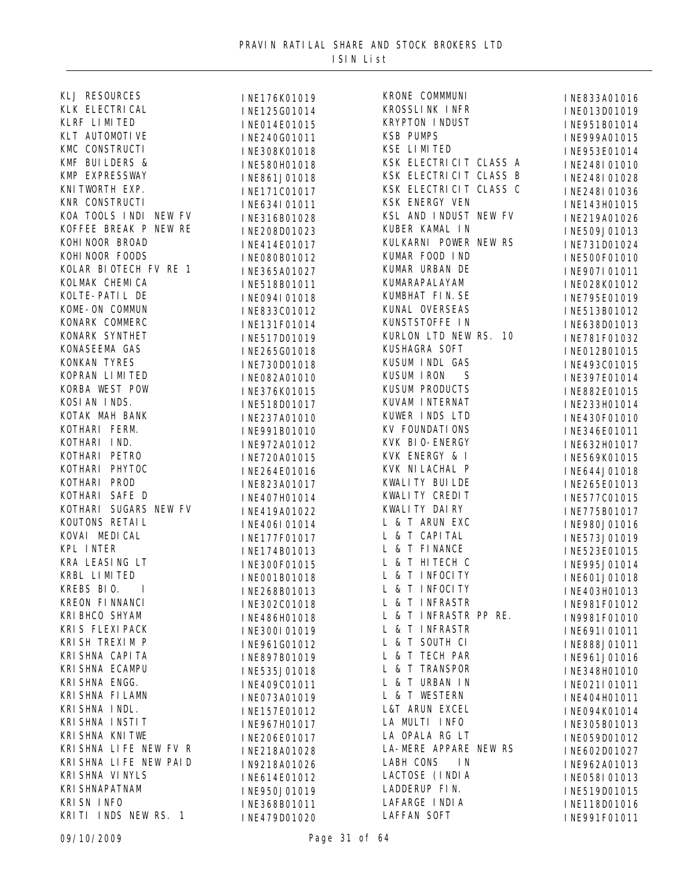PRAVIN RATILAL SHARE AND STOCK BROKERS LTD

ISIN List

| Name | ISIN |
|---|---|
| KLJ RESOURCES | INE176K01019 |
| KLK ELECTRICAL | INE125G01014 |
| KLRF LIMITED | INE014E01015 |
| KLT AUTOMOTIVE | INE240G01011 |
| KMC CONSTRUCTI | INE308K01018 |
| KMF BUILDERS & | INE580H01018 |
| KMP EXPRESSWAY | INE861J01018 |
| KNITWORTH EXP. | INE171C01017 |
| KNR CONSTRUCTI | INE634I01011 |
| KOA TOOLS INDI NEW FV | INE316B01028 |
| KOFFEE BREAK P NEW RE | INE208D01023 |
| KOHINOOR BROAD | INE414E01017 |
| KOHINOOR FOODS | INE080B01012 |
| KOLAR BIOTECH FV RE 1 | INE365A01027 |
| KOLMAK CHEMICA | INE518B01011 |
| KOLTE-PATIL DE | INE094I01018 |
| KOME-ON COMMUN | INE833C01012 |
| KONARK COMMERC | INE131F01014 |
| KONARK SYNTHET | INE517D01019 |
| KONASEEMA GAS | INE265G01018 |
| KONKAN TYRES | INE730D01018 |
| KOPRAN LIMITED | INE082A01010 |
| KORBA WEST POW | INE376K01015 |
| KOSIAN INDS. | INE518D01017 |
| KOTAK MAH BANK | INE237A01010 |
| KOTHARI FERM. | INE991B01010 |
| KOTHARI IND. | INE972A01012 |
| KOTHARI PETRO | INE720A01015 |
| KOTHARI PHYTOC | INE264E01016 |
| KOTHARI PROD | INE823A01017 |
| KOTHARI SAFE D | INE407H01014 |
| KOTHARI SUGARS NEW FV | INE419A01022 |
| KOUTONS RETAIL | INE406I01014 |
| KOVAI MEDICAL | INE177F01017 |
| KPL INTER | INE174B01013 |
| KRA LEASING LT | INE300F01015 |
| KRBL LIMITED | INE001B01018 |
| KREBS BIO. I | INE268B01013 |
| KREON FINNANCI | INE302C01018 |
| KRIBHCO SHYAM | INE486H01018 |
| KRIS FLEXIPACK | INE300I01019 |
| KRISH TREXIM P | INE961G01012 |
| KRISHNA CAPITA | INE897B01019 |
| KRISHNA ECAMPU | INE535J01018 |
| KRISHNA ENGG. | INE409C01011 |
| KRISHNA FILAMN | INE073A01019 |
| KRISHNA INDL. | INE157E01012 |
| KRISHNA INSTIT | INE967H01017 |
| KRISHNA KNITWE | INE206E01017 |
| KRISHNA LIFE NEW FV R | INE218A01028 |
| KRISHNA LIFE NEW PAID | IN9218A01026 |
| KRISHNA VINYLS | INE614E01012 |
| KRISHNAPATNAM | INE950J01019 |
| KRISN INFO | INE368B01011 |
| KRITI INDS NEW RS. 1 | INE479D01020 |
| KRONE COMMMUNI | INE833A01016 |
| KROSSLINK INFR | INE013D01019 |
| KRYPTON INDUST | INE951B01014 |
| KSB PUMPS | INE999A01015 |
| KSE LIMITED | INE953E01014 |
| KSK ELECTRICIT CLASS A | INE248I01010 |
| KSK ELECTRICIT CLASS B | INE248I01028 |
| KSK ELECTRICIT CLASS C | INE248I01036 |
| KSK ENERGY VEN | INE143H01015 |
| KSL AND INDUST NEW FV | INE219A01026 |
| KUBER KAMAL IN | INE509J01013 |
| KULKARNI POWER NEW RS | INE731D01024 |
| KUMAR FOOD IND | INE500F01010 |
| KUMAR URBAN DE | INE907I01011 |
| KUMARAPALAYAM | INE028K01012 |
| KUMBHAT FIN.SE | INE795E01019 |
| KUNAL OVERSEAS | INE513B01012 |
| KUNSTSTOFFE IN | INE638D01013 |
| KURLON LTD NEW RS. 10 | INE781F01032 |
| KUSHAGRA SOFT | INE012B01015 |
| KUSUM INDL GAS | INE493C01015 |
| KUSUM IRON S | INE397E01014 |
| KUSUM PRODUCTS | INE882E01015 |
| KUVAM INTERNAT | INE233H01014 |
| KUWER INDS LTD | INE430F01010 |
| KV FOUNDATIONS | INE346E01011 |
| KVK BIO-ENERGY | INE632H01017 |
| KVK ENERGY & I | INE569K01015 |
| KVK NILACHAL P | INE644J01018 |
| KWALITY BUILDE | INE265E01013 |
| KWALITY CREDIT | INE577C01015 |
| KWALITY DAIRY | INE775B01017 |
| L & T ARUN EXC | INE980J01016 |
| L & T CAPITAL | INE573J01019 |
| L & T FINANCE | INE523E01015 |
| L & T HITECH C | INE995J01014 |
| L & T INFOCITY | INE601J01018 |
| L & T INFOCITY | INE403H01013 |
| L & T INFRASTR | INE981F01012 |
| L & T INFRASTR PP RE. | IN9981F01010 |
| L & T INFRASTR | INE691I01011 |
| L & T SOUTH CI | INE888J01011 |
| L & T TECH PAR | INE961J01016 |
| L & T TRANSPOR | INE348H01010 |
| L & T URBAN IN | INE021I01011 |
| L & T WESTERN | INE404H01011 |
| L&T ARUN EXCEL | INE094K01014 |
| LA MULTI INFO | INE305B01013 |
| LA OPALA RG LT | INE059D01012 |
| LA-MERE APPARE NEW RS | INE602D01027 |
| LABH CONS IN | INE962A01013 |
| LACTOSE (INDIA | INE058I01013 |
| LADDERUP FIN. | INE519D01015 |
| LAFARGE INDIA | INE118D01016 |
| LAFFAN SOFT | INE991F01011 |

09/10/2009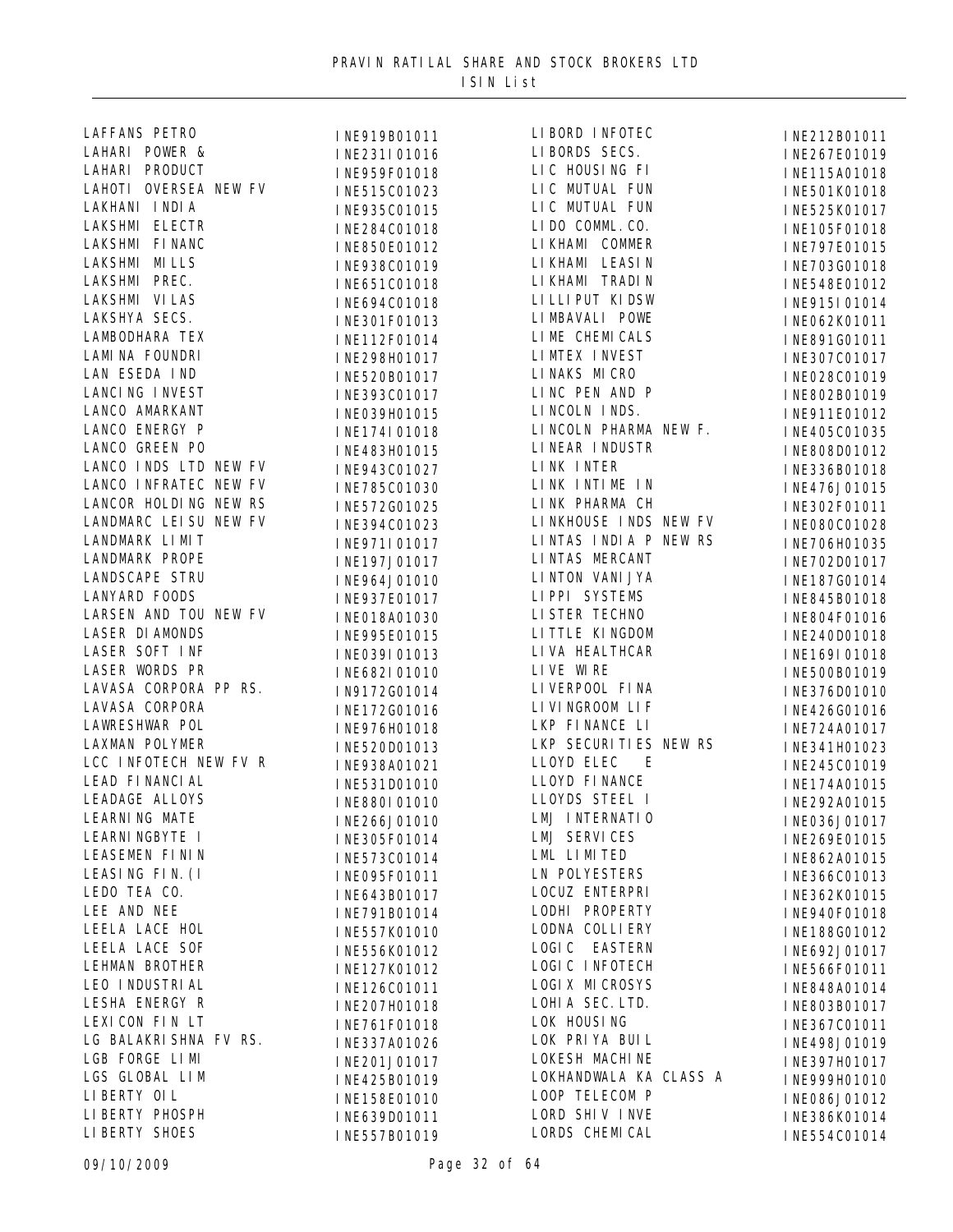PRAVIN RATILAL SHARE AND STOCK BROKERS LTD

ISIN List

| Name | ISIN | Name | ISIN |
|---|---|---|---|
| LAFFANS PETRO | INE919B01011 | LIBORD INFOTEC | INE212B01011 |
| LAHARI POWER & | INE231I01016 | LIBORDS SECS. | INE267E01019 |
| LAHARI PRODUCT | INE959F01018 | LIC HOUSING FI | INE115A01018 |
| LAHOTI OVERSEA NEW FV | INE515C01023 | LIC MUTUAL FUN | INE501K01018 |
| LAKHANI INDIA | INE935C01015 | LIC MUTUAL FUN | INE525K01017 |
| LAKSHMI ELECTR | INE284C01018 | LIDO COMML.CO. | INE105F01018 |
| LAKSHMI FINANC | INE850E01012 | LIKHAMI COMMER | INE797E01015 |
| LAKSHMI MILLS | INE938C01019 | LIKHAMI LEASIN | INE703G01018 |
| LAKSHMI PREC. | INE651C01018 | LIKHAMI TRADIN | INE548E01012 |
| LAKSHMI VILAS | INE694C01018 | LILLIPUT KIDSW | INE915I01014 |
| LAKSHYA SECS. | INE301F01013 | LIMBAVALI POWE | INE062K01011 |
| LAMBODHARA TEX | INE112F01014 | LIME CHEMICALS | INE891G01011 |
| LAMINA FOUNDRI | INE298H01017 | LIMTEX INVEST | INE307C01017 |
| LAN ESEDA IND | INE520B01017 | LINAKS MICRO | INE028C01019 |
| LANCING INVEST | INE393C01017 | LINC PEN AND P | INE802B01019 |
| LANCO AMARKANT | INE039H01015 | LINCOLN INDS. | INE911E01012 |
| LANCO ENERGY P | INE174I01018 | LINCOLN PHARMA NEW F. | INE405C01035 |
| LANCO GREEN PO | INE483H01015 | LINEAR INDUSTR | INE808D01012 |
| LANCO INDS LTD NEW FV | INE943C01027 | LINK INTER | INE336B01018 |
| LANCO INFRATEC NEW FV | INE785C01030 | LINK INTIME IN | INE476J01015 |
| LANCOR HOLDING NEW RS | INE572G01025 | LINK PHARMA CH | INE302F01011 |
| LANDMARC LEISU NEW FV | INE394C01023 | LINKHOUSE INDS NEW FV | INE080C01028 |
| LANDMARK LIMIT | INE971I01017 | LINTAS INDIA P NEW RS | INE706H01035 |
| LANDMARK PROPE | INE197J01017 | LINTAS MERCANT | INE702D01017 |
| LANDSCAPE STRU | INE964J01010 | LINTON VANIJYA | INE187G01014 |
| LANYARD FOODS | INE937E01017 | LIPPI SYSTEMS | INE845B01018 |
| LARSEN AND TOU NEW FV | INE018A01030 | LISTER TECHNO | INE804F01016 |
| LASER DIAMONDS | INE995E01015 | LITTLE KINGDOM | INE240D01018 |
| LASER SOFT INF | INE039I01013 | LIVA HEALTHCAR | INE169I01018 |
| LASER WORDS PR | INE682I01010 | LIVE WIRE | INE500B01019 |
| LAVASA CORPORA PP RS. | IN9172G01014 | LIVERPOOL FINA | INE376D01010 |
| LAVASA CORPORA | INE172G01016 | LIVINGROOM LIF | INE426G01016 |
| LAWRESHWAR POL | INE976H01018 | LKP FINANCE LI | INE724A01017 |
| LAXMAN POLYMER | INE520D01013 | LKP SECURITIES NEW RS | INE341H01023 |
| LCC INFOTECH NEW FV R | INE938A01021 | LLOYD ELEC E | INE245C01019 |
| LEAD FINANCIAL | INE531D01010 | LLOYD FINANCE | INE174A01015 |
| LEADAGE ALLOYS | INE880I01010 | LLOYDS STEEL I | INE292A01015 |
| LEARNING MATE | INE266J01010 | LMJ INTERNATIO | INE036J01017 |
| LEARNINGBYTE I | INE305F01014 | LMJ SERVICES | INE269E01015 |
| LEASEMEN FININ | INE573C01014 | LML LIMITED | INE862A01015 |
| LEASING FIN.(I | INE095F01011 | LN POLYESTERS | INE366C01013 |
| LEDO TEA CO. | INE643B01017 | LOCUZ ENTERPRI | INE362K01015 |
| LEE AND NEE | INE791B01014 | LODHI PROPERTY | INE940F01018 |
| LEELA LACE HOL | INE557K01010 | LODNA COLLIERY | INE188G01012 |
| LEELA LACE SOF | INE556K01012 | LOGIC EASTERN | INE692J01017 |
| LEHMAN BROTHER | INE127K01012 | LOGIC INFOTECH | INE566F01011 |
| LEO INDUSTRIAL | INE126C01011 | LOGIX MICROSYS | INE848A01014 |
| LESHA ENERGY R | INE207H01018 | LOHIA SEC.LTD. | INE803B01017 |
| LEXICON FIN LT | INE761F01018 | LOK HOUSING | INE367C01011 |
| LG BALAKRISHNA FV RS. | INE337A01026 | LOK PRIYA BUIL | INE498J01019 |
| LGB FORGE LIMI | INE201J01017 | LOKESH MACHINE | INE397H01017 |
| LGS GLOBAL LIM | INE425B01019 | LOKHANDWALA KA CLASS A | INE999H01010 |
| LIBERTY OIL | INE158E01010 | LOOP TELECOM P | INE086J01012 |
| LIBERTY PHOSPH | INE639D01011 | LORD SHIV INVE | INE386K01014 |
| LIBERTY SHOES | INE557B01019 | LORDS CHEMICAL | INE554C01014 |

09/10/2009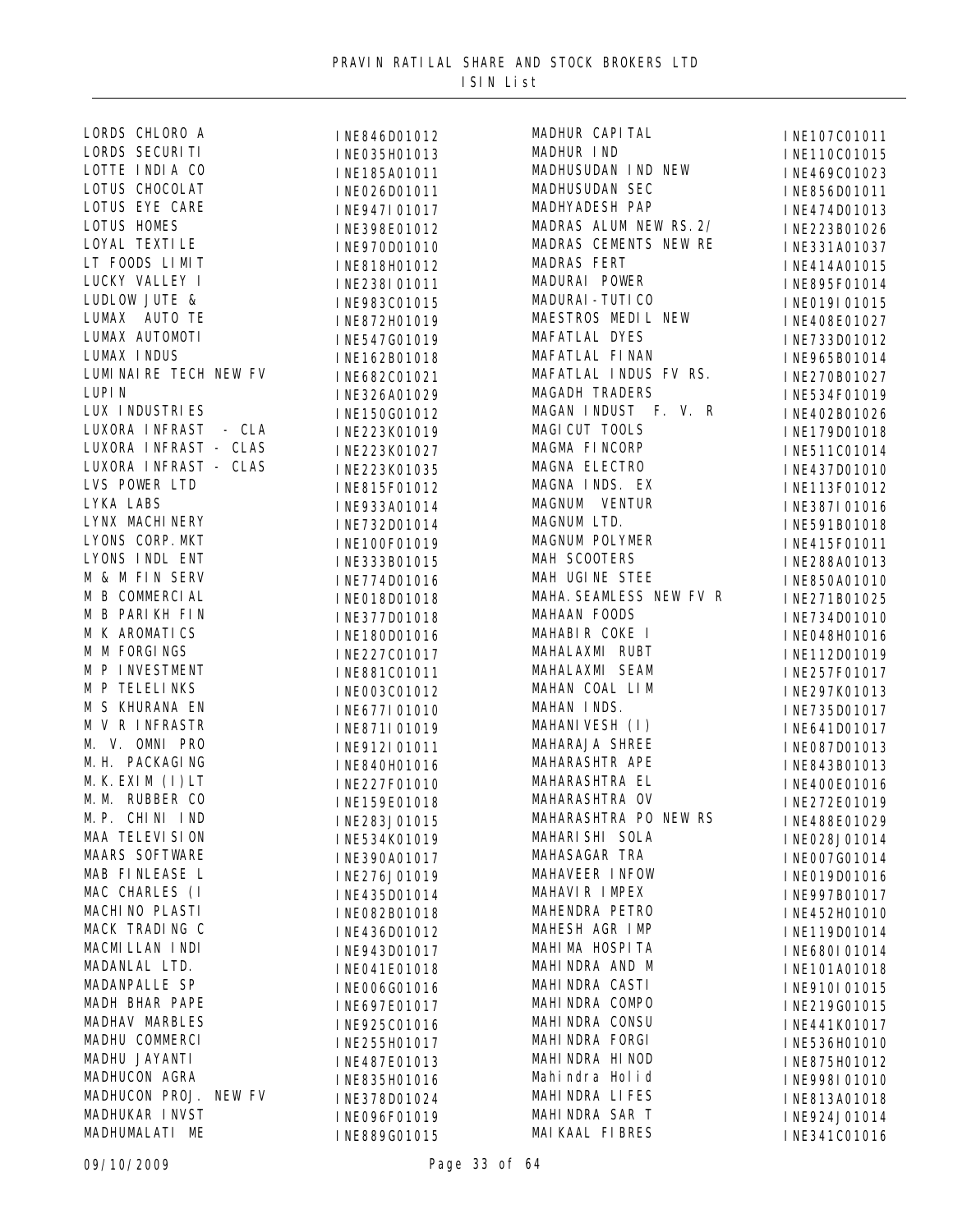# PRAVIN RATILAL SHARE AND STOCK BROKERS LTD

## ISIN List

| Name | ISIN |
|---|---|
| LORDS CHLORO A | INE846D01012 |
| LORDS SECURITI | INE035H01013 |
| LOTTE INDIA CO | INE185A01011 |
| LOTUS CHOCOLAT | INE026D01011 |
| LOTUS EYE CARE | INE947I01017 |
| LOTUS HOMES | INE398E01012 |
| LOYAL TEXTILE | INE970D01010 |
| LT FOODS LIMIT | INE818H01012 |
| LUCKY VALLEY I | INE238I01011 |
| LUDLOW JUTE & | INE983C01015 |
| LUMAX AUTO TE | INE872H01019 |
| LUMAX AUTOMOTI | INE547G01019 |
| LUMAX INDUS | INE162B01018 |
| LUMINAIRE TECH NEW FV | INE682C01021 |
| LUPIN | INE326A01029 |
| LUX INDUSTRIES | INE150G01012 |
| LUXORA INFRAST - CLA | INE223K01019 |
| LUXORA INFRAST - CLAS | INE223K01027 |
| LUXORA INFRAST - CLAS | INE223K01035 |
| LVS POWER LTD | INE815F01012 |
| LYKA LABS | INE933A01014 |
| LYNX MACHINERY | INE732D01014 |
| LYONS CORP.MKT | INE100F01019 |
| LYONS INDL ENT | INE333B01015 |
| M & M FIN SERV | INE774D01016 |
| M B COMMERCIAL | INE018D01018 |
| M B PARIKH FIN | INE377D01018 |
| M K AROMATICS | INE180D01016 |
| M M FORGINGS | INE227C01017 |
| M P INVESTMENT | INE881C01011 |
| M P TELELINKS | INE003C01012 |
| M S KHURANA EN | INE677I01010 |
| M V R INFRASTR | INE871I01019 |
| M. V. OMNI PRO | INE912I01011 |
| M.H. PACKAGING | INE840H01016 |
| M.K.EXIM (I)LT | INE227F01010 |
| M.M. RUBBER CO | INE159E01018 |
| M.P. CHINI IND | INE283J01015 |
| MAA TELEVISION | INE534K01019 |
| MAARS SOFTWARE | INE390A01017 |
| MAB FINLEASE L | INE276J01019 |
| MAC CHARLES (I | INE435D01014 |
| MACHINO PLASTI | INE082B01018 |
| MACK TRADING C | INE436D01012 |
| MACMILLAN INDI | INE943D01017 |
| MADANLAL LTD. | INE041E01018 |
| MADANPALLE SP | INE006G01016 |
| MADH BHAR PAPE | INE697E01017 |
| MADHAV MARBLES | INE925C01016 |
| MADHU COMMERCI | INE255H01017 |
| MADHU JAYANTI | INE487E01013 |
| MADHUCON AGRA | INE835H01016 |
| MADHUCON PROJ. NEW FV | INE378D01024 |
| MADHUKAR INVST | INE096F01019 |
| MADHUMALATI ME | INE889G01015 |
| MADHUR CAPITAL | INE107C01011 |
| MADHUR IND | INE110C01015 |
| MADHUSUDAN IND NEW | INE469C01023 |
| MADHUSUDAN SEC | INE856D01011 |
| MADHYADESH PAP | INE474D01013 |
| MADRAS ALUM NEW RS.2/ | INE223B01026 |
| MADRAS CEMENTS NEW RE | INE331A01037 |
| MADRAS FERT | INE414A01015 |
| MADURAI POWER | INE895F01014 |
| MADURAI-TUTICO | INE019I01015 |
| MAESTROS MEDIL NEW | INE408E01027 |
| MAFATLAL DYES | INE733D01012 |
| MAFATLAL FINAN | INE965B01014 |
| MAFATLAL INDUS FV RS. | INE270B01027 |
| MAGADH TRADERS | INE534F01019 |
| MAGAN INDUST F. V. R | INE402B01026 |
| MAGICUT TOOLS | INE179D01018 |
| MAGMA FINCORP | INE511C01014 |
| MAGNA ELECTRO | INE437D01010 |
| MAGNA INDS. EX | INE113F01012 |
| MAGNUM VENTUR | INE387I01016 |
| MAGNUM LTD. | INE591B01018 |
| MAGNUM POLYMER | INE415F01011 |
| MAH SCOOTERS | INE288A01013 |
| MAH UGINE STEE | INE850A01010 |
| MAHA.SEAMLESS NEW FV R | INE271B01025 |
| MAHAAN FOODS | INE734D01010 |
| MAHABIR COKE I | INE048H01016 |
| MAHALAXMI RUBT | INE112D01019 |
| MAHALAXMI SEAM | INE257F01017 |
| MAHAN COAL LIM | INE297K01013 |
| MAHAN INDS. | INE735D01017 |
| MAHANIVESH (I) | INE641D01017 |
| MAHARAJA SHREE | INE087D01013 |
| MAHARASHTR APE | INE843B01013 |
| MAHARASHTRA EL | INE400E01016 |
| MAHARASHTRA OV | INE272E01019 |
| MAHARASHTRA PO NEW RS | INE488E01029 |
| MAHARISHI SOLA | INE028J01014 |
| MAHASAGAR TRA | INE007G01014 |
| MAHAVEER INFOW | INE019D01016 |
| MAHAVIR IMPEX | INE997B01017 |
| MAHENDRA PETRO | INE452H01010 |
| MAHESH AGR IMP | INE119D01014 |
| MAHIMA HOSPITA | INE680I01014 |
| MAHINDRA AND M | INE101A01018 |
| MAHINDRA CASTI | INE910I01015 |
| MAHINDRA COMPO | INE219G01015 |
| MAHINDRA CONSU | INE441K01017 |
| MAHINDRA FORGI | INE536H01010 |
| MAHINDRA HINOD | INE875H01012 |
| Mahindra Holid | INE998I01010 |
| MAHINDRA LIFES | INE813A01018 |
| MAHINDRA SAR T | INE924J01014 |
| MAIKAAL FIBRES | INE341C01016 |

09/10/2009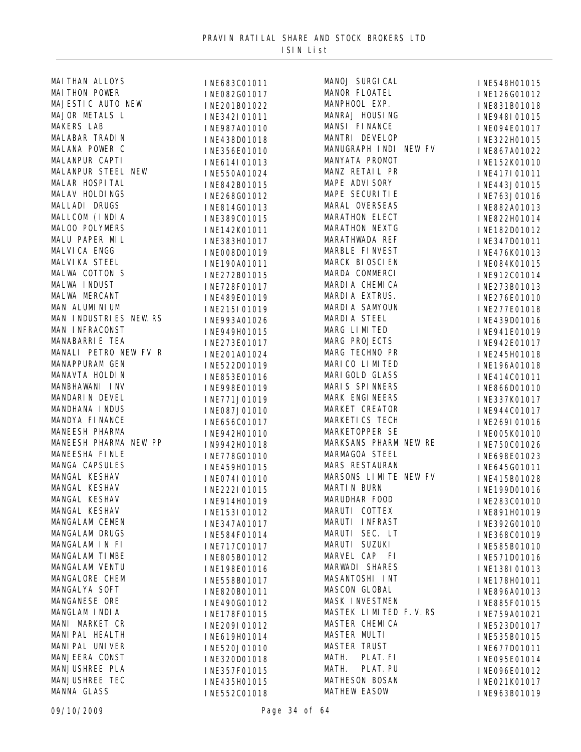# PRAVIN RATILAL SHARE AND STOCK BROKERS LTD

## ISIN List

| Name | ISIN |
|---|---|
| MAITHAN ALLOYS | INE683C01011 |
| MAITHON POWER | INE082G01017 |
| MAJESTIC AUTO NEW | INE201B01022 |
| MAJOR METALS L | INE342I01011 |
| MAKERS LAB | INE987A01010 |
| MALABAR TRADIN | INE438D01018 |
| MALANA POWER C | INE356E01010 |
| MALANPUR CAPTI | INE614I01013 |
| MALANPUR STEEL NEW | INE550A01024 |
| MALAR HOSPITAL | INE842B01015 |
| MALAV HOLDINGS | INE268G01012 |
| MALLADI DRUGS | INE814G01013 |
| MALLCOM (INDIA | INE389C01015 |
| MALOO POLYMERS | INE142K01011 |
| MALU PAPER MIL | INE383H01017 |
| MALVICA ENGG | INE008D01019 |
| MALVIKA STEEL | INE190A01011 |
| MALWA COTTON S | INE272B01015 |
| MALWA INDUST | INE728F01017 |
| MALWA MERCANT | INE489E01019 |
| MAN ALUMINIUM | INE215I01019 |
| MAN INDUSTRIES NEW.RS | INE993A01026 |
| MAN INFRACONST | INE949H01015 |
| MANABARRIE TEA | INE273E01017 |
| MANALI PETRO NEW FV R | INE201A01024 |
| MANAPPURAM GEN | INE522D01019 |
| MANAVTA HOLDIN | INE853E01016 |
| MANBHAWANI INV | INE998E01019 |
| MANDARIN DEVEL | INE771J01019 |
| MANDHANA INDUS | INE087J01010 |
| MANDYA FINANCE | INE656C01017 |
| MANEESH PHARMA | INE942H01010 |
| MANEESH PHARMA NEW PP | IN9942H01018 |
| MANEESHA FINLE | INE778G01010 |
| MANGA CAPSULES | INE459H01015 |
| MANGAL KESHAV | INE074I01010 |
| MANGAL KESHAV | INE222I01015 |
| MANGAL KESHAV | INE914H01019 |
| MANGAL KESHAV | INE153I01012 |
| MANGALAM CEMEN | INE347A01017 |
| MANGALAM DRUGS | INE584F01014 |
| MANGALAM IN FI | INE717C01017 |
| MANGALAM TIMBE | INE805B01012 |
| MANGALAM VENTU | INE198E01016 |
| MANGALORE CHEM | INE558B01017 |
| MANGALYA SOFT | INE820B01011 |
| MANGANESE ORE | INE490G01012 |
| MANGLAM INDIA | INE178F01015 |
| MANI MARKET CR | INE209I01012 |
| MANIPAL HEALTH | INE619H01014 |
| MANIPAL UNIVER | INE520J01010 |
| MANJEERA CONST | INE320D01018 |
| MANJUSHREE PLA | INE357F01015 |
| MANJUSHREE TEC | INE435H01015 |
| MANNA GLASS | INE552C01018 |
| MANOJ SURGICAL | INE548H01015 |
| MANOR FLOATEL | INE126G01012 |
| MANPHOOL EXP. | INE831B01018 |
| MANRAJ HOUSING | INE948I01015 |
| MANSI FINANCE | INE094E01017 |
| MANTRI DEVELOP | INE322H01015 |
| MANUGRAPH INDI NEW FV | INE867A01022 |
| MANYATA PROMOT | INE152K01010 |
| MANZ RETAIL PR | INE417I01011 |
| MAPE ADVISORY | INE443J01015 |
| MAPE SECURITIE | INE763J01016 |
| MARAL OVERSEAS | INE882A01013 |
| MARATHON ELECT | INE822H01014 |
| MARATHON NEXTG | INE182D01012 |
| MARATHWADA REF | INE347D01011 |
| MARBLE FINVEST | INE476K01013 |
| MARCK BIOSCIEN | INE084K01015 |
| MARDA COMMERCI | INE912C01014 |
| MARDIA CHEMICA | INE273B01013 |
| MARDIA EXTRUS. | INE276E01010 |
| MARDIA SAMYOUN | INE277E01018 |
| MARDIA STEEL | INE439D01016 |
| MARG LIMITED | INE941E01019 |
| MARG PROJECTS | INE942E01017 |
| MARG TECHNO PR | INE245H01018 |
| MARICO LIMITED | INE196A01018 |
| MARIGOLD GLASS | INE414C01011 |
| MARIS SPINNERS | INE866D01010 |
| MARK ENGINEERS | INE337K01017 |
| MARKET CREATOR | INE944C01017 |
| MARKETICS TECH | INE269I01016 |
| MARKETOPPER SE | INE005K01010 |
| MARKSANS PHARM NEW RE | INE750C01026 |
| MARMAGOA STEEL | INE698E01023 |
| MARS RESTAURAN | INE645G01011 |
| MARSONS LIMITE NEW FV | INE415B01028 |
| MARTIN BURN | INE199D01016 |
| MARUDHAR FOOD | INE283C01010 |
| MARUTI COTTEX | INE891H01019 |
| MARUTI INFRAST | INE392G01010 |
| MARUTI SEC. LT | INE368C01019 |
| MARUTI SUZUKI | INE585B01010 |
| MARVEL CAP FI | INE571D01016 |
| MARWADI SHARES | INE138I01013 |
| MASANTOSHI INT | INE178H01011 |
| MASCON GLOBAL | INE896A01013 |
| MASK INVESTMEN | INE885F01015 |
| MASTEK LIMITED F.V.RS | INE759A01021 |
| MASTER CHEMICA | INE523D01017 |
| MASTER MULTI | INE535B01015 |
| MASTER TRUST | INE677D01011 |
| MATH. PLAT.FI | INE095E01014 |
| MATH. PLAT.PU | INE096E01012 |
| MATHESON BOSAN | INE021K01017 |
| MATHEW EASOW | INE963B01019 |

09/10/2009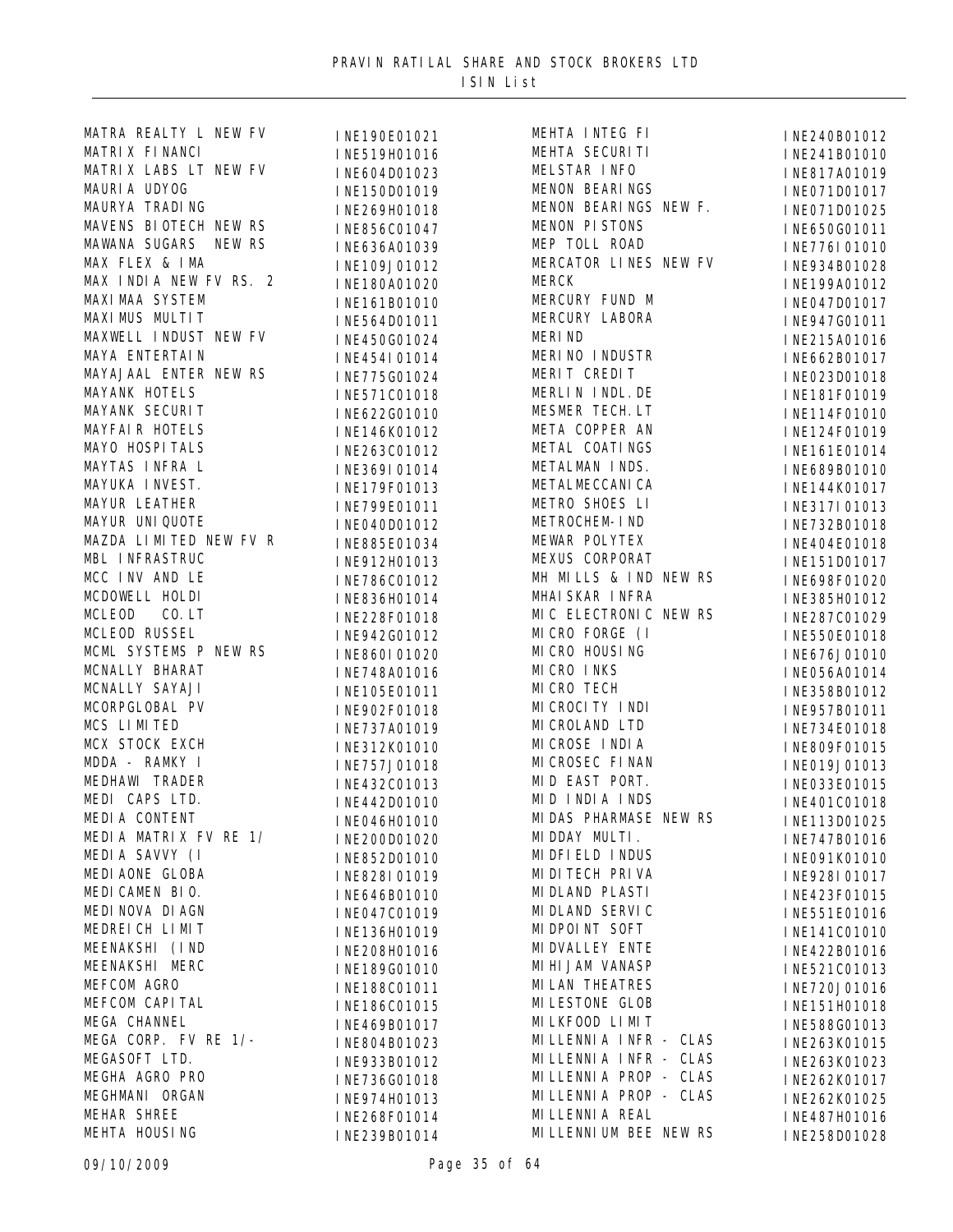# PRAVIN RATILAL SHARE AND STOCK BROKERS LTD

## ISIN List

| Name | ISIN |
|---|---|
| MATRA REALTY L NEW FV | INE190E01021 |
| MATRIX FINANCI | INE519H01016 |
| MATRIX LABS LT NEW FV | INE604D01023 |
| MAURIA UDYOG | INE150D01019 |
| MAURYA TRADING | INE269H01018 |
| MAVENS BIOTECH NEW RS | INE856C01047 |
| MAWANA SUGARS NEW RS | INE636A01039 |
| MAX FLEX & IMA | INE109J01012 |
| MAX INDIA NEW FV RS. 2 | INE180A01020 |
| MAXIMAA SYSTEM | INE161B01010 |
| MAXIMUS MULTIT | INE564D01011 |
| MAXWELL INDUST NEW FV | INE450G01024 |
| MAYA ENTERTAIN | INE454I01014 |
| MAYAJAAL ENTER NEW RS | INE775G01024 |
| MAYANK HOTELS | INE571C01018 |
| MAYANK SECURIT | INE622G01010 |
| MAYFAIR HOTELS | INE146K01012 |
| MAYO HOSPITALS | INE263C01012 |
| MAYTAS INFRA L | INE369I01014 |
| MAYUKA INVEST. | INE179F01013 |
| MAYUR LEATHER | INE799E01011 |
| MAYUR UNIQUOTE | INE040D01012 |
| MAZDA LIMITED NEW FV R | INE885E01034 |
| MBL INFRASTRUC | INE912H01013 |
| MCC INV AND LE | INE786C01012 |
| MCDOWELL HOLDI | INE836H01014 |
| MCLEOD CO.LT | INE228F01018 |
| MCLEOD RUSSEL | INE942G01012 |
| MCML SYSTEMS P NEW RS | INE860I01020 |
| MCNALLY BHARAT | INE748A01016 |
| MCNALLY SAYAJI | INE105E01011 |
| MCORPGLOBAL PV | INE902F01018 |
| MCS LIMITED | INE737A01019 |
| MCX STOCK EXCH | INE312K01010 |
| MDDA - RAMKY I | INE757J01018 |
| MEDHAWI TRADER | INE432C01013 |
| MEDI CAPS LTD. | INE442D01010 |
| MEDIA CONTENT | INE046H01010 |
| MEDIA MATRIX FV RE 1/ | INE200D01020 |
| MEDIA SAVVY (I | INE852D01010 |
| MEDIAONE GLOBA | INE828I01019 |
| MEDICAMEN BIO. | INE646B01010 |
| MEDINOVA DIAGN | INE047C01019 |
| MEDREICH LIMIT | INE136H01019 |
| MEENAKSHI (IND | INE208H01016 |
| MEENAKSHI MERC | INE189G01010 |
| MEFCOM AGRO | INE188C01011 |
| MEFCOM CAPITAL | INE186C01015 |
| MEGA CHANNEL | INE469B01017 |
| MEGA CORP. FV RE 1/- | INE804B01023 |
| MEGASOFT LTD. | INE933B01012 |
| MEGHA AGRO PRO | INE736G01018 |
| MEGHMANI ORGAN | INE974H01013 |
| MEHAR SHREE | INE268F01014 |
| MEHTA HOUSING | INE239B01014 |
| MEHTA INTEG FI | INE240B01012 |
| MEHTA SECURITI | INE241B01010 |
| MELSTAR INFO | INE817A01019 |
| MENON BEARINGS | INE071D01017 |
| MENON BEARINGS NEW F. | INE071D01025 |
| MENON PISTONS | INE650G01011 |
| MEP TOLL ROAD | INE776I01010 |
| MERCATOR LINES NEW FV | INE934B01028 |
| MERCK | INE199A01012 |
| MERCURY FUND M | INE047D01017 |
| MERCURY LABORA | INE947G01011 |
| MERIND | INE215A01016 |
| MERINO INDUSTR | INE662B01017 |
| MERIT CREDIT | INE023D01018 |
| MERLIN INDL.DE | INE181F01019 |
| MESMER TECH.LT | INE114F01010 |
| META COPPER AN | INE124F01019 |
| METAL COATINGS | INE161E01014 |
| METALMAN INDS. | INE689B01010 |
| METALMECCANICA | INE144K01017 |
| METRO SHOES LI | INE317I01013 |
| METROCHEM-IND | INE732B01018 |
| MEWAR POLYTEX | INE404E01018 |
| MEXUS CORPORAT | INE151D01017 |
| MH MILLS & IND NEW RS | INE698F01020 |
| MHAISKAR INFRA | INE385H01012 |
| MIC ELECTRONIC NEW RS | INE287C01029 |
| MICRO FORGE (I | INE550E01018 |
| MICRO HOUSING | INE676J01010 |
| MICRO INKS | INE056A01014 |
| MICRO TECH | INE358B01012 |
| MICROCITY INDI | INE957B01011 |
| MICROLAND LTD | INE734E01018 |
| MICROSE INDIA | INE809F01015 |
| MICROSEC FINAN | INE019J01013 |
| MID EAST PORT. | INE033E01015 |
| MID INDIA INDS | INE401C01018 |
| MIDAS PHARMASE NEW RS | INE113D01025 |
| MIDDAY MULTI. | INE747B01016 |
| MIDFIELD INDUS | INE091K01010 |
| MIDITECH PRIVA | INE928I01017 |
| MIDLAND PLASTI | INE423F01015 |
| MIDLAND SERVIC | INE551E01016 |
| MIDPOINT SOFT | INE141C01010 |
| MIDVALLEY ENTE | INE422B01016 |
| MIHIJAM VANASP | INE521C01013 |
| MILAN THEATRES | INE720J01016 |
| MILESTONE GLOB | INE151H01018 |
| MILKFOOD LIMIT | INE588G01013 |
| MILLENNIA INFR - CLAS | INE263K01015 |
| MILLENNIA INFR - CLAS | INE263K01023 |
| MILLENNIA PROP - CLAS | INE262K01017 |
| MILLENNIA PROP - CLAS | INE262K01025 |
| MILLENNIA REAL | INE487H01016 |
| MILLENNIUM BEE NEW RS | INE258D01028 |

09/10/2009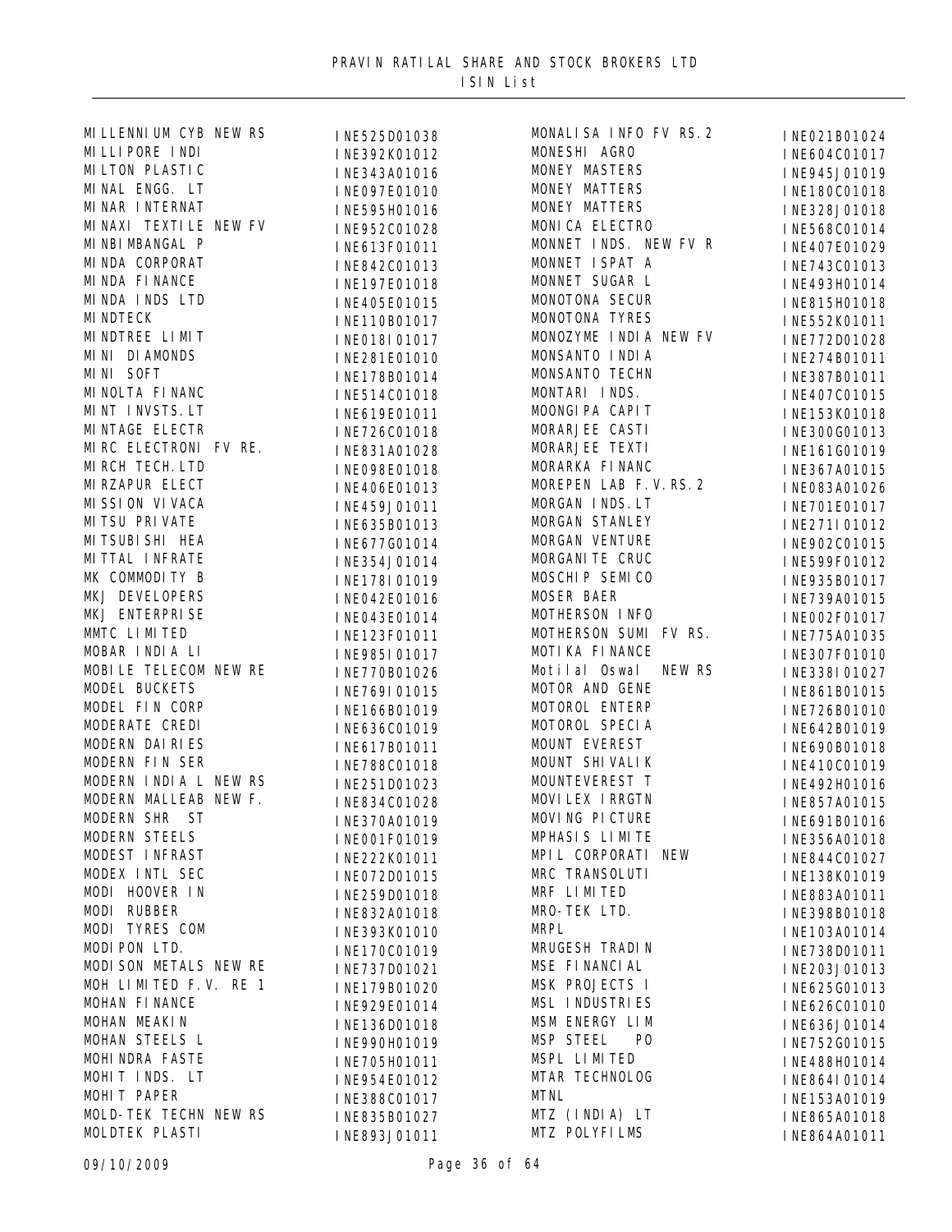PRAVIN RATILAL SHARE AND STOCK BROKERS LTD
ISIN List

| Name | ISIN |
|---|---|
| MILLENNIUM CYB NEW RS | INE525D01038 |
| MILLIPORE INDI | INE392K01012 |
| MILTON PLASTIC | INE343A01016 |
| MINAL ENGG. LT | INE097E01010 |
| MINAR INTERNAT | INE595H01016 |
| MINAXI TEXTILE NEW FV | INE952C01028 |
| MINBIMBANGAL P | INE613F01011 |
| MINDA CORPORAT | INE842C01013 |
| MINDA FINANCE | INE197E01018 |
| MINDA INDS LTD | INE405E01015 |
| MINDTECK | INE110B01017 |
| MINDTREE LIMIT | INE018I01017 |
| MINI DIAMONDS | INE281E01010 |
| MINI SOFT | INE178B01014 |
| MINOLTA FINANC | INE514C01018 |
| MINT INVSTS.LT | INE619E01011 |
| MINTAGE ELECTR | INE726C01018 |
| MIRC ELECTRONI FV RE. | INE831A01028 |
| MIRCH TECH.LTD | INE098E01018 |
| MIRZAPUR ELECT | INE406E01013 |
| MISSION VIVACA | INE459J01011 |
| MITSU PRIVATE | INE635B01013 |
| MITSUBISHI HEA | INE677G01014 |
| MITTAL INFRATE | INE354J01014 |
| MK COMMODITY B | INE178I01019 |
| MKJ DEVELOPERS | INE042E01016 |
| MKJ ENTERPRISE | INE043E01014 |
| MMTC LIMITED | INE123F01011 |
| MOBAR INDIA LI | INE985I01017 |
| MOBILE TELECOM NEW RE | INE770B01026 |
| MODEL BUCKETS | INE769I01015 |
| MODEL FIN CORP | INE166B01019 |
| MODERATE CREDI | INE636C01019 |
| MODERN DAIRIES | INE617B01011 |
| MODERN FIN SER | INE788C01018 |
| MODERN INDIA L NEW RS | INE251D01023 |
| MODERN MALLEAB NEW F. | INE834C01028 |
| MODERN SHR ST | INE370A01019 |
| MODERN STEELS | INE001F01019 |
| MODEST INFRAST | INE222K01011 |
| MODEX INTL SEC | INE072D01015 |
| MODI HOOVER IN | INE259D01018 |
| MODI RUBBER | INE832A01018 |
| MODI TYRES COM | INE393K01010 |
| MODIPON LTD. | INE170C01019 |
| MODISON METALS NEW RE | INE737D01021 |
| MOH LIMITED F.V. RE 1 | INE179B01020 |
| MOHAN FINANCE | INE929E01014 |
| MOHAN MEAKIN | INE136D01018 |
| MOHAN STEELS L | INE990H01019 |
| MOHINDRA FASTE | INE705H01011 |
| MOHIT INDS. LT | INE954E01012 |
| MOHIT PAPER | INE388C01017 |
| MOLD-TEK TECHN NEW RS | INE835B01027 |
| MOLDTEK PLASTI | INE893J01011 |
| MONALISA INFO FV RS.2 | INE021B01024 |
| MONESHI AGRO | INE604C01017 |
| MONEY MASTERS | INE945J01019 |
| MONEY MATTERS | INE180C01018 |
| MONEY MATTERS | INE328J01018 |
| MONICA ELECTRO | INE568C01014 |
| MONNET INDS. NEW FV R | INE407E01029 |
| MONNET ISPAT A | INE743C01013 |
| MONNET SUGAR L | INE493H01014 |
| MONOTONA SECUR | INE815H01018 |
| MONOTONA TYRES | INE552K01011 |
| MONOZYME INDIA NEW FV | INE772D01028 |
| MONSANTO INDIA | INE274B01011 |
| MONSANTO TECHN | INE387B01011 |
| MONTARI INDS. | INE407C01015 |
| MOONGIPA CAPIT | INE153K01018 |
| MORARJEE CASTI | INE300G01013 |
| MORARJEE TEXTI | INE161G01019 |
| MORARKA FINANC | INE367A01015 |
| MOREPEN LAB F.V.RS.2 | INE083A01026 |
| MORGAN INDS.LT | INE701E01017 |
| MORGAN STANLEY | INE271I01012 |
| MORGAN VENTURE | INE902C01015 |
| MORGANITE CRUC | INE599F01012 |
| MOSCHIP SEMICO | INE935B01017 |
| MOSER BAER | INE739A01015 |
| MOTHERSON INFO | INE002F01017 |
| MOTHERSON SUMI FV RS. | INE775A01035 |
| MOTIKA FINANCE | INE307F01010 |
| Motilal Oswal NEW RS | INE338I01027 |
| MOTOR AND GENE | INE861B01015 |
| MOTOROL ENTERP | INE726B01010 |
| MOTOROL SPECIA | INE642B01019 |
| MOUNT EVEREST | INE690B01018 |
| MOUNT SHIVALIK | INE410C01019 |
| MOUNTEVEREST T | INE492H01016 |
| MOVILEX IRRGTN | INE857A01015 |
| MOVING PICTURE | INE691B01016 |
| MPHASIS LIMITE | INE356A01018 |
| MPIL CORPORATI NEW | INE844C01027 |
| MRC TRANSOLUTI | INE138K01019 |
| MRF LIMITED | INE883A01011 |
| MRO-TEK LTD. | INE398B01018 |
| MRPL | INE103A01014 |
| MRUGESH TRADIN | INE738D01011 |
| MSE FINANCIAL | INE203J01013 |
| MSK PROJECTS I | INE625G01013 |
| MSL INDUSTRIES | INE626C01010 |
| MSM ENERGY LIM | INE636J01014 |
| MSP STEEL PO | INE752G01015 |
| MSPL LIMITED | INE488H01014 |
| MTAR TECHNOLOG | INE864I01014 |
| MTNL | INE153A01019 |
| MTZ (INDIA) LT | INE865A01018 |
| MTZ POLYFILMS | INE864A01011 |

09/10/2009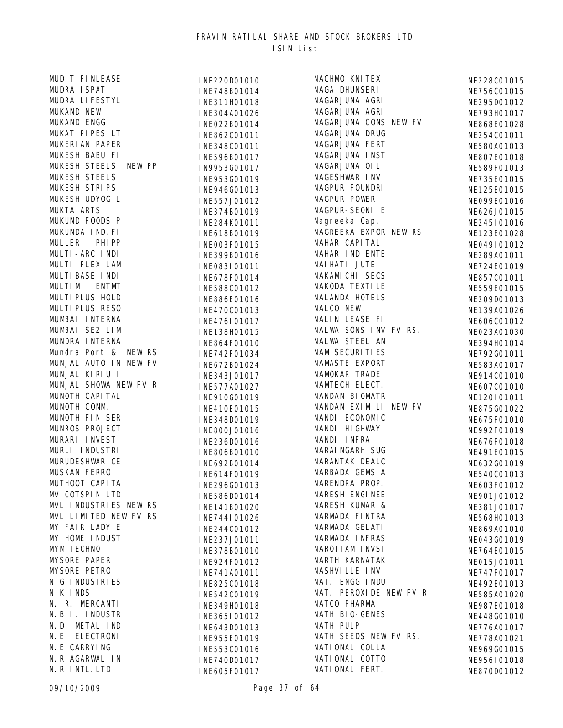# PRAVIN RATILAL SHARE AND STOCK BROKERS LTD
## ISIN List

| Name | ISIN |
|---|---|
| MUDIT FINLEASE | INE220D01010 |
| MUDRA ISPAT | INE748B01014 |
| MUDRA LIFESTYL | INE311H01018 |
| MUKAND NEW | INE304A01026 |
| MUKAND ENGG | INE022B01014 |
| MUKAT PIPES LT | INE862C01011 |
| MUKERIAN PAPER | INE348C01011 |
| MUKESH BABU FI | INE596B01017 |
| MUKESH STEELS NEW PP | IN9953G01017 |
| MUKESH STEELS | INE953G01019 |
| MUKESH STRIPS | INE946G01013 |
| MUKESH UDYOG L | INE557J01012 |
| MUKTA ARTS | INE374B01019 |
| MUKUND FOODS P | INE284K01011 |
| MUKUNDA IND.FI | INE618B01019 |
| MULLER PHIPP | INE003F01015 |
| MULTI-ARC INDI | INE399B01016 |
| MULTI-FLEX LAM | INE083I01011 |
| MULTIBASE INDI | INE678F01014 |
| MULTIM ENTMT | INE588C01012 |
| MULTIPLUS HOLD | INE886E01016 |
| MULTIPLUS RESO | INE470C01013 |
| MUMBAI INTERNA | INE476I01017 |
| MUMBAI SEZ LIM | INE138H01015 |
| MUNDRA INTERNA | INE864F01010 |
| Mundra Port & NEW RS | INE742F01034 |
| MUNJAL AUTO IN NEW FV | INE672B01024 |
| MUNJAL KIRIU I | INE343J01017 |
| MUNJAL SHOWA NEW FV R | INE577A01027 |
| MUNOTH CAPITAL | INE910G01019 |
| MUNOTH COMM. | INE410E01015 |
| MUNOTH FIN SER | INE348D01019 |
| MUNROS PROJECT | INE800J01016 |
| MURARI INVEST | INE236D01016 |
| MURLI INDUSTRI | INE806B01010 |
| MURUDESHWAR CE | INE692B01014 |
| MUSKAN FERRO | INE614F01019 |
| MUTHOOT CAPITA | INE296G01013 |
| MV COTSPIN LTD | INE586D01014 |
| MVL INDUSTRIES NEW RS | INE141B01020 |
| MVL LIMITED NEW FV RS | INE744I01026 |
| MY FAIR LADY E | INE244C01012 |
| MY HOME INDUST | INE237J01011 |
| MYM TECHNO | INE378B01010 |
| MYSORE PAPER | INE924F01012 |
| MYSORE PETRO | INE741A01011 |
| N G INDUSTRIES | INE825C01018 |
| N K INDS | INE542C01019 |
| N. R. MERCANTI | INE349H01018 |
| N.B.I. INDUSTR | INE365I01012 |
| N.D. METAL IND | INE643D01013 |
| N.E. ELECTRONI | INE955E01019 |
| N.E.CARRYING | INE553C01016 |
| N.R.AGARWAL IN | INE740D01017 |
| N.R.INTL.LTD | INE605F01017 |
| NACHMO KNITEX | INE228C01015 |
| NAGA DHUNSERI | INE756C01015 |
| NAGARJUNA AGRI | INE295D01012 |
| NAGARJUNA AGRI | INE793H01017 |
| NAGARJUNA CONS NEW FV | INE868B01028 |
| NAGARJUNA DRUG | INE254C01011 |
| NAGARJUNA FERT | INE580A01013 |
| NAGARJUNA INST | INE807B01018 |
| NAGARJUNA OIL | INE589F01013 |
| NAGESHWAR INV | INE735E01015 |
| NAGPUR FOUNDRI | INE125B01015 |
| NAGPUR POWER | INE099E01016 |
| NAGPUR-SEONI E | INE626J01015 |
| Nagreeka Cap. | INE245I01016 |
| NAGREEKA EXPOR NEW RS | INE123B01028 |
| NAHAR CAPITAL | INE049I01012 |
| NAHAR IND ENTE | INE289A01011 |
| NAIHATI JUTE | INE724E01019 |
| NAKAMICHI SECS | INE857C01011 |
| NAKODA TEXTILE | INE559B01015 |
| NALANDA HOTELS | INE209D01013 |
| NALCO NEW | INE139A01026 |
| NALIN LEASE FI | INE606C01012 |
| NALWA SONS INV FV RS. | INE023A01030 |
| NALWA STEEL AN | INE394H01014 |
| NAM SECURITIES | INE792G01011 |
| NAMASTE EXPORT | INE583A01017 |
| NAMOKAR TRADE | INE914C01010 |
| NAMTECH ELECT. | INE607C01010 |
| NANDAN BIOMATR | INE120I01011 |
| NANDAN EXIM LI NEW FV | INE875G01022 |
| NANDI ECONOMIC | INE675F01010 |
| NANDI HIGHWAY | INE992F01019 |
| NANDI INFRA | INE676F01018 |
| NARAINGARH SUG | INE491E01015 |
| NARANTAK DEALC | INE632G01019 |
| NARBADA GEMS A | INE540C01013 |
| NARENDRA PROP. | INE603F01012 |
| NARESH ENGINEE | INE901J01012 |
| NARESH KUMAR & | INE381J01017 |
| NARMADA FINTRA | INE568H01013 |
| NARMADA GELATI | INE869A01010 |
| NARMADA INFRAS | INE043G01019 |
| NAROTTAM INVST | INE764E01015 |
| NARTH KARNATAK | INE015J01011 |
| NASHVILLE INV | INE747F01017 |
| NAT. ENGG INDU | INE492E01013 |
| NAT. PEROXIDE NEW FV R | INE585A01020 |
| NATCO PHARMA | INE987B01018 |
| NATH BIO-GENES | INE448G01010 |
| NATH PULP | INE776A01017 |
| NATH SEEDS NEW FV RS. | INE778A01021 |
| NATIONAL COLLA | INE969G01015 |
| NATIONAL COTTO | INE956I01018 |
| NATIONAL FERT. | INE870D01012 |

09/10/2009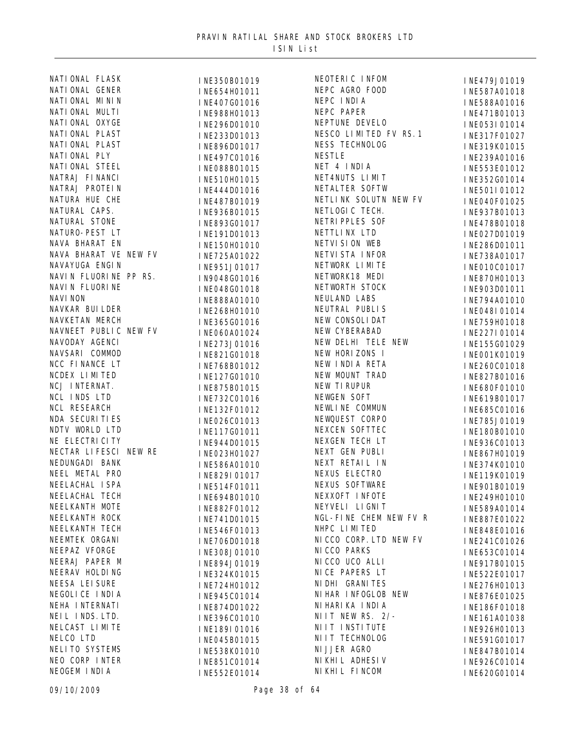# PRAVIN RATILAL SHARE AND STOCK BROKERS LTD

## ISIN List

| Name | ISIN |
|---|---|
| NATIONAL FLASK | INE350B01019 |
| NATIONAL GENER | INE654H01011 |
| NATIONAL MININ | INE407G01016 |
| NATIONAL MULTI | INE988H01013 |
| NATIONAL OXYGE | INE296D01010 |
| NATIONAL PLAST | INE233D01013 |
| NATIONAL PLAST | INE896D01017 |
| NATIONAL PLY | INE497C01016 |
| NATIONAL STEEL | INE088B01015 |
| NATRAJ FINANCI | INE510H01015 |
| NATRAJ PROTEIN | INE444D01016 |
| NATURA HUE CHE | INE487B01019 |
| NATURAL CAPS. | INE936B01015 |
| NATURAL STONE | INE893G01017 |
| NATURO-PEST LT | INE191D01013 |
| NAVA BHARAT EN | INE150H01010 |
| NAVA BHARAT VE NEW FV | INE725A01022 |
| NAVAYUGA ENGIN | INE951J01017 |
| NAVIN FLUORINE PP RS. | IN9048G01016 |
| NAVIN FLUORINE | INE048G01018 |
| NAVINON | INE888A01010 |
| NAVKAR BUILDER | INE268H01010 |
| NAVKETAN MERCH | INE365G01016 |
| NAVNEET PUBLIC NEW FV | INE060A01024 |
| NAVODAY AGENCI | INE273J01016 |
| NAVSARI COMMOD | INE821G01018 |
| NCC FINANCE LT | INE768B01012 |
| NCDEX LIMITED | INE127G01010 |
| NCJ INTERNAT. | INE875B01015 |
| NCL INDS LTD | INE732C01016 |
| NCL RESEARCH | INE132F01012 |
| NDA SECURITIES | INE026C01013 |
| NDTV WORLD LTD | INE117G01011 |
| NE ELECTRICITY | INE944D01015 |
| NECTAR LIFESCI NEW RE | INE023H01027 |
| NEDUNGADI BANK | INE586A01010 |
| NEEL METAL PRO | INE829I01017 |
| NEELACHAL ISPA | INE514F01011 |
| NEELACHAL TECH | INE694B01010 |
| NEELKANTH MOTE | INE882F01012 |
| NEELKANTH ROCK | INE741D01015 |
| NEELKANTH TECH | INE546F01013 |
| NEEMTEK ORGANI | INE706D01018 |
| NEEPAZ VFORGE | INE308J01010 |
| NEERAJ PAPER M | INE894J01019 |
| NEERAV HOLDING | INE324K01015 |
| NEESA LEISURE | INE724H01012 |
| NEGOLICE INDIA | INE945C01014 |
| NEHA INTERNATI | INE874D01022 |
| NEIL INDS.LTD. | INE396C01010 |
| NELCAST LIMITE | INE189I01016 |
| NELCO LTD | INE045B01015 |
| NELITO SYSTEMS | INE538K01010 |
| NEO CORP INTER | INE851C01014 |
| NEOGEM INDIA | INE552E01014 |
| NEOTERIC INFOM | INE479J01019 |
| NEPC AGRO FOOD | INE587A01018 |
| NEPC INDIA | INE588A01016 |
| NEPC PAPER | INE471B01013 |
| NEPTUNE DEVELO | INE053I01014 |
| NESCO LIMITED FV RS.1 | INE317F01027 |
| NESS TECHNOLOG | INE319K01015 |
| NESTLE | INE239A01016 |
| NET 4 INDIA | INE553E01012 |
| NET4NUTS LIMIT | INE352G01014 |
| NETALTER SOFTW | INE501I01012 |
| NETLINK SOLUTN NEW FV | INE040F01025 |
| NETLOGIC TECH. | INE937B01013 |
| NETRIPPLES SOF | INE478B01018 |
| NETTLINX LTD | INE027D01019 |
| NETVISION WEB | INE286D01011 |
| NETVISTA INFOR | INE738A01017 |
| NETWORK LIMITE | INE010C01017 |
| NETWORK18 MEDI | INE870H01013 |
| NETWORTH STOCK | INE903D01011 |
| NEULAND LABS | INE794A01010 |
| NEUTRAL PUBLIS | INE048I01014 |
| NEW CONSOLIDAT | INE759H01018 |
| NEW CYBERABAD | INE227I01014 |
| NEW DELHI TELE NEW | INE155G01029 |
| NEW HORIZONS I | INE001K01019 |
| NEW INDIA RETA | INE260C01018 |
| NEW MOUNT TRAD | INE827B01016 |
| NEW TIRUPUR | INE680F01010 |
| NEWGEN SOFT | INE619B01017 |
| NEWLINE COMMUN | INE685C01016 |
| NEWQUEST CORPO | INE785J01019 |
| NEXCEN SOFTTEC | INE180B01010 |
| NEXGEN TECH LT | INE936C01013 |
| NEXT GEN PUBLI | INE867H01019 |
| NEXT RETAIL IN | INE374K01010 |
| NEXUS ELECTRO | INE119K01019 |
| NEXUS SOFTWARE | INE901B01019 |
| NEXXOFT INFOTE | INE249H01010 |
| NEYVELI LIGNIT | INE589A01014 |
| NGL-FINE CHEM NEW FV R | INE887E01022 |
| NHPC LIMITED | INE848E01016 |
| NICCO CORP.LTD NEW FV | INE241C01026 |
| NICCO PARKS | INE653C01014 |
| NICCO UCO ALLI | INE917B01015 |
| NICE PAPERS LT | INE522E01017 |
| NIDHI GRANITES | INE276H01013 |
| NIHAR INFOGLOB NEW | INE876E01025 |
| NIHARIKA INDIA | INE186F01018 |
| NIIT NEW RS. 2/- | INE161A01038 |
| NIIT INSTITUTE | INE926H01013 |
| NIIT TECHNOLOG | INE591G01017 |
| NIJJER AGRO | INE847B01014 |
| NIKHIL ADHESIV | INE926C01014 |
| NIKHIL FINCOM | INE620G01014 |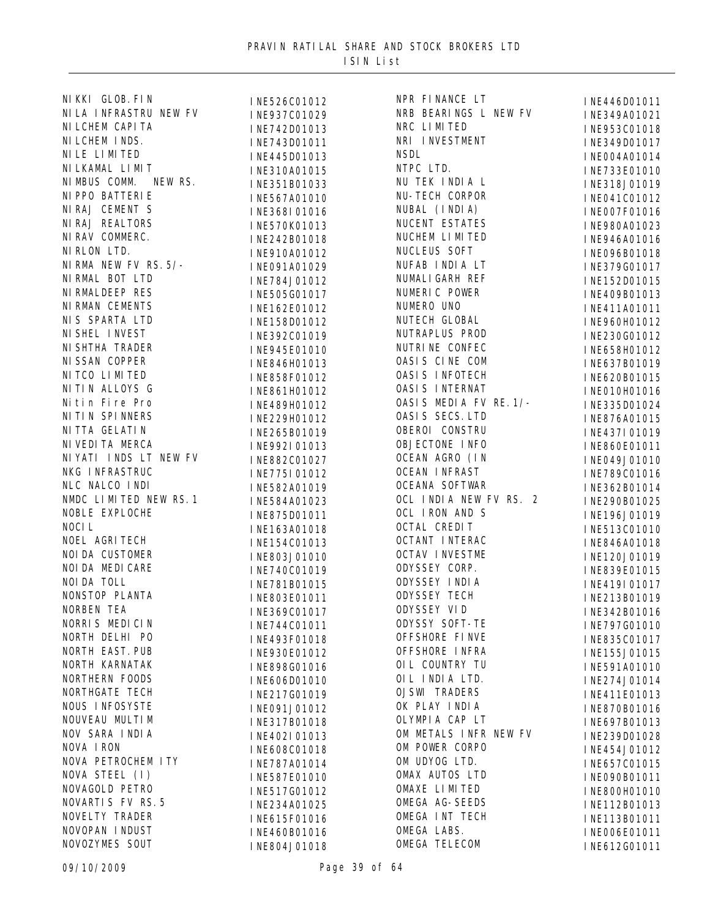PRAVIN RATILAL SHARE AND STOCK BROKERS LTD
ISIN List

| Name | ISIN |
|---|---|
| NIKKI GLOB.FIN | INE526C01012 |
| NILA INFRASTRU NEW FV | INE937C01029 |
| NILCHEM CAPITA | INE742D01013 |
| NILCHEM INDS. | INE743D01011 |
| NILE LIMITED | INE445D01013 |
| NILKAMAL LIMIT | INE310A01015 |
| NIMBUS COMM. NEW RS. | INE351B01033 |
| NIPPO BATTERIE | INE567A01010 |
| NIRAJ CEMENT S | INE368I01016 |
| NIRAJ REALTORS | INE570K01013 |
| NIRAV COMMERC. | INE242B01018 |
| NIRLON LTD. | INE910A01012 |
| NIRMA NEW FV RS.5/- | INE091A01029 |
| NIRMAL BOT LTD | INE784J01012 |
| NIRMALDEEP RES | INE505G01017 |
| NIRMAN CEMENTS | INE162E01012 |
| NIS SPARTA LTD | INE158D01012 |
| NISHEL INVEST | INE392C01019 |
| NISHTHA TRADER | INE945E01010 |
| NISSAN COPPER | INE846H01013 |
| NITCO LIMITED | INE858F01012 |
| NITIN ALLOYS G | INE861H01012 |
| Nitin Fire Pro | INE489H01012 |
| NITIN SPINNERS | INE229H01012 |
| NITTA GELATIN | INE265B01019 |
| NIVEDITA MERCA | INE992I01013 |
| NIYATI INDS LT NEW FV | INE882C01027 |
| NKG INFRASTRUC | INE775I01012 |
| NLC NALCO INDI | INE582A01019 |
| NMDC LIMITED NEW RS.1 | INE584A01023 |
| NOBLE EXPLOCHE | INE875D01011 |
| NOCIL | INE163A01018 |
| NOEL AGRITECH | INE154C01013 |
| NOIDA CUSTOMER | INE803J01010 |
| NOIDA MEDICARE | INE740C01019 |
| NOIDA TOLL | INE781B01015 |
| NONSTOP PLANTA | INE803E01011 |
| NORBEN TEA | INE369C01017 |
| NORRIS MEDICIN | INE744C01011 |
| NORTH DELHI PO | INE493F01018 |
| NORTH EAST.PUB | INE930E01012 |
| NORTH KARNATAK | INE898G01016 |
| NORTHERN FOODS | INE606D01010 |
| NORTHGATE TECH | INE217G01019 |
| NOUS INFOSYSTE | INE091J01012 |
| NOUVEAU MULTIM | INE317B01018 |
| NOV SARA INDIA | INE402I01013 |
| NOVA IRON | INE608C01018 |
| NOVA PETROCHEMITY | INE787A01014 |
| NOVA STEEL (I) | INE587E01010 |
| NOVAGOLD PETRO | INE517G01012 |
| NOVARTIS FV RS.5 | INE234A01025 |
| NOVELTY TRADER | INE615F01016 |
| NOVOPAN INDUST | INE460B01016 |
| NOVOZYMES SOUT | INE804J01018 |
| NPR FINANCE LT | INE446D01011 |
| NRB BEARINGS L NEW FV | INE349A01021 |
| NRC LIMITED | INE953C01018 |
| NRI INVESTMENT | INE349D01017 |
| NSDL | INE004A01014 |
| NTPC LTD. | INE733E01010 |
| NU TEK INDIA L | INE318J01019 |
| NU-TECH CORPOR | INE041C01012 |
| NUBAL (INDIA) | INE007F01016 |
| NUCENT ESTATES | INE980A01023 |
| NUCHEM LIMITED | INE946A01016 |
| NUCLEUS SOFT | INE096B01018 |
| NUFAB INDIA LT | INE379G01017 |
| NUMALIGARH REF | INE152D01015 |
| NUMERIC POWER | INE409B01013 |
| NUMERO UNO | INE411A01011 |
| NUTECH GLOBAL | INE960H01012 |
| NUTRAPLUS PROD | INE230G01012 |
| NUTRINE CONFEC | INE658H01012 |
| OASIS CINE COM | INE637B01019 |
| OASIS INFOTECH | INE620B01015 |
| OASIS INTERNAT | INE010H01016 |
| OASIS MEDIA FV RE.1/- | INE335D01024 |
| OASIS SECS.LTD | INE876A01015 |
| OBEROI CONSTRU | INE437I01019 |
| OBJECTONE INFO | INE860E01011 |
| OCEAN AGRO (IN | INE049J01010 |
| OCEAN INFRAST | INE789C01016 |
| OCEANA SOFTWAR | INE362B01014 |
| OCL INDIA NEW FV RS. 2 | INE290B01025 |
| OCL IRON AND S | INE196J01019 |
| OCTAL CREDIT | INE513C01010 |
| OCTANT INTERAC | INE846A01018 |
| OCTAV INVESTME | INE120J01019 |
| ODYSSEY CORP. | INE839E01015 |
| ODYSSEY INDIA | INE419I01017 |
| ODYSSEY TECH | INE213B01019 |
| ODYSSEY VID | INE342B01016 |
| ODYSSY SOFT-TE | INE797G01010 |
| OFFSHORE FINVE | INE835C01017 |
| OFFSHORE INFRA | INE155J01015 |
| OIL COUNTRY TU | INE591A01010 |
| OIL INDIA LTD. | INE274J01014 |
| OJSWI TRADERS | INE411E01013 |
| OK PLAY INDIA | INE870B01016 |
| OLYMPIA CAP LT | INE697B01013 |
| OM METALS INFR NEW FV | INE239D01028 |
| OM POWER CORPO | INE454J01012 |
| OM UDYOG LTD. | INE657C01015 |
| OMAX AUTOS LTD | INE090B01011 |
| OMAXE LIMITED | INE800H01010 |
| OMEGA AG-SEEDS | INE112B01013 |
| OMEGA INT TECH | INE113B01011 |
| OMEGA LABS. | INE006E01011 |
| OMEGA TELECOM | INE612G01011 |

09/10/2009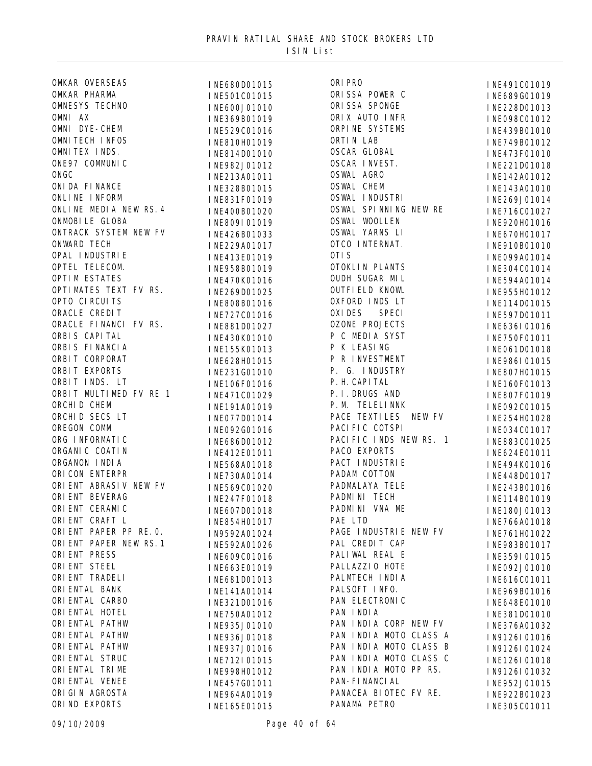# PRAVIN RATILAL SHARE AND STOCK BROKERS LTD

ISIN List

| Name | ISIN | Name | ISIN |
|---|---|---|---|
| OMKAR OVERSEAS | INE680D01015 | ORIPRO | INE491C01019 |
| OMKAR PHARMA | INE501C01015 | ORISSA POWER C | INE689G01019 |
| OMNESYS TECHNO | INE600J01010 | ORISSA SPONGE | INE228D01013 |
| OMNI AX | INE369B01019 | ORIX AUTO INFR | INE098C01012 |
| OMNI DYE-CHEM | INE529C01016 | ORPINE SYSTEMS | INE439B01010 |
| OMNITECH INFOS | INE810H01019 | ORTIN LAB | INE749B01012 |
| OMNITEX INDS. | INE814D01010 | OSCAR GLOBAL | INE473F01010 |
| ONE97 COMMUNIC | INE982J01012 | OSCAR INVEST. | INE221D01018 |
| ONGC | INE213A01011 | OSWAL AGRO | INE142A01012 |
| ONIDA FINANCE | INE328B01015 | OSWAL CHEM | INE143A01010 |
| ONLINE INFORM | INE831F01019 | OSWAL INDUSTRI | INE269J01014 |
| ONLINE MEDIA NEW RS.4 | INE400B01020 | OSWAL SPINNING NEW RE | INE716C01027 |
| ONMOBILE GLOBA | INE809I01019 | OSWAL WOOLLEN | INE920H01016 |
| ONTRACK SYSTEM NEW FV | INE426B01033 | OSWAL YARNS LI | INE670H01017 |
| ONWARD TECH | INE229A01017 | OTCO INTERNAT. | INE910B01010 |
| OPAL INDUSTRIE | INE413E01019 | OTIS | INE099A01014 |
| OPTEL TELECOM. | INE958B01019 | OTOKLIN PLANTS | INE304C01014 |
| OPTIM ESTATES | INE470K01016 | OUDH SUGAR MIL | INE594A01014 |
| OPTIMATES TEXT FV RS. | INE269D01025 | OUTFIELD KNOWL | INE955H01012 |
| OPTO CIRCUITS | INE808B01016 | OXFORD INDS LT | INE114D01015 |
| ORACLE CREDIT | INE727C01016 | OXIDES SPECI | INE597D01011 |
| ORACLE FINANCI FV RS. | INE881D01027 | OZONE PROJECTS | INE636I01016 |
| ORBIS CAPITAL | INE430K01010 | P C MEDIA SYST | INE750F01011 |
| ORBIS FINANCIA | INE155K01013 | P K LEASING | INE061D01018 |
| ORBIT CORPORAT | INE628H01015 | P R INVESTMENT | INE986I01015 |
| ORBIT EXPORTS | INE231G01010 | P. G. INDUSTRY | INE807H01015 |
| ORBIT INDS. LT | INE106F01016 | P.H.CAPITAL | INE160F01013 |
| ORBIT MULTIMED FV RE 1 | INE471C01029 | P.I.DRUGS AND | INE807F01019 |
| ORCHID CHEM | INE191A01019 | P.M. TELELINNK | INE092C01015 |
| ORCHID SECS LT | INE077D01014 | PACE TEXTILES NEW FV | INE254H01028 |
| OREGON COMM | INE092G01016 | PACIFIC COTSPI | INE034C01017 |
| ORG INFORMATIC | INE686D01012 | PACIFIC INDS NEW RS. 1 | INE883C01025 |
| ORGANIC COATIN | INE412E01011 | PACO EXPORTS | INE624E01011 |
| ORGANON INDIA | INE568A01018 | PACT INDUSTRIE | INE494K01016 |
| ORICON ENTERPR | INE730A01014 | PADAM COTTON | INE448D01017 |
| ORIENT ABRASIV NEW FV | INE569C01020 | PADMALAYA TELE | INE243B01016 |
| ORIENT BEVERAG | INE247F01018 | PADMINI TECH | INE114B01019 |
| ORIENT CERAMIC | INE607D01018 | PADMINI VNA ME | INE180J01013 |
| ORIENT CRAFT L | INE854H01017 | PAE LTD | INE766A01018 |
| ORIENT PAPER PP RE.0. | IN9592A01024 | PAGE INDUSTRIE NEW FV | INE761H01022 |
| ORIENT PAPER NEW RS.1 | INE592A01026 | PAL CREDIT CAP | INE983B01017 |
| ORIENT PRESS | INE609C01016 | PALIWAL REAL E | INE359I01015 |
| ORIENT STEEL | INE663E01019 | PALLAZZIO HOTE | INE092J01010 |
| ORIENT TRADELI | INE681D01013 | PALMTECH INDIA | INE616C01011 |
| ORIENTAL BANK | INE141A01014 | PALSOFT INFO. | INE969B01016 |
| ORIENTAL CARBO | INE321D01016 | PAN ELECTRONIC | INE648E01010 |
| ORIENTAL HOTEL | INE750A01012 | PAN INDIA | INE381D01010 |
| ORIENTAL PATHW | INE935J01010 | PAN INDIA CORP NEW FV | INE376A01032 |
| ORIENTAL PATHW | INE936J01018 | PAN INDIA MOTO CLASS A | IN9126I01016 |
| ORIENTAL PATHW | INE937J01016 | PAN INDIA MOTO CLASS B | IN9126I01024 |
| ORIENTAL STRUC | INE712I01015 | PAN INDIA MOTO CLASS C | INE126I01018 |
| ORIENTAL TRIME | INE998H01012 | PAN INDIA MOTO PP RS. | IN9126I01032 |
| ORIENTAL VENEE | INE457G01011 | PAN-FINANCIAL | INE952J01015 |
| ORIGIN AGROSTA | INE964A01019 | PANACEA BIOTEC FV RE. | INE922B01023 |
| ORIND EXPORTS | INE165E01015 | PANAMA PETRO | INE305C01011 |

09/10/2009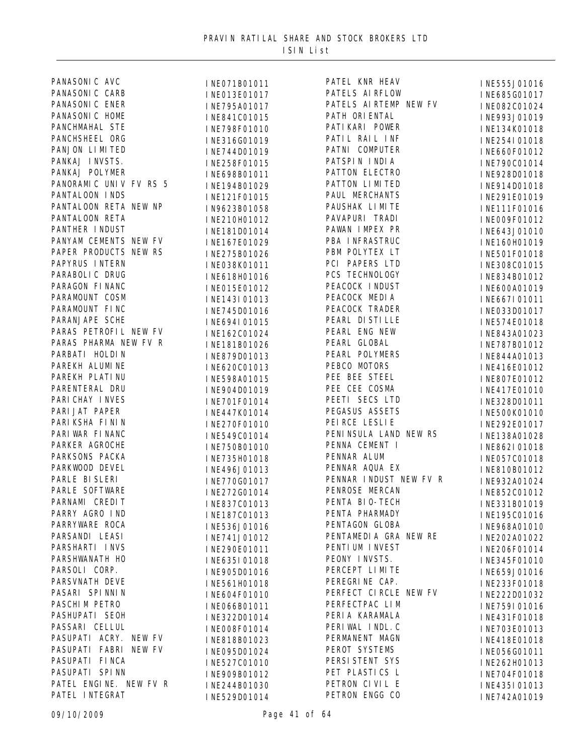PRAVIN RATILAL SHARE AND STOCK BROKERS LTD
ISIN List

| Name | ISIN |
|---|---|
| PANASONIC AVC | INE071B01011 |
| PANASONIC CARB | INE013E01017 |
| PANASONIC ENER | INE795A01017 |
| PANASONIC HOME | INE841C01015 |
| PANCHMAHAL STE | INE798F01010 |
| PANCHSHEEL ORG | INE316G01019 |
| PANJON LIMITED | INE744D01019 |
| PANKAJ INVSTS. | INE258F01015 |
| PANKAJ POLYMER | INE698B01011 |
| PANORAMIC UNIV FV RS 5 | INE194B01029 |
| PANTALOON INDS | INE121F01015 |
| PANTALOON RETA NEW NP | IN9623B01058 |
| PANTALOON RETA | INE210H01012 |
| PANTHER INDUST | INE181D01014 |
| PANYAM CEMENTS NEW FV | INE167E01029 |
| PAPER PRODUCTS NEW RS | INE275B01026 |
| PAPYRUS INTERN | INE038K01011 |
| PARABOLIC DRUG | INE618H01016 |
| PARAGON FINANC | INE015E01012 |
| PARAMOUNT COSM | INE143I01013 |
| PARAMOUNT FINC | INE745D01016 |
| PARANJAPE SCHE | INE694I01015 |
| PARAS PETROFIL NEW FV | INE162C01024 |
| PARAS PHARMA NEW FV R | INE181B01026 |
| PARBATI HOLDIN | INE879D01013 |
| PAREKH ALUMINE | INE620C01013 |
| PAREKH PLATINU | INE598A01015 |
| PARENTERAL DRU | INE904D01019 |
| PARICHAY INVES | INE701F01014 |
| PARIJAT PAPER | INE447K01014 |
| PARIKSHA FININ | INE270F01010 |
| PARIWAR FINANC | INE549C01014 |
| PARKER AGROCHE | INE750B01010 |
| PARKSONS PACKA | INE735H01018 |
| PARKWOOD DEVEL | INE496J01013 |
| PARLE BISLERI | INE770G01017 |
| PARLE SOFTWARE | INE272G01014 |
| PARNAMI CREDIT | INE837C01013 |
| PARRY AGRO IND | INE187C01013 |
| PARRYWARE ROCA | INE536J01016 |
| PARSANDI LEASI | INE741J01012 |
| PARSHARTI INVS | INE290E01011 |
| PARSHWANATH HO | INE635I01018 |
| PARSOLI CORP. | INE905D01016 |
| PARSVNATH DEVE | INE561H01018 |
| PASARI SPINNIN | INE604F01010 |
| PASCHIM PETRO | INE066B01011 |
| PASHUPATI SEOH | INE322D01014 |
| PASSARI CELLUL | INE008F01014 |
| PASUPATI ACRY. NEW FV | INE818B01023 |
| PASUPATI FABRI NEW FV | INE095D01024 |
| PASUPATI FINCA | INE527C01010 |
| PASUPATI SPINN | INE909B01012 |
| PATEL ENGINE. NEW FV R | INE244B01030 |
| PATEL INTEGRAT | INE529D01014 |
| PATEL KNR HEAV | INE555J01016 |
| PATELS AIRFLOW | INE685G01017 |
| PATELS AIRTEMP NEW FV | INE082C01024 |
| PATH ORIENTAL | INE993J01019 |
| PATIKARI POWER | INE134K01018 |
| PATIL RAIL INF | INE254I01018 |
| PATNI COMPUTER | INE660F01012 |
| PATSPIN INDIA | INE790C01014 |
| PATTON ELECTRO | INE928D01018 |
| PATTON LIMITED | INE914D01018 |
| PAUL MERCHANTS | INE291E01019 |
| PAUSHAK LIMITE | INE111F01016 |
| PAVAPURI TRADI | INE009F01012 |
| PAWAN IMPEX PR | INE643J01010 |
| PBA INFRASTRUC | INE160H01019 |
| PBM POLYTEX LT | INE501F01018 |
| PCI PAPERS LTD | INE308C01015 |
| PCS TECHNOLOGY | INE834B01012 |
| PEACOCK INDUST | INE600A01019 |
| PEACOCK MEDIA | INE667I01011 |
| PEACOCK TRADER | INE033D01017 |
| PEARL DISTILLE | INE574E01018 |
| PEARL ENG NEW | INE843A01023 |
| PEARL GLOBAL | INE787B01012 |
| PEARL POLYMERS | INE844A01013 |
| PEBCO MOTORS | INE416E01012 |
| PEE BEE STEEL | INE807E01012 |
| PEE CEE COSMA | INE417E01010 |
| PEETI SECS LTD | INE328D01011 |
| PEGASUS ASSETS | INE500K01010 |
| PEIRCE LESLIE | INE292E01017 |
| PENINSULA LAND NEW RS | INE138A01028 |
| PENNA CEMENT I | INE862I01018 |
| PENNAR ALUM | INE057C01018 |
| PENNAR AQUA EX | INE810B01012 |
| PENNAR INDUST NEW FV R | INE932A01024 |
| PENROSE MERCAN | INE852C01012 |
| PENTA BIO-TECH | INE331B01019 |
| PENTA PHARMADY | INE195C01016 |
| PENTAGON GLOBA | INE968A01010 |
| PENTAMEDIA GRA NEW RE | INE202A01022 |
| PENTIUM INVEST | INE206F01014 |
| PEONY INVSTS. | INE345F01010 |
| PERCEPT LIMITE | INE659J01016 |
| PEREGRINE CAP. | INE233F01018 |
| PERFECT CIRCLE NEW FV | INE222D01032 |
| PERFECTPAC LIM | INE759I01016 |
| PERIA KARAMALA | INE431F01018 |
| PERIWAL INDL.C | INE703E01013 |
| PERMANENT MAGN | INE418E01018 |
| PEROT SYSTEMS | INE056G01011 |
| PERSISTENT SYS | INE262H01013 |
| PET PLASTICS L | INE704F01018 |
| PETRON CIVIL E | INE435I01013 |
| PETRON ENGG CO | INE742A01019 |

09/10/2009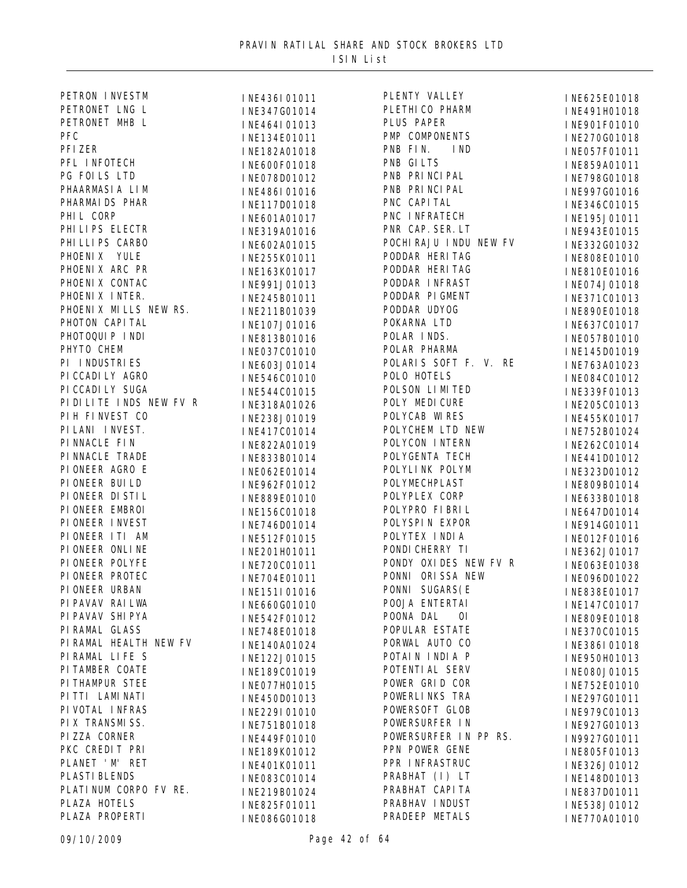# PRAVIN RATILAL SHARE AND STOCK BROKERS LTD

## ISIN List

| Name | ISIN |
|---|---|
| PETRON INVESTM | INE436I01011 |
| PETRONET LNG L | INE347G01014 |
| PETRONET MHB L | INE464I01013 |
| PFC | INE134E01011 |
| PFIZER | INE182A01018 |
| PFL INFOTECH | INE600F01018 |
| PG FOILS LTD | INE078D01012 |
| PHAARMASIA LIM | INE486I01016 |
| PHARMAIDS PHAR | INE117D01018 |
| PHIL CORP | INE601A01017 |
| PHILIPS ELECTR | INE319A01016 |
| PHILLIPS CARBO | INE602A01015 |
| PHOENIX YULE | INE255K01011 |
| PHOENIX ARC PR | INE163K01017 |
| PHOENIX CONTAC | INE991J01013 |
| PHOENIX INTER. | INE245B01011 |
| PHOENIX MILLS NEW RS. | INE211B01039 |
| PHOTON CAPITAL | INE107J01016 |
| PHOTOQUIP INDI | INE813B01016 |
| PHYTO CHEM | INE037C01010 |
| PI INDUSTRIES | INE603J01014 |
| PICCADILY AGRO | INE546C01010 |
| PICCADILY SUGA | INE544C01015 |
| PIDILITE INDS NEW FV R | INE318A01026 |
| PIH FINVEST CO | INE238J01019 |
| PILANI INVEST. | INE417C01014 |
| PINNACLE FIN | INE822A01019 |
| PINNACLE TRADE | INE833B01014 |
| PIONEER AGRO E | INE062E01014 |
| PIONEER BUILD | INE962F01012 |
| PIONEER DISTIL | INE889E01010 |
| PIONEER EMBROI | INE156C01018 |
| PIONEER INVEST | INE746D01014 |
| PIONEER ITI AM | INE512F01015 |
| PIONEER ONLINE | INE201H01011 |
| PIONEER POLYFE | INE720C01011 |
| PIONEER PROTEC | INE704E01011 |
| PIONEER URBAN | INE151I01016 |
| PIPAVAV RAILWA | INE660G01010 |
| PIPAVAV SHIPYA | INE542F01012 |
| PIRAMAL GLASS | INE748E01018 |
| PIRAMAL HEALTH NEW FV | INE140A01024 |
| PIRAMAL LIFE S | INE122J01015 |
| PITAMBER COATE | INE189C01019 |
| PITHAMPUR STEE | INE077H01015 |
| PITTI LAMINATI | INE450D01013 |
| PIVOTAL INFRAS | INE229I01010 |
| PIX TRANSMISS. | INE751B01018 |
| PIZZA CORNER | INE449F01010 |
| PKC CREDIT PRI | INE189K01012 |
| PLANET 'M' RET | INE401K01011 |
| PLASTIBLENDS | INE083C01014 |
| PLATINUM CORPO FV RE. | INE219B01024 |
| PLAZA HOTELS | INE825F01011 |
| PLAZA PROPERTI | INE086G01018 |
| PLENTY VALLEY | INE625E01018 |
| PLETHICO PHARM | INE491H01018 |
| PLUS PAPER | INE901F01010 |
| PMP COMPONENTS | INE270G01018 |
| PNB FIN. IND | INE057F01011 |
| PNB GILTS | INE859A01011 |
| PNB PRINCIPAL | INE798G01018 |
| PNB PRINCIPAL | INE997G01016 |
| PNC CAPITAL | INE346C01015 |
| PNC INFRATECH | INE195J01011 |
| PNR CAP.SER.LT | INE943E01015 |
| POCHIRAJU INDU NEW FV | INE332G01032 |
| PODDAR HERITAG | INE808E01010 |
| PODDAR HERITAG | INE810E01016 |
| PODDAR INFRAST | INE074J01018 |
| PODDAR PIGMENT | INE371C01013 |
| PODDAR UDYOG | INE890E01018 |
| POKARNA LTD | INE637C01017 |
| POLAR INDS. | INE057B01010 |
| POLAR PHARMA | INE145D01019 |
| POLARIS SOFT F. V. RE | INE763A01023 |
| POLO HOTELS | INE084C01012 |
| POLSON LIMITED | INE339F01013 |
| POLY MEDICURE | INE205C01013 |
| POLYCAB WIRES | INE455K01017 |
| POLYCHEM LTD NEW | INE752B01024 |
| POLYCON INTERN | INE262C01014 |
| POLYGENTA TECH | INE441D01012 |
| POLYLINK POLYM | INE323D01012 |
| POLYMECHPLAST | INE809B01014 |
| POLYPLEX CORP | INE633B01018 |
| POLYPRO FIBRIL | INE647D01014 |
| POLYSPIN EXPOR | INE914G01011 |
| POLYTEX INDIA | INE012F01016 |
| PONDICHERRY TI | INE362J01017 |
| PONDY OXIDES NEW FV R | INE063E01038 |
| PONNI ORISSA NEW | INE096D01022 |
| PONNI SUGARS(E | INE838E01017 |
| POOJA ENTERTAI | INE147C01017 |
| POONA DAL OI | INE809E01018 |
| POPULAR ESTATE | INE370C01015 |
| PORWAL AUTO CO | INE386I01018 |
| POTAIN INDIA P | INE950H01013 |
| POTENTIAL SERV | INE080J01015 |
| POWER GRID COR | INE752E01010 |
| POWERLINKS TRA | INE297G01011 |
| POWERSOFT GLOB | INE979C01013 |
| POWERSURFER IN | INE927G01013 |
| POWERSURFER IN PP RS. | IN9927G01011 |
| PPN POWER GENE | INE805F01013 |
| PPR INFRASTRUC | INE326J01012 |
| PRABHAT (I) LT | INE148D01013 |
| PRABHAT CAPITA | INE837D01011 |
| PRABHAV INDUST | INE538J01012 |
| PRADEEP METALS | INE770A01010 |

09/10/2009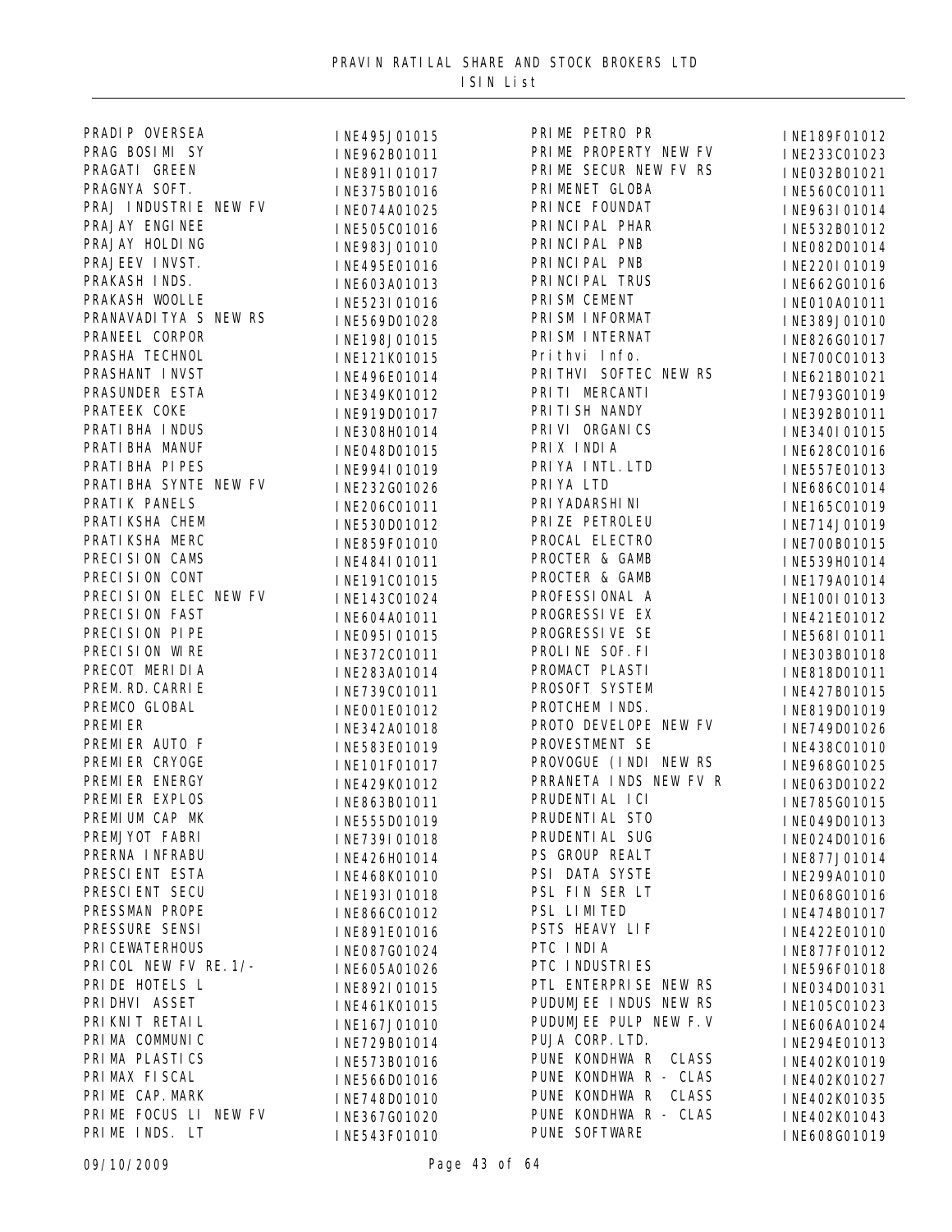# PRAVIN RATILAL SHARE AND STOCK BROKERS LTD

## ISIN List

| Name | ISIN |
|---|---|
| PRADIP OVERSEA | INE495J01015 |
| PRAG BOSIMI SY | INE962B01011 |
| PRAGATI GREEN | INE891I01017 |
| PRAGNYA SOFT. | INE375B01016 |
| PRAJ INDUSTRIE NEW FV | INE074A01025 |
| PRAJAY ENGINEE | INE505C01016 |
| PRAJAY HOLDING | INE983J01010 |
| PRAJEEV INVST. | INE495E01016 |
| PRAKASH INDS. | INE603A01013 |
| PRAKASH WOOLLE | INE523I01016 |
| PRANAVADITYA S NEW RS | INE569D01028 |
| PRANEEL CORPOR | INE198J01015 |
| PRASHA TECHNOL | INE121K01015 |
| PRASHANT INVST | INE496E01014 |
| PRASUNDER ESTA | INE349K01012 |
| PRATEEK COKE | INE919D01017 |
| PRATIBHA INDUS | INE308H01014 |
| PRATIBHA MANUF | INE048D01015 |
| PRATIBHA PIPES | INE994I01019 |
| PRATIBHA SYNTE NEW FV | INE232G01026 |
| PRATIK PANELS | INE206C01011 |
| PRATIKSHA CHEM | INE530D01012 |
| PRATIKSHA MERC | INE859F01010 |
| PRECISION CAMS | INE484I01011 |
| PRECISION CONT | INE191C01015 |
| PRECISION ELEC NEW FV | INE143C01024 |
| PRECISION FAST | INE604A01011 |
| PRECISION PIPE | INE095I01015 |
| PRECISION WIRE | INE372C01011 |
| PRECOT MERIDIA | INE283A01014 |
| PREM.RD.CARRIE | INE739C01011 |
| PREMCO GLOBAL | INE001E01012 |
| PREMIER | INE342A01018 |
| PREMIER AUTO F | INE583E01019 |
| PREMIER CRYOGE | INE101F01017 |
| PREMIER ENERGY | INE429K01012 |
| PREMIER EXPLOS | INE863B01011 |
| PREMIUM CAP MK | INE555D01019 |
| PREMJYOT FABRI | INE739I01018 |
| PRERNA INFRABU | INE426H01014 |
| PRESCIENT ESTA | INE468K01010 |
| PRESCIENT SECU | INE193I01018 |
| PRESSMAN PROPE | INE866C01012 |
| PRESSURE SENSI | INE891E01016 |
| PRICEWATERHOUS | INE087G01024 |
| PRICOL NEW FV RE.1/- | INE605A01026 |
| PRIDE HOTELS L | INE892I01015 |
| PRIDHVI ASSET | INE461K01015 |
| PRIKNIT RETAIL | INE167J01010 |
| PRIMA COMMUNIC | INE729B01014 |
| PRIMA PLASTICS | INE573B01016 |
| PRIMAX FISCAL | INE566D01016 |
| PRIME CAP.MARK | INE748D01010 |
| PRIME FOCUS LI NEW FV | INE367G01020 |
| PRIME INDS. LT | INE543F01010 |
| PRIME PETRO PR | INE189F01012 |
| PRIME PROPERTY NEW FV | INE233C01023 |
| PRIME SECUR NEW FV RS | INE032B01021 |
| PRIMENET GLOBA | INE560C01011 |
| PRINCE FOUNDAT | INE963I01014 |
| PRINCIPAL PHAR | INE532B01012 |
| PRINCIPAL PNB | INE082D01014 |
| PRINCIPAL PNB | INE220I01019 |
| PRINCIPAL TRUS | INE662G01016 |
| PRISM CEMENT | INE010A01011 |
| PRISM INFORMAT | INE389J01010 |
| PRISM INTERNAT | INE826G01017 |
| Prithvi Info. | INE700C01013 |
| PRITHVI SOFTEC NEW RS | INE621B01021 |
| PRITI MERCANTI | INE793G01019 |
| PRITISH NANDY | INE392B01011 |
| PRIVI ORGANICS | INE340I01015 |
| PRIX INDIA | INE628C01016 |
| PRIYA INTL.LTD | INE557E01013 |
| PRIYA LTD | INE686C01014 |
| PRIYADARSHINI | INE165C01019 |
| PRIZE PETROLEU | INE714J01019 |
| PROCAL ELECTRO | INE700B01015 |
| PROCTER & GAMB | INE539H01014 |
| PROCTER & GAMB | INE179A01014 |
| PROFESSIONAL A | INE100I01013 |
| PROGRESSIVE EX | INE421E01012 |
| PROGRESSIVE SE | INE568I01011 |
| PROLINE SOF.FI | INE303B01018 |
| PROMACT PLASTI | INE818D01011 |
| PROSOFT SYSTEM | INE427B01015 |
| PROTCHEM INDS. | INE819D01019 |
| PROTO DEVELOPE NEW FV | INE749D01026 |
| PROVESTMENT SE | INE438C01010 |
| PROVOGUE (INDI NEW RS | INE968G01025 |
| PRRANETA INDS NEW FV R | INE063D01022 |
| PRUDENTIAL ICI | INE785G01015 |
| PRUDENTIAL STO | INE049D01013 |
| PRUDENTIAL SUG | INE024D01016 |
| PS GROUP REALT | INE877J01014 |
| PSI DATA SYSTE | INE299A01010 |
| PSL FIN SER LT | INE068G01016 |
| PSL LIMITED | INE474B01017 |
| PSTS HEAVY LIF | INE422E01010 |
| PTC INDIA | INE877F01012 |
| PTC INDUSTRIES | INE596F01018 |
| PTL ENTERPRISE NEW RS | INE034D01031 |
| PUDUMJEE INDUS NEW RS | INE105C01023 |
| PUDUMJEE PULP NEW F.V | INE606A01024 |
| PUJA CORP.LTD. | INE294E01013 |
| PUNE KONDHWA R CLASS | INE402K01019 |
| PUNE KONDHWA R - CLAS | INE402K01027 |
| PUNE KONDHWA R CLASS | INE402K01035 |
| PUNE KONDHWA R - CLAS | INE402K01043 |
| PUNE SOFTWARE | INE608G01019 |

09/10/2009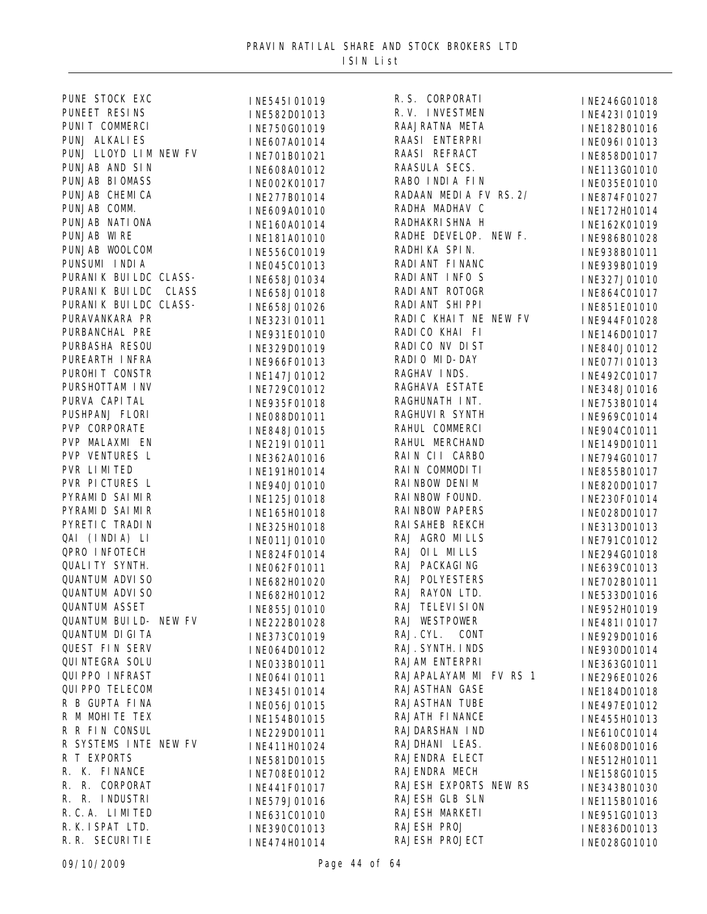# PRAVIN RATILAL SHARE AND STOCK BROKERS LTD

## ISIN List

| Name | ISIN |
| --- | --- |
| PUNE STOCK EXC | INE545I01019 |
| PUNEET RESINS | INE582D01013 |
| PUNIT COMMERCI | INE750G01019 |
| PUNJ ALKALIES | INE607A01014 |
| PUNJ LLOYD LIM NEW FV | INE701B01021 |
| PUNJAB AND SIN | INE608A01012 |
| PUNJAB BIOMASS | INE002K01017 |
| PUNJAB CHEMICA | INE277B01014 |
| PUNJAB COMM. | INE609A01010 |
| PUNJAB NATIONA | INE160A01014 |
| PUNJAB WIRE | INE181A01010 |
| PUNJAB WOOLCOM | INE556C01019 |
| PUNSUMI INDIA | INE045C01013 |
| PURANIK BUILDC CLASS- | INE658J01034 |
| PURANIK BUILDC CLASS | INE658J01018 |
| PURANIK BUILDC CLASS- | INE658J01026 |
| PURAVANKARA PR | INE323I01011 |
| PURBANCHAL PRE | INE931E01010 |
| PURBASHA RESOU | INE329D01019 |
| PUREARTH INFRA | INE966F01013 |
| PUROHIT CONSTR | INE147J01012 |
| PURSHOTTAM INV | INE729C01012 |
| PURVA CAPITAL | INE935F01018 |
| PUSHPANJ FLORI | INE088D01011 |
| PVP CORPORATE | INE848J01015 |
| PVP MALAXMI EN | INE219I01011 |
| PVP VENTURES L | INE362A01016 |
| PVR LIMITED | INE191H01014 |
| PVR PICTURES L | INE940J01010 |
| PYRAMID SAIMIR | INE125J01018 |
| PYRAMID SAIMIR | INE165H01018 |
| PYRETIC TRADIN | INE325H01018 |
| QAI (INDIA) LI | INE011J01010 |
| QPRO INFOTECH | INE824F01014 |
| QUALITY SYNTH. | INE062F01011 |
| QUANTUM ADVISO | INE682H01020 |
| QUANTUM ADVISO | INE682H01012 |
| QUANTUM ASSET | INE855J01010 |
| QUANTUM BUILD- NEW FV | INE222B01028 |
| QUANTUM DIGITA | INE373C01019 |
| QUEST FIN SERV | INE064D01012 |
| QUINTEGRA SOLU | INE033B01011 |
| QUIPPO INFRAST | INE064I01011 |
| QUIPPO TELECOM | INE345I01014 |
| R B GUPTA FINA | INE056J01015 |
| R M MOHITE TEX | INE154B01015 |
| R R FIN CONSUL | INE229D01011 |
| R SYSTEMS INTE NEW FV | INE411H01024 |
| R T EXPORTS | INE581D01015 |
| R. K. FINANCE | INE708E01012 |
| R. R. CORPORAT | INE441F01017 |
| R. R. INDUSTRI | INE579J01016 |
| R.C.A. LIMITED | INE631C01010 |
| R.K.ISPAT LTD. | INE390C01013 |
| R.R. SECURITIE | INE474H01014 |
| R.S. CORPORATI | INE246G01018 |
| R.V. INVESTMEN | INE423I01019 |
| RAAJRATNA META | INE182B01016 |
| RAASI ENTERPRI | INE096I01013 |
| RAASI REFRACT | INE858D01017 |
| RAASULA SECS. | INE113G01010 |
| RABO INDIA FIN | INE035E01010 |
| RADAAN MEDIA FV RS.2/ | INE874F01027 |
| RADHA MADHAV C | INE172H01014 |
| RADHAKRISHNA H | INE162K01019 |
| RADHE DEVELOP. NEW F. | INE986B01028 |
| RADHIKA SPIN. | INE938B01011 |
| RADIANT FINANC | INE939B01019 |
| RADIANT INFO S | INE327J01010 |
| RADIANT ROTOGR | INE864C01017 |
| RADIANT SHIPPI | INE851E01010 |
| RADIC KHAIT NE NEW FV | INE944F01028 |
| RADICO KHAI FI | INE146D01017 |
| RADICO NV DIST | INE840J01012 |
| RADIO MID-DAY | INE077I01013 |
| RAGHAV INDS. | INE492C01017 |
| RAGHAVA ESTATE | INE348J01016 |
| RAGHUNATH INT. | INE753B01014 |
| RAGHUVIR SYNTH | INE969C01014 |
| RAHUL COMMERCI | INE904C01011 |
| RAHUL MERCHAND | INE149D01011 |
| RAIN CII CARBO | INE794G01017 |
| RAIN COMMODITI | INE855B01017 |
| RAINBOW DENIM | INE820D01017 |
| RAINBOW FOUND. | INE230F01014 |
| RAINBOW PAPERS | INE028D01017 |
| RAISAHEB REKCH | INE313D01013 |
| RAJ AGRO MILLS | INE791C01012 |
| RAJ OIL MILLS | INE294G01018 |
| RAJ PACKAGING | INE639C01013 |
| RAJ POLYESTERS | INE702B01011 |
| RAJ RAYON LTD. | INE533D01016 |
| RAJ TELEVISION | INE952H01019 |
| RAJ WESTPOWER | INE481I01017 |
| RAJ.CYL. CONT | INE929D01016 |
| RAJ.SYNTH.INDS | INE930D01014 |
| RAJAM ENTERPRI | INE363G01011 |
| RAJAPALAYAM MI FV RS 1 | INE296E01026 |
| RAJASTHAN GASE | INE184D01018 |
| RAJASTHAN TUBE | INE497E01012 |
| RAJATH FINANCE | INE455H01013 |
| RAJDARSHAN IND | INE610C01014 |
| RAJDHANI LEAS. | INE608D01016 |
| RAJENDRA ELECT | INE512H01011 |
| RAJENDRA MECH | INE158G01015 |
| RAJESH EXPORTS NEW RS | INE343B01030 |
| RAJESH GLB SLN | INE115B01016 |
| RAJESH MARKETI | INE951G01013 |
| RAJESH PROJ | INE836D01013 |
| RAJESH PROJECT | INE028G01010 |

09/10/2009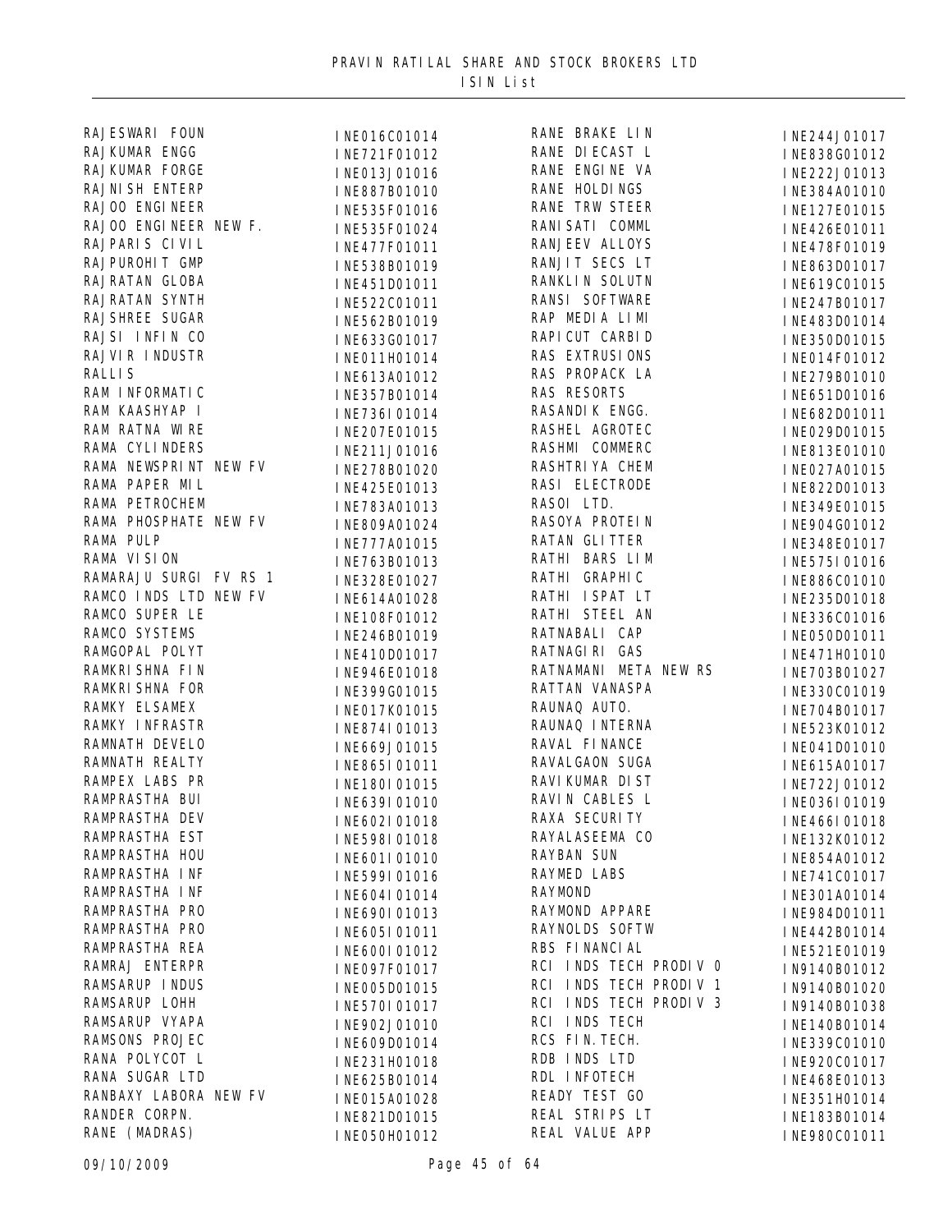# PRAVIN RATILAL SHARE AND STOCK BROKERS LTD

## ISIN List

| Name | ISIN | Name | ISIN |
|---|---|---|---|
| RAJESWARI FOUN | INE016C01014 | RANE BRAKE LIN | INE244J01017 |
| RAJKUMAR ENGG | INE721F01012 | RANE DIECAST L | INE838G01012 |
| RAJKUMAR FORGE | INE013J01016 | RANE ENGINE VA | INE222J01013 |
| RAJNISH ENTERP | INE887B01010 | RANE HOLDINGS | INE384A01010 |
| RAJOO ENGINEER | INE535F01016 | RANE TRW STEER | INE127E01015 |
| RAJOO ENGINEER NEW F. | INE535F01024 | RANISATI COMML | INE426E01011 |
| RAJPARIS CIVIL | INE477F01011 | RANJEEV ALLOYS | INE478F01019 |
| RAJPUROHIT GMP | INE538B01019 | RANJIT SECS LT | INE863D01017 |
| RAJRATAN GLOBA | INE451D01011 | RANKLIN SOLUTN | INE619C01015 |
| RAJRATAN SYNTH | INE522C01011 | RANSI SOFTWARE | INE247B01017 |
| RAJSHREE SUGAR | INE562B01019 | RAP MEDIA LIMI | INE483D01014 |
| RAJSI INFIN CO | INE633G01017 | RAPICUT CARBID | INE350D01015 |
| RAJVIR INDUSTR | INE011H01014 | RAS EXTRUSIONS | INE014F01012 |
| RALLIS | INE613A01012 | RAS PROPACK LA | INE279B01010 |
| RAM INFORMATIC | INE357B01014 | RAS RESORTS | INE651D01016 |
| RAM KAASHYAP I | INE736I01014 | RASANDIK ENGG. | INE682D01011 |
| RAM RATNA WIRE | INE207E01015 | RASHEL AGROTEC | INE029D01015 |
| RAMA CYLINDERS | INE211J01016 | RASHMI COMMERC | INE813E01010 |
| RAMA NEWSPRINT NEW FV | INE278B01020 | RASHTRIYA CHEM | INE027A01015 |
| RAMA PAPER MIL | INE425E01013 | RASI ELECTRODE | INE822D01013 |
| RAMA PETROCHEM | INE783A01013 | RASOI LTD. | INE349E01015 |
| RAMA PHOSPHATE NEW FV | INE809A01024 | RASOYA PROTEIN | INE904G01012 |
| RAMA PULP | INE777A01015 | RATAN GLITTER | INE348E01017 |
| RAMA VISION | INE763B01013 | RATHI BARS LIM | INE575I01016 |
| RAMARAJU SURGI FV RS 1 | INE328E01027 | RATHI GRAPHIC | INE886C01010 |
| RAMCO INDS LTD NEW FV | INE614A01028 | RATHI ISPAT LT | INE235D01018 |
| RAMCO SUPER LE | INE108F01012 | RATHI STEEL AN | INE336C01016 |
| RAMCO SYSTEMS | INE246B01019 | RATNABALI CAP | INE050D01011 |
| RAMGOPAL POLYT | INE410D01017 | RATNAGIRI GAS | INE471H01010 |
| RAMKRISHNA FIN | INE946E01018 | RATNAMANI META NEW RS | INE703B01027 |
| RAMKRISHNA FOR | INE399G01015 | RATTAN VANASPA | INE330C01019 |
| RAMKY ELSAMEX | INE017K01015 | RAUNAQ AUTO. | INE704B01017 |
| RAMKY INFRASTR | INE874I01013 | RAUNAQ INTERNA | INE523K01012 |
| RAMNATH DEVELO | INE669J01015 | RAVAL FINANCE | INE041D01010 |
| RAMNATH REALTY | INE865I01011 | RAVALGAON SUGA | INE615A01017 |
| RAMPEX LABS PR | INE180I01015 | RAVIKUMAR DIST | INE722J01012 |
| RAMPRASTHA BUI | INE639I01010 | RAVIN CABLES L | INE036I01019 |
| RAMPRASTHA DEV | INE602I01018 | RAXA SECURITY | INE466I01018 |
| RAMPRASTHA EST | INE598I01018 | RAYALASEEMA CO | INE132K01012 |
| RAMPRASTHA HOU | INE601I01010 | RAYBAN SUN | INE854A01012 |
| RAMPRASTHA INF | INE599I01016 | RAYMED LABS | INE741C01017 |
| RAMPRASTHA INF | INE604I01014 | RAYMOND | INE301A01014 |
| RAMPRASTHA PRO | INE690I01013 | RAYMOND APPARE | INE984D01011 |
| RAMPRASTHA PRO | INE605I01011 | RAYNOLDS SOFTW | INE442B01014 |
| RAMPRASTHA REA | INE600I01012 | RBS FINANCIAL | INE521E01019 |
| RAMRAJ ENTERPR | INE097F01017 | RCI INDS TECH PRODIV 0 | IN9140B01012 |
| RAMSARUP INDUS | INE005D01015 | RCI INDS TECH PRODIV 1 | IN9140B01020 |
| RAMSARUP LOHH | INE570I01017 | RCI INDS TECH PRODIV 3 | IN9140B01038 |
| RAMSARUP VYAPA | INE902J01010 | RCI INDS TECH | INE140B01014 |
| RAMSONS PROJEC | INE609D01014 | RCS FIN.TECH. | INE339C01010 |
| RANA POLYCOT L | INE231H01018 | RDB INDS LTD | INE920C01017 |
| RANA SUGAR LTD | INE625B01014 | RDL INFOTECH | INE468E01013 |
| RANBAXY LABORA NEW FV | INE015A01028 | READY TEST GO | INE351H01014 |
| RANDER CORPN. | INE821D01015 | REAL STRIPS LT | INE183B01014 |
| RANE (MADRAS) | INE050H01012 | REAL VALUE APP | INE980C01011 |

09/10/2009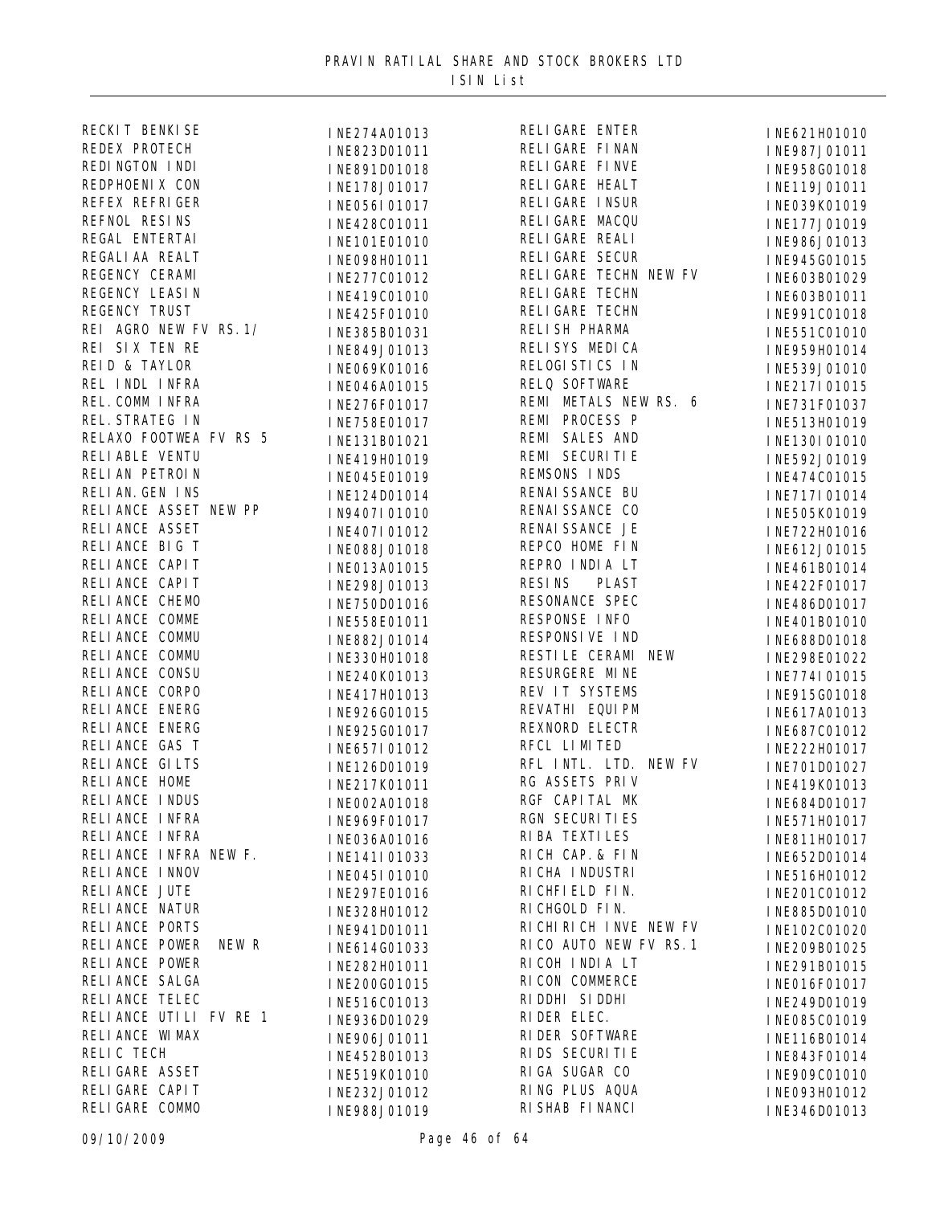PRAVIN RATILAL SHARE AND STOCK BROKERS LTD
ISIN List

| Name | ISIN |
|---|---|
| RECKIT BENKISE | INE274A01013 |
| REDEX PROTECH | INE823D01011 |
| REDINGTON INDI | INE891D01018 |
| REDPHOENIX CON | INE178J01017 |
| REFEX REFRIGER | INE056I01017 |
| REFNOL RESINS | INE428C01011 |
| REGAL ENTERTAI | INE101E01010 |
| REGALIAA REALT | INE098H01011 |
| REGENCY CERAMI | INE277C01012 |
| REGENCY LEASIN | INE419C01010 |
| REGENCY TRUST | INE425F01010 |
| REI AGRO NEW FV RS.1/ | INE385B01031 |
| REI SIX TEN RE | INE849J01013 |
| REID & TAYLOR | INE069K01016 |
| REL INDL INFRA | INE046A01015 |
| REL.COMM INFRA | INE276F01017 |
| REL.STRATEG IN | INE758E01017 |
| RELAXO FOOTWEA FV RS 5 | INE131B01021 |
| RELIABLE VENTU | INE419H01019 |
| RELIAN PETROIN | INE045E01019 |
| RELIAN.GEN INS | INE124D01014 |
| RELIANCE ASSET NEW PP | IN9407I01010 |
| RELIANCE ASSET | INE407I01012 |
| RELIANCE BIG T | INE088J01018 |
| RELIANCE CAPIT | INE013A01015 |
| RELIANCE CAPIT | INE298J01013 |
| RELIANCE CHEMO | INE750D01016 |
| RELIANCE COMME | INE558E01011 |
| RELIANCE COMMU | INE882J01014 |
| RELIANCE COMMU | INE330H01018 |
| RELIANCE CONSU | INE240K01013 |
| RELIANCE CORPO | INE417H01013 |
| RELIANCE ENERG | INE926G01015 |
| RELIANCE ENERG | INE925G01017 |
| RELIANCE GAS T | INE657I01012 |
| RELIANCE GILTS | INE126D01019 |
| RELIANCE HOME | INE217K01011 |
| RELIANCE INDUS | INE002A01018 |
| RELIANCE INFRA | INE969F01017 |
| RELIANCE INFRA | INE036A01016 |
| RELIANCE INFRA NEW F. | INE141I01033 |
| RELIANCE INNOV | INE045I01010 |
| RELIANCE JUTE | INE297E01016 |
| RELIANCE NATUR | INE328H01012 |
| RELIANCE PORTS | INE941D01011 |
| RELIANCE POWER NEW R | INE614G01033 |
| RELIANCE POWER | INE282H01011 |
| RELIANCE SALGA | INE200G01015 |
| RELIANCE TELEC | INE516C01013 |
| RELIANCE UTILI FV RE 1 | INE936D01029 |
| RELIANCE WIMAX | INE906J01011 |
| RELIC TECH | INE452B01013 |
| RELIGARE ASSET | INE519K01010 |
| RELIGARE CAPIT | INE232J01012 |
| RELIGARE COMMO | INE988J01019 |
| RELIGARE ENTER | INE621H01010 |
| RELIGARE FINAN | INE987J01011 |
| RELIGARE FINVE | INE958G01018 |
| RELIGARE HEALT | INE119J01011 |
| RELIGARE INSUR | INE039K01019 |
| RELIGARE MACQU | INE177J01019 |
| RELIGARE REALI | INE986J01013 |
| RELIGARE SECUR | INE945G01015 |
| RELIGARE TECHN NEW FV | INE603B01029 |
| RELIGARE TECHN | INE603B01011 |
| RELIGARE TECHN | INE991C01018 |
| RELISH PHARMA | INE551C01010 |
| RELISYS MEDICA | INE959H01014 |
| RELOGISTICS IN | INE539J01010 |
| RELQ SOFTWARE | INE217I01015 |
| REMI METALS NEW RS. 6 | INE731F01037 |
| REMI PROCESS P | INE513H01019 |
| REMI SALES AND | INE130I01010 |
| REMI SECURITIE | INE592J01019 |
| REMSONS INDS | INE474C01015 |
| RENAISSANCE BU | INE717I01014 |
| RENAISSANCE CO | INE505K01019 |
| RENAISSANCE JE | INE722H01016 |
| REPCO HOME FIN | INE612J01015 |
| REPRO INDIA LT | INE461B01014 |
| RESINS PLAST | INE422F01017 |
| RESONANCE SPEC | INE486D01017 |
| RESPONSE INFO | INE401B01010 |
| RESPONSIVE IND | INE688D01018 |
| RESTILE CERAMI NEW | INE298E01022 |
| RESURGERE MINE | INE774I01015 |
| REV IT SYSTEMS | INE915G01018 |
| REVATHI EQUIPM | INE617A01013 |
| REXNORD ELECTR | INE687C01012 |
| RFCL LIMITED | INE222H01017 |
| RFL INTL. LTD. NEW FV | INE701D01027 |
| RG ASSETS PRIV | INE419K01013 |
| RGF CAPITAL MK | INE684D01017 |
| RGN SECURITIES | INE571H01017 |
| RIBA TEXTILES | INE811H01017 |
| RICH CAP.& FIN | INE652D01014 |
| RICHA INDUSTRI | INE516H01012 |
| RICHFIELD FIN. | INE201C01012 |
| RICHGOLD FIN. | INE885D01010 |
| RICHIRICH INVE NEW FV | INE102C01020 |
| RICO AUTO NEW FV RS.1 | INE209B01025 |
| RICOH INDIA LT | INE291B01015 |
| RICON COMMERCE | INE016F01017 |
| RIDDHI SIDDHI | INE249D01019 |
| RIDER ELEC. | INE085C01019 |
| RIDER SOFTWARE | INE116B01014 |
| RIDS SECURITIE | INE843F01014 |
| RIGA SUGAR CO | INE909C01010 |
| RING PLUS AQUA | INE093H01012 |
| RISHAB FINANCI | INE346D01013 |

09/10/2009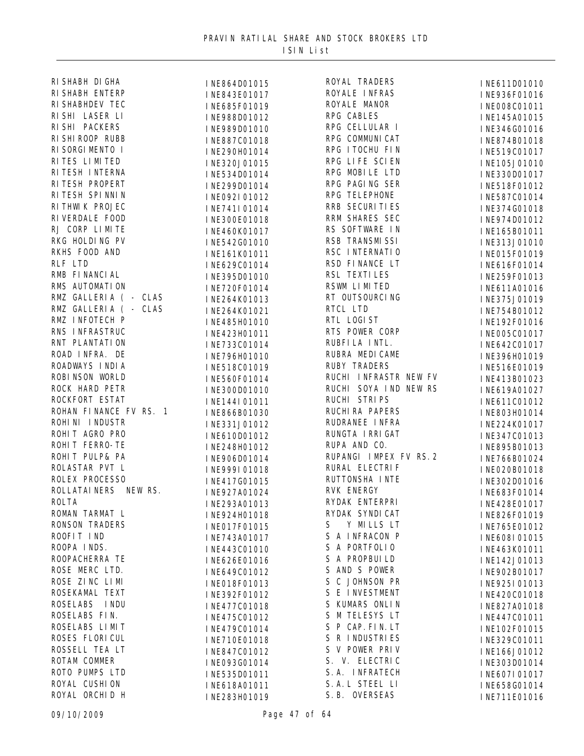# PRAVIN RATILAL SHARE AND STOCK BROKERS LTD

## ISIN List

| Name | ISIN |
|---|---|
| RISHABH DIGHA | INE864D01015 |
| RISHABH ENTERP | INE843E01017 |
| RISHABHDEV TEC | INE685F01019 |
| RISHI LASER LI | INE988D01012 |
| RISHI PACKERS | INE989D01010 |
| RISHIROOP RUBB | INE887C01018 |
| RISORGIMENTO I | INE290H01014 |
| RITES LIMITED | INE320J01015 |
| RITESH INTERNA | INE534D01014 |
| RITESH PROPERT | INE299D01014 |
| RITESH SPINNIN | INE092I01012 |
| RITHWIK PROJEC | INE741I01014 |
| RIVERDALE FOOD | INE300E01018 |
| RJ CORP LIMITE | INE460K01017 |
| RKG HOLDING PV | INE542G01010 |
| RKHS FOOD AND | INE161K01011 |
| RLF LTD | INE629C01014 |
| RMB FINANCIAL | INE395D01010 |
| RMS AUTOMATION | INE720F01014 |
| RMZ GALLERIA ( - CLAS | INE264K01013 |
| RMZ GALLERIA ( - CLAS | INE264K01021 |
| RMZ INFOTECH P | INE485H01010 |
| RNS INFRASTRUC | INE423H01011 |
| RNT PLANTATION | INE733C01014 |
| ROAD INFRA. DE | INE796H01010 |
| ROADWAYS INDIA | INE518C01019 |
| ROBINSON WORLD | INE560F01014 |
| ROCK HARD PETR | INE300D01010 |
| ROCKFORT ESTAT | INE144I01011 |
| ROHAN FINANCE FV RS. 1 | INE866B01030 |
| ROHINI INDUSTR | INE331J01012 |
| ROHIT AGRO PRO | INE610D01012 |
| ROHIT FERRO-TE | INE248H01012 |
| ROHIT PULP& PA | INE906D01014 |
| ROLASTAR PVT L | INE999I01018 |
| ROLEX PROCESSO | INE417G01015 |
| ROLLATAINERS NEW RS. | INE927A01024 |
| ROLTA | INE293A01013 |
| ROMAN TARMAT L | INE924H01018 |
| RONSON TRADERS | INE017F01015 |
| ROOFIT IND | INE743A01017 |
| ROOPA INDS. | INE443C01010 |
| ROOPACHERRA TE | INE626E01016 |
| ROSE MERC LTD. | INE649C01012 |
| ROSE ZINC LIMI | INE018F01013 |
| ROSEKAMAL TEXT | INE392F01012 |
| ROSELABS INDU | INE477C01018 |
| ROSELABS FIN. | INE475C01012 |
| ROSELABS LIMIT | INE479C01014 |
| ROSES FLORICUL | INE710E01018 |
| ROSSELL TEA LT | INE847C01012 |
| ROTAM COMMER | INE093G01014 |
| ROTO PUMPS LTD | INE535D01011 |
| ROYAL CUSHION | INE618A01011 |
| ROYAL ORCHID H | INE283H01019 |
| ROYAL TRADERS | INE611D01010 |
| ROYALE INFRAS | INE936F01016 |
| ROYALE MANOR | INE008C01011 |
| RPG CABLES | INE145A01015 |
| RPG CELLULAR I | INE346G01016 |
| RPG COMMUNICAT | INE874B01018 |
| RPG ITOCHU FIN | INE519C01017 |
| RPG LIFE SCIEN | INE105J01010 |
| RPG MOBILE LTD | INE330D01017 |
| RPG PAGING SER | INE518F01012 |
| RPG TELEPHONE | INE587C01014 |
| RRB SECURITIES | INE374G01018 |
| RRM SHARES SEC | INE974D01012 |
| RS SOFTWARE IN | INE165B01011 |
| RSB TRANSMISSI | INE313J01010 |
| RSC INTERNATIO | INE015F01019 |
| RSD FINANCE LT | INE616F01014 |
| RSL TEXTILES | INE259F01013 |
| RSWM LIMITED | INE611A01016 |
| RT OUTSOURCING | INE375J01019 |
| RTCL LTD | INE754B01012 |
| RTL LOGIST | INE192F01016 |
| RTS POWER CORP | INE005C01017 |
| RUBFILA INTL. | INE642C01017 |
| RUBRA MEDICAME | INE396H01019 |
| RUBY TRADERS | INE516E01019 |
| RUCHI INFRASTR NEW FV | INE413B01023 |
| RUCHI SOYA IND NEW RS | INE619A01027 |
| RUCHI STRIPS | INE611C01012 |
| RUCHIRA PAPERS | INE803H01014 |
| RUDRANEE INFRA | INE224K01017 |
| RUNGTA IRRIGAT | INE347C01013 |
| RUPA AND CO. | INE895B01013 |
| RUPANGI IMPEX FV RS.2 | INE766B01024 |
| RURAL ELECTRIF | INE020B01018 |
| RUTTONSHA INTE | INE302D01016 |
| RVK ENERGY | INE683F01014 |
| RYDAK ENTERPRI | INE428E01017 |
| RYDAK SYNDICAT | INE826F01019 |
| S Y MILLS LT | INE765E01012 |
| S A INFRACON P | INE608I01015 |
| S A PORTFOLIO | INE463K01011 |
| S A PROPBUILD | INE142J01013 |
| S AND S POWER | INE902B01017 |
| S C JOHNSON PR | INE925I01013 |
| S E INVESTMENT | INE420C01018 |
| S KUMARS ONLIN | INE827A01018 |
| S M TELESYS LT | INE447C01011 |
| S P CAP.FIN.LT | INE102F01015 |
| S R INDUSTRIES | INE329C01011 |
| S V POWER PRIV | INE166J01012 |
| S. V. ELECTRIC | INE303D01014 |
| S.A. INFRATECH | INE607I01017 |
| S.A.L STEEL LI | INE658G01014 |
| S.B. OVERSEAS | INE711E01016 |

09/10/2009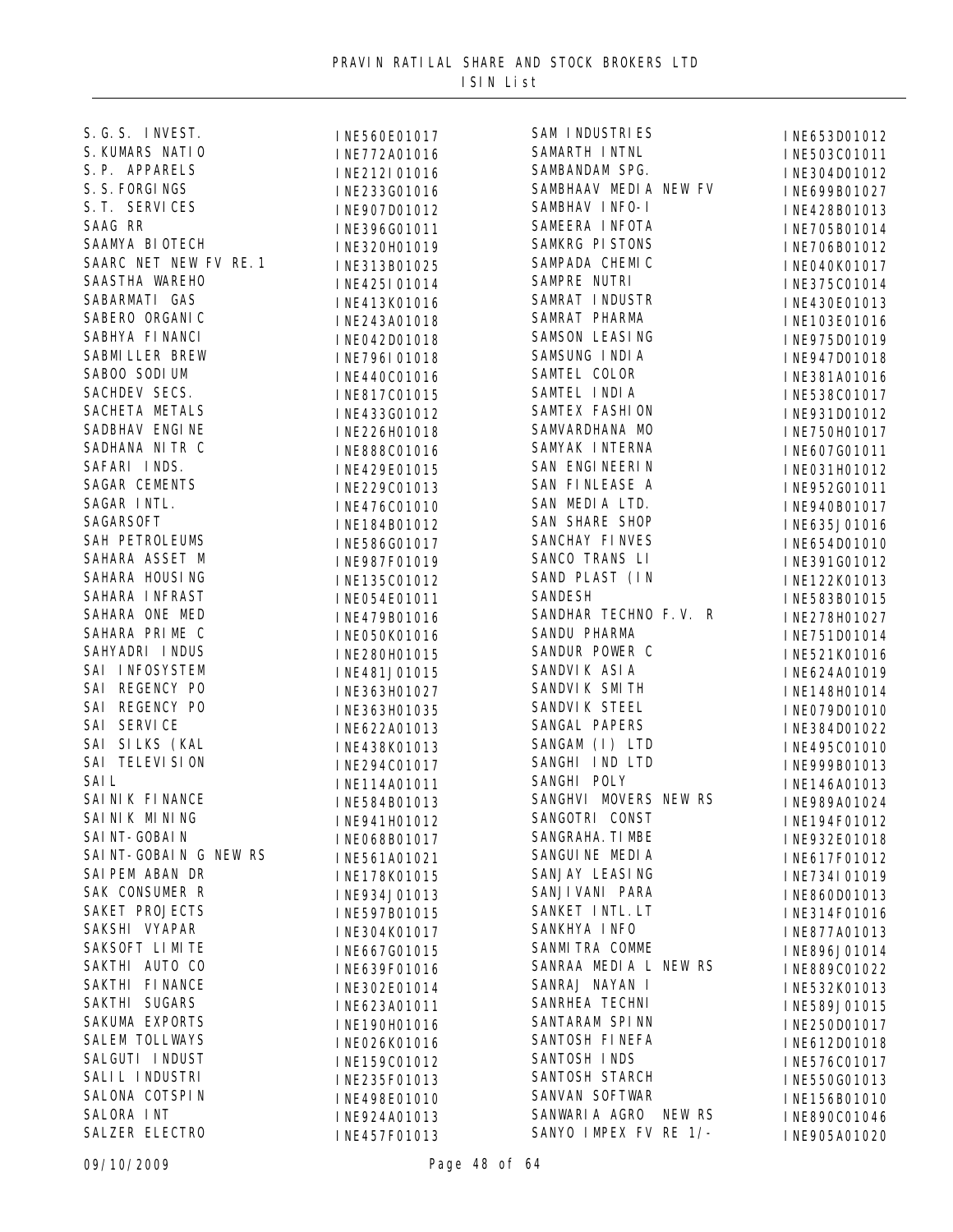# PRAVIN RATILAL SHARE AND STOCK BROKERS LTD

## ISIN List

| Name | ISIN |
|---|---|
| S.G.S. INVEST. | INE560E01017 |
| S.KUMARS NATIO | INE772A01016 |
| S.P. APPARELS | INE212I01016 |
| S.S.FORGINGS | INE233G01016 |
| S.T. SERVICES | INE907D01012 |
| SAAG RR | INE396G01011 |
| SAAMYA BIOTECH | INE320H01019 |
| SAARC NET NEW FV RE.1 | INE313B01025 |
| SAASTHA WAREHO | INE425I01014 |
| SABARMATI GAS | INE413K01016 |
| SABERO ORGANIC | INE243A01018 |
| SABHYA FINANCI | INE042D01018 |
| SABMILLER BREW | INE796I01018 |
| SABOO SODIUM | INE440C01016 |
| SACHDEV SECS. | INE817C01015 |
| SACHETA METALS | INE433G01012 |
| SADBHAV ENGINE | INE226H01018 |
| SADHANA NITR C | INE888C01016 |
| SAFARI INDS. | INE429E01015 |
| SAGAR CEMENTS | INE229C01013 |
| SAGAR INTL. | INE476C01010 |
| SAGARSOFT | INE184B01012 |
| SAH PETROLEUMS | INE586G01017 |
| SAHARA ASSET M | INE987F01019 |
| SAHARA HOUSING | INE135C01012 |
| SAHARA INFRAST | INE054E01011 |
| SAHARA ONE MED | INE479B01016 |
| SAHARA PRIME C | INE050K01016 |
| SAHYADRI INDUS | INE280H01015 |
| SAI INFOSYSTEM | INE481J01015 |
| SAI REGENCY PO | INE363H01027 |
| SAI REGENCY PO | INE363H01035 |
| SAI SERVICE | INE622A01013 |
| SAI SILKS (KAL | INE438K01013 |
| SAI TELEVISION | INE294C01017 |
| SAIL | INE114A01011 |
| SAINIK FINANCE | INE584B01013 |
| SAINIK MINING | INE941H01012 |
| SAINT-GOBAIN | INE068B01017 |
| SAINT-GOBAIN G NEW RS | INE561A01021 |
| SAIPEM ABAN DR | INE178K01015 |
| SAK CONSUMER R | INE934J01013 |
| SAKET PROJECTS | INE597B01015 |
| SAKSHI VYAPAR | INE304K01017 |
| SAKSOFT LIMITE | INE667G01015 |
| SAKTHI AUTO CO | INE639F01016 |
| SAKTHI FINANCE | INE302E01014 |
| SAKTHI SUGARS | INE623A01011 |
| SAKUMA EXPORTS | INE190H01016 |
| SALEM TOLLWAYS | INE026K01016 |
| SALGUTI INDUST | INE159C01012 |
| SALIL INDUSTRI | INE235F01013 |
| SALONA COTSPIN | INE498E01010 |
| SALORA INT | INE924A01013 |
| SALZER ELECTRO | INE457F01013 |
| SAM INDUSTRIES | INE653D01012 |
| SAMARTH INTNL | INE503C01011 |
| SAMBANDAM SPG. | INE304D01012 |
| SAMBHAAV MEDIA NEW FV | INE699B01027 |
| SAMBHAV INFO-I | INE428B01013 |
| SAMEERA INFOTA | INE705B01014 |
| SAMKRG PISTONS | INE706B01012 |
| SAMPADA CHEMIC | INE040K01017 |
| SAMPRE NUTRI | INE375C01014 |
| SAMRAT INDUSTR | INE430E01013 |
| SAMRAT PHARMA | INE103E01016 |
| SAMSON LEASING | INE975D01019 |
| SAMSUNG INDIA | INE947D01018 |
| SAMTEL COLOR | INE381A01016 |
| SAMTEL INDIA | INE538C01017 |
| SAMTEX FASHION | INE931D01012 |
| SAMVARDHANA MO | INE750H01017 |
| SAMYAK INTERNA | INE607G01011 |
| SAN ENGINEERIN | INE031H01012 |
| SAN FINLEASE A | INE952G01011 |
| SAN MEDIA LTD. | INE940B01017 |
| SAN SHARE SHOP | INE635J01016 |
| SANCHAY FINVES | INE654D01010 |
| SANCO TRANS LI | INE391G01012 |
| SAND PLAST (IN | INE122K01013 |
| SANDESH | INE583B01015 |
| SANDHAR TECHNO F.V. R | INE278H01027 |
| SANDU PHARMA | INE751D01014 |
| SANDUR POWER C | INE521K01016 |
| SANDVIK ASIA | INE624A01019 |
| SANDVIK SMITH | INE148H01014 |
| SANDVIK STEEL | INE079D01010 |
| SANGAL PAPERS | INE384D01022 |
| SANGAM (I) LTD | INE495C01010 |
| SANGHI IND LTD | INE999B01013 |
| SANGHI POLY | INE146A01013 |
| SANGHVI MOVERS NEW RS | INE989A01024 |
| SANGOTRI CONST | INE194F01012 |
| SANGRAHA.TIMBE | INE932E01018 |
| SANGUINE MEDIA | INE617F01012 |
| SANJAY LEASING | INE734I01019 |
| SANJIVANI PARA | INE860D01013 |
| SANKET INTL.LT | INE314F01016 |
| SANKHYA INFO | INE877A01013 |
| SANMITRA COMME | INE896J01014 |
| SANRAA MEDIA L NEW RS | INE889C01022 |
| SANRAJ NAYAN I | INE532K01013 |
| SANRHEA TECHNI | INE589J01015 |
| SANTARAM SPINN | INE250D01017 |
| SANTOSH FINEFA | INE612D01018 |
| SANTOSH INDS | INE576C01017 |
| SANTOSH STARCH | INE550G01013 |
| SANVAN SOFTWAR | INE156B01010 |
| SANWARIA AGRO NEW RS | INE890C01046 |
| SANYO IMPEX FV RE 1/- | INE905A01020 |

09/10/2009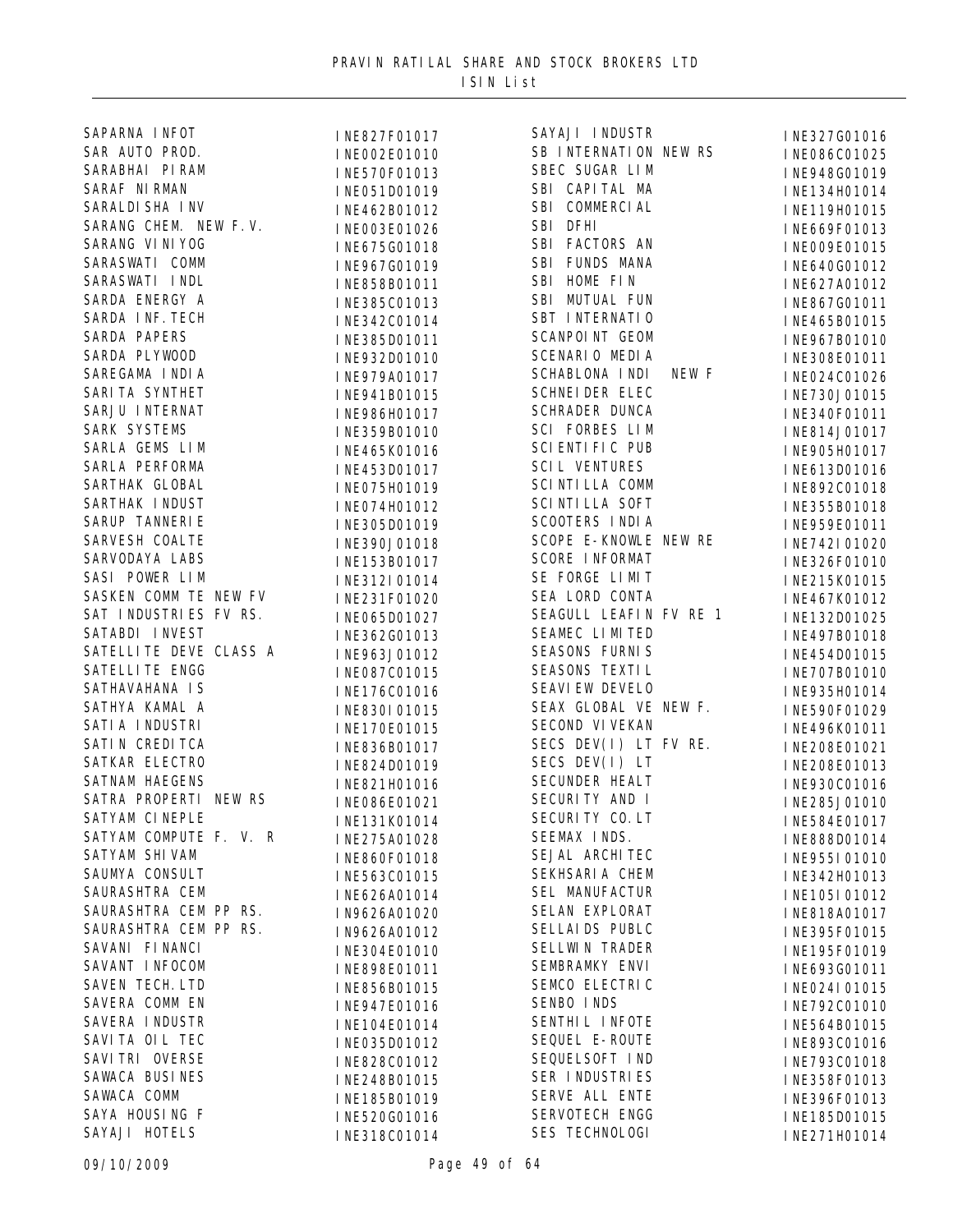PRAVIN RATILAL SHARE AND STOCK BROKERS LTD
ISIN List

| Name | ISIN |
|---|---|
| SAPARNA INFOT | INE827F01017 |
| SAR AUTO PROD. | INE002E01010 |
| SARABHAI PIRAM | INE570F01013 |
| SARAF NIRMAN | INE051D01019 |
| SARALDISHA INV | INE462B01012 |
| SARANG CHEM. NEW F.V. | INE003E01026 |
| SARANG VINIYOG | INE675G01018 |
| SARASWATI COMM | INE967G01019 |
| SARASWATI INDL | INE858B01011 |
| SARDA ENERGY A | INE385C01013 |
| SARDA INF.TECH | INE342C01014 |
| SARDA PAPERS | INE385D01011 |
| SARDA PLYWOOD | INE932D01010 |
| SAREGAMA INDIA | INE979A01017 |
| SARITA SYNTHET | INE941B01015 |
| SARJU INTERNAT | INE986H01017 |
| SARK SYSTEMS | INE359B01010 |
| SARLA GEMS LIM | INE465K01016 |
| SARLA PERFORMA | INE453D01017 |
| SARTHAK GLOBAL | INE075H01019 |
| SARTHAK INDUST | INE074H01012 |
| SARUP TANNERIE | INE305D01019 |
| SARVESH COALTE | INE390J01018 |
| SARVODAYA LABS | INE153B01017 |
| SASI POWER LIM | INE312I01014 |
| SASKEN COMM TE NEW FV | INE231F01020 |
| SAT INDUSTRIES FV RS. | INE065D01027 |
| SATABDI INVEST | INE362G01013 |
| SATELLITE DEVE CLASS A | INE963J01012 |
| SATELLITE ENGG | INE087C01015 |
| SATHAVAHANA IS | INE176C01016 |
| SATHYA KAMAL A | INE830I01015 |
| SATIA INDUSTRI | INE170E01015 |
| SATIN CREDITCA | INE836B01017 |
| SATKAR ELECTRO | INE824D01019 |
| SATNAM HAEGENS | INE821H01016 |
| SATRA PROPERTI NEW RS | INE086E01021 |
| SATYAM CINEPLE | INE131K01014 |
| SATYAM COMPUTE F. V. R | INE275A01028 |
| SATYAM SHIVAM | INE860F01018 |
| SAUMYA CONSULT | INE563C01015 |
| SAURASHTRA CEM | INE626A01014 |
| SAURASHTRA CEM PP RS. | IN9626A01020 |
| SAURASHTRA CEM PP RS. | IN9626A01012 |
| SAVANI FINANCI | INE304E01010 |
| SAVANT INFOCOM | INE898E01011 |
| SAVEN TECH.LTD | INE856B01015 |
| SAVERA COMM EN | INE947E01016 |
| SAVERA INDUSTR | INE104E01014 |
| SAVITA OIL TEC | INE035D01012 |
| SAVITRI OVERSE | INE828C01012 |
| SAWACA BUSINES | INE248B01015 |
| SAWACA COMM | INE185B01019 |
| SAYA HOUSING F | INE520G01016 |
| SAYAJI HOTELS | INE318C01014 |
| SAYAJI INDUSTR | INE327G01016 |
| SB INTERNATION NEW RS | INE086C01025 |
| SBEC SUGAR LIM | INE948G01019 |
| SBI CAPITAL MA | INE134H01014 |
| SBI COMMERCIAL | INE119H01015 |
| SBI DFHI | INE669F01013 |
| SBI FACTORS AN | INE009E01015 |
| SBI FUNDS MANA | INE640G01012 |
| SBI HOME FIN | INE627A01012 |
| SBI MUTUAL FUN | INE867G01011 |
| SBT INTERNATIO | INE465B01015 |
| SCANPOINT GEOM | INE967B01010 |
| SCENARIO MEDIA | INE308E01011 |
| SCHABLONA INDI NEW F | INE024C01026 |
| SCHNEIDER ELEC | INE730J01015 |
| SCHRADER DUNCA | INE340F01011 |
| SCI FORBES LIM | INE814J01017 |
| SCIENTIFIC PUB | INE905H01017 |
| SCIL VENTURES | INE613D01016 |
| SCINTILLA COMM | INE892C01018 |
| SCINTILLA SOFT | INE355B01018 |
| SCOOTERS INDIA | INE959E01011 |
| SCOPE E-KNOWLE NEW RE | INE742I01020 |
| SCORE INFORMAT | INE326F01010 |
| SE FORGE LIMIT | INE215K01015 |
| SEA LORD CONTA | INE467K01012 |
| SEAGULL LEAFIN FV RE 1 | INE132D01025 |
| SEAMEC LIMITED | INE497B01018 |
| SEASONS FURNIS | INE454D01015 |
| SEASONS TEXTIL | INE707B01010 |
| SEAVIEW DEVELO | INE935H01014 |
| SEAX GLOBAL VE NEW F. | INE590F01029 |
| SECOND VIVEKAN | INE496K01011 |
| SECS DEV(I) LT FV RE. | INE208E01021 |
| SECS DEV(I) LT | INE208E01013 |
| SECUNDER HEALT | INE930C01016 |
| SECURITY AND I | INE285J01010 |
| SECURITY CO.LT | INE584E01017 |
| SEEMAX INDS. | INE888D01014 |
| SEJAL ARCHITEC | INE955I01010 |
| SEKHSARIA CHEM | INE342H01013 |
| SEL MANUFACTUR | INE105I01012 |
| SELAN EXPLORAT | INE818A01017 |
| SELLAIDS PUBLC | INE395F01015 |
| SELLWIN TRADER | INE195F01019 |
| SEMBRAMKY ENVI | INE693G01011 |
| SEMCO ELECTRIC | INE024I01015 |
| SENBO INDS | INE792C01010 |
| SENTHIL INFOTE | INE564B01015 |
| SEQUEL E-ROUTE | INE893C01016 |
| SEQUELSOFT IND | INE793C01018 |
| SER INDUSTRIES | INE358F01013 |
| SERVE ALL ENTE | INE396F01013 |
| SERVOTECH ENGG | INE185D01015 |
| SES TECHNOLOGI | INE271H01014 |

09/10/2009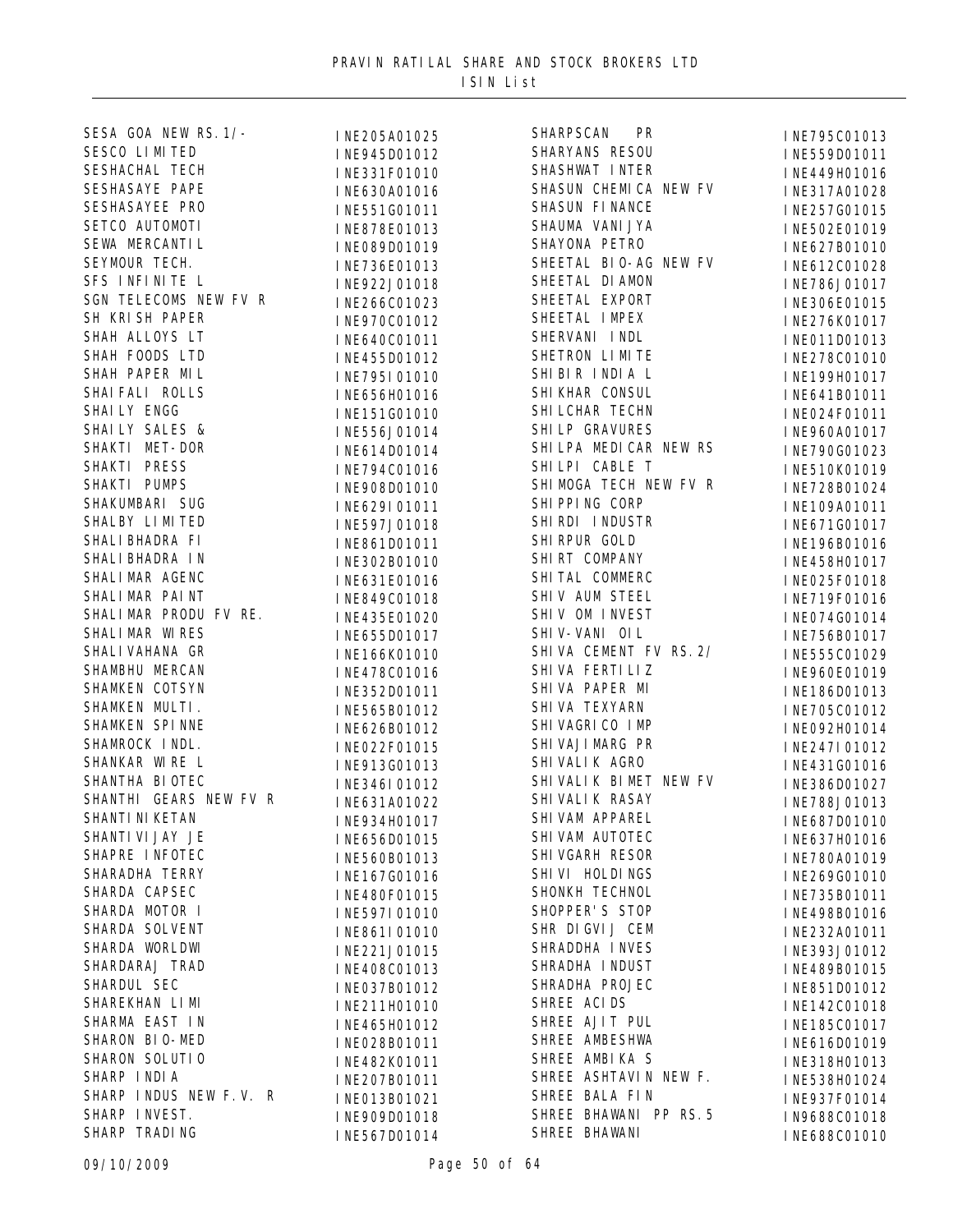PRAVIN RATILAL SHARE AND STOCK BROKERS LTD
ISIN List

| Name | ISIN |
|---|---|
| SESA GOA NEW RS.1/- | INE205A01025 |
| SESCO LIMITED | INE945D01012 |
| SESHACHAL TECH | INE331F01010 |
| SESHASAYE PAPE | INE630A01016 |
| SESHASAYEE PRO | INE551G01011 |
| SETCO AUTOMOTI | INE878E01013 |
| SEWA MERCANTIL | INE089D01019 |
| SEYMOUR TECH. | INE736E01013 |
| SFS INFINITE L | INE922J01018 |
| SGN TELECOMS NEW FV R | INE266C01023 |
| SH KRISH PAPER | INE970C01012 |
| SHAH ALLOYS LT | INE640C01011 |
| SHAH FOODS LTD | INE455D01012 |
| SHAH PAPER MIL | INE795I01010 |
| SHAIFALI ROLLS | INE656H01016 |
| SHAILY ENGG | INE151G01010 |
| SHAILY SALES & | INE556J01014 |
| SHAKTI MET-DOR | INE614D01014 |
| SHAKTI PRESS | INE794C01016 |
| SHAKTI PUMPS | INE908D01010 |
| SHAKUMBARI SUG | INE629I01011 |
| SHALBY LIMITED | INE597J01018 |
| SHALIBHADRA FI | INE861D01011 |
| SHALIBHADRA IN | INE302B01010 |
| SHALIMAR AGENC | INE631E01016 |
| SHALIMAR PAINT | INE849C01018 |
| SHALIMAR PRODU FV RE. | INE435E01020 |
| SHALIMAR WIRES | INE655D01017 |
| SHALIVAHANA GR | INE166K01010 |
| SHAMBHU MERCAN | INE478C01016 |
| SHAMKEN COTSYN | INE352D01011 |
| SHAMKEN MULTI. | INE565B01012 |
| SHAMKEN SPINNE | INE626B01012 |
| SHAMROCK INDL. | INE022F01015 |
| SHANKAR WIRE L | INE913G01013 |
| SHANTHA BIOTEC | INE346I01012 |
| SHANTHI GEARS NEW FV R | INE631A01022 |
| SHANTINIKETAN | INE934H01017 |
| SHANTIVIJAY JE | INE656D01015 |
| SHAPRE INFOTEC | INE560B01013 |
| SHARADHA TERRY | INE167G01016 |
| SHARDA CAPSEC | INE480F01015 |
| SHARDA MOTOR I | INE597I01010 |
| SHARDA SOLVENT | INE861I01010 |
| SHARDA WORLDWI | INE221J01015 |
| SHARDARAJ TRAD | INE408C01013 |
| SHARDUL SEC | INE037B01012 |
| SHAREKHAN LIMI | INE211H01010 |
| SHARMA EAST IN | INE465H01012 |
| SHARON BIO-MED | INE028B01011 |
| SHARON SOLUTIO | INE482K01011 |
| SHARP INDIA | INE207B01011 |
| SHARP INDUS NEW F.V. R | INE013B01021 |
| SHARP INVEST. | INE909D01018 |
| SHARP TRADING | INE567D01014 |
| SHARPSCAN PR | INE795C01013 |
| SHARYANS RESOU | INE559D01011 |
| SHASHWAT INTER | INE449H01016 |
| SHASUN CHEMICA NEW FV | INE317A01028 |
| SHASUN FINANCE | INE257G01015 |
| SHAUMA VANIJYA | INE502E01019 |
| SHAYONA PETRO | INE627B01010 |
| SHEETAL BIO-AG NEW FV | INE612C01028 |
| SHEETAL DIAMON | INE786J01017 |
| SHEETAL EXPORT | INE306E01015 |
| SHEETAL IMPEX | INE276K01017 |
| SHERVANI INDL | INE011D01013 |
| SHETRON LIMITE | INE278C01010 |
| SHIBIR INDIA L | INE199H01017 |
| SHIKHAR CONSUL | INE641B01011 |
| SHILCHAR TECHN | INE024F01011 |
| SHILP GRAVURES | INE960A01017 |
| SHILPA MEDICAR NEW RS | INE790G01023 |
| SHILPI CABLE T | INE510K01019 |
| SHIMOGA TECH NEW FV R | INE728B01024 |
| SHIPPING CORP | INE109A01011 |
| SHIRDI INDUSTR | INE671G01017 |
| SHIRPUR GOLD | INE196B01016 |
| SHIRT COMPANY | INE458H01017 |
| SHITAL COMMERC | INE025F01018 |
| SHIV AUM STEEL | INE719F01016 |
| SHIV OM INVEST | INE074G01014 |
| SHIV-VANI OIL | INE756B01017 |
| SHIVA CEMENT FV RS.2/ | INE555C01029 |
| SHIVA FERTILIZ | INE960E01019 |
| SHIVA PAPER MI | INE186D01013 |
| SHIVA TEXYARN | INE705C01012 |
| SHIVAGRICO IMP | INE092H01014 |
| SHIVAJIMARG PR | INE247I01012 |
| SHIVALIK AGRO | INE431G01016 |
| SHIVALIK BIMET NEW FV | INE386D01027 |
| SHIVALIK RASAY | INE788J01013 |
| SHIVAM APPAREL | INE687D01010 |
| SHIVAM AUTOTEC | INE637H01016 |
| SHIVGARH RESOR | INE780A01019 |
| SHIVI HOLDINGS | INE269G01010 |
| SHONKH TECHNOL | INE735B01011 |
| SHOPPER'S STOP | INE498B01016 |
| SHR DIGVIJ CEM | INE232A01011 |
| SHRADDHA INVES | INE393J01012 |
| SHRADHA INDUST | INE489B01015 |
| SHRADHA PROJEC | INE851D01012 |
| SHREE ACIDS | INE142C01018 |
| SHREE AJIT PUL | INE185C01017 |
| SHREE AMBESHWA | INE616D01019 |
| SHREE AMBIKA S | INE318H01013 |
| SHREE ASHTAVIN NEW F. | INE538H01024 |
| SHREE BALA FIN | INE937F01014 |
| SHREE BHAWANI PP RS.5 | IN9688C01018 |
| SHREE BHAWANI | INE688C01010 |

09/10/2009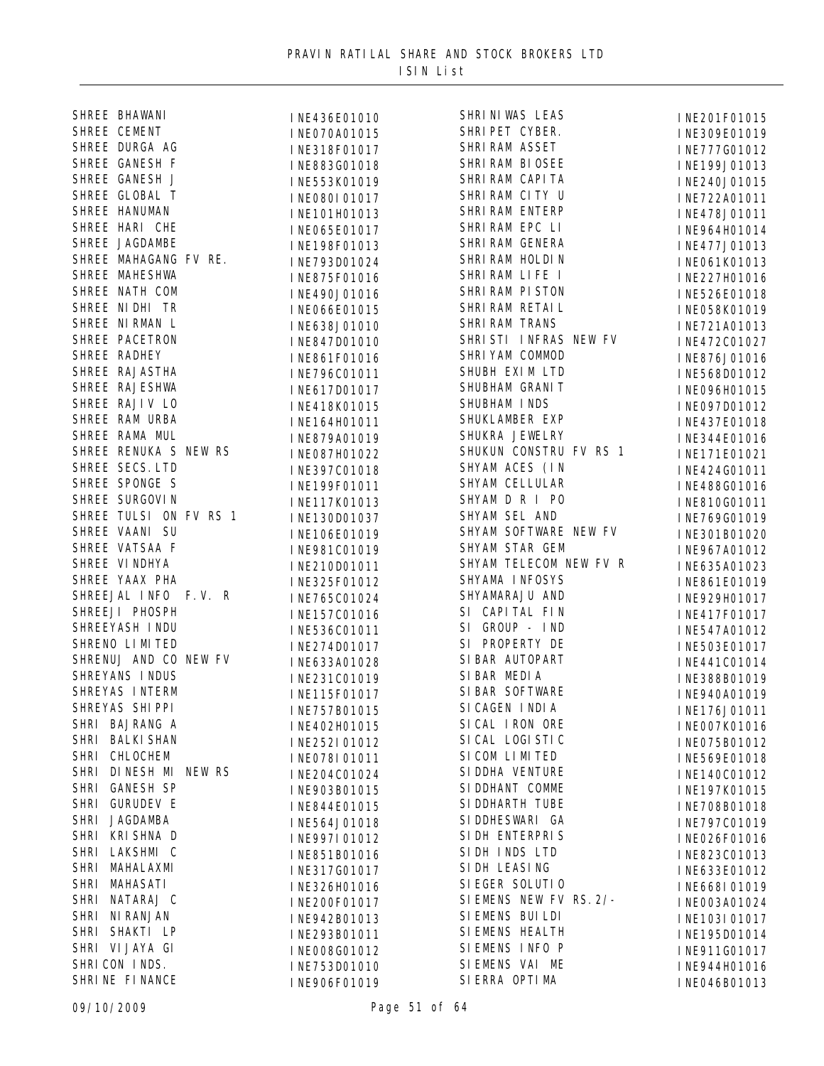# PRAVIN RATILAL SHARE AND STOCK BROKERS LTD

## ISIN List

| Name | ISIN |
|---|---|
| SHREE BHAWANI | INE436E01010 |
| SHREE CEMENT | INE070A01015 |
| SHREE DURGA AG | INE318F01017 |
| SHREE GANESH F | INE883G01018 |
| SHREE GANESH J | INE553K01019 |
| SHREE GLOBAL T | INE080I01017 |
| SHREE HANUMAN | INE101H01013 |
| SHREE HARI CHE | INE065E01017 |
| SHREE JAGDAMBE | INE198F01013 |
| SHREE MAHAGANG FV RE. | INE793D01024 |
| SHREE MAHESHWA | INE875F01016 |
| SHREE NATH COM | INE490J01016 |
| SHREE NIDHI TR | INE066E01015 |
| SHREE NIRMAN L | INE638J01010 |
| SHREE PACETRON | INE847D01010 |
| SHREE RADHEY | INE861F01016 |
| SHREE RAJASTHA | INE796C01011 |
| SHREE RAJESHWA | INE617D01017 |
| SHREE RAJIV LO | INE418K01015 |
| SHREE RAM URBA | INE164H01011 |
| SHREE RAMA MUL | INE879A01019 |
| SHREE RENUKA S NEW RS | INE087H01022 |
| SHREE SECS.LTD | INE397C01018 |
| SHREE SPONGE S | INE199F01011 |
| SHREE SURGOVIN | INE117K01013 |
| SHREE TULSI ON FV RS 1 | INE130D01037 |
| SHREE VAANI SU | INE106E01019 |
| SHREE VATSAA F | INE981C01019 |
| SHREE VINDHYA | INE210D01011 |
| SHREE YAAX PHA | INE325F01012 |
| SHREEJAL INFO F.V. R | INE765C01024 |
| SHREEJI PHOSPH | INE157C01016 |
| SHREEYASH INDU | INE536C01011 |
| SHRENO LIMITED | INE274D01017 |
| SHRENUJ AND CO NEW FV | INE633A01028 |
| SHREYANS INDUS | INE231C01019 |
| SHREYAS INTERM | INE115F01017 |
| SHREYAS SHIPPI | INE757B01015 |
| SHRI BAJRANG A | INE402H01015 |
| SHRI BALKISHAN | INE252I01012 |
| SHRI CHLOCHEM | INE078I01011 |
| SHRI DINESH MI NEW RS | INE204C01024 |
| SHRI GANESH SP | INE903B01015 |
| SHRI GURUDEV E | INE844E01015 |
| SHRI JAGDAMBA | INE564J01018 |
| SHRI KRISHNA D | INE997I01012 |
| SHRI LAKSHMI C | INE851B01016 |
| SHRI MAHALAXMI | INE317G01017 |
| SHRI MAHASATI | INE326H01016 |
| SHRI NATARAJ C | INE200F01017 |
| SHRI NIRANJAN | INE942B01013 |
| SHRI SHAKTI LP | INE293B01011 |
| SHRI VIJAYA GI | INE008G01012 |
| SHRICON INDS. | INE753D01010 |
| SHRINE FINANCE | INE906F01019 |
| SHRINIWAS LEAS | INE201F01015 |
| SHRIPET CYBER. | INE309E01019 |
| SHRIRAM ASSET | INE777G01012 |
| SHRIRAM BIOSEE | INE199J01013 |
| SHRIRAM CAPITA | INE240J01015 |
| SHRIRAM CITY U | INE722A01011 |
| SHRIRAM ENTERP | INE478J01011 |
| SHRIRAM EPC LI | INE964H01014 |
| SHRIRAM GENERA | INE477J01013 |
| SHRIRAM HOLDIN | INE061K01013 |
| SHRIRAM LIFE I | INE227H01016 |
| SHRIRAM PISTON | INE526E01018 |
| SHRIRAM RETAIL | INE058K01019 |
| SHRIRAM TRANS | INE721A01013 |
| SHRISTI INFRAS NEW FV | INE472C01027 |
| SHRIYAM COMMOD | INE876J01016 |
| SHUBH EXIM LTD | INE568D01012 |
| SHUBHAM GRANIT | INE096H01015 |
| SHUBHAM INDS | INE097D01012 |
| SHUKLAMBER EXP | INE437E01018 |
| SHUKRA JEWELRY | INE344E01016 |
| SHUKUN CONSTRU FV RS 1 | INE171E01021 |
| SHYAM ACES (IN | INE424G01011 |
| SHYAM CELLULAR | INE488G01016 |
| SHYAM D R I PO | INE810G01011 |
| SHYAM SEL AND | INE769G01019 |
| SHYAM SOFTWARE NEW FV | INE301B01020 |
| SHYAM STAR GEM | INE967A01012 |
| SHYAM TELECOM NEW FV R | INE635A01023 |
| SHYAMA INFOSYS | INE861E01019 |
| SHYAMARAJU AND | INE929H01017 |
| SI CAPITAL FIN | INE417F01017 |
| SI GROUP - IND | INE547A01012 |
| SI PROPERTY DE | INE503E01017 |
| SIBAR AUTOPART | INE441C01014 |
| SIBAR MEDIA | INE388B01019 |
| SIBAR SOFTWARE | INE940A01019 |
| SICAGEN INDIA | INE176J01011 |
| SICAL IRON ORE | INE007K01016 |
| SICAL LOGISTIC | INE075B01012 |
| SICOM LIMITED | INE569E01018 |
| SIDDHA VENTURE | INE140C01012 |
| SIDDHANT COMME | INE197K01015 |
| SIDDHARTH TUBE | INE708B01018 |
| SIDDHESWARI GA | INE797C01019 |
| SIDH ENTERPRIS | INE026F01016 |
| SIDH INDS LTD | INE823C01013 |
| SIDH LEASING | INE633E01012 |
| SIEGER SOLUTIO | INE668I01019 |
| SIEMENS NEW FV RS.2/- | INE003A01024 |
| SIEMENS BUILDI | INE103I01017 |
| SIEMENS HEALTH | INE195D01014 |
| SIEMENS INFO P | INE911G01017 |
| SIEMENS VAI ME | INE944H01016 |
| SIERRA OPTIMA | INE046B01013 |

09/10/2009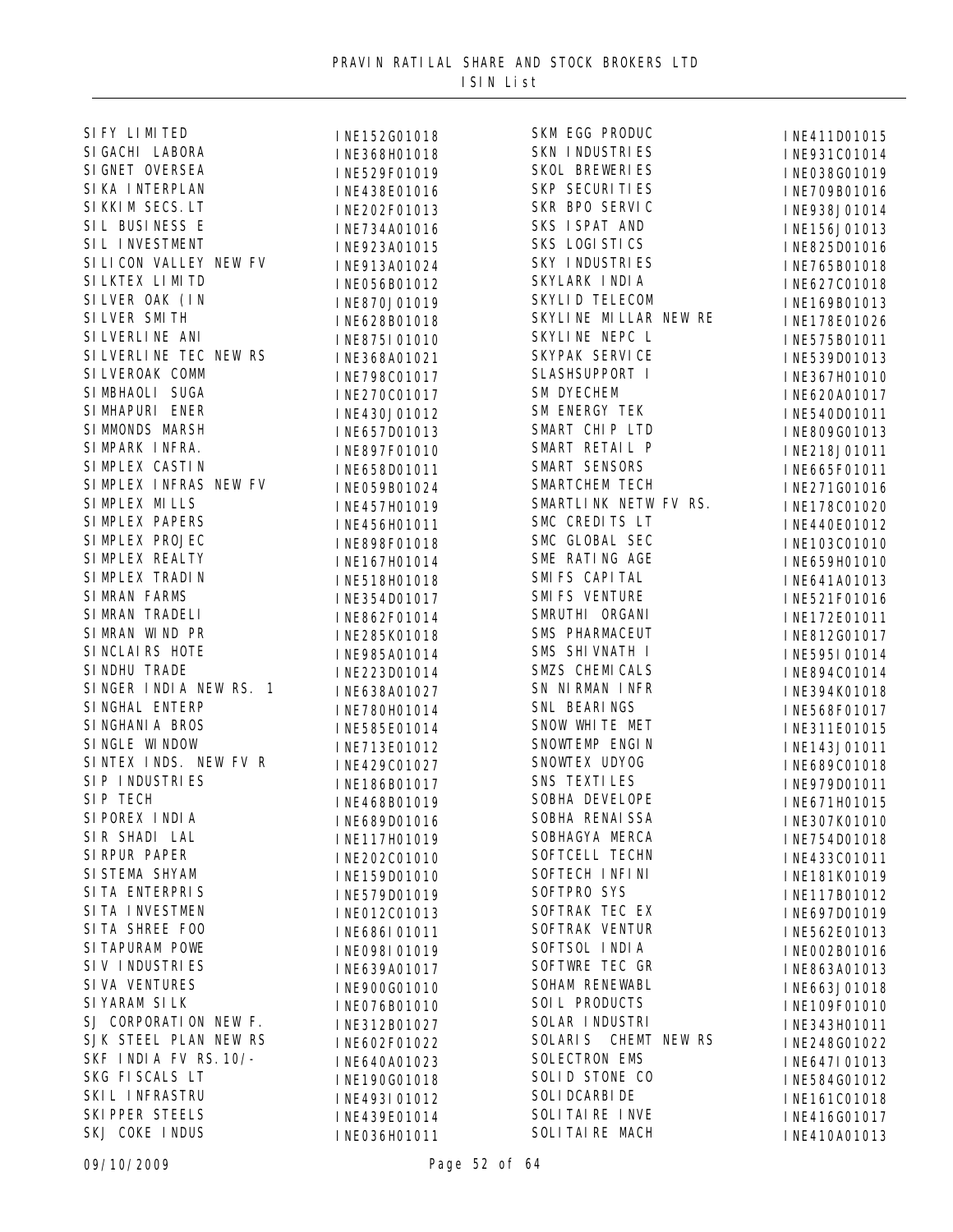# PRAVIN RATILAL SHARE AND STOCK BROKERS LTD

## ISIN List

| Company | ISIN |
|---|---|
| SIFY LIMITED | INE152G01018 |
| SIGACHI LABORA | INE368H01018 |
| SIGNET OVERSEA | INE529F01019 |
| SIKA INTERPLAN | INE438E01016 |
| SIKKIM SECS.LT | INE202F01013 |
| SIL BUSINESS E | INE734A01016 |
| SIL INVESTMENT | INE923A01015 |
| SILICON VALLEY NEW FV | INE913A01024 |
| SILKTEX LIMITD | INE056B01012 |
| SILVER OAK (IN | INE870J01019 |
| SILVER SMITH | INE628B01018 |
| SILVERLINE ANI | INE875I01010 |
| SILVERLINE TEC NEW RS | INE368A01021 |
| SILVEROAK COMM | INE798C01017 |
| SIMBHAOLI SUGA | INE270C01017 |
| SIMHAPURI ENER | INE430J01012 |
| SIMMONDS MARSH | INE657D01013 |
| SIMPARK INFRA. | INE897F01010 |
| SIMPLEX CASTIN | INE658D01011 |
| SIMPLEX INFRAS NEW FV | INE059B01024 |
| SIMPLEX MILLS | INE457H01019 |
| SIMPLEX PAPERS | INE456H01011 |
| SIMPLEX PROJEC | INE898F01018 |
| SIMPLEX REALTY | INE167H01014 |
| SIMPLEX TRADIN | INE518H01018 |
| SIMRAN FARMS | INE354D01017 |
| SIMRAN TRADELI | INE862F01014 |
| SIMRAN WIND PR | INE285K01018 |
| SINCLAIRS HOTE | INE985A01014 |
| SINDHU TRADE | INE223D01014 |
| SINGER INDIA NEW RS. 1 | INE638A01027 |
| SINGHAL ENTERP | INE780H01014 |
| SINGHANIA BROS | INE585E01014 |
| SINGLE WINDOW | INE713E01012 |
| SINTEX INDS. NEW FV R | INE429C01027 |
| SIP INDUSTRIES | INE186B01017 |
| SIP TECH | INE468B01019 |
| SIPOREX INDIA | INE689D01016 |
| SIR SHADI LAL | INE117H01019 |
| SIRPUR PAPER | INE202C01010 |
| SISTEMA SHYAM | INE159D01010 |
| SITA ENTERPRIS | INE579D01019 |
| SITA INVESTMEN | INE012C01013 |
| SITA SHREE FOO | INE686I01011 |
| SITAPURAM POWE | INE098I01019 |
| SIV INDUSTRIES | INE639A01017 |
| SIVA VENTURES | INE900G01010 |
| SIYARAM SILK | INE076B01010 |
| SJ CORPORATION NEW F. | INE312B01027 |
| SJK STEEL PLAN NEW RS | INE602F01022 |
| SKF INDIA FV RS.10/- | INE640A01023 |
| SKG FISCALS LT | INE190G01018 |
| SKIL INFRASTRU | INE493I01012 |
| SKIPPER STEELS | INE439E01014 |
| SKJ COKE INDUS | INE036H01011 |
| SKM EGG PRODUC | INE411D01015 |
| SKN INDUSTRIES | INE931C01014 |
| SKOL BREWERIES | INE038G01019 |
| SKP SECURITIES | INE709B01016 |
| SKR BPO SERVIC | INE938J01014 |
| SKS ISPAT AND | INE156J01013 |
| SKS LOGISTICS | INE825D01016 |
| SKY INDUSTRIES | INE765B01018 |
| SKYLARK INDIA | INE627C01018 |
| SKYLID TELECOM | INE169B01013 |
| SKYLINE MILLAR NEW RE | INE178E01026 |
| SKYLINE NEPC L | INE575B01011 |
| SKYPAK SERVICE | INE539D01013 |
| SLASHSUPPORT I | INE367H01010 |
| SM DYECHEM | INE620A01017 |
| SM ENERGY TEK | INE540D01011 |
| SMART CHIP LTD | INE809G01013 |
| SMART RETAIL P | INE218J01011 |
| SMART SENSORS | INE665F01011 |
| SMARTCHEM TECH | INE271G01016 |
| SMARTLINK NETW FV RS. | INE178C01020 |
| SMC CREDITS LT | INE440E01012 |
| SMC GLOBAL SEC | INE103C01010 |
| SME RATING AGE | INE659H01010 |
| SMIFS CAPITAL | INE641A01013 |
| SMIFS VENTURE | INE521F01016 |
| SMRUTHI ORGANI | INE172E01011 |
| SMS PHARMACEUT | INE812G01017 |
| SMS SHIVNATH I | INE595I01014 |
| SMZS CHEMICALS | INE894C01014 |
| SN NIRMAN INFR | INE394K01018 |
| SNL BEARINGS | INE568F01017 |
| SNOW WHITE MET | INE311E01015 |
| SNOWTEMP ENGIN | INE143J01011 |
| SNOWTEX UDYOG | INE689C01018 |
| SNS TEXTILES | INE979D01011 |
| SOBHA DEVELOPE | INE671H01015 |
| SOBHA RENAISSA | INE307K01010 |
| SOBHAGYA MERCA | INE754D01018 |
| SOFTCELL TECHN | INE433C01011 |
| SOFTECH INFINI | INE181K01019 |
| SOFTPRO SYS | INE117B01012 |
| SOFTRAK TEC EX | INE697D01019 |
| SOFTRAK VENTUR | INE562E01013 |
| SOFTSOL INDIA | INE002B01016 |
| SOFTWRE TEC GR | INE863A01013 |
| SOHAM RENEWABL | INE663J01018 |
| SOIL PRODUCTS | INE109F01010 |
| SOLAR INDUSTRI | INE343H01011 |
| SOLARIS CHEMT NEW RS | INE248G01022 |
| SOLECTRON EMS | INE647I01013 |
| SOLID STONE CO | INE584G01012 |
| SOLIDCARBIDE | INE161C01018 |
| SOLITAIRE INVE | INE416G01017 |
| SOLITAIRE MACH | INE410A01013 |

09/10/2009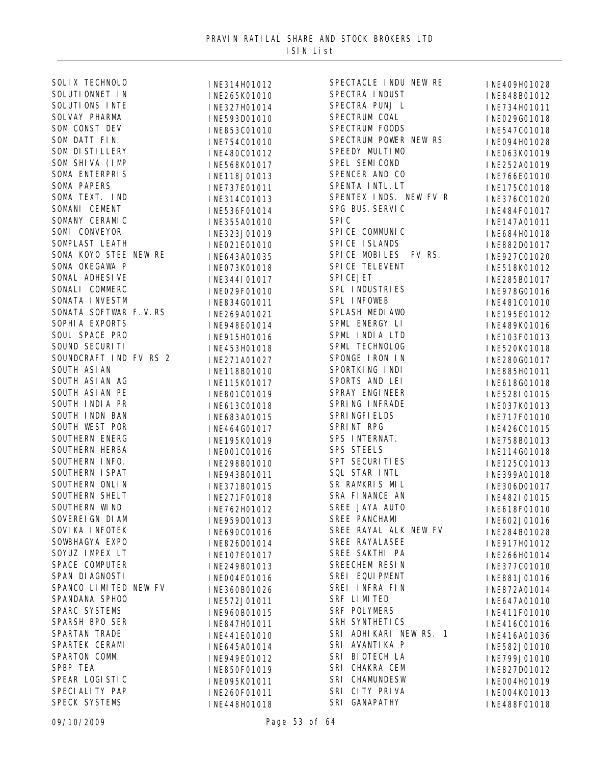# PRAVIN RATILAL SHARE AND STOCK BROKERS LTD

ISIN List

| Name | ISIN |
|---|---|
| SOLIX TECHNOLO | INE314H01012 |
| SOLUTIONNET IN | INE265K01010 |
| SOLUTIONS INTE | INE327H01014 |
| SOLVAY PHARMA | INE593D01010 |
| SOM CONST DEV | INE853C01010 |
| SOM DATT FIN. | INE754C01010 |
| SOM DISTILLERY | INE480C01012 |
| SOM SHIVA (IMP | INE568K01017 |
| SOMA ENTERPRIS | INE118J01013 |
| SOMA PAPERS | INE737E01011 |
| SOMA TEXT. IND | INE314C01013 |
| SOMANI CEMENT | INE536F01014 |
| SOMANY CERAMIC | INE355A01010 |
| SOMI CONVEYOR | INE323J01019 |
| SOMPLAST LEATH | INE021E01010 |
| SONA KOYO STEE NEW RE | INE643A01035 |
| SONA OKEGAWA P | INE073K01018 |
| SONAL ADHESIVE | INE344I01017 |
| SONALI COMMERC | INE029F01010 |
| SONATA INVESTM | INE834G01011 |
| SONATA SOFTWAR F.V.RS | INE269A01021 |
| SOPHIA EXPORTS | INE948E01014 |
| SOUL SPACE PRO | INE915H01016 |
| SOUND SECURITI | INE453H01018 |
| SOUNDCRAFT IND FV RS 2 | INE271A01027 |
| SOUTH ASIAN | INE118B01010 |
| SOUTH ASIAN AG | INE115K01017 |
| SOUTH ASIAN PE | INE801C01019 |
| SOUTH INDIA PR | INE613C01018 |
| SOUTH INDN BAN | INE683A01015 |
| SOUTH WEST POR | INE464G01017 |
| SOUTHERN ENERG | INE195K01019 |
| SOUTHERN HERBA | INE001C01016 |
| SOUTHERN INFO. | INE298B01010 |
| SOUTHERN ISPAT | INE943B01011 |
| SOUTHERN ONLIN | INE371B01015 |
| SOUTHERN SHELT | INE271F01018 |
| SOUTHERN WIND | INE762H01012 |
| SOVEREIGN DIAM | INE959D01013 |
| SOVIKA INFOTEK | INE690C01016 |
| SOWBHAGYA EXPO | INE826D01014 |
| SOYUZ IMPEX LT | INE107E01017 |
| SPACE COMPUTER | INE249B01013 |
| SPAN DIAGNOSTI | INE004E01016 |
| SPANCO LIMITED NEW FV | INE360B01026 |
| SPANDANA SPHOO | INE572J01011 |
| SPARC SYSTEMS | INE960B01015 |
| SPARSH BPO SER | INE847H01011 |
| SPARTAN TRADE | INE441E01010 |
| SPARTEK CERAMI | INE645A01014 |
| SPARTON COMM. | INE949E01012 |
| SPBP TEA | INE850F01019 |
| SPEAR LOGISTIC | INE095K01011 |
| SPECIALITY PAP | INE260F01011 |
| SPECK SYSTEMS | INE448H01018 |
| SPECTACLE INDU NEW RE | INE409H01028 |
| SPECTRA INDUST | INE848B01012 |
| SPECTRA PUNJ L | INE734H01011 |
| SPECTRUM COAL | INE029G01018 |
| SPECTRUM FOODS | INE547C01018 |
| SPECTRUM POWER NEW RS | INE094H01028 |
| SPEEDY MULTIMO | INE063K01019 |
| SPEL SEMICOND | INE252A01019 |
| SPENCER AND CO | INE766E01010 |
| SPENTA INTL.LT | INE175C01018 |
| SPENTEX INDS. NEW FV R | INE376C01020 |
| SPG BUS.SERVIC | INE484F01017 |
| SPIC | INE147A01011 |
| SPICE COMMUNIC | INE684H01018 |
| SPICE ISLANDS | INE882D01017 |
| SPICE MOBILES FV RS. | INE927C01020 |
| SPICE TELEVENT | INE518K01012 |
| SPICEJET | INE285B01017 |
| SPL INDUSTRIES | INE978G01016 |
| SPL INFOWEB | INE481C01010 |
| SPLASH MEDIAWO | INE195E01012 |
| SPML ENERGY LI | INE489K01016 |
| SPML INDIA LTD | INE103F01013 |
| SPML TECHNOLOG | INE520K01018 |
| SPONGE IRON IN | INE280G01017 |
| SPORTKING INDI | INE885H01011 |
| SPORTS AND LEI | INE618G01018 |
| SPRAY ENGINEER | INE528I01015 |
| SPRING INFRADE | INE037K01013 |
| SPRINGFIELDS | INE717F01010 |
| SPRINT RPG | INE426C01015 |
| SPS INTERNAT. | INE758B01013 |
| SPS STEELS | INE114G01018 |
| SPT SECURITIES | INE125C01013 |
| SQL STAR INTL | INE399A01018 |
| SR RAMKRIS MIL | INE306D01017 |
| SRA FINANCE AN | INE482I01015 |
| SREE JAYA AUTO | INE618F01010 |
| SREE PANCHAMI | INE602J01016 |
| SREE RAYAL ALK NEW FV | INE284B01028 |
| SREE RAYALASEE | INE917H01012 |
| SREE SAKTHI PA | INE266H01014 |
| SREECHEM RESIN | INE377C01010 |
| SREI EQUIPMENT | INE881J01016 |
| SREI INFRA FIN | INE872A01014 |
| SRF LIMITED | INE647A01010 |
| SRF POLYMERS | INE411F01010 |
| SRH SYNTHETICS | INE416C01016 |
| SRI ADHIKARI NEW RS. 1 | INE416A01036 |
| SRI AVANTIKA P | INE582J01010 |
| SRI BIOTECH LA | INE799J01010 |
| SRI CHAKRA CEM | INE827D01012 |
| SRI CHAMUNDESW | INE004H01019 |
| SRI CITY PRIVA | INE004K01013 |
| SRI GANAPATHY | INE488F01018 |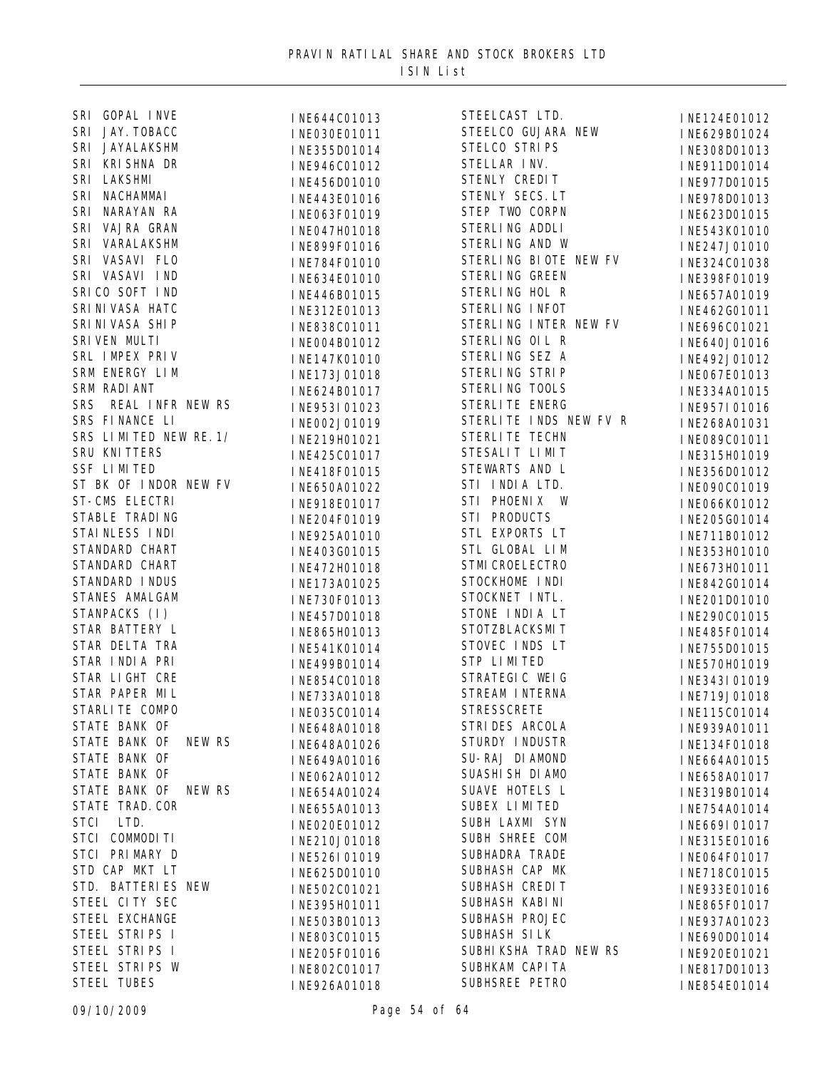# PRAVIN RATILAL SHARE AND STOCK BROKERS LTD

## ISIN List

| Name | ISIN |
|---|---|
| SRI GOPAL INVE | INE644C01013 |
| SRI JAY.TOBACC | INE030E01011 |
| SRI JAYALAKSHM | INE355D01014 |
| SRI KRISHNA DR | INE946C01012 |
| SRI LAKSHMI | INE456D01010 |
| SRI NACHAMMAI | INE443E01016 |
| SRI NARAYAN RA | INE063F01019 |
| SRI VAJRA GRAN | INE047H01018 |
| SRI VARALAKSHM | INE899F01016 |
| SRI VASAVI FLO | INE784F01010 |
| SRI VASAVI IND | INE634E01010 |
| SRICO SOFT IND | INE446B01015 |
| SRINIVASA HATC | INE312E01013 |
| SRINIVASA SHIP | INE838C01011 |
| SRIVEN MULTI | INE004B01012 |
| SRL IMPEX PRIV | INE147K01010 |
| SRM ENERGY LIM | INE173J01018 |
| SRM RADIANT | INE624B01017 |
| SRS REAL INFR NEW RS | INE953I01023 |
| SRS FINANCE LI | INE002J01019 |
| SRS LIMITED NEW RE.1/ | INE219H01021 |
| SRU KNITTERS | INE425C01017 |
| SSF LIMITED | INE418F01015 |
| ST BK OF INDOR NEW FV | INE650A01022 |
| ST-CMS ELECTRI | INE918E01017 |
| STABLE TRADING | INE204F01019 |
| STAINLESS INDI | INE925A01010 |
| STANDARD CHART | INE403G01015 |
| STANDARD CHART | INE472H01018 |
| STANDARD INDUS | INE173A01025 |
| STANES AMALGAM | INE730F01013 |
| STANPACKS (I) | INE457D01018 |
| STAR BATTERY L | INE865H01013 |
| STAR DELTA TRA | INE541K01014 |
| STAR INDIA PRI | INE499B01014 |
| STAR LIGHT CRE | INE854C01018 |
| STAR PAPER MIL | INE733A01018 |
| STARLITE COMPO | INE035C01014 |
| STATE BANK OF | INE648A01018 |
| STATE BANK OF NEW RS | INE648A01026 |
| STATE BANK OF | INE649A01016 |
| STATE BANK OF | INE062A01012 |
| STATE BANK OF NEW RS | INE654A01024 |
| STATE TRAD.COR | INE655A01013 |
| STCI LTD. | INE020E01012 |
| STCI COMMODITI | INE210J01018 |
| STCI PRIMARY D | INE526I01019 |
| STD CAP MKT LT | INE625D01010 |
| STD. BATTERIES NEW | INE502C01021 |
| STEEL CITY SEC | INE395H01011 |
| STEEL EXCHANGE | INE503B01013 |
| STEEL STRIPS I | INE803C01015 |
| STEEL STRIPS I | INE205F01016 |
| STEEL STRIPS W | INE802C01017 |
| STEEL TUBES | INE926A01018 |
| STEELCAST LTD. | INE124E01012 |
| STEELCO GUJARA NEW | INE629B01024 |
| STELCO STRIPS | INE308D01013 |
| STELLAR INV. | INE911D01014 |
| STENLY CREDIT | INE977D01015 |
| STENLY SECS.LT | INE978D01013 |
| STEP TWO CORPN | INE623D01015 |
| STERLING ADDLI | INE543K01010 |
| STERLING AND W | INE247J01010 |
| STERLING BIOTE NEW FV | INE324C01038 |
| STERLING GREEN | INE398F01019 |
| STERLING HOL R | INE657A01019 |
| STERLING INFOT | INE462G01011 |
| STERLING INTER NEW FV | INE696C01021 |
| STERLING OIL R | INE640J01016 |
| STERLING SEZ A | INE492J01012 |
| STERLING STRIP | INE067E01013 |
| STERLING TOOLS | INE334A01015 |
| STERLITE ENERG | INE957I01016 |
| STERLITE INDS NEW FV R | INE268A01031 |
| STERLITE TECHN | INE089C01011 |
| STESALIT LIMIT | INE315H01019 |
| STEWARTS AND L | INE356D01012 |
| STI INDIA LTD. | INE090C01019 |
| STI PHOENIX W | INE066K01012 |
| STI PRODUCTS | INE205G01014 |
| STL EXPORTS LT | INE711B01012 |
| STL GLOBAL LIM | INE353H01010 |
| STMICROELECTRO | INE673H01011 |
| STOCKHOME INDI | INE842G01014 |
| STOCKNET INTL. | INE201D01010 |
| STONE INDIA LT | INE290C01015 |
| STOTZBLACKSMIT | INE485F01014 |
| STOVEC INDS LT | INE755D01015 |
| STP LIMITED | INE570H01019 |
| STRATEGIC WEIG | INE343I01019 |
| STREAM INTERNA | INE719J01018 |
| STRESSCRETE | INE115C01014 |
| STRIDES ARCOLA | INE939A01011 |
| STURDY INDUSTR | INE134F01018 |
| SU-RAJ DIAMOND | INE664A01015 |
| SUASHISH DIAMO | INE658A01017 |
| SUAVE HOTELS L | INE319B01014 |
| SUBEX LIMITED | INE754A01014 |
| SUBH LAXMI SYN | INE669I01017 |
| SUBH SHREE COM | INE315E01016 |
| SUBHADRA TRADE | INE064F01017 |
| SUBHASH CAP MK | INE718C01015 |
| SUBHASH CREDIT | INE933E01016 |
| SUBHASH KABINI | INE865F01017 |
| SUBHASH PROJEC | INE937A01023 |
| SUBHASH SILK | INE690D01014 |
| SUBHIKSHA TRAD NEW RS | INE920E01021 |
| SUBHKAM CAPITA | INE817D01013 |
| SUBHSREE PETRO | INE854E01014 |

09/10/2009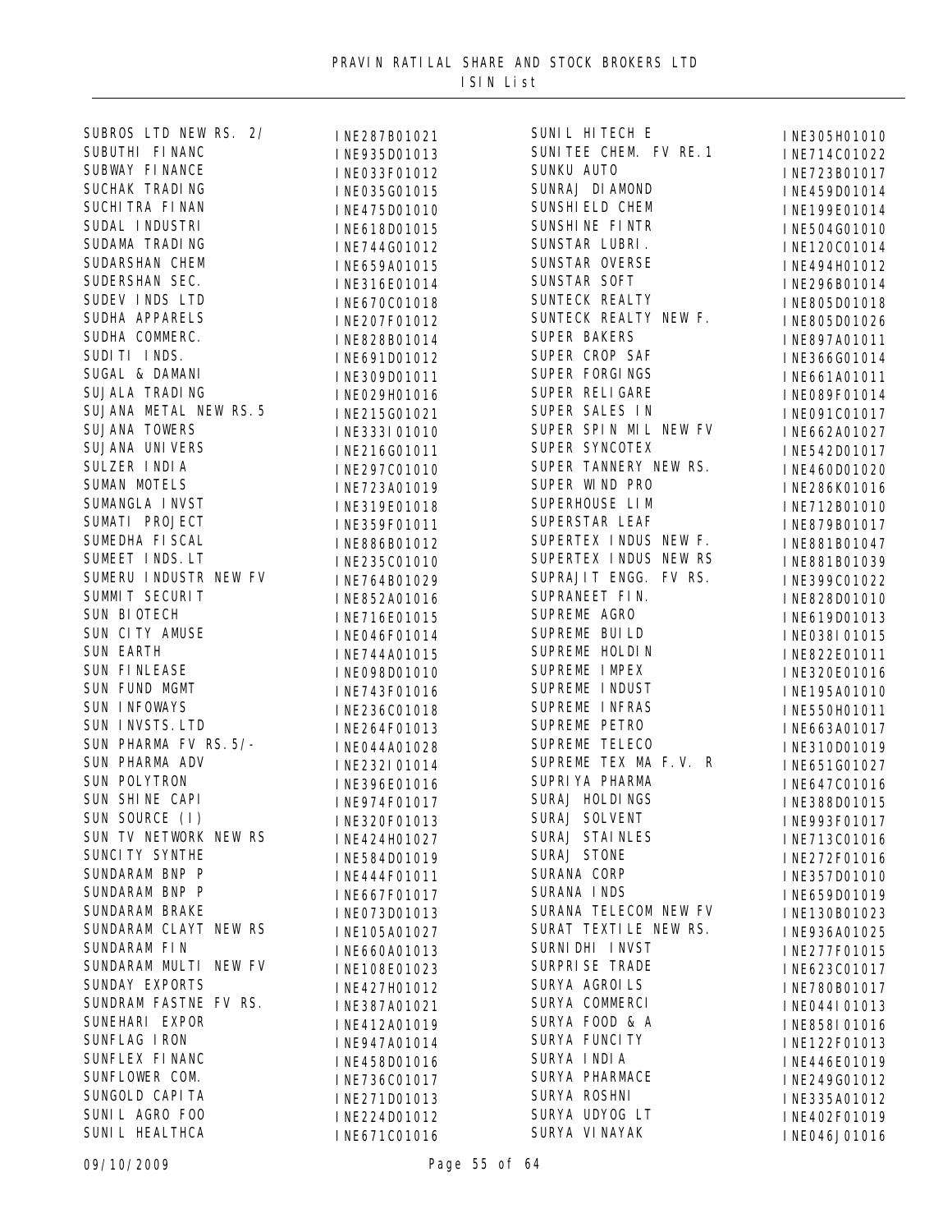# PRAVIN RATILAL SHARE AND STOCK BROKERS LTD

## ISIN List

| Name | ISIN |
|---|---|
| SUBROS LTD NEW RS. 2/ | INE287B01021 |
| SUBUTHI FINANC | INE935D01013 |
| SUBWAY FINANCE | INE033F01012 |
| SUCHAK TRADING | INE035G01015 |
| SUCHITRA FINAN | INE475D01010 |
| SUDAL INDUSTRI | INE618D01015 |
| SUDAMA TRADING | INE744G01012 |
| SUDARSHAN CHEM | INE659A01015 |
| SUDERSHAN SEC. | INE316E01014 |
| SUDEV INDS LTD | INE670C01018 |
| SUDHA APPARELS | INE207F01012 |
| SUDHA COMMERC. | INE828B01014 |
| SUDITI INDS. | INE691D01012 |
| SUGAL & DAMANI | INE309D01011 |
| SUJALA TRADING | INE029H01016 |
| SUJANA METAL NEW RS.5 | INE215G01021 |
| SUJANA TOWERS | INE333I01010 |
| SUJANA UNIVERS | INE216G01011 |
| SULZER INDIA | INE297C01010 |
| SUMAN MOTELS | INE723A01019 |
| SUMANGLA INVST | INE319E01018 |
| SUMATI PROJECT | INE359F01011 |
| SUMEDHA FISCAL | INE886B01012 |
| SUMEET INDS.LT | INE235C01010 |
| SUMERU INDUSTR NEW FV | INE764B01029 |
| SUMMIT SECURIT | INE852A01016 |
| SUN BIOTECH | INE716E01015 |
| SUN CITY AMUSE | INE046F01014 |
| SUN EARTH | INE744A01015 |
| SUN FINLEASE | INE098D01010 |
| SUN FUND MGMT | INE743F01016 |
| SUN INFOWAYS | INE236C01018 |
| SUN INVSTS.LTD | INE264F01013 |
| SUN PHARMA FV RS.5/- | INE044A01028 |
| SUN PHARMA ADV | INE232I01014 |
| SUN POLYTRON | INE396E01016 |
| SUN SHINE CAPI | INE974F01017 |
| SUN SOURCE (I) | INE320F01013 |
| SUN TV NETWORK NEW RS | INE424H01027 |
| SUNCITY SYNTHE | INE584D01019 |
| SUNDARAM BNP P | INE444F01011 |
| SUNDARAM BNP P | INE667F01017 |
| SUNDARAM BRAKE | INE073D01013 |
| SUNDARAM CLAYT NEW RS | INE105A01027 |
| SUNDARAM FIN | INE660A01013 |
| SUNDARAM MULTI NEW FV | INE108E01023 |
| SUNDAY EXPORTS | INE427H01012 |
| SUNDRAM FASTNE FV RS. | INE387A01021 |
| SUNEHARI EXPOR | INE412A01019 |
| SUNFLAG IRON | INE947A01014 |
| SUNFLEX FINANC | INE458D01016 |
| SUNFLOWER COM. | INE736C01017 |
| SUNGOLD CAPITA | INE271D01013 |
| SUNIL AGRO FOO | INE224D01012 |
| SUNIL HEALTHCA | INE671C01016 |
| SUNIL HITECH E | INE305H01010 |
| SUNITEE CHEM. FV RE.1 | INE714C01022 |
| SUNKU AUTO | INE723B01017 |
| SUNRAJ DIAMOND | INE459D01014 |
| SUNSHIELD CHEM | INE199E01014 |
| SUNSHINE FINTR | INE504G01010 |
| SUNSTAR LUBRI. | INE120C01014 |
| SUNSTAR OVERSE | INE494H01012 |
| SUNSTAR SOFT | INE296B01014 |
| SUNTECK REALTY | INE805D01018 |
| SUNTECK REALTY NEW F. | INE805D01026 |
| SUPER BAKERS | INE897A01011 |
| SUPER CROP SAF | INE366G01014 |
| SUPER FORGINGS | INE661A01011 |
| SUPER RELIGARE | INE089F01014 |
| SUPER SALES IN | INE091C01017 |
| SUPER SPIN MIL NEW FV | INE662A01027 |
| SUPER SYNCOTEX | INE542D01017 |
| SUPER TANNERY NEW RS. | INE460D01020 |
| SUPER WIND PRO | INE286K01016 |
| SUPERHOUSE LIM | INE712B01010 |
| SUPERSTAR LEAF | INE879B01017 |
| SUPERTEX INDUS NEW F. | INE881B01047 |
| SUPERTEX INDUS NEW RS | INE881B01039 |
| SUPRAJIT ENGG. FV RS. | INE399C01022 |
| SUPRANEET FIN. | INE828D01010 |
| SUPREME AGRO | INE619D01013 |
| SUPREME BUILD | INE038I01015 |
| SUPREME HOLDIN | INE822E01011 |
| SUPREME IMPEX | INE320E01016 |
| SUPREME INDUST | INE195A01010 |
| SUPREME INFRAS | INE550H01011 |
| SUPREME PETRO | INE663A01017 |
| SUPREME TELECO | INE310D01019 |
| SUPREME TEX MA F.V. R | INE651G01027 |
| SUPRIYA PHARMA | INE647C01016 |
| SURAJ HOLDINGS | INE388D01015 |
| SURAJ SOLVENT | INE993F01017 |
| SURAJ STAINLES | INE713C01016 |
| SURAJ STONE | INE272F01016 |
| SURANA CORP | INE357D01010 |
| SURANA INDS | INE659D01019 |
| SURANA TELECOM NEW FV | INE130B01023 |
| SURAT TEXTILE NEW RS. | INE936A01025 |
| SURNIDHI INVST | INE277F01015 |
| SURPRISE TRADE | INE623C01017 |
| SURYA AGROILS | INE780B01017 |
| SURYA COMMERCI | INE044I01013 |
| SURYA FOOD & A | INE858I01016 |
| SURYA FUNCITY | INE122F01013 |
| SURYA INDIA | INE446E01019 |
| SURYA PHARMACE | INE249G01012 |
| SURYA ROSHNI | INE335A01012 |
| SURYA UDYOG LT | INE402F01019 |
| SURYA VINAYAK | INE046J01016 |

09/10/2009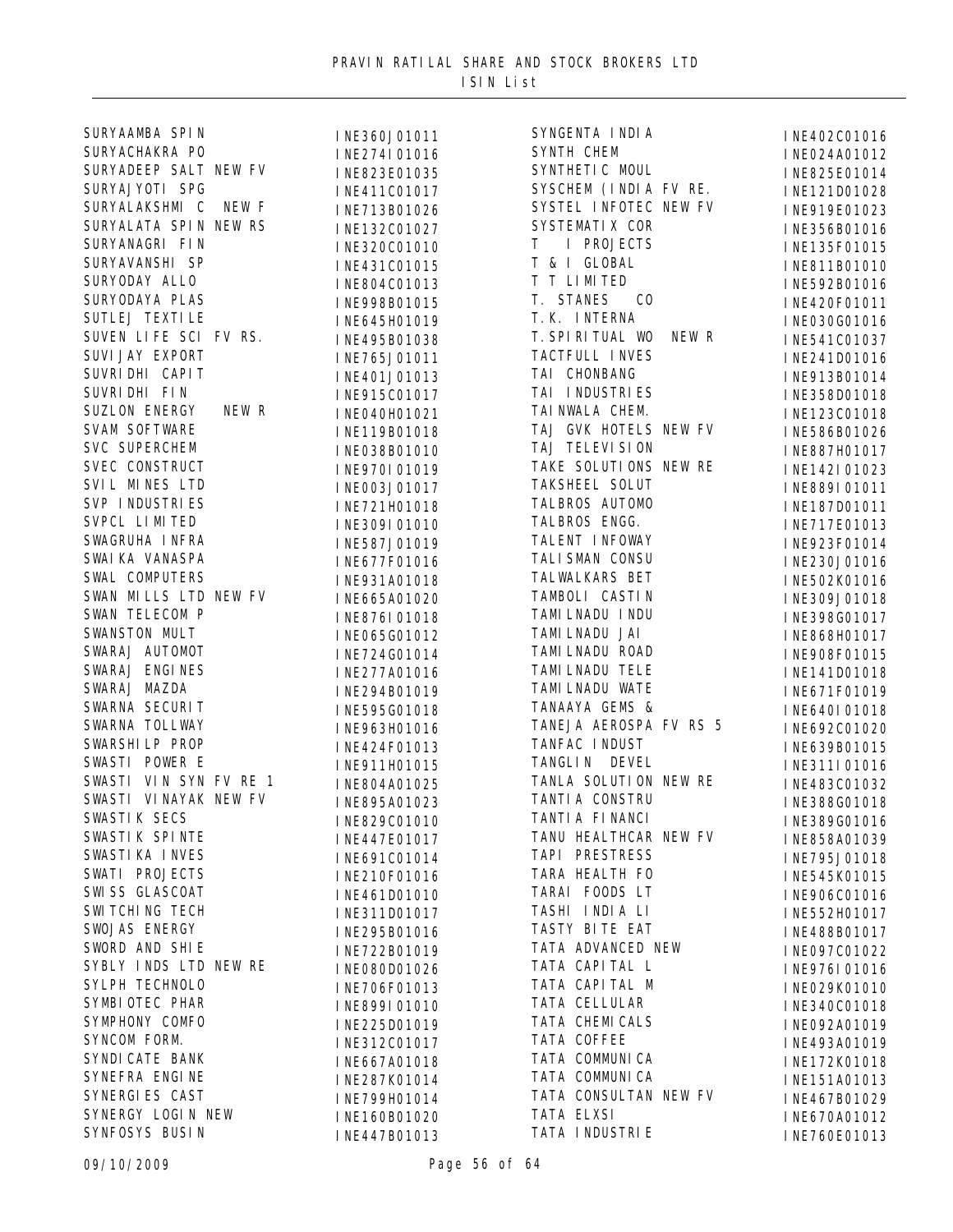PRAVIN RATILAL SHARE AND STOCK BROKERS LTD
ISIN List

| Name | ISIN |
| --- | --- |
| SURYAAMBA SPIN | INE360J01011 |
| SURYACHAKRA PO | INE274I01016 |
| SURYADEEP SALT NEW FV | INE823E01035 |
| SURYAJYOTI SPG | INE411C01017 |
| SURYALAKSHMI C NEW F | INE713B01026 |
| SURYALATA SPIN NEW RS | INE132C01027 |
| SURYANAGRI FIN | INE320C01010 |
| SURYAVANSHI SP | INE431C01015 |
| SURYODAY ALLO | INE804C01013 |
| SURYODAYA PLAS | INE998B01015 |
| SUTLEJ TEXTILE | INE645H01019 |
| SUVEN LIFE SCI FV RS. | INE495B01038 |
| SUVIJAY EXPORT | INE765J01011 |
| SUVRIDHI CAPIT | INE401J01013 |
| SUVRIDHI FIN | INE915C01017 |
| SUZLON ENERGY NEW R | INE040H01021 |
| SVAM SOFTWARE | INE119B01018 |
| SVC SUPERCHEM | INE038B01010 |
| SVEC CONSTRUCT | INE970I01019 |
| SVIL MINES LTD | INE003J01017 |
| SVP INDUSTRIES | INE721H01018 |
| SVPCL LIMITED | INE309I01010 |
| SWAGRUHA INFRA | INE587J01019 |
| SWAIKA VANASPA | INE677F01016 |
| SWAL COMPUTERS | INE931A01018 |
| SWAN MILLS LTD NEW FV | INE665A01020 |
| SWAN TELECOM P | INE876I01018 |
| SWANSTON MULT | INE065G01012 |
| SWARAJ AUTOMOT | INE724G01014 |
| SWARAJ ENGINES | INE277A01016 |
| SWARAJ MAZDA | INE294B01019 |
| SWARNA SECURIT | INE595G01018 |
| SWARNA TOLLWAY | INE963H01016 |
| SWARSHILP PROP | INE424F01013 |
| SWASTI POWER E | INE911H01015 |
| SWASTI VIN SYN FV RE 1 | INE804A01025 |
| SWASTI VINAYAK NEW FV | INE895A01023 |
| SWASTIK SECS | INE829C01010 |
| SWASTIK SPINTE | INE447E01017 |
| SWASTIKA INVES | INE691C01014 |
| SWATI PROJECTS | INE210F01016 |
| SWISS GLASCOAT | INE461D01010 |
| SWITCHING TECH | INE311D01017 |
| SWOJAS ENERGY | INE295B01016 |
| SWORD AND SHIE | INE722B01019 |
| SYBLY INDS LTD NEW RE | INE080D01026 |
| SYLPH TECHNOLO | INE706F01013 |
| SYMBIOTEC PHAR | INE899I01010 |
| SYMPHONY COMFO | INE225D01019 |
| SYNCOM FORM. | INE312C01017 |
| SYNDICATE BANK | INE667A01018 |
| SYNEFRA ENGINE | INE287K01014 |
| SYNERGIES CAST | INE799H01014 |
| SYNERGY LOGIN NEW | INE160B01020 |
| SYNFOSYS BUSIN | INE447B01013 |
| SYNGENTA INDIA | INE402C01016 |
| SYNTH CHEM | INE024A01012 |
| SYNTHETIC MOUL | INE825E01014 |
| SYSCHEM (INDIA FV RE. | INE121D01028 |
| SYSTEL INFOTEC NEW FV | INE919E01023 |
| SYSTEMATIX COR | INE356B01016 |
| T I PROJECTS | INE135F01015 |
| T & I GLOBAL | INE811B01010 |
| T T LIMITED | INE592B01016 |
| T. STANES CO | INE420F01011 |
| T.K. INTERNA | INE030G01016 |
| T.SPIRITUAL WO NEW R | INE541C01037 |
| TACTFULL INVES | INE241D01016 |
| TAI CHONBANG | INE913B01014 |
| TAI INDUSTRIES | INE358D01018 |
| TAINWALA CHEM. | INE123C01018 |
| TAJ GVK HOTELS NEW FV | INE586B01026 |
| TAJ TELEVISION | INE887H01017 |
| TAKE SOLUTIONS NEW RE | INE142I01023 |
| TAKSHEEL SOLUT | INE889I01011 |
| TALBROS AUTOMO | INE187D01011 |
| TALBROS ENGG. | INE717E01013 |
| TALENT INFOWAY | INE923F01014 |
| TALISMAN CONSU | INE230J01016 |
| TALWALKARS BET | INE502K01016 |
| TAMBOLI CASTIN | INE309J01018 |
| TAMILNADU INDU | INE398G01017 |
| TAMILNADU JAI | INE868H01017 |
| TAMILNADU ROAD | INE908F01015 |
| TAMILNADU TELE | INE141D01018 |
| TAMILNADU WATE | INE671F01019 |
| TANAAYA GEMS & | INE640I01018 |
| TANEJA AEROSPA FV RS 5 | INE692C01020 |
| TANFAC INDUST | INE639B01015 |
| TANGLIN DEVEL | INE311I01016 |
| TANLA SOLUTION NEW RE | INE483C01032 |
| TANTIA CONSTRU | INE388G01018 |
| TANTIA FINANCI | INE389G01016 |
| TANU HEALTHCAR NEW FV | INE858A01039 |
| TAPI PRESTRESS | INE795J01018 |
| TARA HEALTH FO | INE545K01015 |
| TARAI FOODS LT | INE906C01016 |
| TASHI INDIA LI | INE552H01017 |
| TASTY BITE EAT | INE488B01017 |
| TATA ADVANCED NEW | INE097C01022 |
| TATA CAPITAL L | INE976I01016 |
| TATA CAPITAL M | INE029K01010 |
| TATA CELLULAR | INE340C01018 |
| TATA CHEMICALS | INE092A01019 |
| TATA COFFEE | INE493A01019 |
| TATA COMMUNICA | INE172K01018 |
| TATA COMMUNICA | INE151A01013 |
| TATA CONSULTAN NEW FV | INE467B01029 |
| TATA ELXSI | INE670A01012 |
| TATA INDUSTRIE | INE760E01013 |

09/10/2009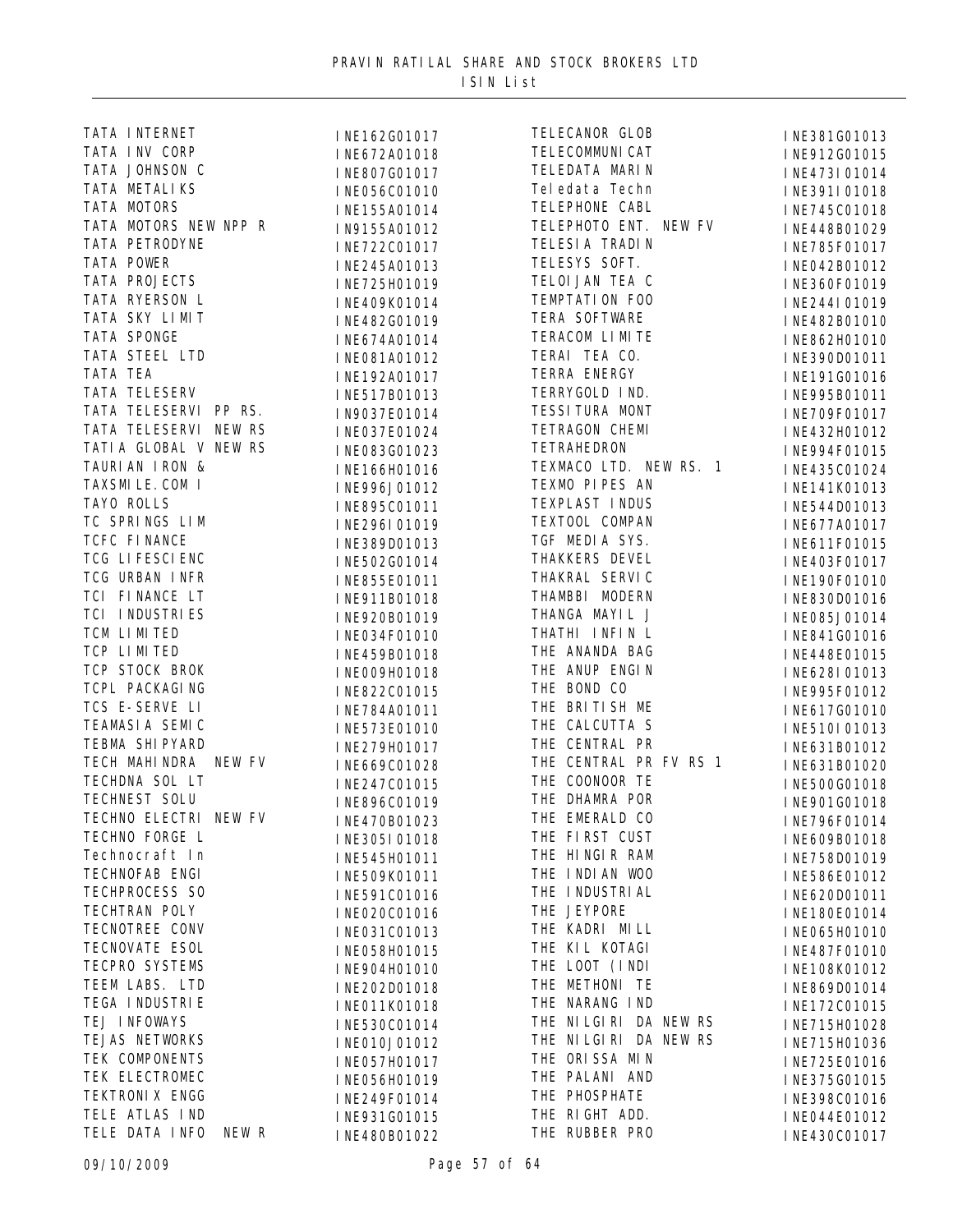# PRAVIN RATILAL SHARE AND STOCK BROKERS LTD

ISIN List

| Name | ISIN |
|---|---|
| TATA INTERNET | INE162G01017 |
| TATA INV CORP | INE672A01018 |
| TATA JOHNSON C | INE807G01017 |
| TATA METALIKS | INE056C01010 |
| TATA MOTORS | INE155A01014 |
| TATA MOTORS NEW NPP R | IN9155A01012 |
| TATA PETRODYNE | INE722C01017 |
| TATA POWER | INE245A01013 |
| TATA PROJECTS | INE725H01019 |
| TATA RYERSON L | INE409K01014 |
| TATA SKY LIMIT | INE482G01019 |
| TATA SPONGE | INE674A01014 |
| TATA STEEL LTD | INE081A01012 |
| TATA TEA | INE192A01017 |
| TATA TELESERV | INE517B01013 |
| TATA TELESERVI PP RS. | IN9037E01014 |
| TATA TELESERVI NEW RS | INE037E01024 |
| TATIA GLOBAL V NEW RS | INE083G01023 |
| TAURIAN IRON & | INE166H01016 |
| TAXSMILE.COM I | INE996J01012 |
| TAYO ROLLS | INE895C01011 |
| TC SPRINGS LIM | INE296I01019 |
| TCFC FINANCE | INE389D01013 |
| TCG LIFESCIENC | INE502G01014 |
| TCG URBAN INFR | INE855E01011 |
| TCI FINANCE LT | INE911B01018 |
| TCI INDUSTRIES | INE920B01019 |
| TCM LIMITED | INE034F01010 |
| TCP LIMITED | INE459B01018 |
| TCP STOCK BROK | INE009H01018 |
| TCPL PACKAGING | INE822C01015 |
| TCS E-SERVE LI | INE784A01011 |
| TEAMASIA SEMIC | INE573E01010 |
| TEBMA SHIPYARD | INE279H01017 |
| TECH MAHINDRA NEW FV | INE669C01028 |
| TECHDNA SOL LT | INE247C01015 |
| TECHNEST SOLU | INE896C01019 |
| TECHNO ELECTRI NEW FV | INE470B01023 |
| TECHNO FORGE L | INE305I01018 |
| Technocraft In | INE545H01011 |
| TECHNOFAB ENGI | INE509K01011 |
| TECHPROCESS SO | INE591C01016 |
| TECHTRAN POLY | INE020C01016 |
| TECNOTREE CONV | INE031C01013 |
| TECNOVATE ESOL | INE058H01015 |
| TECPRO SYSTEMS | INE904H01010 |
| TEEM LABS. LTD | INE202D01018 |
| TEGA INDUSTRIE | INE011K01018 |
| TEJ INFOWAYS | INE530C01014 |
| TEJAS NETWORKS | INE010J01012 |
| TEK COMPONENTS | INE057H01017 |
| TEK ELECTROMEC | INE056H01019 |
| TEKTRONIX ENGG | INE249F01014 |
| TELE ATLAS IND | INE931G01015 |
| TELE DATA INFO NEW R | INE480B01022 |
| TELECANOR GLOB | INE381G01013 |
| TELECOMMUNICAT | INE912G01015 |
| TELEDATA MARIN | INE473I01014 |
| Teledata Techn | INE391I01018 |
| TELEPHONE CABL | INE745C01018 |
| TELEPHOTO ENT. NEW FV | INE448B01029 |
| TELESIA TRADIN | INE785F01017 |
| TELESYS SOFT. | INE042B01012 |
| TELOIJAN TEA C | INE360F01019 |
| TEMPTATION FOO | INE244I01019 |
| TERA SOFTWARE | INE482B01010 |
| TERACOM LIMITE | INE862H01010 |
| TERAI TEA CO. | INE390D01011 |
| TERRA ENERGY | INE191G01016 |
| TERRYGOLD IND. | INE995B01011 |
| TESSITURA MONT | INE709F01017 |
| TETRAGON CHEMI | INE432H01012 |
| TETRAHEDRON | INE994F01015 |
| TEXMACO LTD. NEW RS. 1 | INE435C01024 |
| TEXMO PIPES AN | INE141K01013 |
| TEXPLAST INDUS | INE544D01013 |
| TEXTOOL COMPAN | INE677A01017 |
| TGF MEDIA SYS. | INE611F01015 |
| THAKKERS DEVEL | INE403F01017 |
| THAKRAL SERVIC | INE190F01010 |
| THAMBBI MODERN | INE830D01016 |
| THANGA MAYIL J | INE085J01014 |
| THATHI INFIN L | INE841G01016 |
| THE ANANDA BAG | INE448E01015 |
| THE ANUP ENGIN | INE628I01013 |
| THE BOND CO | INE995F01012 |
| THE BRITISH ME | INE617G01010 |
| THE CALCUTTA S | INE510I01013 |
| THE CENTRAL PR | INE631B01012 |
| THE CENTRAL PR FV RS 1 | INE631B01020 |
| THE COONOOR TE | INE500G01018 |
| THE DHAMRA POR | INE901G01018 |
| THE EMERALD CO | INE796F01014 |
| THE FIRST CUST | INE609B01018 |
| THE HINGIR RAM | INE758D01019 |
| THE INDIAN WOO | INE586E01012 |
| THE INDUSTRIAL | INE620D01011 |
| THE JEYPORE | INE180E01014 |
| THE KADRI MILL | INE065H01010 |
| THE KIL KOTAGI | INE487F01010 |
| THE LOOT (INDI | INE108K01012 |
| THE METHONI TE | INE869D01014 |
| THE NARANG IND | INE172C01015 |
| THE NILGIRI DA NEW RS | INE715H01028 |
| THE NILGIRI DA NEW RS | INE715H01036 |
| THE ORISSA MIN | INE725E01016 |
| THE PALANI AND | INE375G01015 |
| THE PHOSPHATE | INE398C01016 |
| THE RIGHT ADD. | INE044E01012 |
| THE RUBBER PRO | INE430C01017 |

09/10/2009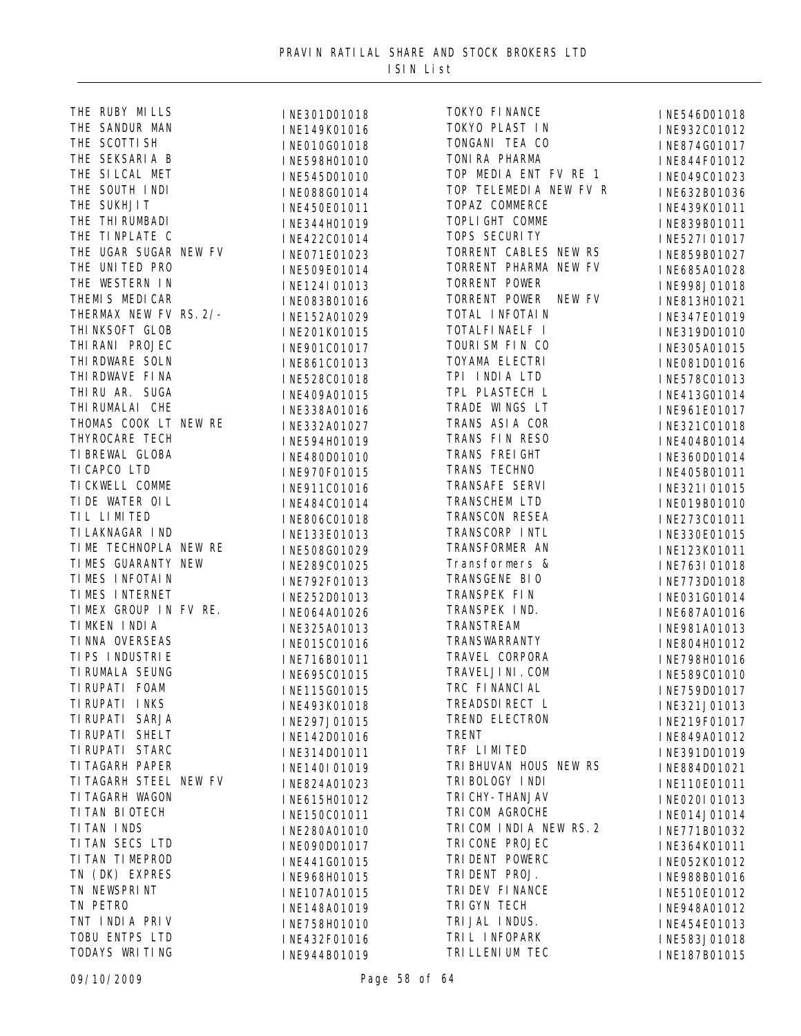# PRAVIN RATILAL SHARE AND STOCK BROKERS LTD

ISIN List

| Name | ISIN |
|---|---|
| THE RUBY MILLS | INE301D01018 |
| THE SANDUR MAN | INE149K01016 |
| THE SCOTTISH | INE010G01018 |
| THE SEKSARIA B | INE598H01010 |
| THE SILCAL MET | INE545D01010 |
| THE SOUTH INDI | INE088G01014 |
| THE SUKHJIT | INE450E01011 |
| THE THIRUMBADI | INE344H01019 |
| THE TINPLATE C | INE422C01014 |
| THE UGAR SUGAR NEW FV | INE071E01023 |
| THE UNITED PRO | INE509E01014 |
| THE WESTERN IN | INE124I01013 |
| THEMIS MEDICAR | INE083B01016 |
| THERMAX NEW FV RS.2/- | INE152A01029 |
| THINKSOFT GLOB | INE201K01015 |
| THIRANI PROJEC | INE901C01017 |
| THIRDWARE SOLN | INE861C01013 |
| THIRDWAVE FINA | INE528C01018 |
| THIRU AR. SUGA | INE409A01015 |
| THIRUMALAI CHE | INE338A01016 |
| THOMAS COOK LT NEW RE | INE332A01027 |
| THYROCARE TECH | INE594H01019 |
| TIBREWAL GLOBA | INE480D01010 |
| TICAPCO LTD | INE970F01015 |
| TICKWELL COMME | INE911C01016 |
| TIDE WATER OIL | INE484C01014 |
| TIL LIMITED | INE806C01018 |
| TILAKNAGAR IND | INE133E01013 |
| TIME TECHNOPLA NEW RE | INE508G01029 |
| TIMES GUARANTY NEW | INE289C01025 |
| TIMES INFOTAIN | INE792F01013 |
| TIMES INTERNET | INE252D01013 |
| TIMEX GROUP IN FV RE. | INE064A01026 |
| TIMKEN INDIA | INE325A01013 |
| TINNA OVERSEAS | INE015C01016 |
| TIPS INDUSTRIE | INE716B01011 |
| TIRUMALA SEUNG | INE695C01015 |
| TIRUPATI FOAM | INE115G01015 |
| TIRUPATI INKS | INE493K01018 |
| TIRUPATI SARJA | INE297J01015 |
| TIRUPATI SHELT | INE142D01016 |
| TIRUPATI STARC | INE314D01011 |
| TITAGARH PAPER | INE140I01019 |
| TITAGARH STEEL NEW FV | INE824A01023 |
| TITAGARH WAGON | INE615H01012 |
| TITAN BIOTECH | INE150C01011 |
| TITAN INDS | INE280A01010 |
| TITAN SECS LTD | INE090D01017 |
| TITAN TIMEPROD | INE441G01015 |
| TN (DK) EXPRES | INE968H01015 |
| TN NEWSPRINT | INE107A01015 |
| TN PETRO | INE148A01019 |
| TNT INDIA PRIV | INE758H01010 |
| TOBU ENTPS LTD | INE432F01016 |
| TODAYS WRITING | INE944B01019 |
| TOKYO FINANCE | INE546D01018 |
| TOKYO PLAST IN | INE932C01012 |
| TONGANI TEA CO | INE874G01017 |
| TONIRA PHARMA | INE844F01012 |
| TOP MEDIA ENT FV RE 1 | INE049C01023 |
| TOP TELEMEDIA NEW FV R | INE632B01036 |
| TOPAZ COMMERCE | INE439K01011 |
| TOPLIGHT COMME | INE839B01011 |
| TOPS SECURITY | INE527I01017 |
| TORRENT CABLES NEW RS | INE859B01027 |
| TORRENT PHARMA NEW FV | INE685A01028 |
| TORRENT POWER | INE998J01018 |
| TORRENT POWER NEW FV | INE813H01021 |
| TOTAL INFOTAIN | INE347E01019 |
| TOTALFINAELF I | INE319D01010 |
| TOURISM FIN CO | INE305A01015 |
| TOYAMA ELECTRI | INE081D01016 |
| TPI INDIA LTD | INE578C01013 |
| TPL PLASTECH L | INE413G01014 |
| TRADE WINGS LT | INE961E01017 |
| TRANS ASIA COR | INE321C01018 |
| TRANS FIN RESO | INE404B01014 |
| TRANS FREIGHT | INE360D01014 |
| TRANS TECHNO | INE405B01011 |
| TRANSAFE SERVI | INE321I01015 |
| TRANSCHEM LTD | INE019B01010 |
| TRANSCON RESEA | INE273C01011 |
| TRANSCORP INTL | INE330E01015 |
| TRANSFORMER AN | INE123K01011 |
| Transformers & | INE763I01018 |
| TRANSGENE BIO | INE773D01018 |
| TRANSPEK FIN | INE031G01014 |
| TRANSPEK IND. | INE687A01016 |
| TRANSTREAM | INE981A01013 |
| TRANSWARRANTY | INE804H01012 |
| TRAVEL CORPORA | INE798H01016 |
| TRAVELJINI.COM | INE589C01010 |
| TRC FINANCIAL | INE759D01017 |
| TREADSDIRECT L | INE321J01013 |
| TREND ELECTRON | INE219F01017 |
| TRENT | INE849A01012 |
| TRF LIMITED | INE391D01019 |
| TRIBHUVAN HOUS NEW RS | INE884D01021 |
| TRIBOLOGY INDI | INE110E01011 |
| TRICHY-THANJAV | INE020I01013 |
| TRICOM AGROCHE | INE014J01014 |
| TRICOM INDIA NEW RS.2 | INE771B01032 |
| TRICONE PROJEC | INE364K01011 |
| TRIDENT POWERC | INE052K01012 |
| TRIDENT PROJ. | INE988B01016 |
| TRIDEV FINANCE | INE510E01012 |
| TRIGYN TECH | INE948A01012 |
| TRIJAL INDUS. | INE454E01013 |
| TRIL INFOPARK | INE583J01018 |
| TRILLENIUM TEC | INE187B01015 |

09/10/2009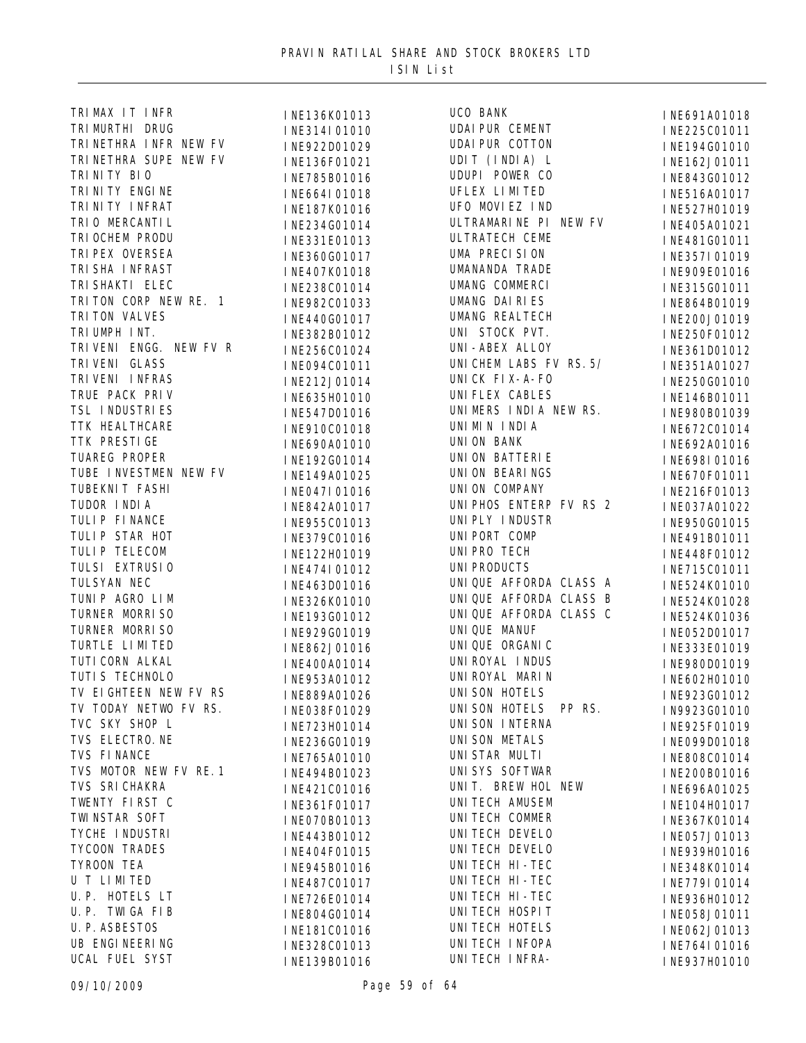PRAVIN RATILAL SHARE AND STOCK BROKERS LTD
ISIN List

| Name | ISIN |
| --- | --- |
| TRIMAX IT INFR | INE136K01013 |
| TRIMURTHI DRUG | INE314I01010 |
| TRINETHRA INFR NEW FV | INE922D01029 |
| TRINETHRA SUPE NEW FV | INE136F01021 |
| TRINITY BIO | INE785B01016 |
| TRINITY ENGINE | INE664I01018 |
| TRINITY INFRAT | INE187K01016 |
| TRIO MERCANTIL | INE234G01014 |
| TRIOCHEM PRODU | INE331E01013 |
| TRIPEX OVERSEA | INE360G01017 |
| TRISHA INFRAST | INE407K01018 |
| TRISHAKTI ELEC | INE238C01014 |
| TRITON CORP NEW RE. 1 | INE982C01033 |
| TRITON VALVES | INE440G01017 |
| TRIUMPH INT. | INE382B01012 |
| TRIVENI ENGG. NEW FV R | INE256C01024 |
| TRIVENI GLASS | INE094C01011 |
| TRIVENI INFRAS | INE212J01014 |
| TRUE PACK PRIV | INE635H01010 |
| TSL INDUSTRIES | INE547D01016 |
| TTK HEALTHCARE | INE910C01018 |
| TTK PRESTIGE | INE690A01010 |
| TUAREG PROPER | INE192G01014 |
| TUBE INVESTMEN NEW FV | INE149A01025 |
| TUBEKNIT FASHI | INE047I01016 |
| TUDOR INDIA | INE842A01017 |
| TULIP FINANCE | INE955C01013 |
| TULIP STAR HOT | INE379C01016 |
| TULIP TELECOM | INE122H01019 |
| TULSI EXTRUSIO | INE474I01012 |
| TULSYAN NEC | INE463D01016 |
| TUNIP AGRO LIM | INE326K01010 |
| TURNER MORRISO | INE193G01012 |
| TURNER MORRISO | INE929G01019 |
| TURTLE LIMITED | INE862J01016 |
| TUTICORN ALKAL | INE400A01014 |
| TUTIS TECHNOLO | INE953A01012 |
| TV EIGHTEEN NEW FV RS | INE889A01026 |
| TV TODAY NETWO FV RS. | INE038F01029 |
| TVC SKY SHOP L | INE723H01014 |
| TVS ELECTRO.NE | INE236G01019 |
| TVS FINANCE | INE765A01010 |
| TVS MOTOR NEW FV RE.1 | INE494B01023 |
| TVS SRICHAKRA | INE421C01016 |
| TWENTY FIRST C | INE361F01017 |
| TWINSTAR SOFT | INE070B01013 |
| TYCHE INDUSTRI | INE443B01012 |
| TYCOON TRADES | INE404F01015 |
| TYROON TEA | INE945B01016 |
| U T LIMITED | INE487C01017 |
| U.P. HOTELS LT | INE726E01014 |
| U.P. TWIGA FIB | INE804G01014 |
| U.P.ASBESTOS | INE181C01016 |
| UB ENGINEERING | INE328C01013 |
| UCAL FUEL SYST | INE139B01016 |
| UCO BANK | INE691A01018 |
| UDAIPUR CEMENT | INE225C01011 |
| UDAIPUR COTTON | INE194G01010 |
| UDIT (INDIA) L | INE162J01011 |
| UDUPI POWER CO | INE843G01012 |
| UFLEX LIMITED | INE516A01017 |
| UFO MOVIEZ IND | INE527H01019 |
| ULTRAMARINE PI NEW FV | INE405A01021 |
| ULTRATECH CEME | INE481G01011 |
| UMA PRECISION | INE357I01019 |
| UMANANDA TRADE | INE909E01016 |
| UMANG COMMERCI | INE315G01011 |
| UMANG DAIRIES | INE864B01019 |
| UMANG REALTECH | INE200J01019 |
| UNI STOCK PVT. | INE250F01012 |
| UNI-ABEX ALLOY | INE361D01012 |
| UNICHEM LABS FV RS.5/ | INE351A01027 |
| UNICK FIX-A-FO | INE250G01010 |
| UNIFLEX CABLES | INE146B01011 |
| UNIMERS INDIA NEW RS. | INE980B01039 |
| UNIMIN INDIA | INE672C01014 |
| UNION BANK | INE692A01016 |
| UNION BATTERIE | INE698I01016 |
| UNION BEARINGS | INE670F01011 |
| UNION COMPANY | INE216F01013 |
| UNIPHOS ENTERP FV RS 2 | INE037A01022 |
| UNIPLY INDUSTR | INE950G01015 |
| UNIPORT COMP | INE491B01011 |
| UNIPRO TECH | INE448F01012 |
| UNIPRODUCTS | INE715C01011 |
| UNIQUE AFFORDA CLASS A | INE524K01010 |
| UNIQUE AFFORDA CLASS B | INE524K01028 |
| UNIQUE AFFORDA CLASS C | INE524K01036 |
| UNIQUE MANUF | INE052D01017 |
| UNIQUE ORGANIC | INE333E01019 |
| UNIROYAL INDUS | INE980D01019 |
| UNIROYAL MARIN | INE602H01010 |
| UNISON HOTELS | INE923G01012 |
| UNISON HOTELS PP RS. | IN9923G01010 |
| UNISON INTERNA | INE925F01019 |
| UNISON METALS | INE099D01018 |
| UNISTAR MULTI | INE808C01014 |
| UNISYS SOFTWAR | INE200B01016 |
| UNIT. BREW HOL NEW | INE696A01025 |
| UNITECH AMUSEM | INE104H01017 |
| UNITECH COMMER | INE367K01014 |
| UNITECH DEVELO | INE057J01013 |
| UNITECH DEVELO | INE939H01016 |
| UNITECH HI-TEC | INE348K01014 |
| UNITECH HI-TEC | INE779I01014 |
| UNITECH HI-TEC | INE936H01012 |
| UNITECH HOSPIT | INE058J01011 |
| UNITECH HOTELS | INE062J01013 |
| UNITECH INFOPA | INE764I01016 |
| UNITECH INFRA- | INE937H01010 |

09/10/2009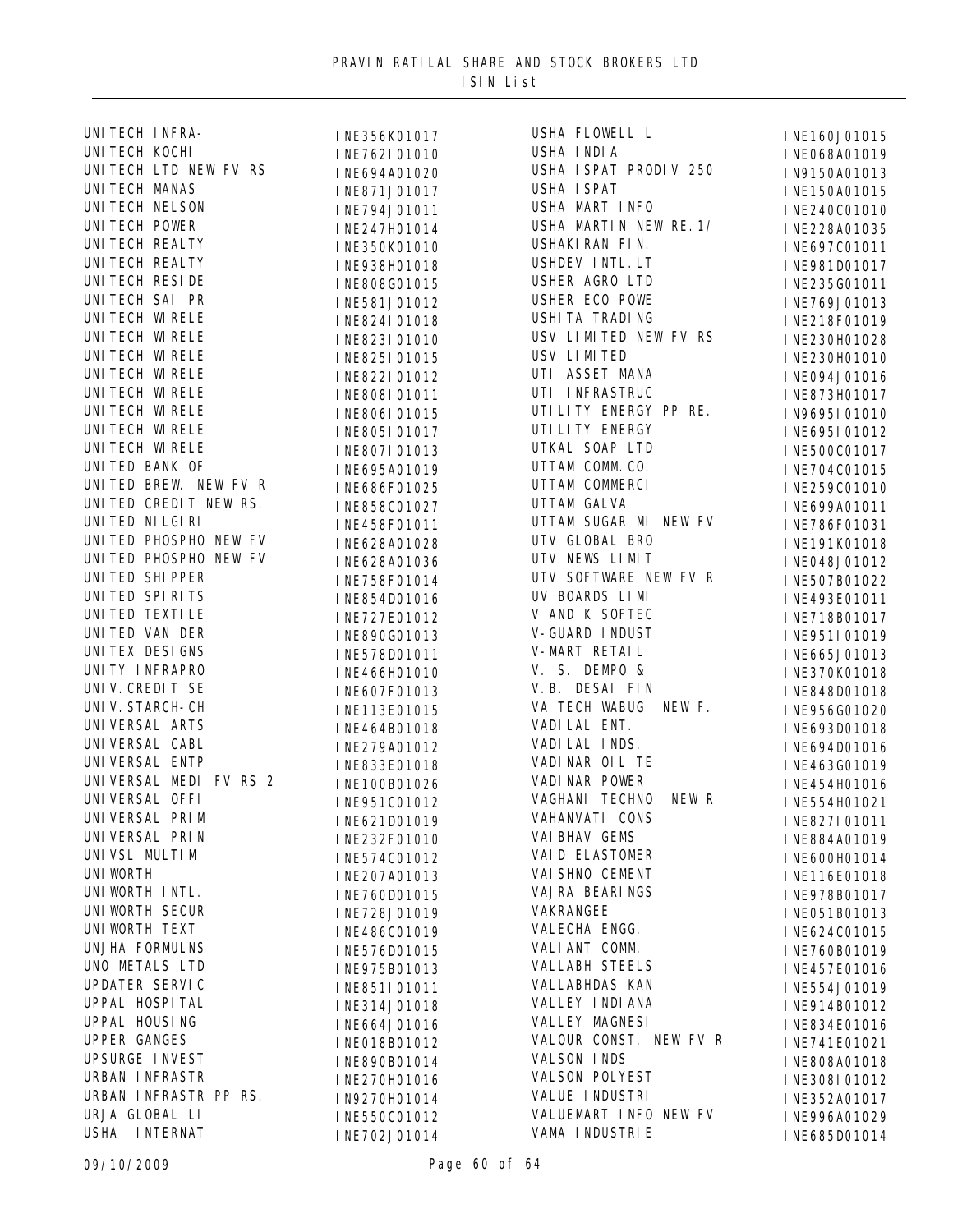PRAVIN RATILAL SHARE AND STOCK BROKERS LTD
ISIN List

| Name | ISIN |
|---|---|
| UNITECH INFRA- | INE356K01017 |
| UNITECH KOCHI | INE762I01010 |
| UNITECH LTD NEW FV RS | INE694A01020 |
| UNITECH MANAS | INE871J01017 |
| UNITECH NELSON | INE794J01011 |
| UNITECH POWER | INE247H01014 |
| UNITECH REALTY | INE350K01010 |
| UNITECH REALTY | INE938H01018 |
| UNITECH RESIDE | INE808G01015 |
| UNITECH SAI PR | INE581J01012 |
| UNITECH WIRELE | INE824I01018 |
| UNITECH WIRELE | INE823I01010 |
| UNITECH WIRELE | INE825I01015 |
| UNITECH WIRELE | INE822I01012 |
| UNITECH WIRELE | INE808I01011 |
| UNITECH WIRELE | INE806I01015 |
| UNITECH WIRELE | INE805I01017 |
| UNITECH WIRELE | INE807I01013 |
| UNITED BANK OF | INE695A01019 |
| UNITED BREW. NEW FV R | INE686F01025 |
| UNITED CREDIT NEW RS. | INE858C01027 |
| UNITED NILGIRI | INE458F01011 |
| UNITED PHOSPHO NEW FV | INE628A01028 |
| UNITED PHOSPHO NEW FV | INE628A01036 |
| UNITED SHIPPER | INE758F01014 |
| UNITED SPIRITS | INE854D01016 |
| UNITED TEXTILE | INE727E01012 |
| UNITED VAN DER | INE890G01013 |
| UNITEX DESIGNS | INE578D01011 |
| UNITY INFRAPRO | INE466H01010 |
| UNIV.CREDIT SE | INE607F01013 |
| UNIV.STARCH-CH | INE113E01015 |
| UNIVERSAL ARTS | INE464B01018 |
| UNIVERSAL CABL | INE279A01012 |
| UNIVERSAL ENTP | INE833E01018 |
| UNIVERSAL MEDI FV RS 2 | INE100B01026 |
| UNIVERSAL OFFI | INE951C01012 |
| UNIVERSAL PRIM | INE621D01019 |
| UNIVERSAL PRIN | INE232F01010 |
| UNIVSL MULTIM | INE574C01012 |
| UNIWORTH | INE207A01013 |
| UNIWORTH INTL. | INE760D01015 |
| UNIWORTH SECUR | INE728J01019 |
| UNIWORTH TEXT | INE486C01019 |
| UNJHA FORMULNS | INE576D01015 |
| UNO METALS LTD | INE975B01013 |
| UPDATER SERVIC | INE851I01011 |
| UPPAL HOSPITAL | INE314J01018 |
| UPPAL HOUSING | INE664J01016 |
| UPPER GANGES | INE018B01012 |
| UPSURGE INVEST | INE890B01014 |
| URBAN INFRASTR | INE270H01016 |
| URBAN INFRASTR PP RS. | IN9270H01014 |
| URJA GLOBAL LI | INE550C01012 |
| USHA INTERNAT | INE702J01014 |
| USHA FLOWELL L | INE160J01015 |
| USHA INDIA | INE068A01019 |
| USHA ISPAT PRODIV 250 | IN9150A01013 |
| USHA ISPAT | INE150A01015 |
| USHA MART INFO | INE240C01010 |
| USHA MARTIN NEW RE.1/ | INE228A01035 |
| USHAKIRAN FIN. | INE697C01011 |
| USHDEV INTL.LT | INE981D01017 |
| USHER AGRO LTD | INE235G01011 |
| USHER ECO POWE | INE769J01013 |
| USHITA TRADING | INE218F01019 |
| USV LIMITED NEW FV RS | INE230H01028 |
| USV LIMITED | INE230H01010 |
| UTI ASSET MANA | INE094J01016 |
| UTI INFRASTRUC | INE873H01017 |
| UTILITY ENERGY PP RE. | IN9695I01010 |
| UTILITY ENERGY | INE695I01012 |
| UTKAL SOAP LTD | INE500C01017 |
| UTTAM COMM.CO. | INE704C01015 |
| UTTAM COMMERCI | INE259C01010 |
| UTTAM GALVA | INE699A01011 |
| UTTAM SUGAR MI NEW FV | INE786F01031 |
| UTV GLOBAL BRO | INE191K01018 |
| UTV NEWS LIMIT | INE048J01012 |
| UTV SOFTWARE NEW FV R | INE507B01022 |
| UV BOARDS LIMI | INE493E01011 |
| V AND K SOFTEC | INE718B01017 |
| V-GUARD INDUST | INE951I01019 |
| V-MART RETAIL | INE665J01013 |
| V. S. DEMPO & | INE370K01018 |
| V.B. DESAI FIN | INE848D01018 |
| VA TECH WABUG NEW F. | INE956G01020 |
| VADILAL ENT. | INE693D01018 |
| VADILAL INDS. | INE694D01016 |
| VADINAR OIL TE | INE463G01019 |
| VADINAR POWER | INE454H01016 |
| VAGHANI TECHNO NEW R | INE554H01021 |
| VAHANVATI CONS | INE827I01011 |
| VAIBHAV GEMS | INE884A01019 |
| VAID ELASTOMER | INE600H01014 |
| VAISHNO CEMENT | INE116E01018 |
| VAJRA BEARINGS | INE978B01017 |
| VAKRANGEE | INE051B01013 |
| VALECHA ENGG. | INE624C01015 |
| VALIANT COMM. | INE760B01019 |
| VALLABH STEELS | INE457E01016 |
| VALLABHDAS KAN | INE554J01019 |
| VALLEY INDIANA | INE914B01012 |
| VALLEY MAGNESI | INE834E01016 |
| VALOUR CONST. NEW FV R | INE741E01021 |
| VALSON INDS | INE808A01018 |
| VALSON POLYEST | INE308I01012 |
| VALUE INDUSTRI | INE352A01017 |
| VALUEMART INFO NEW FV | INE996A01029 |
| VAMA INDUSTRIE | INE685D01014 |

09/10/2009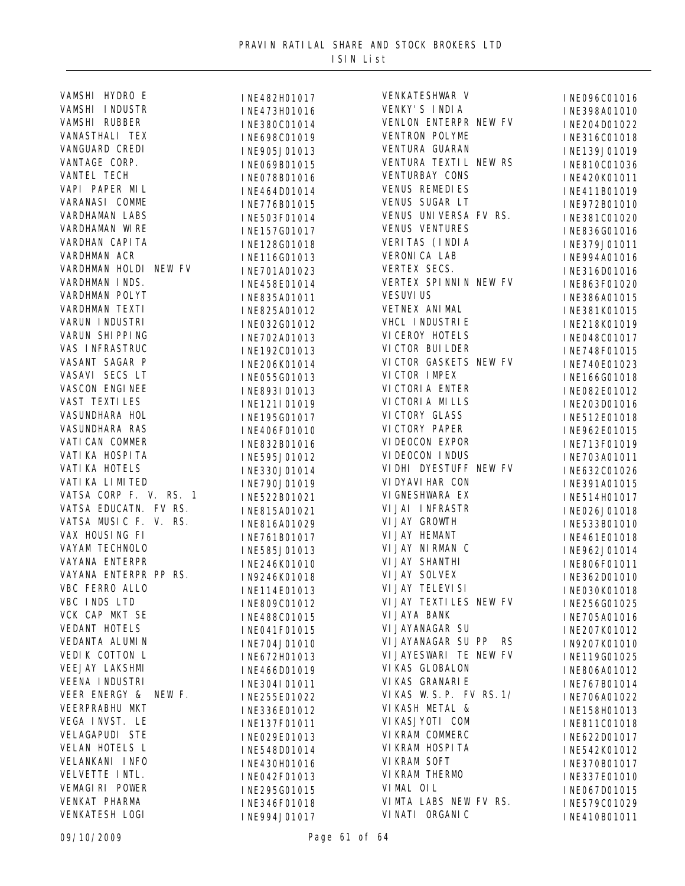# PRAVIN RATILAL SHARE AND STOCK BROKERS LTD

## ISIN List

| Name | ISIN |
|---|---|
| VAMSHI HYDRO E | INE482H01017 |
| VAMSHI INDUSTR | INE473H01016 |
| VAMSHI RUBBER | INE380C01014 |
| VANASTHALI TEX | INE698C01019 |
| VANGUARD CREDI | INE905J01013 |
| VANTAGE CORP. | INE069B01015 |
| VANTEL TECH | INE078B01016 |
| VAPI PAPER MIL | INE464D01014 |
| VARANASI COMME | INE776B01015 |
| VARDHAMAN LABS | INE503F01014 |
| VARDHAMAN WIRE | INE157G01017 |
| VARDHAN CAPITA | INE128G01018 |
| VARDHMAN ACR | INE116G01013 |
| VARDHMAN HOLDI NEW FV | INE701A01023 |
| VARDHMAN INDS. | INE458E01014 |
| VARDHMAN POLYT | INE835A01011 |
| VARDHMAN TEXTI | INE825A01012 |
| VARUN INDUSTRI | INE032G01012 |
| VARUN SHIPPING | INE702A01013 |
| VAS INFRASTRUC | INE192C01013 |
| VASANT SAGAR P | INE206K01014 |
| VASAVI SECS LT | INE055G01013 |
| VASCON ENGINEE | INE893I01013 |
| VAST TEXTILES | INE121I01019 |
| VASUNDHARA HOL | INE195G01017 |
| VASUNDHARA RAS | INE406F01010 |
| VATICAN COMMER | INE832B01016 |
| VATIKA HOSPITA | INE595J01012 |
| VATIKA HOTELS | INE330J01014 |
| VATIKA LIMITED | INE790J01019 |
| VATSA CORP F. V. RS. 1 | INE522B01021 |
| VATSA EDUCATN. FV RS. | INE815A01021 |
| VATSA MUSIC F. V. RS. | INE816A01029 |
| VAX HOUSING FI | INE761B01017 |
| VAYAM TECHNOLO | INE585J01013 |
| VAYANA ENTERPR | INE246K01010 |
| VAYANA ENTERPR PP RS. | IN9246K01018 |
| VBC FERRO ALLO | INE114E01013 |
| VBC INDS LTD | INE809C01012 |
| VCK CAP MKT SE | INE488C01015 |
| VEDANT HOTELS | INE041F01015 |
| VEDANTA ALUMIN | INE704J01010 |
| VEDIK COTTON L | INE672H01013 |
| VEEJAY LAKSHMI | INE466D01019 |
| VEENA INDUSTRI | INE304I01011 |
| VEER ENERGY & NEW F. | INE255E01022 |
| VEERPRABHU MKT | INE336E01012 |
| VEGA INVST. LE | INE137F01011 |
| VELAGAPUDI STE | INE029E01013 |
| VELAN HOTELS L | INE548D01014 |
| VELANKANI INFO | INE430H01016 |
| VELVETTE INTL. | INE042F01013 |
| VEMAGIRI POWER | INE295G01015 |
| VENKAT PHARMA | INE346F01018 |
| VENKATESH LOGI | INE994J01017 |
| VENKATESHWAR V | INE096C01016 |
| VENKY'S INDIA | INE398A01010 |
| VENLON ENTERPR NEW FV | INE204D01022 |
| VENTRON POLYME | INE316C01018 |
| VENTURA GUARAN | INE139J01019 |
| VENTURA TEXTIL NEW RS | INE810C01036 |
| VENTURBAY CONS | INE420K01011 |
| VENUS REMEDIES | INE411B01019 |
| VENUS SUGAR LT | INE972B01010 |
| VENUS UNIVERSA FV RS. | INE381C01020 |
| VENUS VENTURES | INE836G01016 |
| VERITAS (INDIA | INE379J01011 |
| VERONICA LAB | INE994A01016 |
| VERTEX SECS. | INE316D01016 |
| VERTEX SPINNIN NEW FV | INE863F01020 |
| VESUVIUS | INE386A01015 |
| VETNEX ANIMAL | INE381K01015 |
| VHCL INDUSTRIE | INE218K01019 |
| VICEROY HOTELS | INE048C01017 |
| VICTOR BUILDER | INE748F01015 |
| VICTOR GASKETS NEW FV | INE740E01023 |
| VICTOR IMPEX | INE166G01018 |
| VICTORIA ENTER | INE082E01012 |
| VICTORIA MILLS | INE203D01016 |
| VICTORY GLASS | INE512E01018 |
| VICTORY PAPER | INE962E01015 |
| VIDEOCON EXPOR | INE713F01019 |
| VIDEOCON INDUS | INE703A01011 |
| VIDHI DYESTUFF NEW FV | INE632C01026 |
| VIDYAVIHAR CON | INE391A01015 |
| VIGNESHWARA EX | INE514H01017 |
| VIJAI INFRASTR | INE026J01018 |
| VIJAY GROWTH | INE533B01010 |
| VIJAY HEMANT | INE461E01018 |
| VIJAY NIRMAN C | INE962J01014 |
| VIJAY SHANTHI | INE806F01011 |
| VIJAY SOLVEX | INE362D01010 |
| VIJAY TELEVISI | INE030K01018 |
| VIJAY TEXTILES NEW FV | INE256G01025 |
| VIJAYA BANK | INE705A01016 |
| VIJAYANAGAR SU | INE207K01012 |
| VIJAYANAGAR SU PP RS | IN9207K01010 |
| VIJAYESWARI TE NEW FV | INE119G01025 |
| VIKAS GLOBALON | INE806A01012 |
| VIKAS GRANARIE | INE767B01014 |
| VIKAS W.S.P. FV RS.1/ | INE706A01022 |
| VIKASH METAL & | INE158H01013 |
| VIKASJYOTI COM | INE811C01018 |
| VIKRAM COMMERC | INE622D01017 |
| VIKRAM HOSPITA | INE542K01012 |
| VIKRAM SOFT | INE370B01017 |
| VIKRAM THERMO | INE337E01010 |
| VIMAL OIL | INE067D01015 |
| VIMTA LABS NEW FV RS. | INE579C01029 |
| VINATI ORGANIC | INE410B01011 |

09/10/2009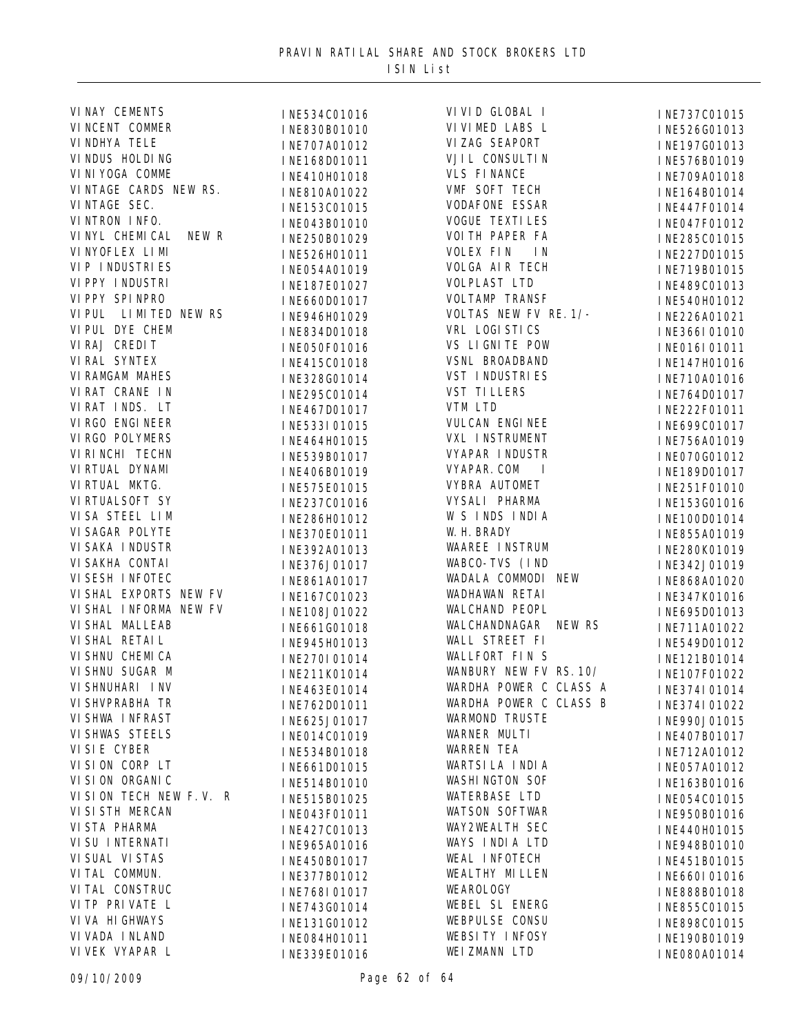# PRAVIN RATILAL SHARE AND STOCK BROKERS LTD

## ISIN List

| Name | ISIN |
|---|---|
| VINAY CEMENTS | INE534C01016 |
| VINCENT COMMER | INE830B01010 |
| VINDHYA TELE | INE707A01012 |
| VINDUS HOLDING | INE168D01011 |
| VINIYOGA COMME | INE410H01018 |
| VINTAGE CARDS NEW RS. | INE810A01022 |
| VINTAGE SEC. | INE153C01015 |
| VINTRON INFO. | INE043B01010 |
| VINYL CHEMICAL NEW R | INE250B01029 |
| VINYOFLEX LIMI | INE526H01011 |
| VIP INDUSTRIES | INE054A01019 |
| VIPPY INDUSTRI | INE187E01027 |
| VIPPY SPINPRO | INE660D01017 |
| VIPUL LIMITED NEW RS | INE946H01029 |
| VIPUL DYE CHEM | INE834D01018 |
| VIRAJ CREDIT | INE050F01016 |
| VIRAL SYNTEX | INE415C01018 |
| VIRAMGAM MAHES | INE328G01014 |
| VIRAT CRANE IN | INE295C01014 |
| VIRAT INDS. LT | INE467D01017 |
| VIRGO ENGINEER | INE533I01015 |
| VIRGO POLYMERS | INE464H01015 |
| VIRINCHI TECHN | INE539B01017 |
| VIRTUAL DYNAMI | INE406B01019 |
| VIRTUAL MKTG. | INE575E01015 |
| VIRTUALSOFT SY | INE237C01016 |
| VISA STEEL LIM | INE286H01012 |
| VISAGAR POLYTE | INE370E01011 |
| VISAKA INDUSTR | INE392A01013 |
| VISAKHA CONTAI | INE376J01017 |
| VISESH INFOTEC | INE861A01017 |
| VISHAL EXPORTS NEW FV | INE167C01023 |
| VISHAL INFORMA NEW FV | INE108J01022 |
| VISHAL MALLEAB | INE661G01018 |
| VISHAL RETAIL | INE945H01013 |
| VISHNU CHEMICA | INE270I01014 |
| VISHNU SUGAR M | INE211K01014 |
| VISHNUHARI INV | INE463E01014 |
| VISHVPRABHA TR | INE762D01011 |
| VISHWA INFRAST | INE625J01017 |
| VISHWAS STEELS | INE014C01019 |
| VISIE CYBER | INE534B01018 |
| VISION CORP LT | INE661D01015 |
| VISION ORGANIC | INE514B01010 |
| VISION TECH NEW F.V. R | INE515B01025 |
| VISISTH MERCAN | INE043F01011 |
| VISTA PHARMA | INE427C01013 |
| VISU INTERNATI | INE965A01016 |
| VISUAL VISTAS | INE450B01017 |
| VITAL COMMUN. | INE377B01012 |
| VITAL CONSTRUC | INE768I01017 |
| VITP PRIVATE L | INE743G01014 |
| VIVA HIGHWAYS | INE131G01012 |
| VIVADA INLAND | INE084H01011 |
| VIVEK VYAPAR L | INE339E01016 |
| VIVID GLOBAL I | INE737C01015 |
| VIVIMED LABS L | INE526G01013 |
| VIZAG SEAPORT | INE197G01013 |
| VJIL CONSULTIN | INE576B01019 |
| VLS FINANCE | INE709A01018 |
| VMF SOFT TECH | INE164B01014 |
| VODAFONE ESSAR | INE447F01014 |
| VOGUE TEXTILES | INE047F01012 |
| VOITH PAPER FA | INE285C01015 |
| VOLEX FIN IN | INE227D01015 |
| VOLGA AIR TECH | INE719B01015 |
| VOLPLAST LTD | INE489C01013 |
| VOLTAMP TRANSF | INE540H01012 |
| VOLTAS NEW FV RE.1/- | INE226A01021 |
| VRL LOGISTICS | INE366I01010 |
| VS LIGNITE POW | INE016I01011 |
| VSNL BROADBAND | INE147H01016 |
| VST INDUSTRIES | INE710A01016 |
| VST TILLERS | INE764D01017 |
| VTM LTD | INE222F01011 |
| VULCAN ENGINEE | INE699C01017 |
| VXL INSTRUMENT | INE756A01019 |
| VYAPAR INDUSTR | INE070G01012 |
| VYAPAR.COM I | INE189D01017 |
| VYBRA AUTOMET | INE251F01010 |
| VYSALI PHARMA | INE153G01016 |
| W S INDS INDIA | INE100D01014 |
| W.H.BRADY | INE855A01019 |
| WAAREE INSTRUM | INE280K01019 |
| WABCO-TVS (IND | INE342J01019 |
| WADALA COMMODI NEW | INE868A01020 |
| WADHAWAN RETAI | INE347K01016 |
| WALCHAND PEOPL | INE695D01013 |
| WALCHANDNAGAR NEW RS | INE711A01022 |
| WALL STREET FI | INE549D01012 |
| WALLFORT FIN S | INE121B01014 |
| WANBURY NEW FV RS.10/ | INE107F01022 |
| WARDHA POWER C CLASS A | INE374I01014 |
| WARDHA POWER C CLASS B | INE374I01022 |
| WARMOND TRUSTE | INE990J01015 |
| WARNER MULTI | INE407B01017 |
| WARREN TEA | INE712A01012 |
| WARTSILA INDIA | INE057A01012 |
| WASHINGTON SOF | INE163B01016 |
| WATERBASE LTD | INE054C01015 |
| WATSON SOFTWAR | INE950B01016 |
| WAY2WEALTH SEC | INE440H01015 |
| WAYS INDIA LTD | INE948B01010 |
| WEAL INFOTECH | INE451B01015 |
| WEALTHY MILLEN | INE660I01016 |
| WEAROLOGY | INE888B01018 |
| WEBEL SL ENERG | INE855C01015 |
| WEBPULSE CONSU | INE898C01015 |
| WEBSITY INFOSY | INE190B01019 |
| WEIZMANN LTD | INE080A01014 |

09/10/2009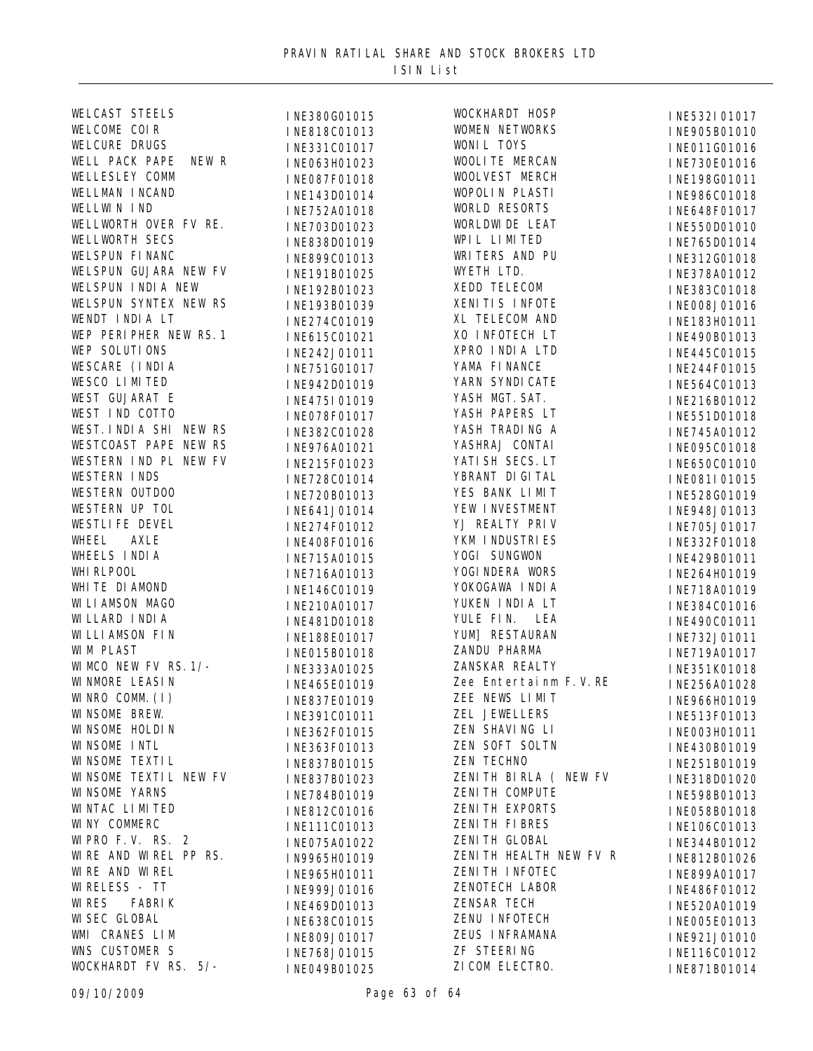| Name | ISIN | Name | ISIN |
|---|---|---|---|
| WELCAST STEELS | INE380G01015 | WOCKHARDT HOSP | INE532I01017 |
| WELCOME COIR | INE818C01013 | WOMEN NETWORKS | INE905B01010 |
| WELCURE DRUGS | INE331C01017 | WONIL TOYS | INE011G01016 |
| WELL PACK PAPE NEW R | INE063H01023 | WOOLITE MERCAN | INE730E01016 |
| WELLESLEY COMM | INE087F01018 | WOOLVEST MERCH | INE198G01011 |
| WELLMAN INCAND | INE143D01014 | WOPOLIN PLASTI | INE986C01018 |
| WELLWIN IND | INE752A01018 | WORLD RESORTS | INE648F01017 |
| WELLWORTH OVER FV RE. | INE703D01023 | WORLDWIDE LEAT | INE550D01010 |
| WELLWORTH SECS | INE838D01019 | WPIL LIMITED | INE765D01014 |
| WELSPUN FINANC | INE899C01013 | WRITERS AND PU | INE312G01018 |
| WELSPUN GUJARA NEW FV | INE191B01025 | WYETH LTD. | INE378A01012 |
| WELSPUN INDIA NEW | INE192B01023 | XEDD TELECOM | INE383C01018 |
| WELSPUN SYNTEX NEW RS | INE193B01039 | XENITIS INFOTE | INE008J01016 |
| WENDT INDIA LT | INE274C01019 | XL TELECOM AND | INE183H01011 |
| WEP PERIPHER NEW RS.1 | INE615C01021 | XO INFOTECH LT | INE490B01013 |
| WEP SOLUTIONS | INE242J01011 | XPRO INDIA LTD | INE445C01015 |
| WESCARE (INDIA | INE751G01017 | YAMA FINANCE | INE244F01015 |
| WESCO LIMITED | INE942D01019 | YARN SYNDICATE | INE564C01013 |
| WEST GUJARAT E | INE475I01019 | YASH MGT.SAT. | INE216B01012 |
| WEST IND COTTO | INE078F01017 | YASH PAPERS LT | INE551D01018 |
| WEST.INDIA SHI NEW RS | INE382C01028 | YASH TRADING A | INE745A01012 |
| WESTCOAST PAPE NEW RS | INE976A01021 | YASHRAJ CONTAI | INE095C01018 |
| WESTERN IND PL NEW FV | INE215F01023 | YATISH SECS.LT | INE650C01010 |
| WESTERN INDS | INE728C01014 | YBRANT DIGITAL | INE081I01015 |
| WESTERN OUTDOO | INE720B01013 | YES BANK LIMIT | INE528G01019 |
| WESTERN UP TOL | INE641J01014 | YEW INVESTMENT | INE948J01013 |
| WESTLIFE DEVEL | INE274F01012 | YJ REALTY PRIV | INE705J01017 |
| WHEEL AXLE | INE408F01016 | YKM INDUSTRIES | INE332F01018 |
| WHEELS INDIA | INE715A01015 | YOGI SUNGWON | INE429B01011 |
| WHIRLPOOL | INE716A01013 | YOGINDERA WORS | INE264H01019 |
| WHITE DIAMOND | INE146C01019 | YOKOGAWA INDIA | INE718A01019 |
| WILIAMSON MAGO | INE210A01017 | YUKEN INDIA LT | INE384C01016 |
| WILLARD INDIA | INE481D01018 | YULE FIN. LEA | INE490C01011 |
| WILLIAMSON FIN | INE188E01017 | YUMJ RESTAURAN | INE732J01011 |
| WIM PLAST | INE015B01018 | ZANDU PHARMA | INE719A01017 |
| WIMCO NEW FV RS.1/- | INE333A01025 | ZANSKAR REALTY | INE351K01018 |
| WINMORE LEASIN | INE465E01019 | Zee Entertainm F.V.RE | INE256A01028 |
| WINRO COMM.(I) | INE837E01019 | ZEE NEWS LIMIT | INE966H01019 |
| WINSOME BREW. | INE391C01011 | ZEL JEWELLERS | INE513F01013 |
| WINSOME HOLDIN | INE362F01015 | ZEN SHAVING LI | INE003H01011 |
| WINSOME INTL | INE363F01013 | ZEN SOFT SOLTN | INE430B01019 |
| WINSOME TEXTIL | INE837B01015 | ZEN TECHNO | INE251B01019 |
| WINSOME TEXTIL NEW FV | INE837B01023 | ZENITH BIRLA ( NEW FV | INE318D01020 |
| WINSOME YARNS | INE784B01019 | ZENITH COMPUTE | INE598B01013 |
| WINTAC LIMITED | INE812C01016 | ZENITH EXPORTS | INE058B01018 |
| WINY COMMERC | INE111C01013 | ZENITH FIBRES | INE106C01013 |
| WIPRO F.V. RS. 2 | INE075A01022 | ZENITH GLOBAL | INE344B01012 |
| WIRE AND WIREL PP RS. | IN9965H01019 | ZENITH HEALTH NEW FV R | INE812B01026 |
| WIRE AND WIREL | INE965H01011 | ZENITH INFOTEC | INE899A01017 |
| WIRELESS - TT | INE999J01016 | ZENOTECH LABOR | INE486F01012 |
| WIRES FABRIK | INE469D01013 | ZENSAR TECH | INE520A01019 |
| WISEC GLOBAL | INE638C01015 | ZENU INFOTECH | INE005E01013 |
| WMI CRANES LIM | INE809J01017 | ZEUS INFRAMANA | INE921J01010 |
| WNS CUSTOMER S | INE768J01015 | ZF STEERING | INE116C01012 |
| WOCKHARDT FV RS. 5/- | INE049B01025 | ZICOM ELECTRO. | INE871B01014 |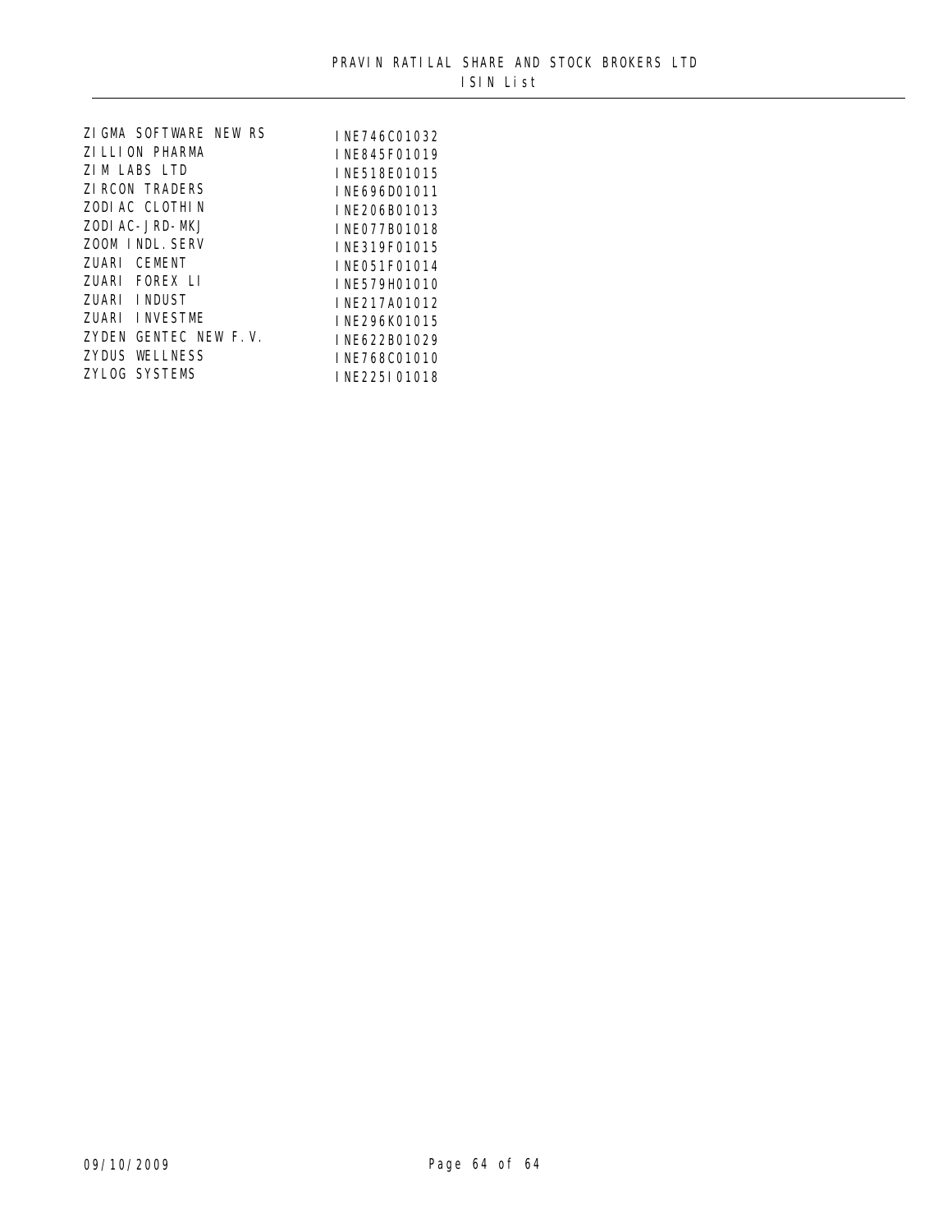| | |
|---|---|
| ZIGMA SOFTWARE NEW RS | INE746C01032 |
| ZILLION PHARMA | INE845F01019 |
| ZIM LABS LTD | INE518E01015 |
| ZIRCON TRADERS | INE696D01011 |
| ZODIAC CLOTHIN | INE206B01013 |
| ZODIAC-JRD-MKJ | INE077B01018 |
| ZOOM INDL.SERV | INE319F01015 |
| ZUARI CEMENT | INE051F01014 |
| ZUARI FOREX LI | INE579H01010 |
| ZUARI INDUST | INE217A01012 |
| ZUARI INVESTME | INE296K01015 |
| ZYDEN GENTEC NEW F.V. | INE622B01029 |
| ZYDUS WELLNESS | INE768C01010 |
| ZYLOG SYSTEMS | INE225I01018 |